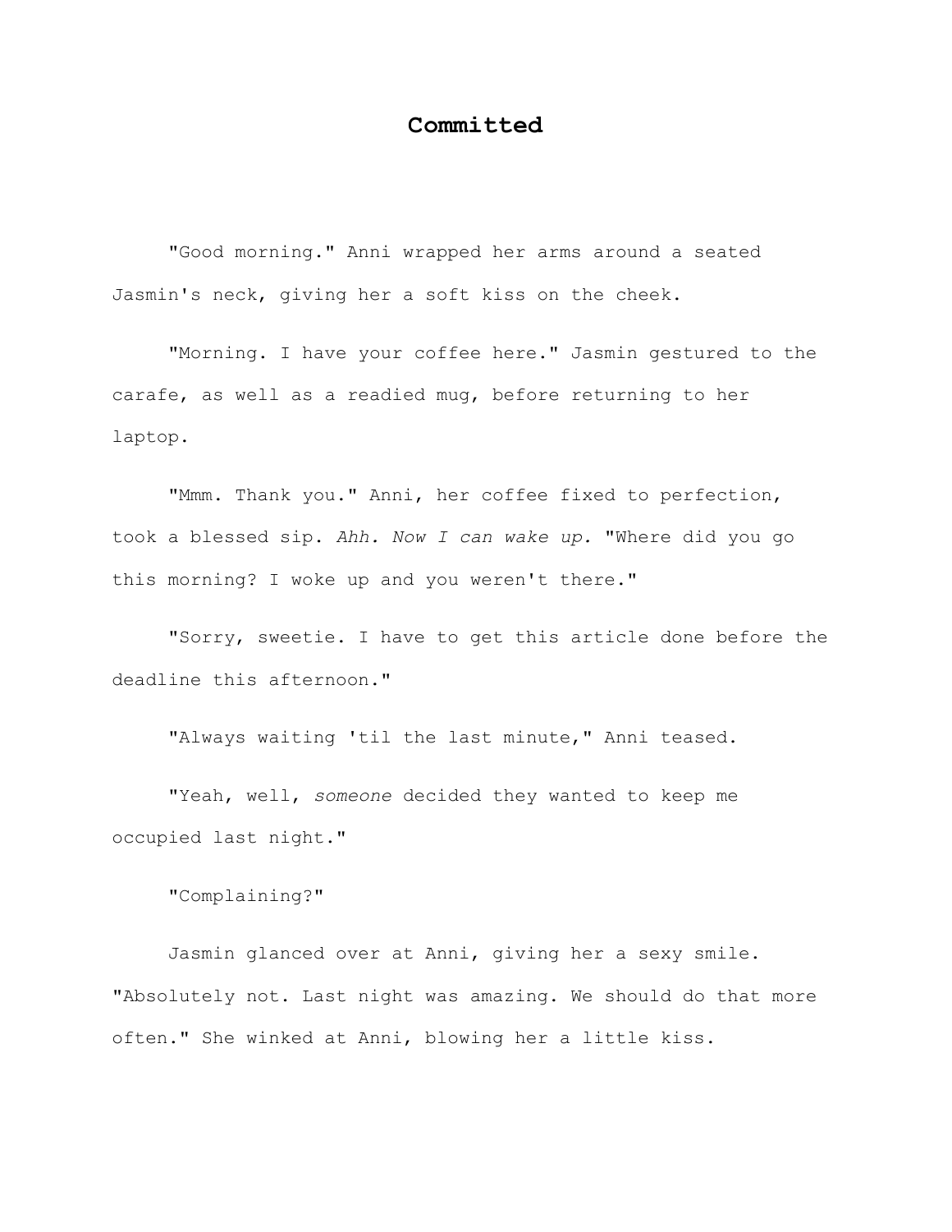# Committed

"Good morning." Anni wrapped her arms around a seated Jasmin's neck, giving her a soft kiss on the cheek.

"Morning. I have your coffee here." Jasmin gestured to the carafe, as well as a readied mug, before returning to her laptop.

"Mmm. Thank you." Anni, her coffee fixed to perfection, took a blessed sip. *Ahh. Now I can wake up.* "Where did you go this morning? I woke up and you weren't there."

"Sorry, sweetie. I have to get this article done before the deadline this afternoon."

"Always waiting 'til the last minute," Anni teased.

"Yeah, well, *someone* decided they wanted to keep me occupied last night."

"Complaining?"

Jasmin glanced over at Anni, giving her a sexy smile. "Absolutely not. Last night was amazing. We should do that more often." She winked at Anni, blowing her a little kiss.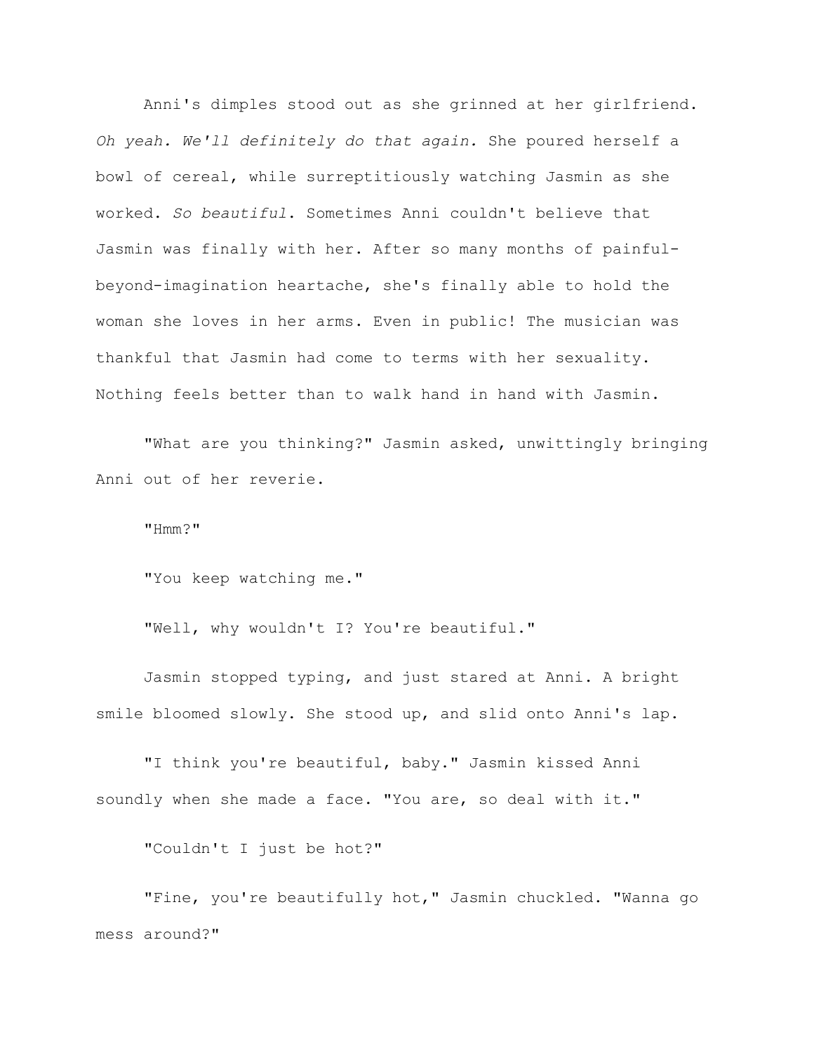Anni's dimples stood out as she grinned at her girlfriend. *Oh yeah. We'll definitely do that again.* She poured herself a bowl of cereal, while surreptitiously watching Jasmin as she worked. *So beautiful*. Sometimes Anni couldn't believe that Jasmin was finally with her. After so many months of painful-beyond-imagination heartache, she's finally able to hold the woman she loves in her arms. Even in public! The musician was thankful that Jasmin had come to terms with her sexuality. Nothing feels better than to walk hand in hand with Jasmin.

"What are you thinking?" Jasmin asked, unwittingly bringing Anni out of her reverie.

"Hmm?"

"You keep watching me."

"Well, why wouldn't I? You're beautiful."

Jasmin stopped typing, and just stared at Anni. A bright smile bloomed slowly. She stood up, and slid onto Anni's lap.

"I think you're beautiful, baby." Jasmin kissed Anni soundly when she made a face. "You are, so deal with it."

"Couldn't I just be hot?"

"Fine, you're beautifully hot," Jasmin chuckled. "Wanna go mess around?"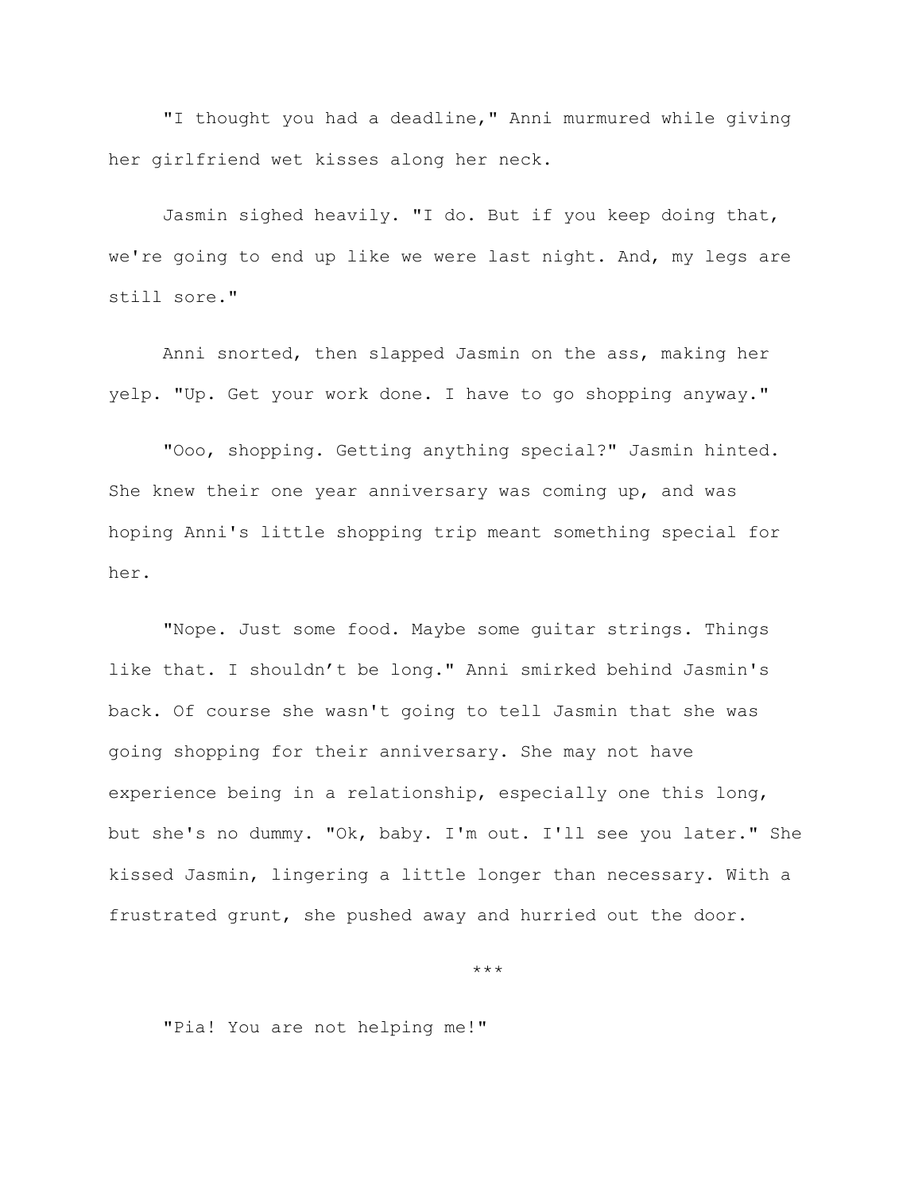"I thought you had a deadline," Anni murmured while giving her girlfriend wet kisses along her neck.

Jasmin sighed heavily. "I do. But if you keep doing that, we're going to end up like we were last night. And, my legs are still sore."

Anni snorted, then slapped Jasmin on the ass, making her yelp. "Up. Get your work done. I have to go shopping anyway."

"Ooo, shopping. Getting anything special?" Jasmin hinted. She knew their one year anniversary was coming up, and was hoping Anni's little shopping trip meant something special for her.

"Nope. Just some food. Maybe some guitar strings. Things like that. I shouldn't be long." Anni smirked behind Jasmin's back. Of course she wasn't going to tell Jasmin that she was going shopping for their anniversary. She may not have experience being in a relationship, especially one this long, but she's no dummy. "Ok, baby. I'm out. I'll see you later." She kissed Jasmin, lingering a little longer than necessary. With a frustrated grunt, she pushed away and hurried out the door.

***

"Pia! You are not helping me!"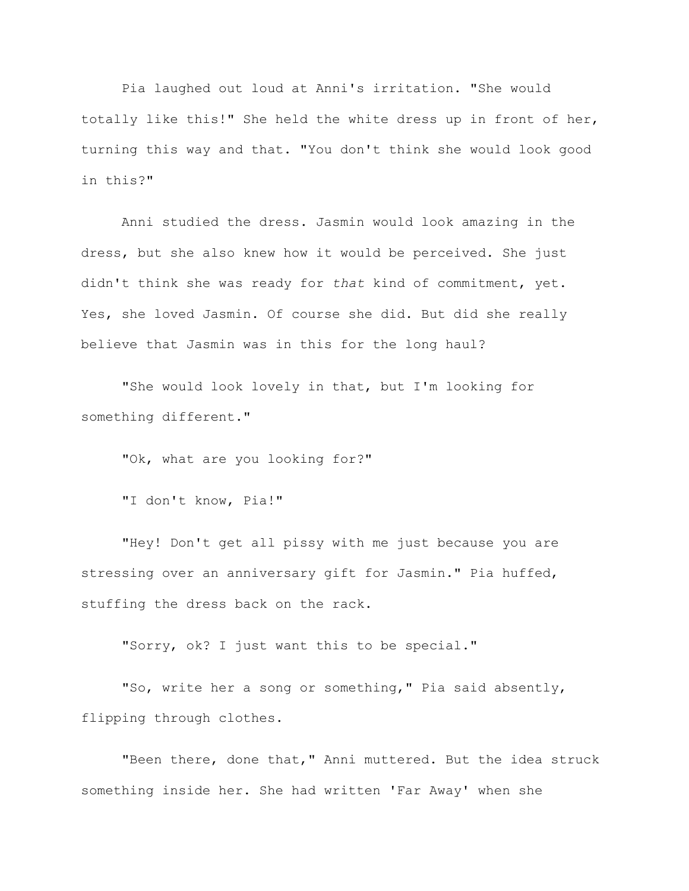Pia laughed out loud at Anni's irritation. "She would totally like this!" She held the white dress up in front of her, turning this way and that. "You don't think she would look good in this?"

Anni studied the dress. Jasmin would look amazing in the dress, but she also knew how it would be perceived. She just didn't think she was ready for *that* kind of commitment, yet. Yes, she loved Jasmin. Of course she did. But did she really believe that Jasmin was in this for the long haul?

"She would look lovely in that, but I'm looking for something different."

"Ok, what are you looking for?"

"I don't know, Pia!"

"Hey! Don't get all pissy with me just because you are stressing over an anniversary gift for Jasmin." Pia huffed, stuffing the dress back on the rack.

"Sorry, ok? I just want this to be special."

"So, write her a song or something," Pia said absently, flipping through clothes.

"Been there, done that," Anni muttered. But the idea struck something inside her. She had written 'Far Away' when she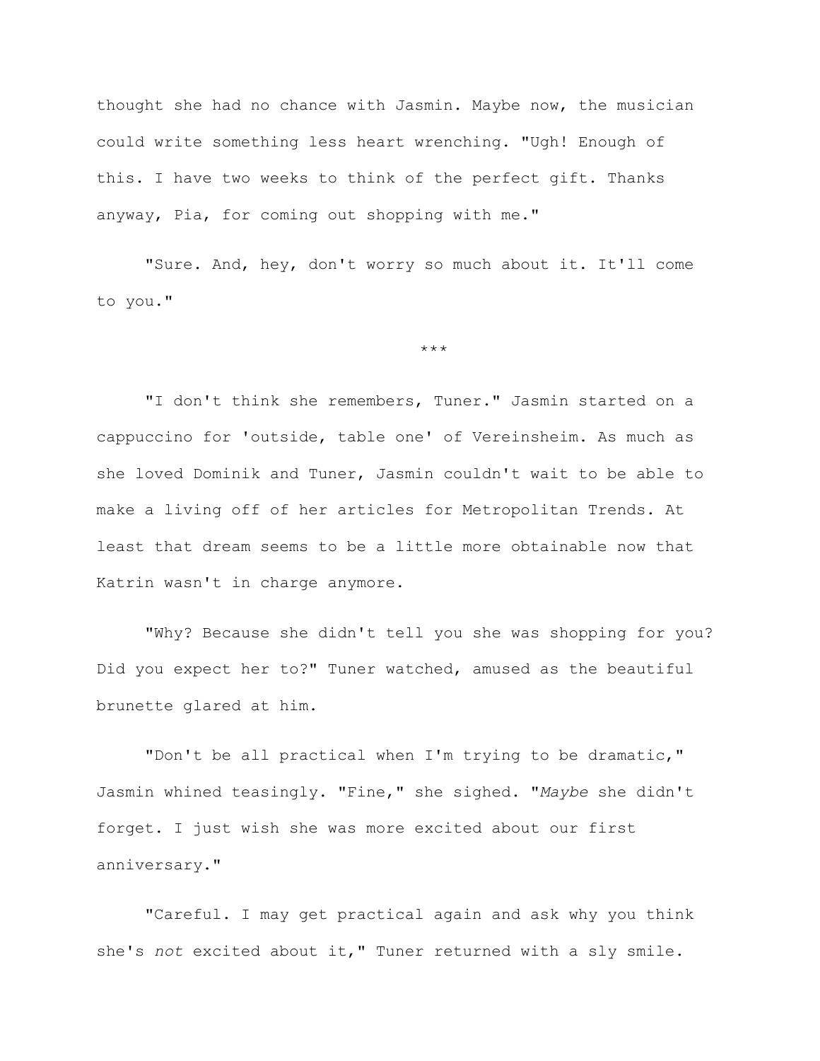thought she had no chance with Jasmin. Maybe now, the musician could write something less heart wrenching. "Ugh! Enough of this. I have two weeks to think of the perfect gift. Thanks anyway, Pia, for coming out shopping with me."

"Sure. And, hey, don't worry so much about it. It'll come to you."

***

"I don't think she remembers, Tuner." Jasmin started on a cappuccino for 'outside, table one' of Vereinsheim. As much as she loved Dominik and Tuner, Jasmin couldn't wait to be able to make a living off of her articles for Metropolitan Trends. At least that dream seems to be a little more obtainable now that Katrin wasn't in charge anymore.

"Why? Because she didn't tell you she was shopping for you? Did you expect her to?" Tuner watched, amused as the beautiful brunette glared at him.

"Don't be all practical when I'm trying to be dramatic," Jasmin whined teasingly. "Fine," she sighed. "*Maybe* she didn't forget. I just wish she was more excited about our first anniversary."

"Careful. I may get practical again and ask why you think she's *not* excited about it," Tuner returned with a sly smile.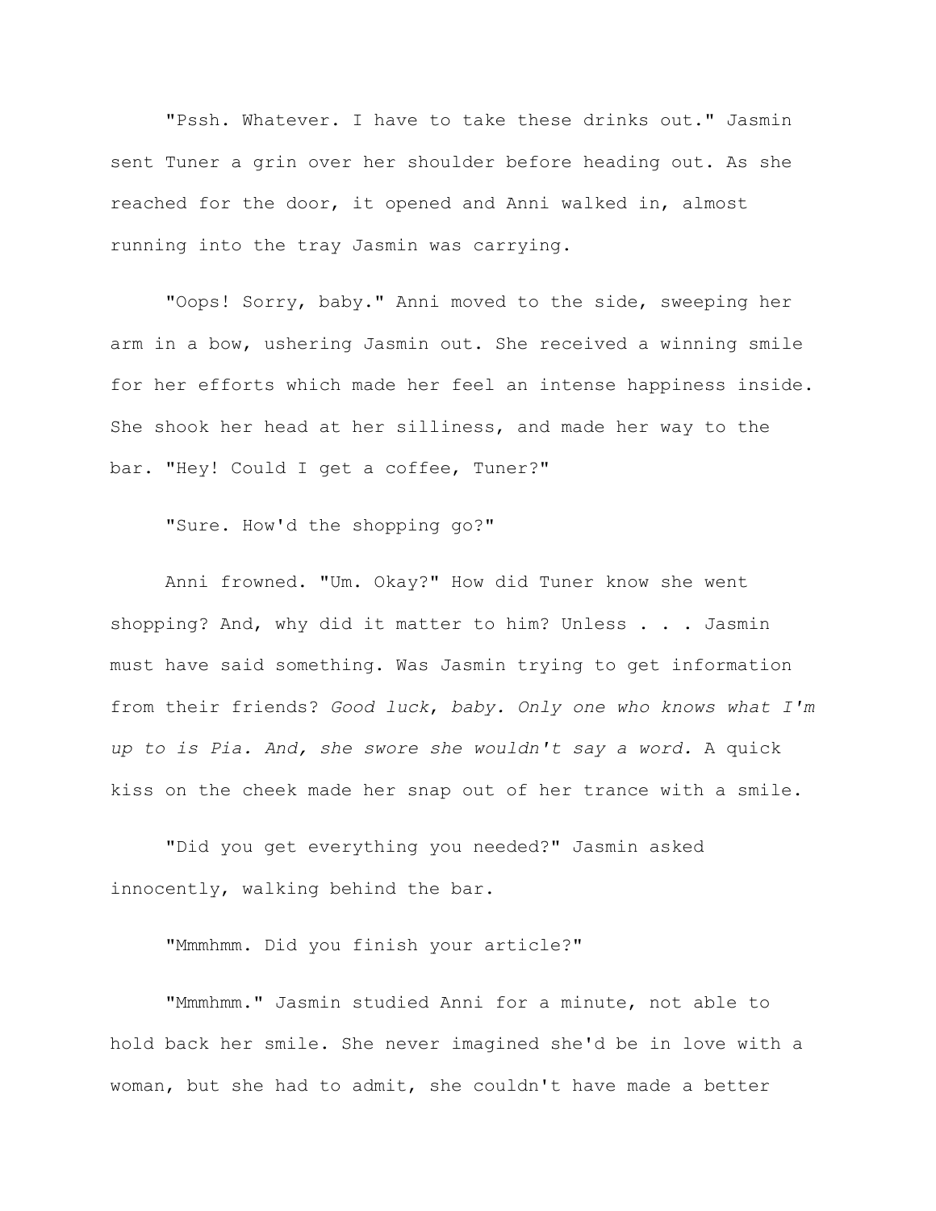"Pssh. Whatever. I have to take these drinks out." Jasmin sent Tuner a grin over her shoulder before heading out. As she reached for the door, it opened and Anni walked in, almost running into the tray Jasmin was carrying.

"Oops! Sorry, baby." Anni moved to the side, sweeping her arm in a bow, ushering Jasmin out. She received a winning smile for her efforts which made her feel an intense happiness inside. She shook her head at her silliness, and made her way to the bar. "Hey! Could I get a coffee, Tuner?"

"Sure. How'd the shopping go?"

Anni frowned. "Um. Okay?" How did Tuner know she went shopping? And, why did it matter to him? Unless . . . Jasmin must have said something. Was Jasmin trying to get information from their friends? *Good luck, baby. Only one who knows what I'm up to is Pia. And, she swore she wouldn't say a word.* A quick kiss on the cheek made her snap out of her trance with a smile.

"Did you get everything you needed?" Jasmin asked innocently, walking behind the bar.

"Mmmhmm. Did you finish your article?"

"Mmmhmm." Jasmin studied Anni for a minute, not able to hold back her smile. She never imagined she'd be in love with a woman, but she had to admit, she couldn't have made a better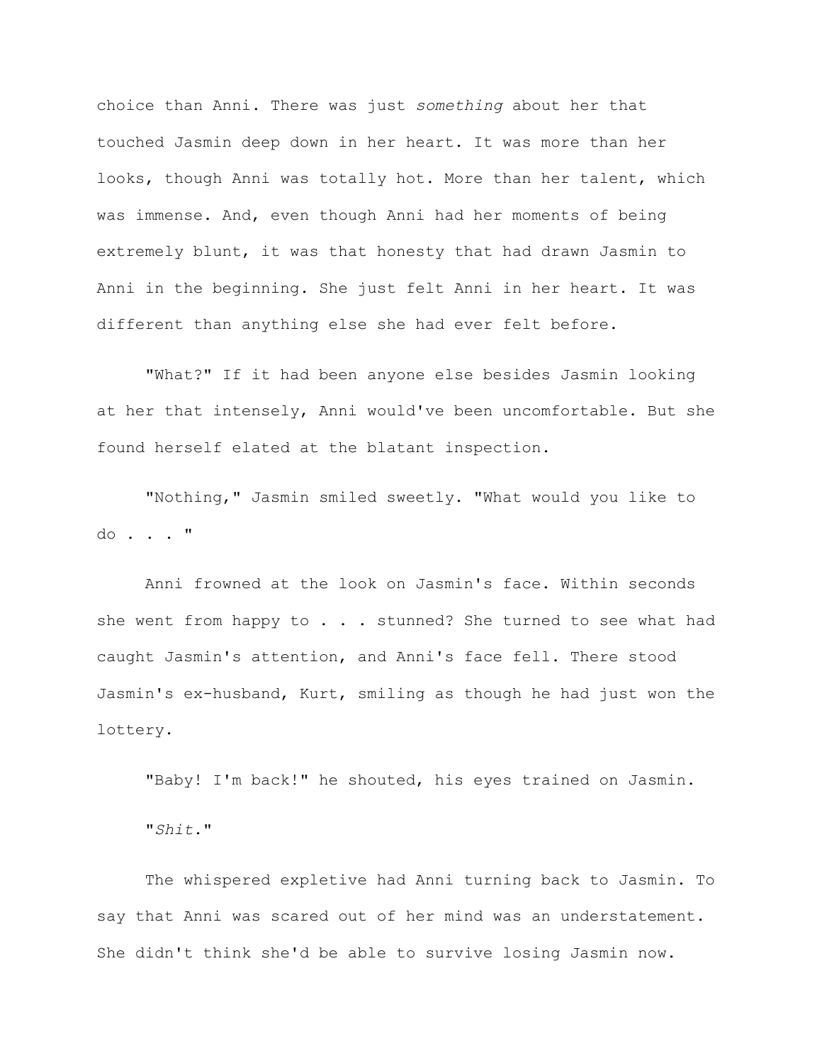choice than Anni. There was just *something* about her that touched Jasmin deep down in her heart. It was more than her looks, though Anni was totally hot. More than her talent, which was immense. And, even though Anni had her moments of being extremely blunt, it was that honesty that had drawn Jasmin to Anni in the beginning. She just felt Anni in her heart. It was different than anything else she had ever felt before.

"What?" If it had been anyone else besides Jasmin looking at her that intensely, Anni would've been uncomfortable. But she found herself elated at the blatant inspection.

"Nothing," Jasmin smiled sweetly. "What would you like to do . . . "

Anni frowned at the look on Jasmin's face. Within seconds she went from happy to . . . stunned? She turned to see what had caught Jasmin's attention, and Anni's face fell. There stood Jasmin's ex-husband, Kurt, smiling as though he had just won the lottery.

"Baby! I'm back!" he shouted, his eyes trained on Jasmin.

"*Shit.*"

The whispered expletive had Anni turning back to Jasmin. To say that Anni was scared out of her mind was an understatement. She didn't think she'd be able to survive losing Jasmin now.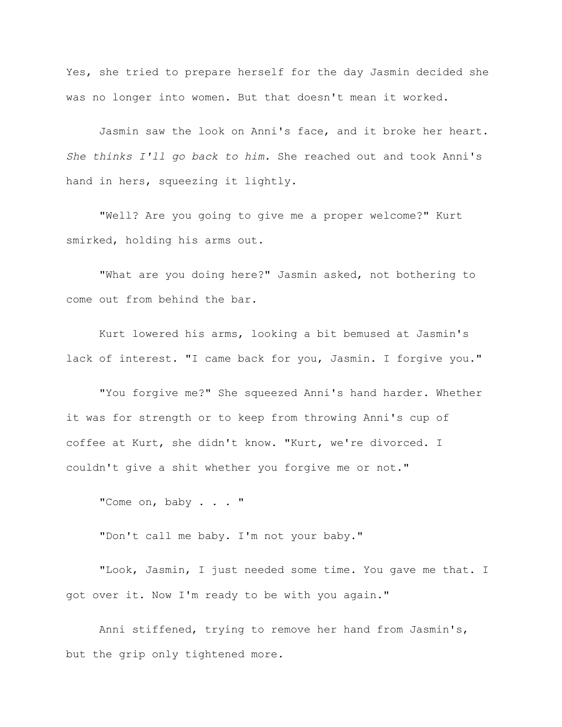Yes, she tried to prepare herself for the day Jasmin decided she was no longer into women. But that doesn't mean it worked.

Jasmin saw the look on Anni's face, and it broke her heart. *She thinks I'll go back to him*. She reached out and took Anni's hand in hers, squeezing it lightly.

"Well? Are you going to give me a proper welcome?" Kurt smirked, holding his arms out.

"What are you doing here?" Jasmin asked, not bothering to come out from behind the bar.

Kurt lowered his arms, looking a bit bemused at Jasmin's lack of interest. "I came back for you, Jasmin. I forgive you."

"You forgive me?" She squeezed Anni's hand harder. Whether it was for strength or to keep from throwing Anni's cup of coffee at Kurt, she didn't know. "Kurt, we're divorced. I couldn't give a shit whether you forgive me or not."

"Come on, baby . . . "

"Don't call me baby. I'm not your baby."

"Look, Jasmin, I just needed some time. You gave me that. I got over it. Now I'm ready to be with you again."

Anni stiffened, trying to remove her hand from Jasmin's, but the grip only tightened more.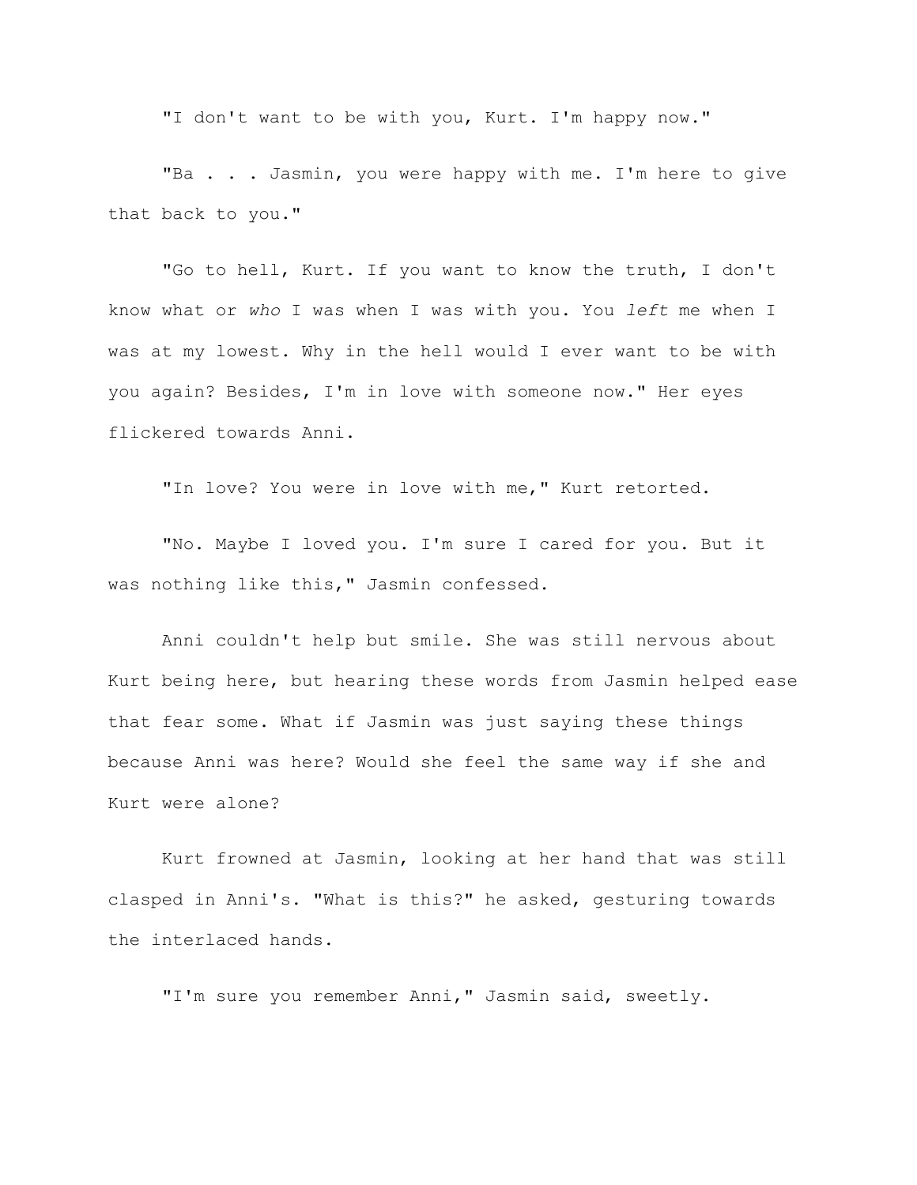"I don't want to be with you, Kurt. I'm happy now."

"Ba . . . Jasmin, you were happy with me. I'm here to give that back to you."

"Go to hell, Kurt. If you want to know the truth, I don't know what or *who* I was when I was with you. You *left* me when I was at my lowest. Why in the hell would I ever want to be with you again? Besides, I'm in love with someone now." Her eyes flickered towards Anni.

"In love? You were in love with me," Kurt retorted.

"No. Maybe I loved you. I'm sure I cared for you. But it was nothing like this," Jasmin confessed.

Anni couldn't help but smile. She was still nervous about Kurt being here, but hearing these words from Jasmin helped ease that fear some. What if Jasmin was just saying these things because Anni was here? Would she feel the same way if she and Kurt were alone?

Kurt frowned at Jasmin, looking at her hand that was still clasped in Anni's. "What is this?" he asked, gesturing towards the interlaced hands.

"I'm sure you remember Anni," Jasmin said, sweetly.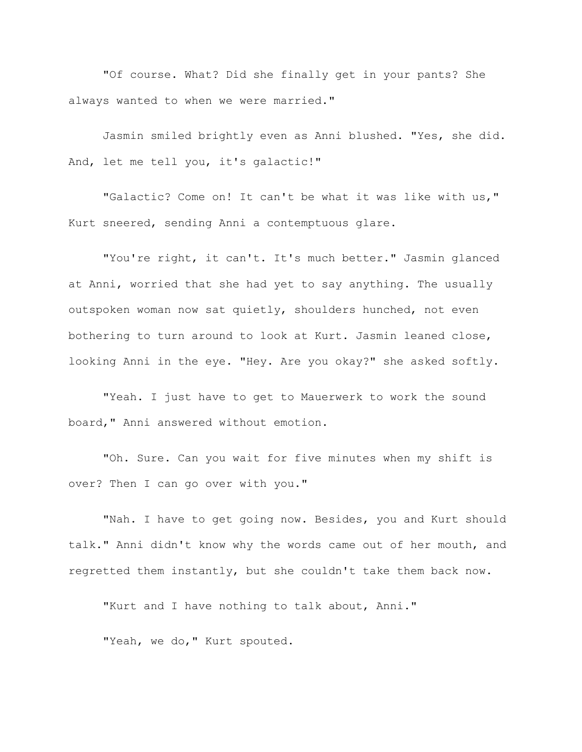"Of course. What? Did she finally get in your pants? She always wanted to when we were married."

Jasmin smiled brightly even as Anni blushed. "Yes, she did. And, let me tell you, it's galactic!"

"Galactic? Come on! It can't be what it was like with us," Kurt sneered, sending Anni a contemptuous glare.

"You're right, it can't. It's much better." Jasmin glanced at Anni, worried that she had yet to say anything. The usually outspoken woman now sat quietly, shoulders hunched, not even bothering to turn around to look at Kurt. Jasmin leaned close, looking Anni in the eye. "Hey. Are you okay?" she asked softly.

"Yeah. I just have to get to Mauerwerk to work the sound board," Anni answered without emotion.

"Oh. Sure. Can you wait for five minutes when my shift is over? Then I can go over with you."

"Nah. I have to get going now. Besides, you and Kurt should talk." Anni didn't know why the words came out of her mouth, and regretted them instantly, but she couldn't take them back now.

"Kurt and I have nothing to talk about, Anni."

"Yeah, we do," Kurt spouted.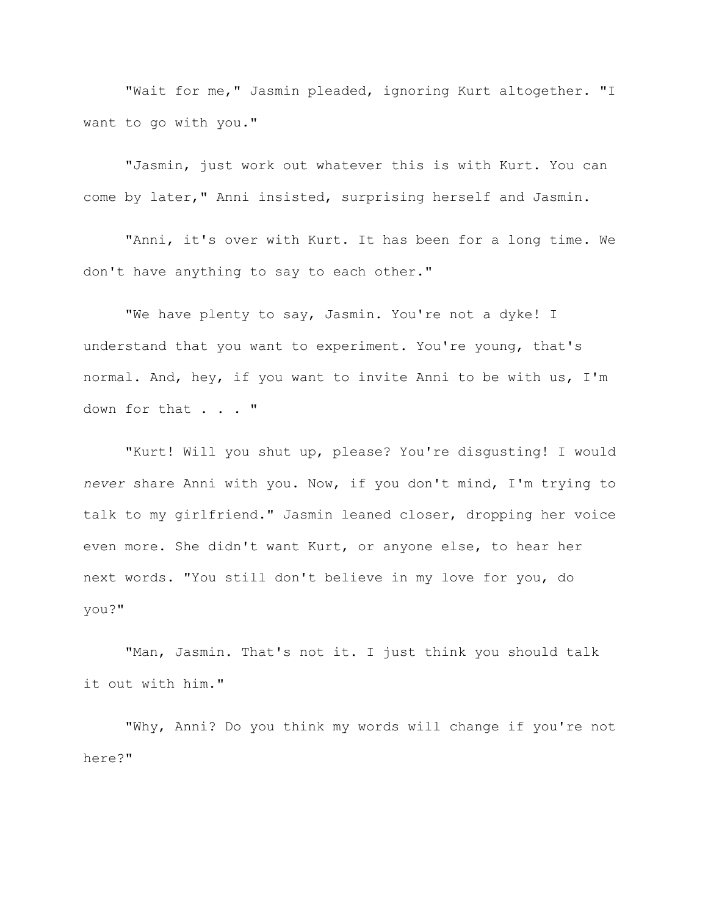"Wait for me," Jasmin pleaded, ignoring Kurt altogether. "I want to go with you."

"Jasmin, just work out whatever this is with Kurt. You can come by later," Anni insisted, surprising herself and Jasmin.

"Anni, it's over with Kurt. It has been for a long time. We don't have anything to say to each other."

"We have plenty to say, Jasmin. You're not a dyke! I understand that you want to experiment. You're young, that's normal. And, hey, if you want to invite Anni to be with us, I'm down for that . . . "

"Kurt! Will you shut up, please? You're disgusting! I would *never* share Anni with you. Now, if you don't mind, I'm trying to talk to my girlfriend." Jasmin leaned closer, dropping her voice even more. She didn't want Kurt, or anyone else, to hear her next words. "You still don't believe in my love for you, do you?"

"Man, Jasmin. That's not it. I just think you should talk it out with him."

"Why, Anni? Do you think my words will change if you're not here?"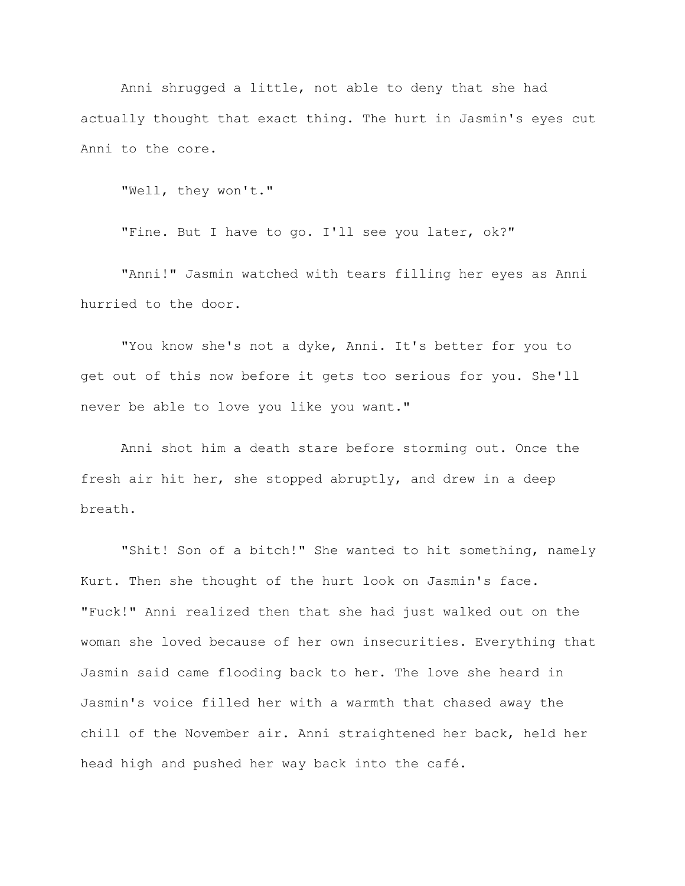Anni shrugged a little, not able to deny that she had actually thought that exact thing. The hurt in Jasmin's eyes cut Anni to the core.

"Well, they won't."

"Fine. But I have to go. I'll see you later, ok?"

"Anni!" Jasmin watched with tears filling her eyes as Anni hurried to the door.

"You know she's not a dyke, Anni. It's better for you to get out of this now before it gets too serious for you. She'll never be able to love you like you want."

Anni shot him a death stare before storming out. Once the fresh air hit her, she stopped abruptly, and drew in a deep breath.

"Shit! Son of a bitch!" She wanted to hit something, namely Kurt. Then she thought of the hurt look on Jasmin's face. "Fuck!" Anni realized then that she had just walked out on the woman she loved because of her own insecurities. Everything that Jasmin said came flooding back to her. The love she heard in Jasmin's voice filled her with a warmth that chased away the chill of the November air. Anni straightened her back, held her head high and pushed her way back into the café.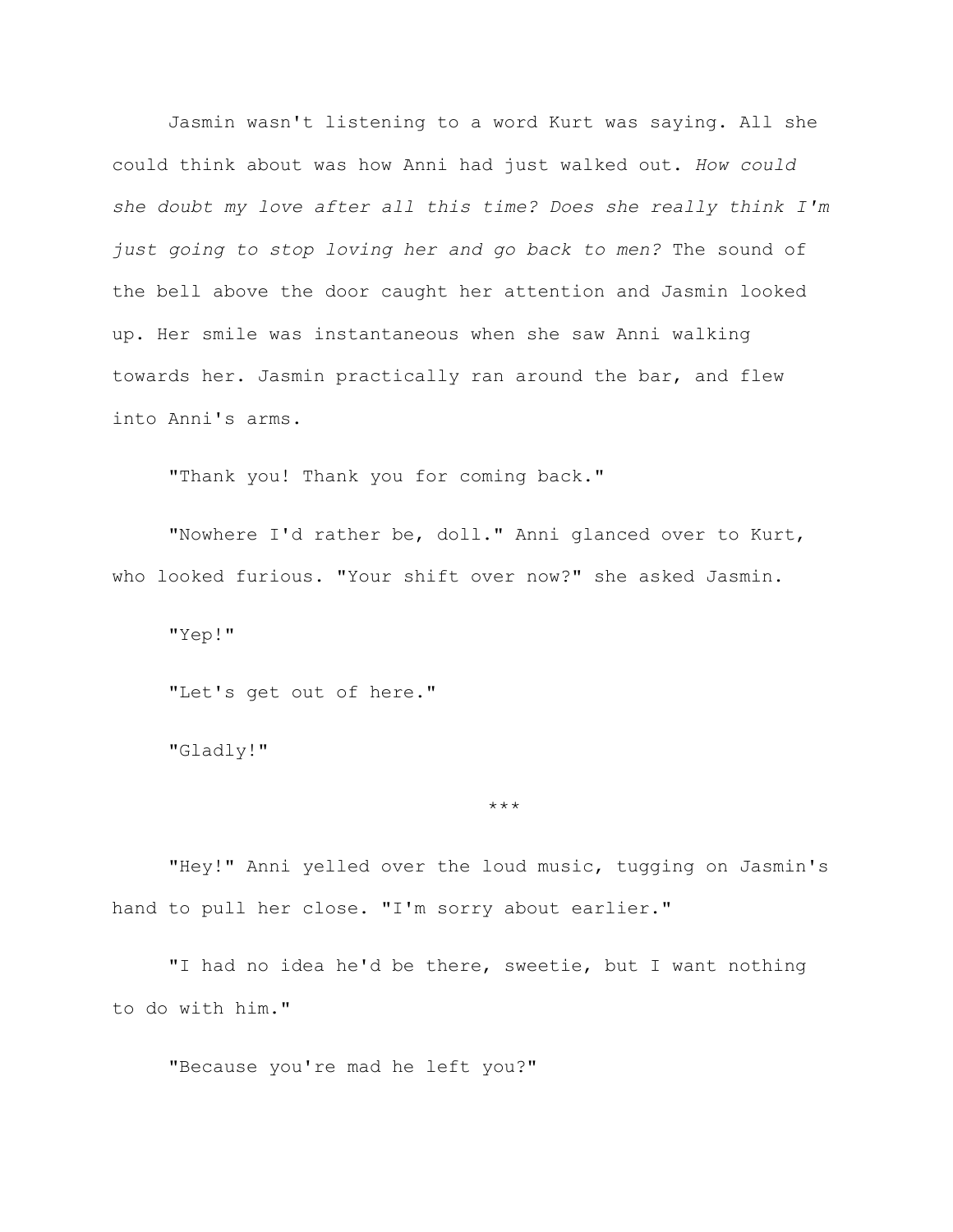Jasmin wasn't listening to a word Kurt was saying. All she could think about was how Anni had just walked out. *How could she doubt my love after all this time? Does she really think I'm just going to stop loving her and go back to men?* The sound of the bell above the door caught her attention and Jasmin looked up. Her smile was instantaneous when she saw Anni walking towards her. Jasmin practically ran around the bar, and flew into Anni's arms.

"Thank you! Thank you for coming back."

"Nowhere I'd rather be, doll." Anni glanced over to Kurt, who looked furious. "Your shift over now?" she asked Jasmin.

"Yep!"

"Let's get out of here."

"Gladly!"

***

"Hey!" Anni yelled over the loud music, tugging on Jasmin's hand to pull her close. "I'm sorry about earlier."

"I had no idea he'd be there, sweetie, but I want nothing to do with him."

"Because you're mad he left you?"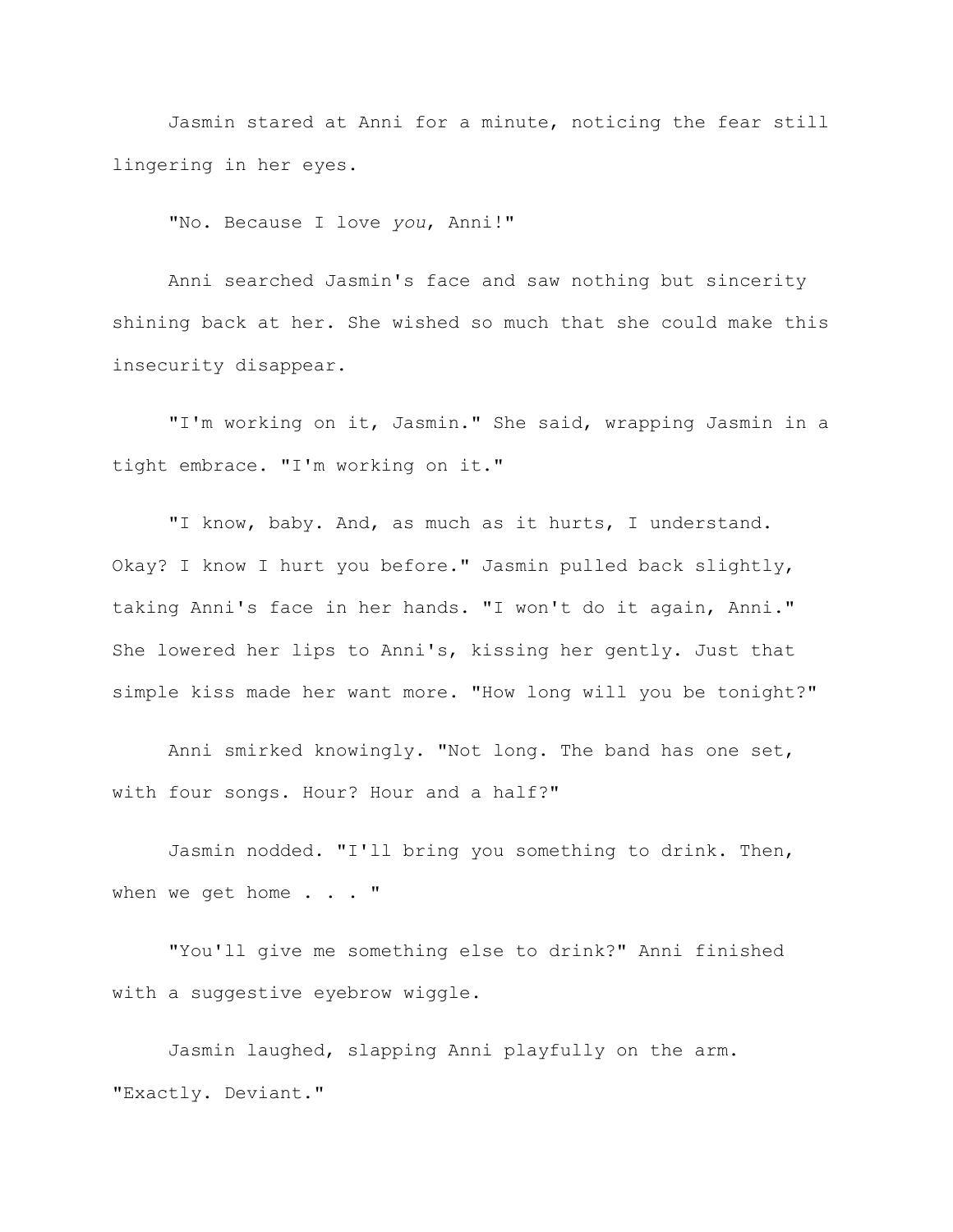Jasmin stared at Anni for a minute, noticing the fear still lingering in her eyes.

"No. Because I love *you*, Anni!"

Anni searched Jasmin's face and saw nothing but sincerity shining back at her. She wished so much that she could make this insecurity disappear.

"I'm working on it, Jasmin." She said, wrapping Jasmin in a tight embrace. "I'm working on it."

"I know, baby. And, as much as it hurts, I understand. Okay? I know I hurt you before." Jasmin pulled back slightly, taking Anni's face in her hands. "I won't do it again, Anni." She lowered her lips to Anni's, kissing her gently. Just that simple kiss made her want more. "How long will you be tonight?"

Anni smirked knowingly. "Not long. The band has one set, with four songs. Hour? Hour and a half?"

Jasmin nodded. "I'll bring you something to drink. Then, when we get home . . . "

"You'll give me something else to drink?" Anni finished with a suggestive eyebrow wiggle.

Jasmin laughed, slapping Anni playfully on the arm. "Exactly. Deviant."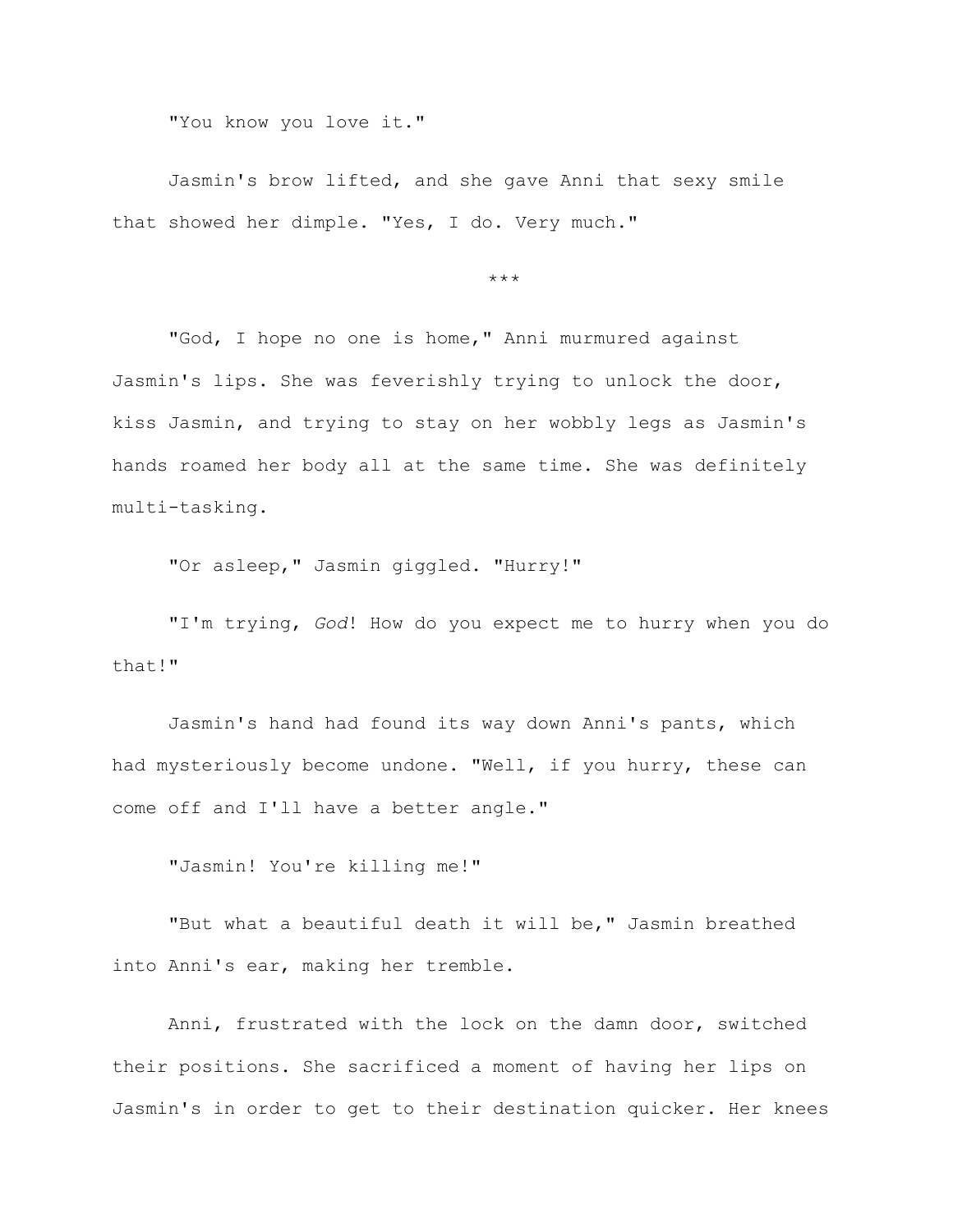"You know you love it."

Jasmin's brow lifted, and she gave Anni that sexy smile that showed her dimple. "Yes, I do. Very much."

***

"God, I hope no one is home," Anni murmured against Jasmin's lips. She was feverishly trying to unlock the door, kiss Jasmin, and trying to stay on her wobbly legs as Jasmin's hands roamed her body all at the same time. She was definitely multi-tasking.

"Or asleep," Jasmin giggled. "Hurry!"

"I'm trying, *God*! How do you expect me to hurry when you do that!"

Jasmin's hand had found its way down Anni's pants, which had mysteriously become undone. "Well, if you hurry, these can come off and I'll have a better angle."

"Jasmin! You're killing me!"

"But what a beautiful death it will be," Jasmin breathed into Anni's ear, making her tremble.

Anni, frustrated with the lock on the damn door, switched their positions. She sacrificed a moment of having her lips on Jasmin's in order to get to their destination quicker. Her knees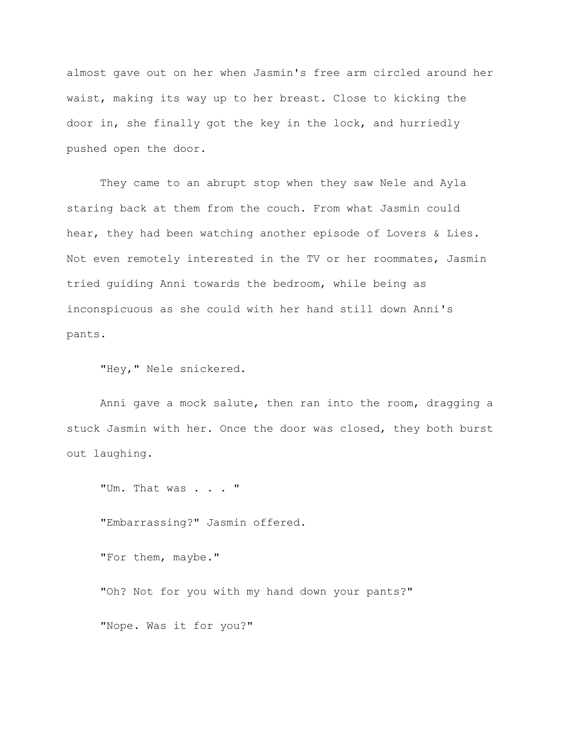almost gave out on her when Jasmin's free arm circled around her waist, making its way up to her breast. Close to kicking the door in, she finally got the key in the lock, and hurriedly pushed open the door.

They came to an abrupt stop when they saw Nele and Ayla staring back at them from the couch. From what Jasmin could hear, they had been watching another episode of Lovers & Lies. Not even remotely interested in the TV or her roommates, Jasmin tried guiding Anni towards the bedroom, while being as inconspicuous as she could with her hand still down Anni's pants.

"Hey," Nele snickered.

Anni gave a mock salute, then ran into the room, dragging a stuck Jasmin with her. Once the door was closed, they both burst out laughing.

"Um. That was . . . "

"Embarrassing?" Jasmin offered.

"For them, maybe."

"Oh? Not for you with my hand down your pants?"

"Nope. Was it for you?"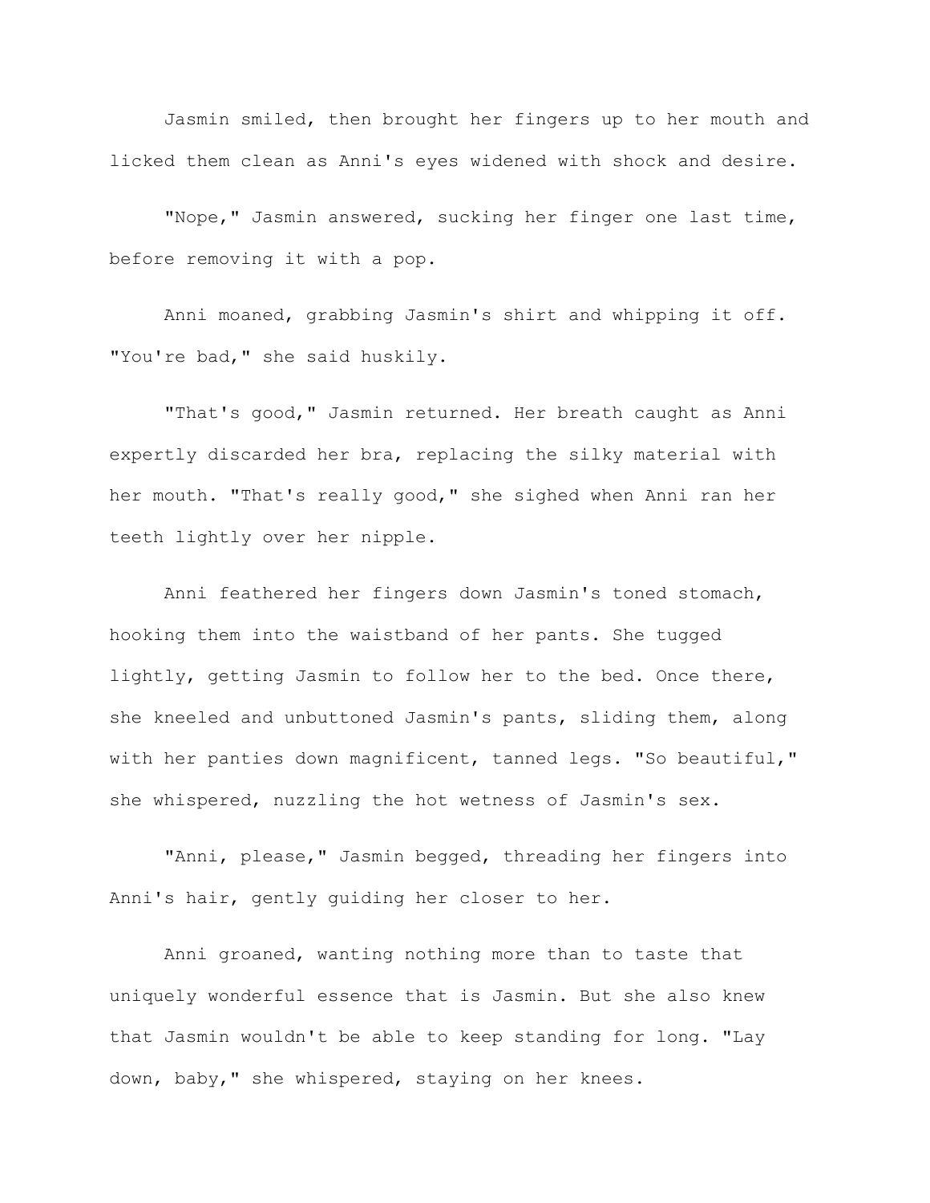Jasmin smiled, then brought her fingers up to her mouth and licked them clean as Anni's eyes widened with shock and desire.

"Nope," Jasmin answered, sucking her finger one last time, before removing it with a pop.

Anni moaned, grabbing Jasmin's shirt and whipping it off. "You're bad," she said huskily.

"That's good," Jasmin returned. Her breath caught as Anni expertly discarded her bra, replacing the silky material with her mouth. "That's really good," she sighed when Anni ran her teeth lightly over her nipple.

Anni feathered her fingers down Jasmin's toned stomach, hooking them into the waistband of her pants. She tugged lightly, getting Jasmin to follow her to the bed. Once there, she kneeled and unbuttoned Jasmin's pants, sliding them, along with her panties down magnificent, tanned legs. "So beautiful," she whispered, nuzzling the hot wetness of Jasmin's sex.

"Anni, please," Jasmin begged, threading her fingers into Anni's hair, gently guiding her closer to her.

Anni groaned, wanting nothing more than to taste that uniquely wonderful essence that is Jasmin. But she also knew that Jasmin wouldn't be able to keep standing for long. "Lay down, baby," she whispered, staying on her knees.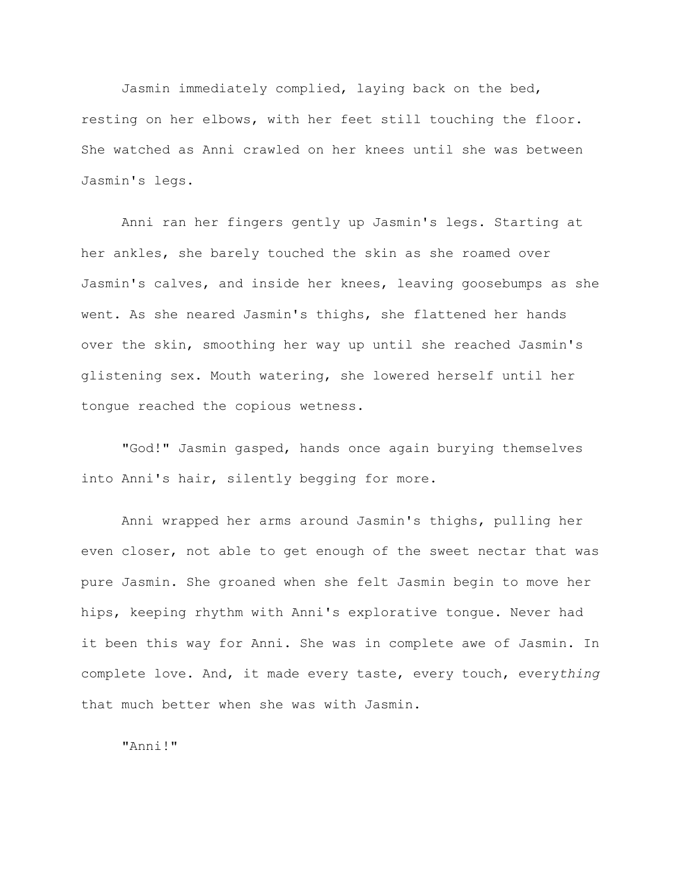Jasmin immediately complied, laying back on the bed, resting on her elbows, with her feet still touching the floor. She watched as Anni crawled on her knees until she was between Jasmin's legs.

Anni ran her fingers gently up Jasmin's legs. Starting at her ankles, she barely touched the skin as she roamed over Jasmin's calves, and inside her knees, leaving goosebumps as she went. As she neared Jasmin's thighs, she flattened her hands over the skin, smoothing her way up until she reached Jasmin's glistening sex. Mouth watering, she lowered herself until her tongue reached the copious wetness.

"God!" Jasmin gasped, hands once again burying themselves into Anni's hair, silently begging for more.

Anni wrapped her arms around Jasmin's thighs, pulling her even closer, not able to get enough of the sweet nectar that was pure Jasmin. She groaned when she felt Jasmin begin to move her hips, keeping rhythm with Anni's explorative tongue. Never had it been this way for Anni. She was in complete awe of Jasmin. In complete love. And, it made every taste, every touch, every*thing* that much better when she was with Jasmin.

"Anni!"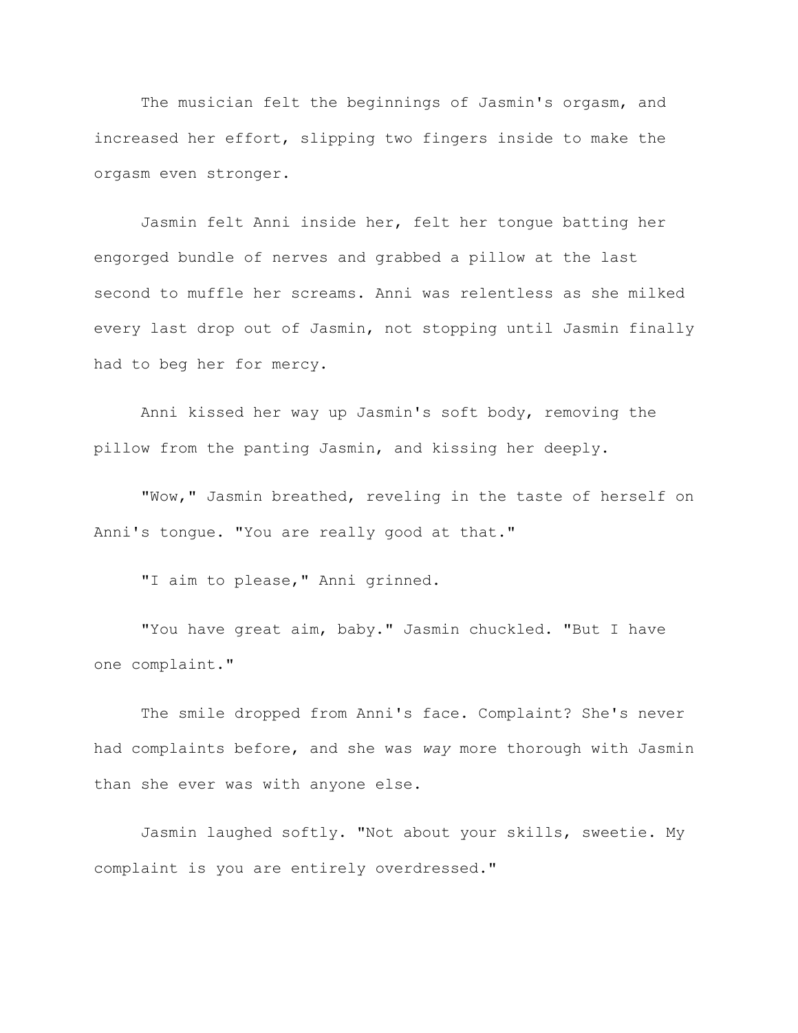The musician felt the beginnings of Jasmin's orgasm, and increased her effort, slipping two fingers inside to make the orgasm even stronger.

Jasmin felt Anni inside her, felt her tongue batting her engorged bundle of nerves and grabbed a pillow at the last second to muffle her screams. Anni was relentless as she milked every last drop out of Jasmin, not stopping until Jasmin finally had to beg her for mercy.

Anni kissed her way up Jasmin's soft body, removing the pillow from the panting Jasmin, and kissing her deeply.

"Wow," Jasmin breathed, reveling in the taste of herself on Anni's tongue. "You are really good at that."

"I aim to please," Anni grinned.

"You have great aim, baby." Jasmin chuckled. "But I have one complaint."

The smile dropped from Anni's face. Complaint? She's never had complaints before, and she was *way* more thorough with Jasmin than she ever was with anyone else.

Jasmin laughed softly. "Not about your skills, sweetie. My complaint is you are entirely overdressed."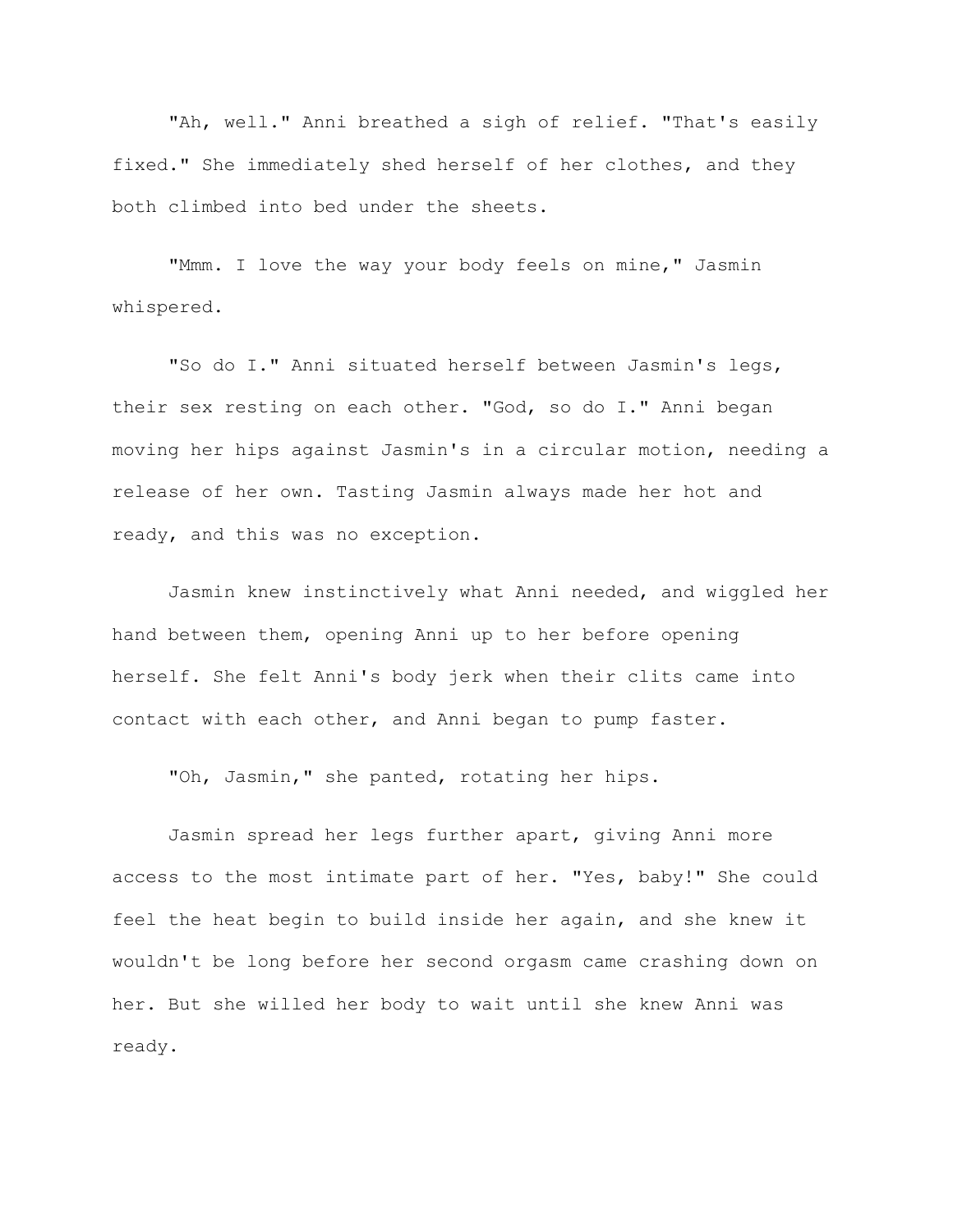"Ah, well." Anni breathed a sigh of relief. "That's easily fixed." She immediately shed herself of her clothes, and they both climbed into bed under the sheets.

"Mmm. I love the way your body feels on mine," Jasmin whispered.

"So do I." Anni situated herself between Jasmin's legs, their sex resting on each other. "God, so do I." Anni began moving her hips against Jasmin's in a circular motion, needing a release of her own. Tasting Jasmin always made her hot and ready, and this was no exception.

Jasmin knew instinctively what Anni needed, and wiggled her hand between them, opening Anni up to her before opening herself. She felt Anni's body jerk when their clits came into contact with each other, and Anni began to pump faster.

"Oh, Jasmin," she panted, rotating her hips.

Jasmin spread her legs further apart, giving Anni more access to the most intimate part of her. "Yes, baby!" She could feel the heat begin to build inside her again, and she knew it wouldn't be long before her second orgasm came crashing down on her. But she willed her body to wait until she knew Anni was ready.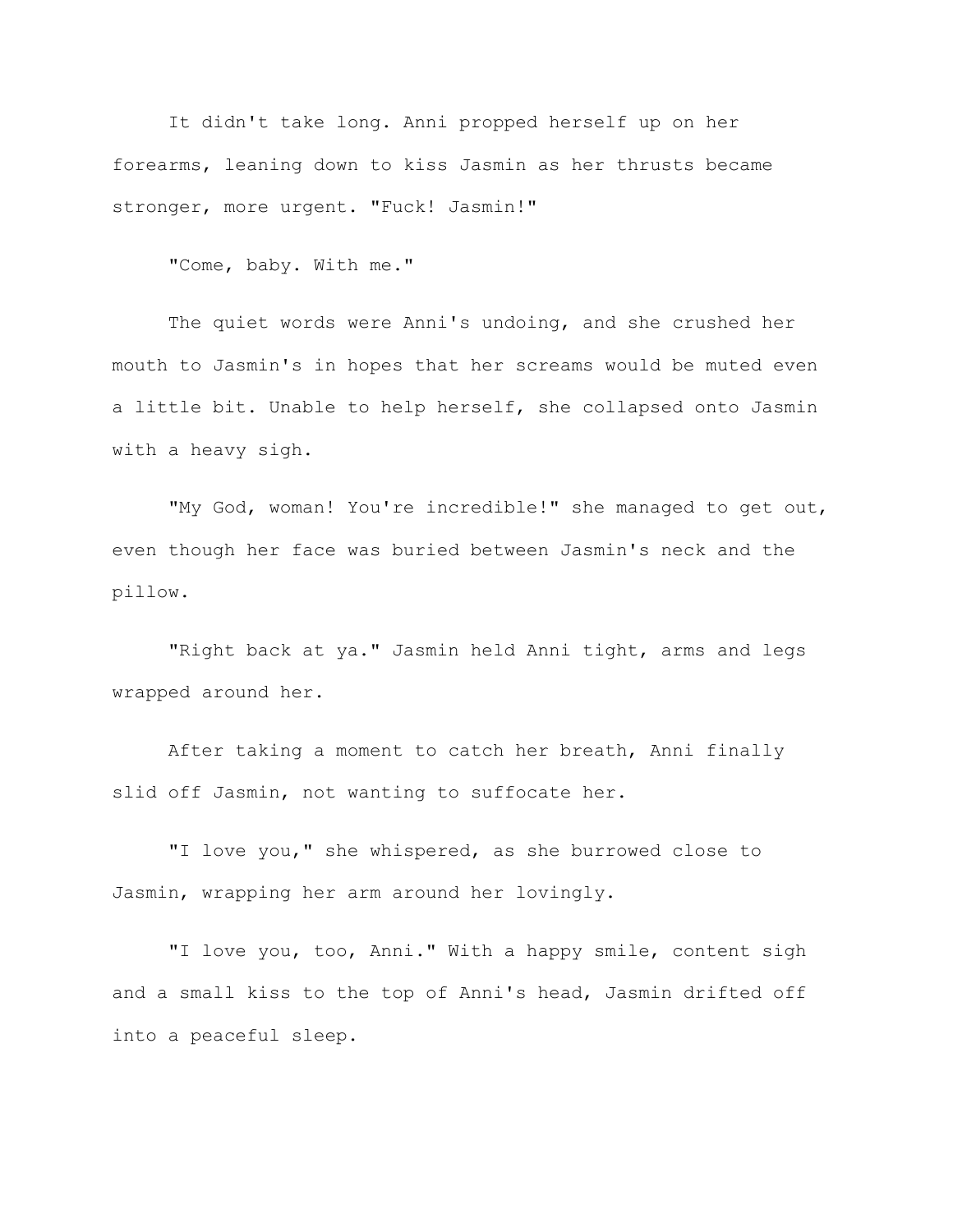It didn't take long. Anni propped herself up on her forearms, leaning down to kiss Jasmin as her thrusts became stronger, more urgent. "Fuck! Jasmin!"

"Come, baby. With me."

The quiet words were Anni's undoing, and she crushed her mouth to Jasmin's in hopes that her screams would be muted even a little bit. Unable to help herself, she collapsed onto Jasmin with a heavy sigh.

"My God, woman! You're incredible!" she managed to get out, even though her face was buried between Jasmin's neck and the pillow.

"Right back at ya." Jasmin held Anni tight, arms and legs wrapped around her.

After taking a moment to catch her breath, Anni finally slid off Jasmin, not wanting to suffocate her.

"I love you," she whispered, as she burrowed close to Jasmin, wrapping her arm around her lovingly.

"I love you, too, Anni." With a happy smile, content sigh and a small kiss to the top of Anni's head, Jasmin drifted off into a peaceful sleep.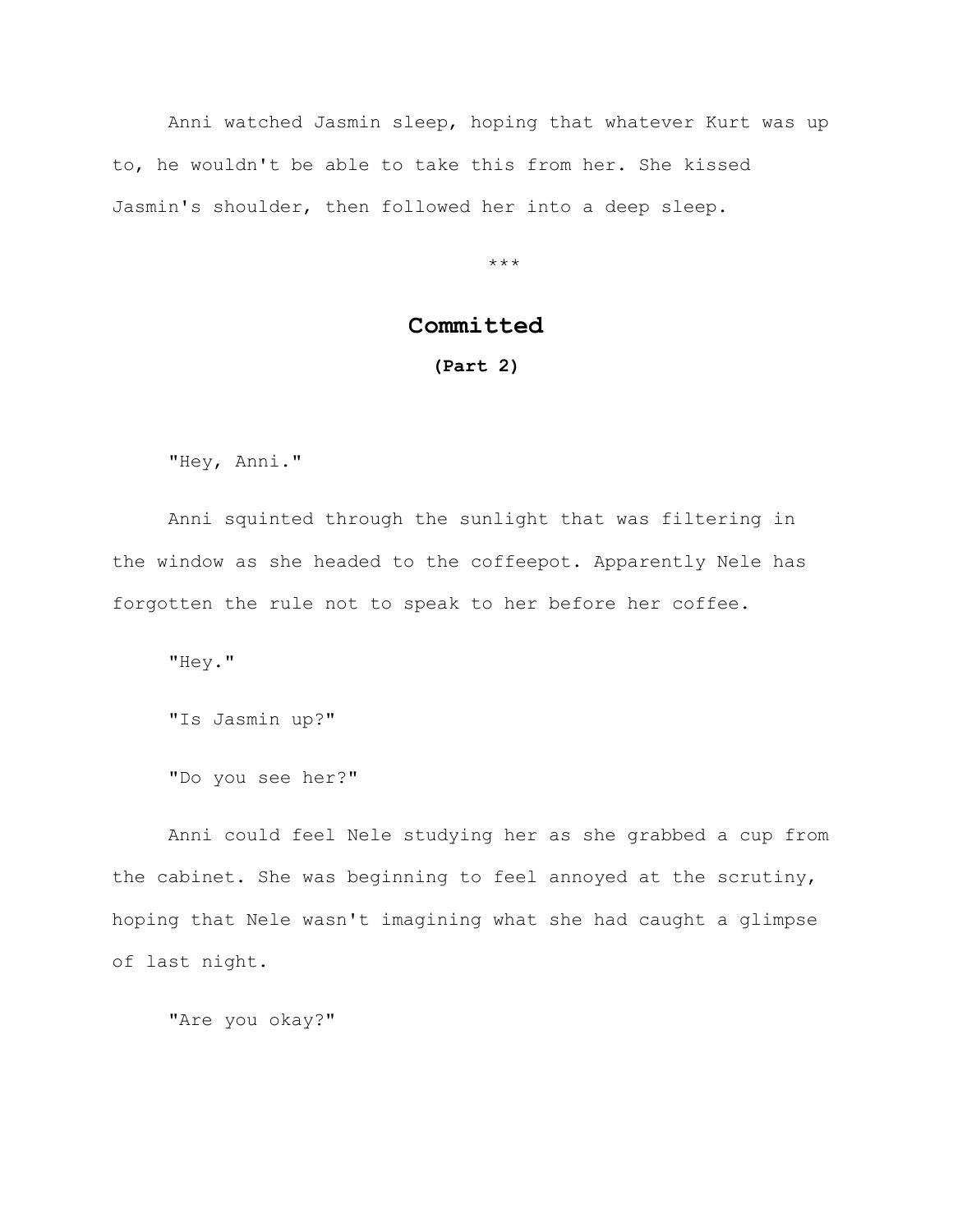Anni watched Jasmin sleep, hoping that whatever Kurt was up to, he wouldn't be able to take this from her. She kissed Jasmin's shoulder, then followed her into a deep sleep.

***

## Committed

**(Part 2)**

"Hey, Anni."

Anni squinted through the sunlight that was filtering in the window as she headed to the coffeepot. Apparently Nele has forgotten the rule not to speak to her before her coffee.

"Hey."

"Is Jasmin up?"

"Do you see her?"

Anni could feel Nele studying her as she grabbed a cup from the cabinet. She was beginning to feel annoyed at the scrutiny, hoping that Nele wasn't imagining what she had caught a glimpse of last night.

"Are you okay?"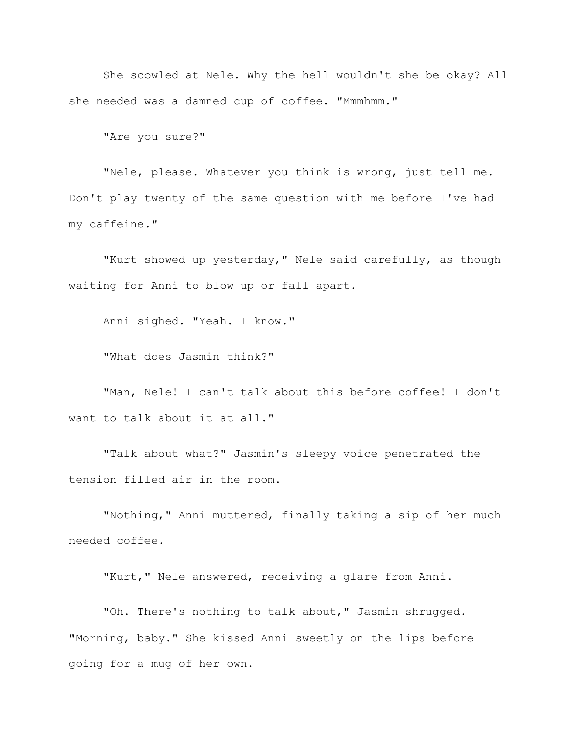She scowled at Nele. Why the hell wouldn't she be okay? All she needed was a damned cup of coffee. "Mmmhmm."

"Are you sure?"

"Nele, please. Whatever you think is wrong, just tell me. Don't play twenty of the same question with me before I've had my caffeine."

"Kurt showed up yesterday," Nele said carefully, as though waiting for Anni to blow up or fall apart.

Anni sighed. "Yeah. I know."

"What does Jasmin think?"

"Man, Nele! I can't talk about this before coffee! I don't want to talk about it at all."

"Talk about what?" Jasmin's sleepy voice penetrated the tension filled air in the room.

"Nothing," Anni muttered, finally taking a sip of her much needed coffee.

"Kurt," Nele answered, receiving a glare from Anni.

"Oh. There's nothing to talk about," Jasmin shrugged. "Morning, baby." She kissed Anni sweetly on the lips before going for a mug of her own.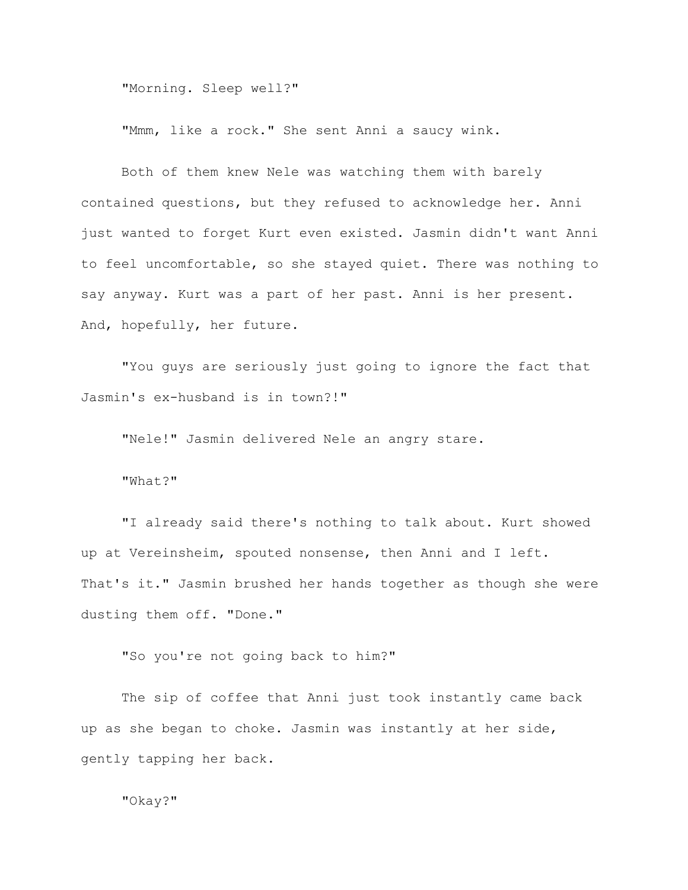"Morning. Sleep well?"

"Mmm, like a rock." She sent Anni a saucy wink.

Both of them knew Nele was watching them with barely contained questions, but they refused to acknowledge her. Anni just wanted to forget Kurt even existed. Jasmin didn't want Anni to feel uncomfortable, so she stayed quiet. There was nothing to say anyway. Kurt was a part of her past. Anni is her present. And, hopefully, her future.

"You guys are seriously just going to ignore the fact that Jasmin's ex-husband is in town?!"

"Nele!" Jasmin delivered Nele an angry stare.

"What?"

"I already said there's nothing to talk about. Kurt showed up at Vereinsheim, spouted nonsense, then Anni and I left. That's it." Jasmin brushed her hands together as though she were dusting them off. "Done."

"So you're not going back to him?"

The sip of coffee that Anni just took instantly came back up as she began to choke. Jasmin was instantly at her side, gently tapping her back.

"Okay?"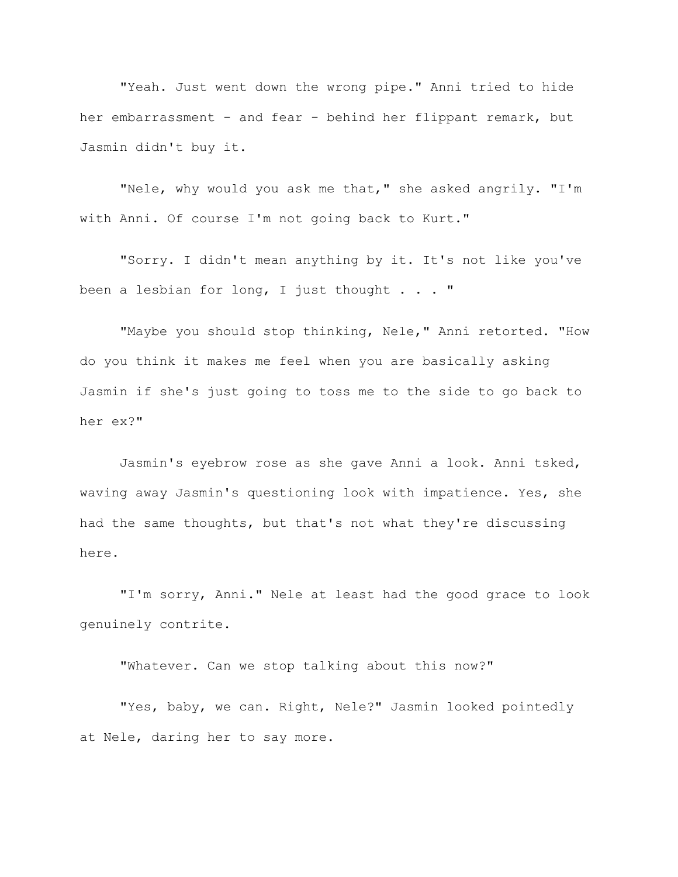"Yeah. Just went down the wrong pipe." Anni tried to hide her embarrassment - and fear - behind her flippant remark, but Jasmin didn't buy it.

"Nele, why would you ask me that," she asked angrily. "I'm with Anni. Of course I'm not going back to Kurt."

"Sorry. I didn't mean anything by it. It's not like you've been a lesbian for long, I just thought . . . "

"Maybe you should stop thinking, Nele," Anni retorted. "How do you think it makes me feel when you are basically asking Jasmin if she's just going to toss me to the side to go back to her ex?"

Jasmin's eyebrow rose as she gave Anni a look. Anni tsked, waving away Jasmin's questioning look with impatience. Yes, she had the same thoughts, but that's not what they're discussing here.

"I'm sorry, Anni." Nele at least had the good grace to look genuinely contrite.

"Whatever. Can we stop talking about this now?"

"Yes, baby, we can. Right, Nele?" Jasmin looked pointedly at Nele, daring her to say more.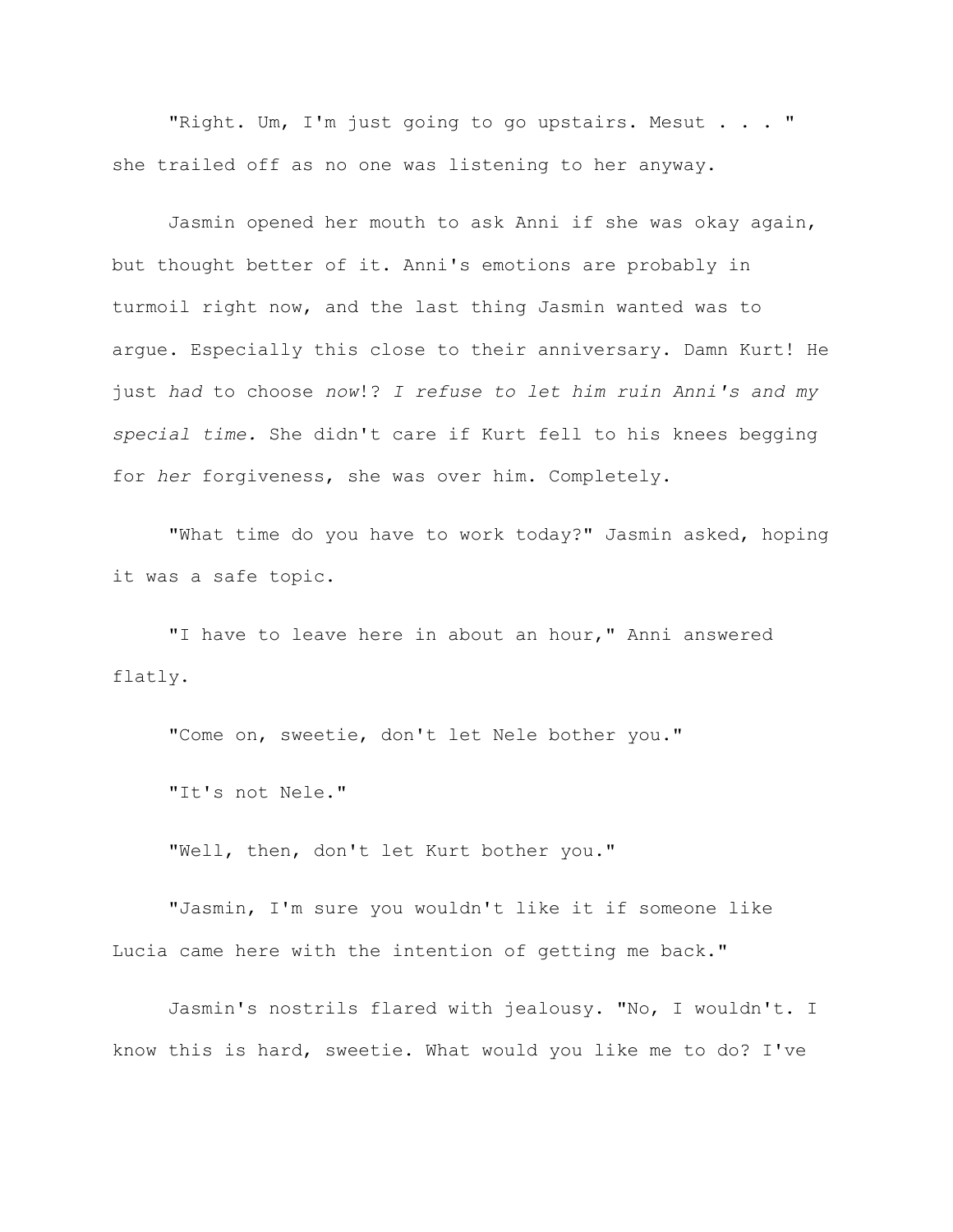"Right. Um, I'm just going to go upstairs. Mesut . . . " she trailed off as no one was listening to her anyway.

Jasmin opened her mouth to ask Anni if she was okay again, but thought better of it. Anni's emotions are probably in turmoil right now, and the last thing Jasmin wanted was to argue. Especially this close to their anniversary. Damn Kurt! He just *had* to choose *now*!? *I refuse to let him ruin Anni's and my special time.* She didn't care if Kurt fell to his knees begging for *her* forgiveness, she was over him. Completely.

"What time do you have to work today?" Jasmin asked, hoping it was a safe topic.

"I have to leave here in about an hour," Anni answered flatly.

"Come on, sweetie, don't let Nele bother you."

"It's not Nele."

"Well, then, don't let Kurt bother you."

"Jasmin, I'm sure you wouldn't like it if someone like Lucia came here with the intention of getting me back."

Jasmin's nostrils flared with jealousy. "No, I wouldn't. I know this is hard, sweetie. What would you like me to do? I've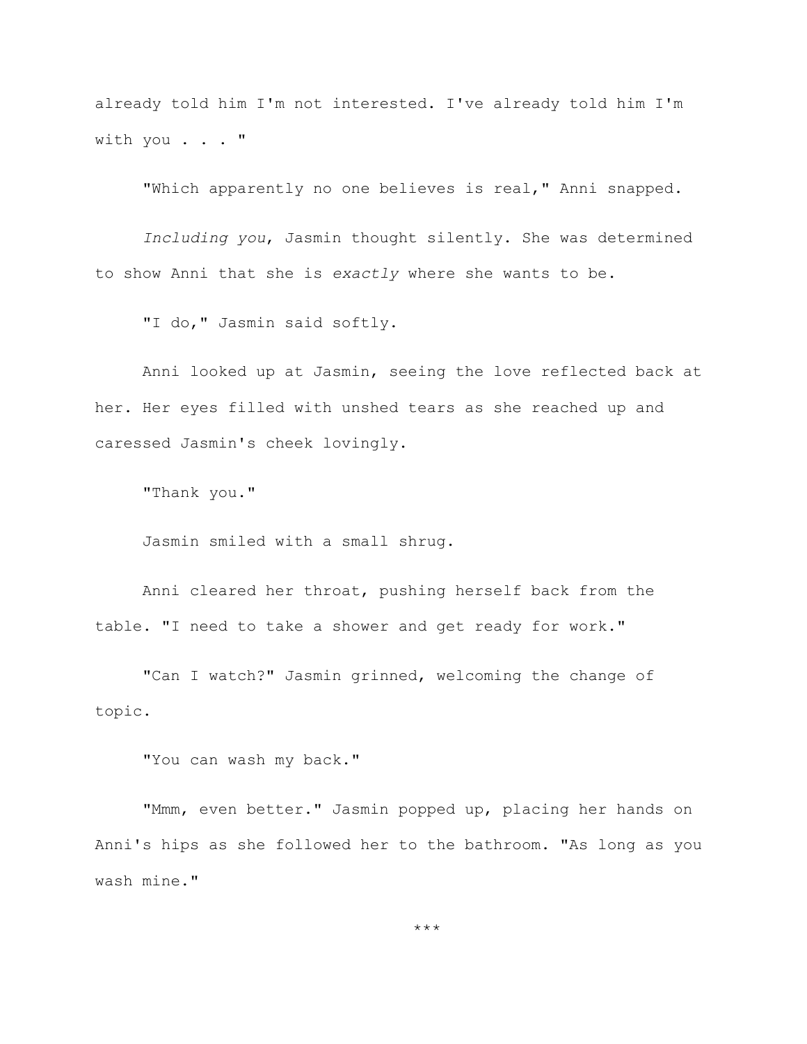already told him I'm not interested. I've already told him I'm with you . . . "

"Which apparently no one believes is real," Anni snapped.

*Including you*, Jasmin thought silently. She was determined to show Anni that she is *exactly* where she wants to be.

"I do," Jasmin said softly.

Anni looked up at Jasmin, seeing the love reflected back at her. Her eyes filled with unshed tears as she reached up and caressed Jasmin's cheek lovingly.

"Thank you."

Jasmin smiled with a small shrug.

Anni cleared her throat, pushing herself back from the table. "I need to take a shower and get ready for work."

"Can I watch?" Jasmin grinned, welcoming the change of topic.

"You can wash my back."

"Mmm, even better." Jasmin popped up, placing her hands on Anni's hips as she followed her to the bathroom. "As long as you wash mine."

***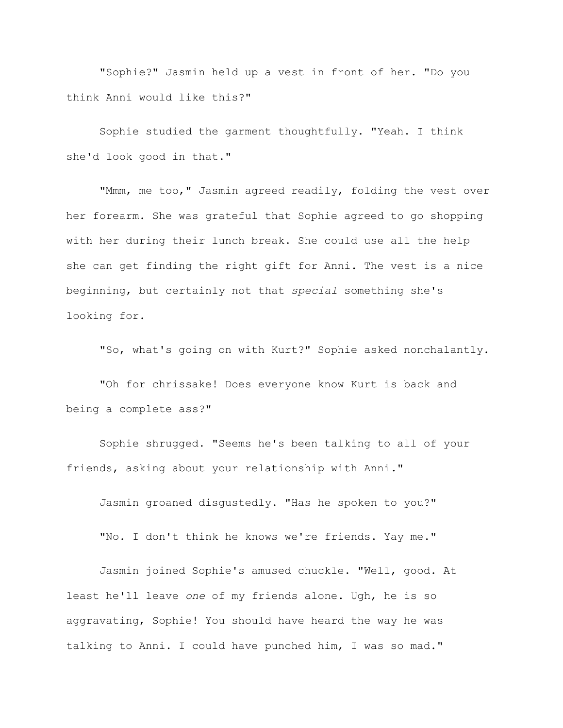"Sophie?" Jasmin held up a vest in front of her. "Do you think Anni would like this?"

Sophie studied the garment thoughtfully. "Yeah. I think she'd look good in that."

"Mmm, me too," Jasmin agreed readily, folding the vest over her forearm. She was grateful that Sophie agreed to go shopping with her during their lunch break. She could use all the help she can get finding the right gift for Anni. The vest is a nice beginning, but certainly not that *special* something she's looking for.

"So, what's going on with Kurt?" Sophie asked nonchalantly.

"Oh for chrissake! Does everyone know Kurt is back and being a complete ass?"

Sophie shrugged. "Seems he's been talking to all of your friends, asking about your relationship with Anni."

Jasmin groaned disgustedly. "Has he spoken to you?"

"No. I don't think he knows we're friends. Yay me."

Jasmin joined Sophie's amused chuckle. "Well, good. At least he'll leave *one* of my friends alone. Ugh, he is so aggravating, Sophie! You should have heard the way he was talking to Anni. I could have punched him, I was so mad."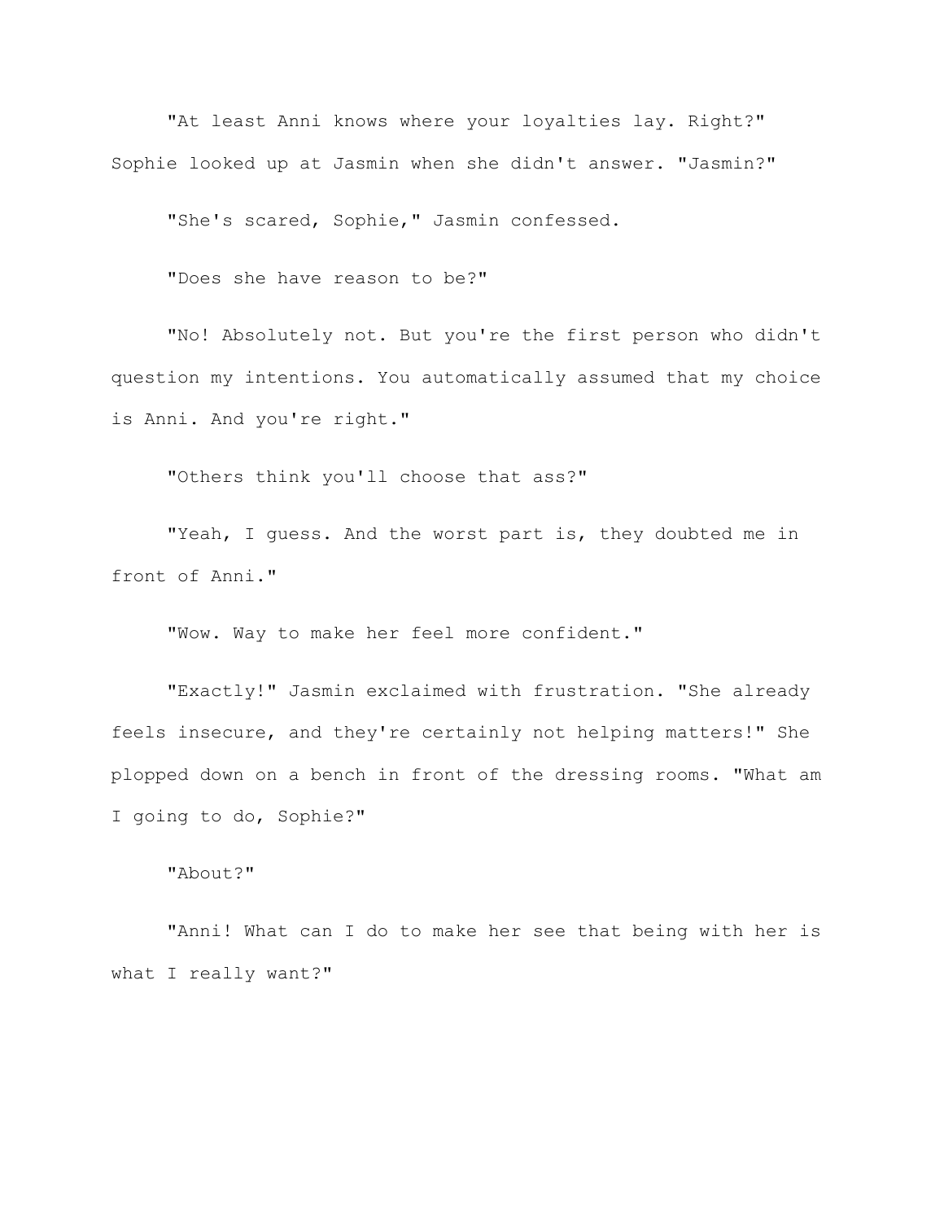"At least Anni knows where your loyalties lay. Right?" Sophie looked up at Jasmin when she didn't answer. "Jasmin?"

"She's scared, Sophie," Jasmin confessed.

"Does she have reason to be?"

"No! Absolutely not. But you're the first person who didn't question my intentions. You automatically assumed that my choice is Anni. And you're right."

"Others think you'll choose that ass?"

"Yeah, I guess. And the worst part is, they doubted me in front of Anni."

"Wow. Way to make her feel more confident."

"Exactly!" Jasmin exclaimed with frustration. "She already feels insecure, and they're certainly not helping matters!" She plopped down on a bench in front of the dressing rooms. "What am I going to do, Sophie?"

"About?"

"Anni! What can I do to make her see that being with her is what I really want?"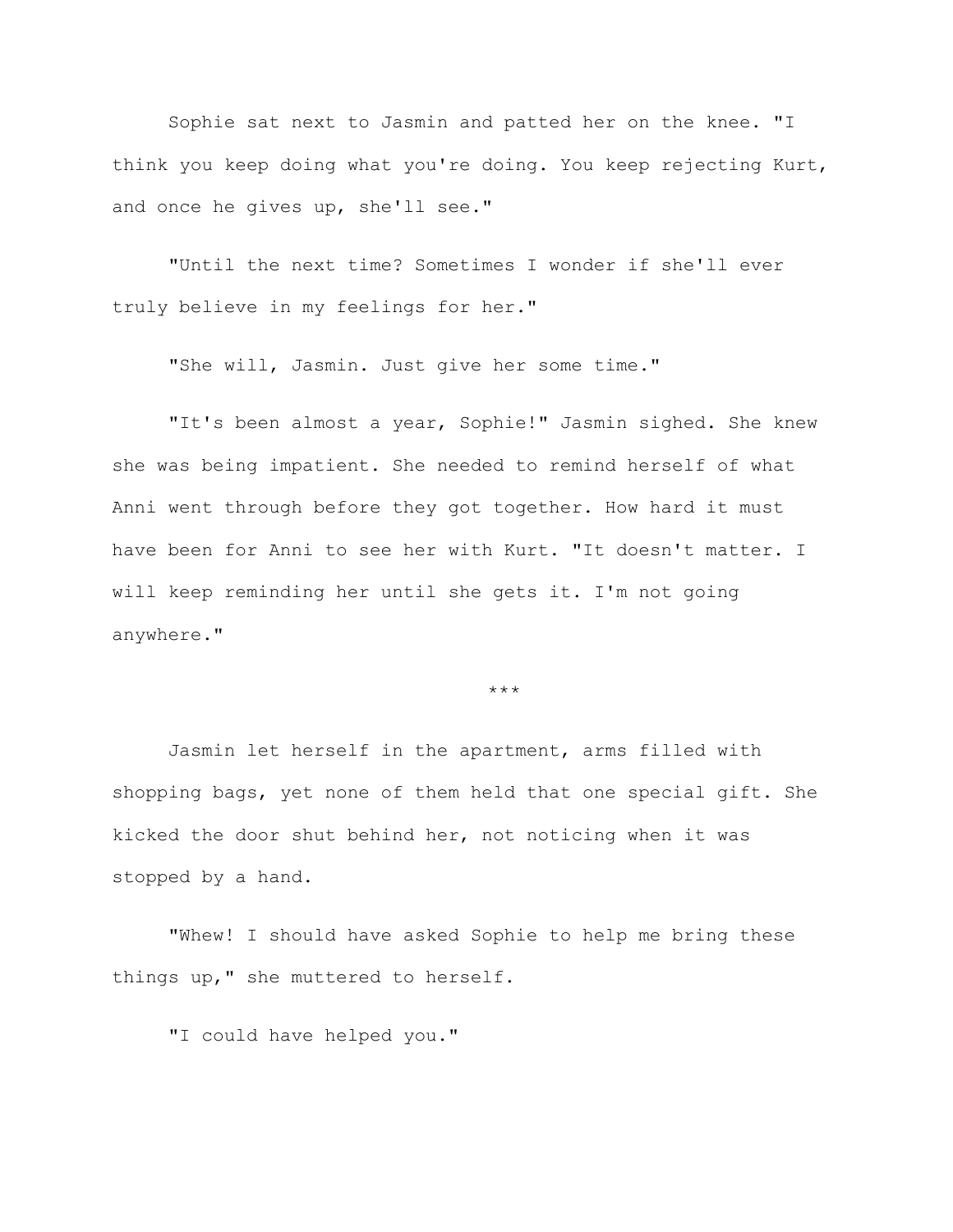Sophie sat next to Jasmin and patted her on the knee. "I think you keep doing what you're doing. You keep rejecting Kurt, and once he gives up, she'll see."

"Until the next time? Sometimes I wonder if she'll ever truly believe in my feelings for her."

"She will, Jasmin. Just give her some time."

"It's been almost a year, Sophie!" Jasmin sighed. She knew she was being impatient. She needed to remind herself of what Anni went through before they got together. How hard it must have been for Anni to see her with Kurt. "It doesn't matter. I will keep reminding her until she gets it. I'm not going anywhere."

***

Jasmin let herself in the apartment, arms filled with shopping bags, yet none of them held that one special gift. She kicked the door shut behind her, not noticing when it was stopped by a hand.

"Whew! I should have asked Sophie to help me bring these things up," she muttered to herself.

"I could have helped you."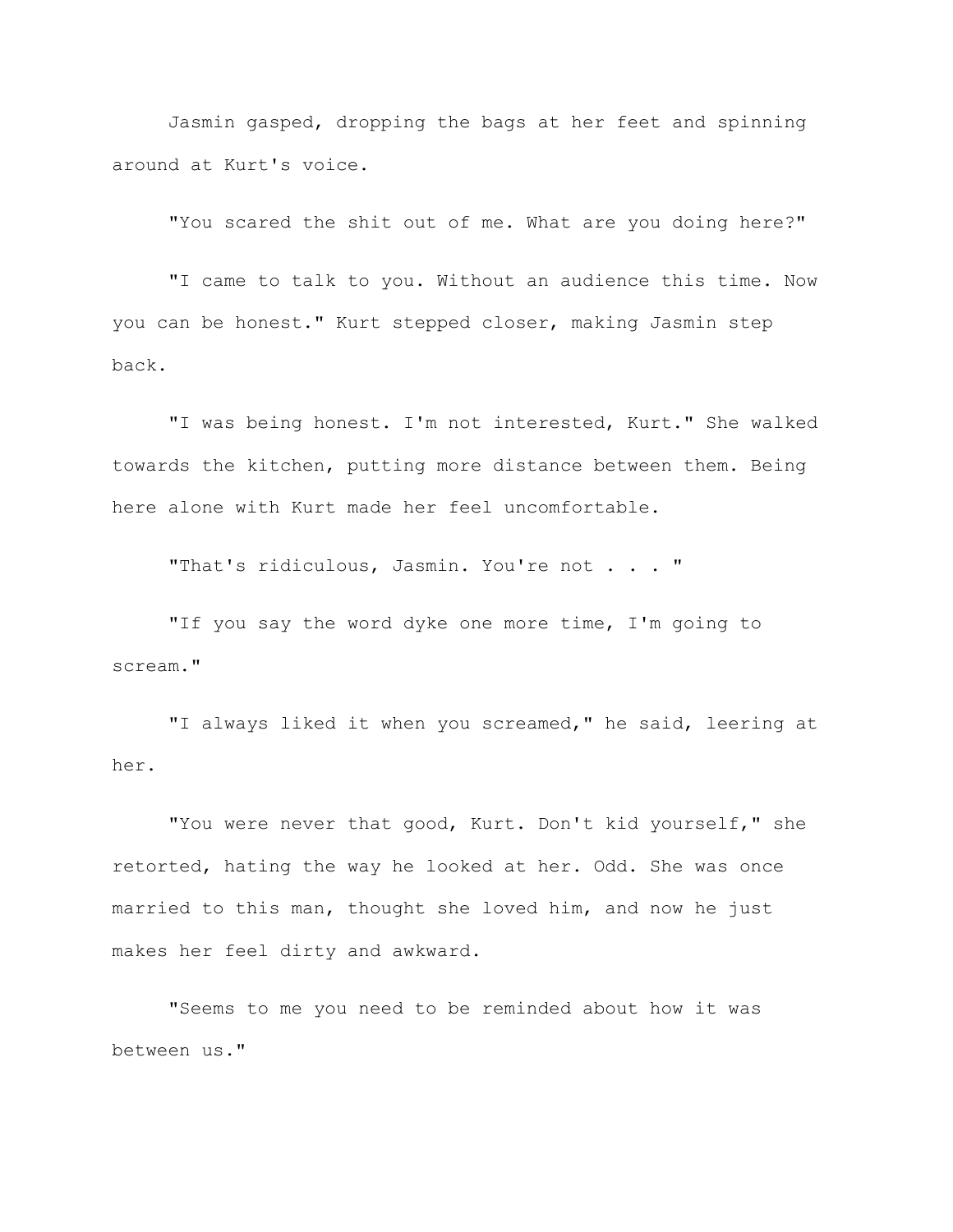Jasmin gasped, dropping the bags at her feet and spinning around at Kurt's voice.

"You scared the shit out of me. What are you doing here?"

"I came to talk to you. Without an audience this time. Now you can be honest." Kurt stepped closer, making Jasmin step back.

"I was being honest. I'm not interested, Kurt." She walked towards the kitchen, putting more distance between them. Being here alone with Kurt made her feel uncomfortable.

"That's ridiculous, Jasmin. You're not . . . "

"If you say the word dyke one more time, I'm going to scream."

"I always liked it when you screamed," he said, leering at her.

"You were never that good, Kurt. Don't kid yourself," she retorted, hating the way he looked at her. Odd. She was once married to this man, thought she loved him, and now he just makes her feel dirty and awkward.

"Seems to me you need to be reminded about how it was between us."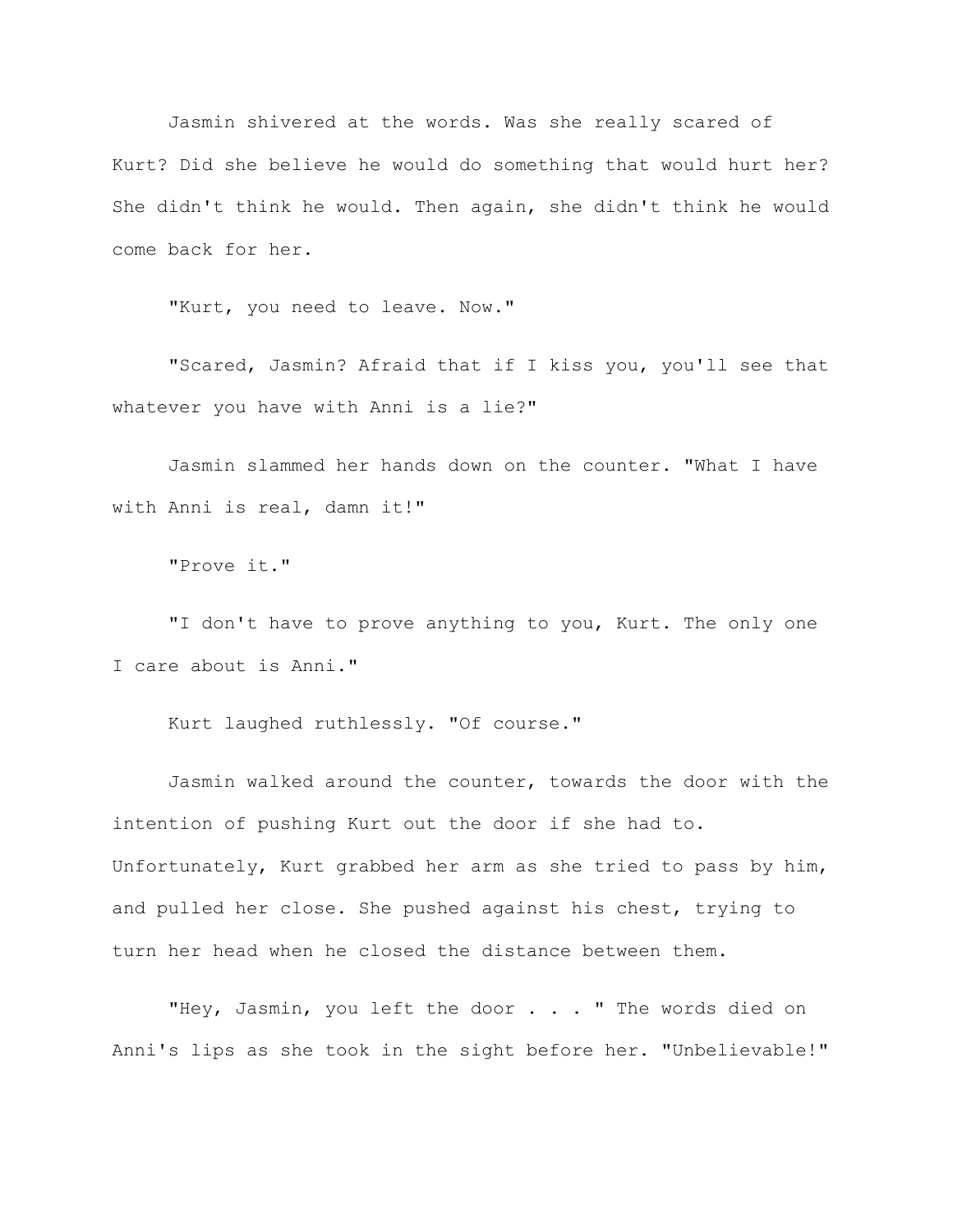Jasmin shivered at the words. Was she really scared of Kurt? Did she believe he would do something that would hurt her? She didn't think he would. Then again, she didn't think he would come back for her.

"Kurt, you need to leave. Now."

"Scared, Jasmin? Afraid that if I kiss you, you'll see that whatever you have with Anni is a lie?"

Jasmin slammed her hands down on the counter. "What I have with Anni is real, damn it!"

"Prove it."

"I don't have to prove anything to you, Kurt. The only one I care about is Anni."

Kurt laughed ruthlessly. "Of course."

Jasmin walked around the counter, towards the door with the intention of pushing Kurt out the door if she had to. Unfortunately, Kurt grabbed her arm as she tried to pass by him, and pulled her close. She pushed against his chest, trying to turn her head when he closed the distance between them.

"Hey, Jasmin, you left the door . . . " The words died on Anni's lips as she took in the sight before her. "Unbelievable!"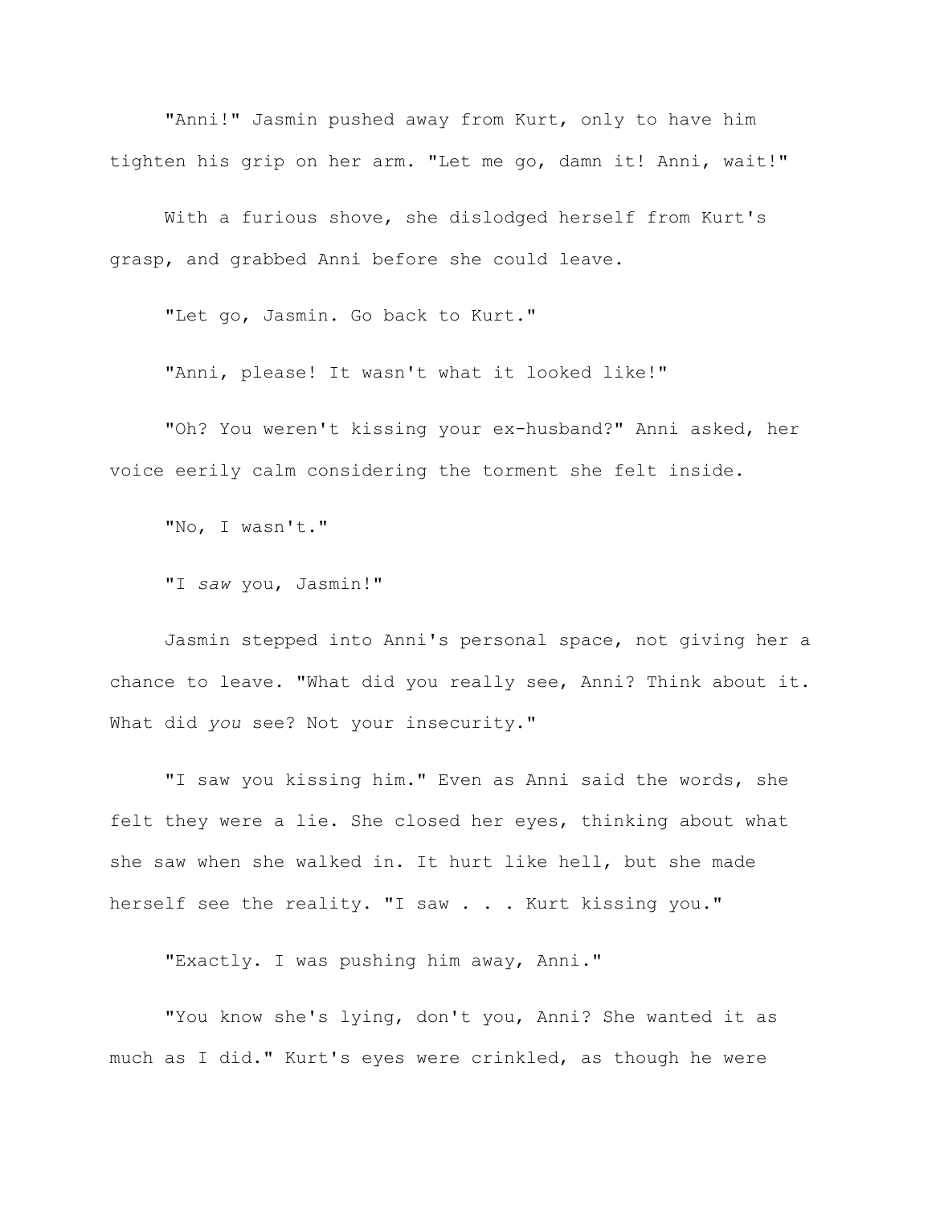"Anni!" Jasmin pushed away from Kurt, only to have him tighten his grip on her arm. "Let me go, damn it! Anni, wait!"

With a furious shove, she dislodged herself from Kurt's grasp, and grabbed Anni before she could leave.

"Let go, Jasmin. Go back to Kurt."

"Anni, please! It wasn't what it looked like!"

"Oh? You weren't kissing your ex-husband?" Anni asked, her voice eerily calm considering the torment she felt inside.

"No, I wasn't."

"I *saw* you, Jasmin!"

Jasmin stepped into Anni's personal space, not giving her a chance to leave. "What did you really see, Anni? Think about it. What did *you* see? Not your insecurity."

"I saw you kissing him." Even as Anni said the words, she felt they were a lie. She closed her eyes, thinking about what she saw when she walked in. It hurt like hell, but she made herself see the reality. "I saw . . . Kurt kissing you."

"Exactly. I was pushing him away, Anni."

"You know she's lying, don't you, Anni? She wanted it as much as I did." Kurt's eyes were crinkled, as though he were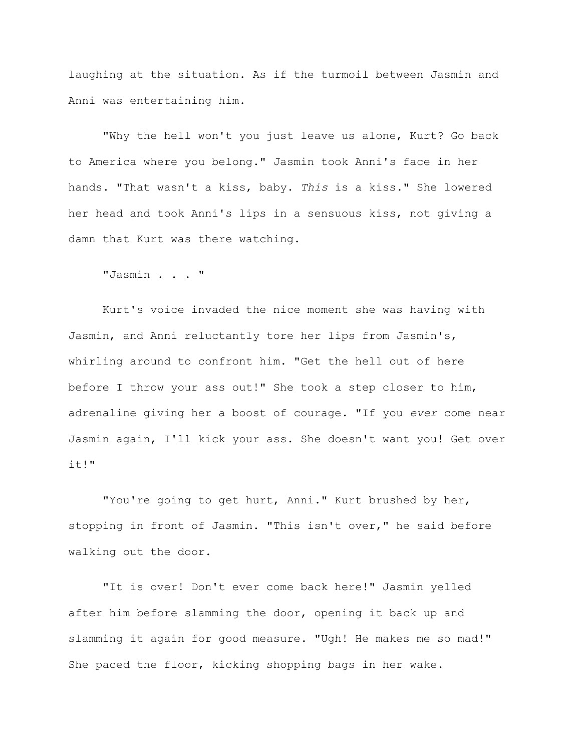laughing at the situation. As if the turmoil between Jasmin and Anni was entertaining him.

"Why the hell won't you just leave us alone, Kurt? Go back to America where you belong." Jasmin took Anni's face in her hands. "That wasn't a kiss, baby. *This* is a kiss." She lowered her head and took Anni's lips in a sensuous kiss, not giving a damn that Kurt was there watching.

"Jasmin . . . "

Kurt's voice invaded the nice moment she was having with Jasmin, and Anni reluctantly tore her lips from Jasmin's, whirling around to confront him. "Get the hell out of here before I throw your ass out!" She took a step closer to him, adrenaline giving her a boost of courage. "If you *ever* come near Jasmin again, I'll kick your ass. She doesn't want you! Get over it!"

"You're going to get hurt, Anni." Kurt brushed by her, stopping in front of Jasmin. "This isn't over," he said before walking out the door.

"It is over! Don't ever come back here!" Jasmin yelled after him before slamming the door, opening it back up and slamming it again for good measure. "Ugh! He makes me so mad!" She paced the floor, kicking shopping bags in her wake.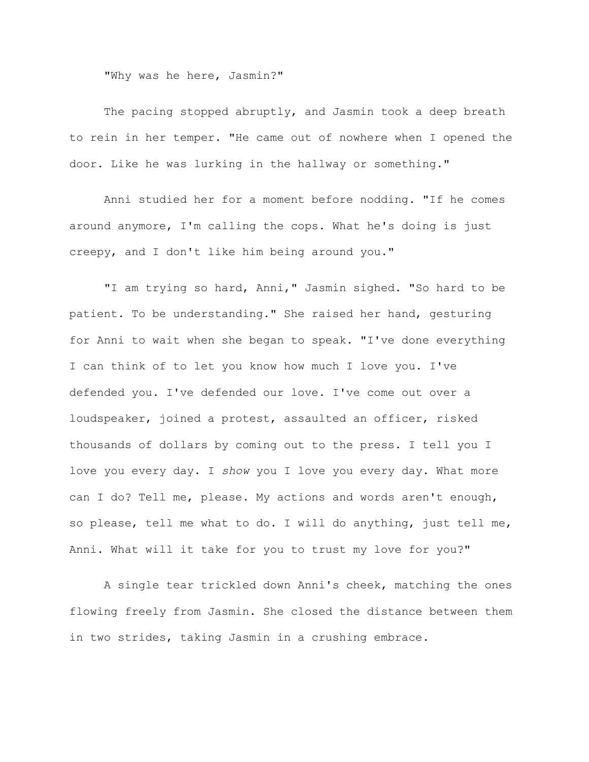"Why was he here, Jasmin?"

The pacing stopped abruptly, and Jasmin took a deep breath to rein in her temper. "He came out of nowhere when I opened the door. Like he was lurking in the hallway or something."

Anni studied her for a moment before nodding. "If he comes around anymore, I'm calling the cops. What he's doing is just creepy, and I don't like him being around you."

"I am trying so hard, Anni," Jasmin sighed. "So hard to be patient. To be understanding." She raised her hand, gesturing for Anni to wait when she began to speak. "I've done everything I can think of to let you know how much I love you. I've defended you. I've defended our love. I've come out over a loudspeaker, joined a protest, assaulted an officer, risked thousands of dollars by coming out to the press. I tell you I love you every day. I *show* you I love you every day. What more can I do? Tell me, please. My actions and words aren't enough, so please, tell me what to do. I will do anything, just tell me, Anni. What will it take for you to trust my love for you?"

A single tear trickled down Anni's cheek, matching the ones flowing freely from Jasmin. She closed the distance between them in two strides, taking Jasmin in a crushing embrace.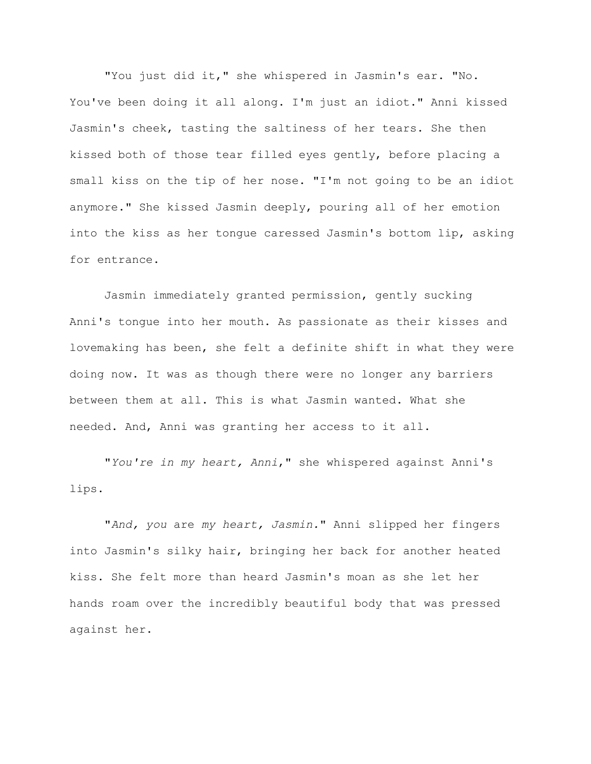"You just did it," she whispered in Jasmin's ear. "No. You've been doing it all along. I'm just an idiot." Anni kissed Jasmin's cheek, tasting the saltiness of her tears. She then kissed both of those tear filled eyes gently, before placing a small kiss on the tip of her nose. "I'm not going to be an idiot anymore." She kissed Jasmin deeply, pouring all of her emotion into the kiss as her tongue caressed Jasmin's bottom lip, asking for entrance.

Jasmin immediately granted permission, gently sucking Anni's tongue into her mouth. As passionate as their kisses and lovemaking has been, she felt a definite shift in what they were doing now. It was as though there were no longer any barriers between them at all. This is what Jasmin wanted. What she needed. And, Anni was granting her access to it all.

"*You're in my heart, Anni*," she whispered against Anni's lips.

"*And, you* are *my heart, Jasmin.*" Anni slipped her fingers into Jasmin's silky hair, bringing her back for another heated kiss. She felt more than heard Jasmin's moan as she let her hands roam over the incredibly beautiful body that was pressed against her.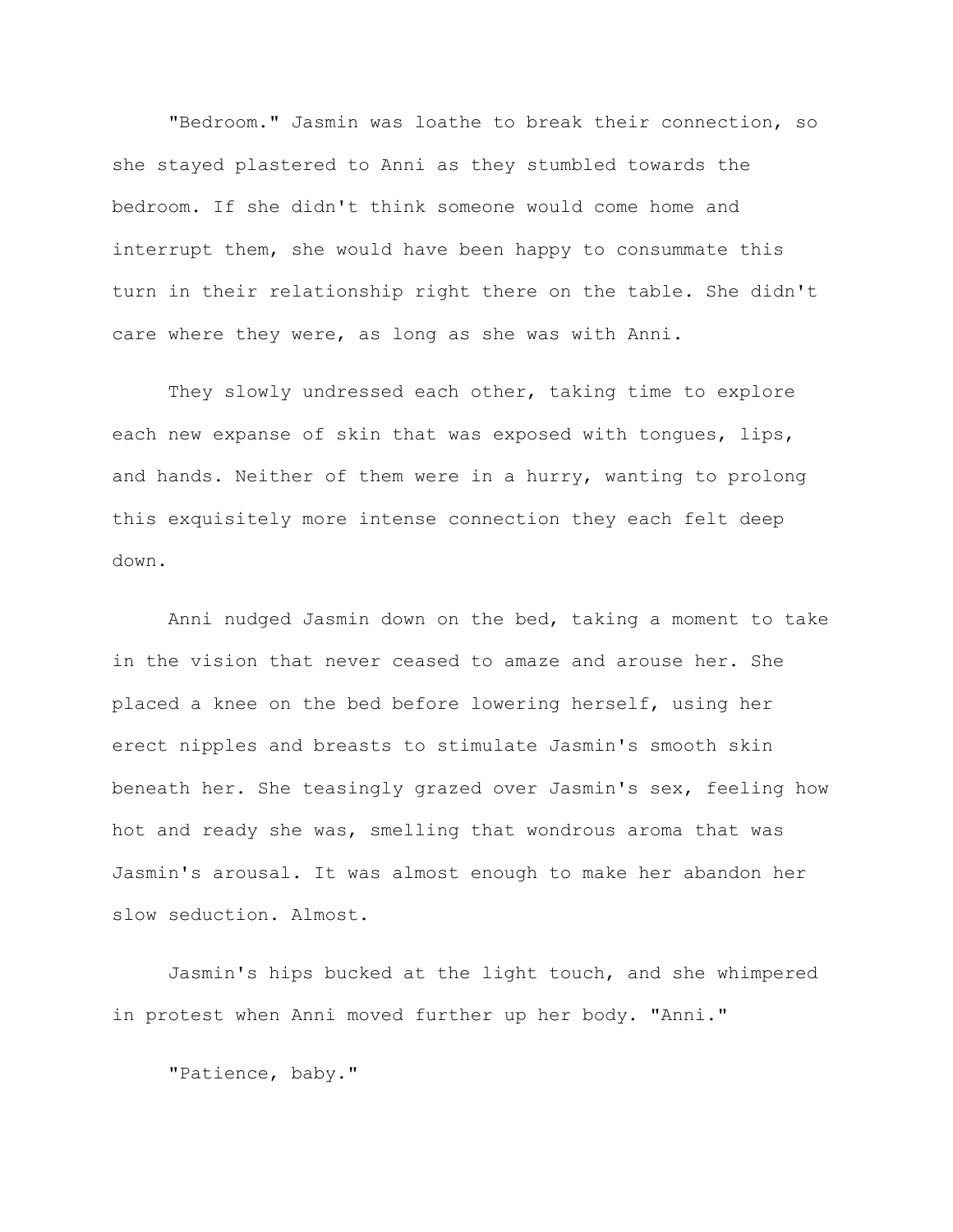"Bedroom." Jasmin was loathe to break their connection, so she stayed plastered to Anni as they stumbled towards the bedroom. If she didn't think someone would come home and interrupt them, she would have been happy to consummate this turn in their relationship right there on the table. She didn't care where they were, as long as she was with Anni.

They slowly undressed each other, taking time to explore each new expanse of skin that was exposed with tongues, lips, and hands. Neither of them were in a hurry, wanting to prolong this exquisitely more intense connection they each felt deep down.

Anni nudged Jasmin down on the bed, taking a moment to take in the vision that never ceased to amaze and arouse her. She placed a knee on the bed before lowering herself, using her erect nipples and breasts to stimulate Jasmin's smooth skin beneath her. She teasingly grazed over Jasmin's sex, feeling how hot and ready she was, smelling that wondrous aroma that was Jasmin's arousal. It was almost enough to make her abandon her slow seduction. Almost.

Jasmin's hips bucked at the light touch, and she whimpered in protest when Anni moved further up her body. "Anni."

"Patience, baby."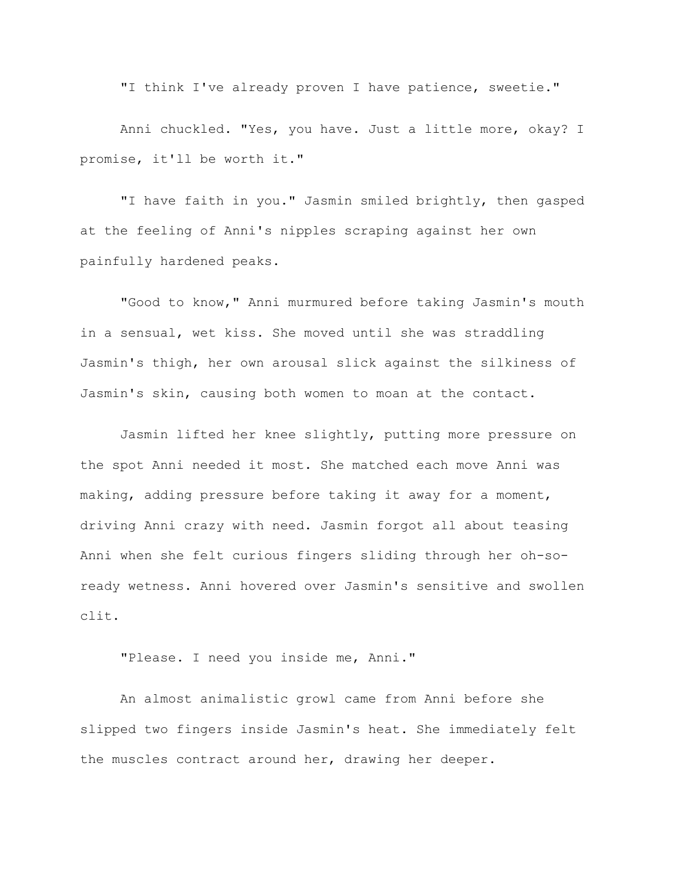"I think I've already proven I have patience, sweetie."

Anni chuckled. "Yes, you have. Just a little more, okay? I promise, it'll be worth it."

"I have faith in you." Jasmin smiled brightly, then gasped at the feeling of Anni's nipples scraping against her own painfully hardened peaks.

"Good to know," Anni murmured before taking Jasmin's mouth in a sensual, wet kiss. She moved until she was straddling Jasmin's thigh, her own arousal slick against the silkiness of Jasmin's skin, causing both women to moan at the contact.

Jasmin lifted her knee slightly, putting more pressure on the spot Anni needed it most. She matched each move Anni was making, adding pressure before taking it away for a moment, driving Anni crazy with need. Jasmin forgot all about teasing Anni when she felt curious fingers sliding through her oh-so-ready wetness. Anni hovered over Jasmin's sensitive and swollen clit.

"Please. I need you inside me, Anni."

An almost animalistic growl came from Anni before she slipped two fingers inside Jasmin's heat. She immediately felt the muscles contract around her, drawing her deeper.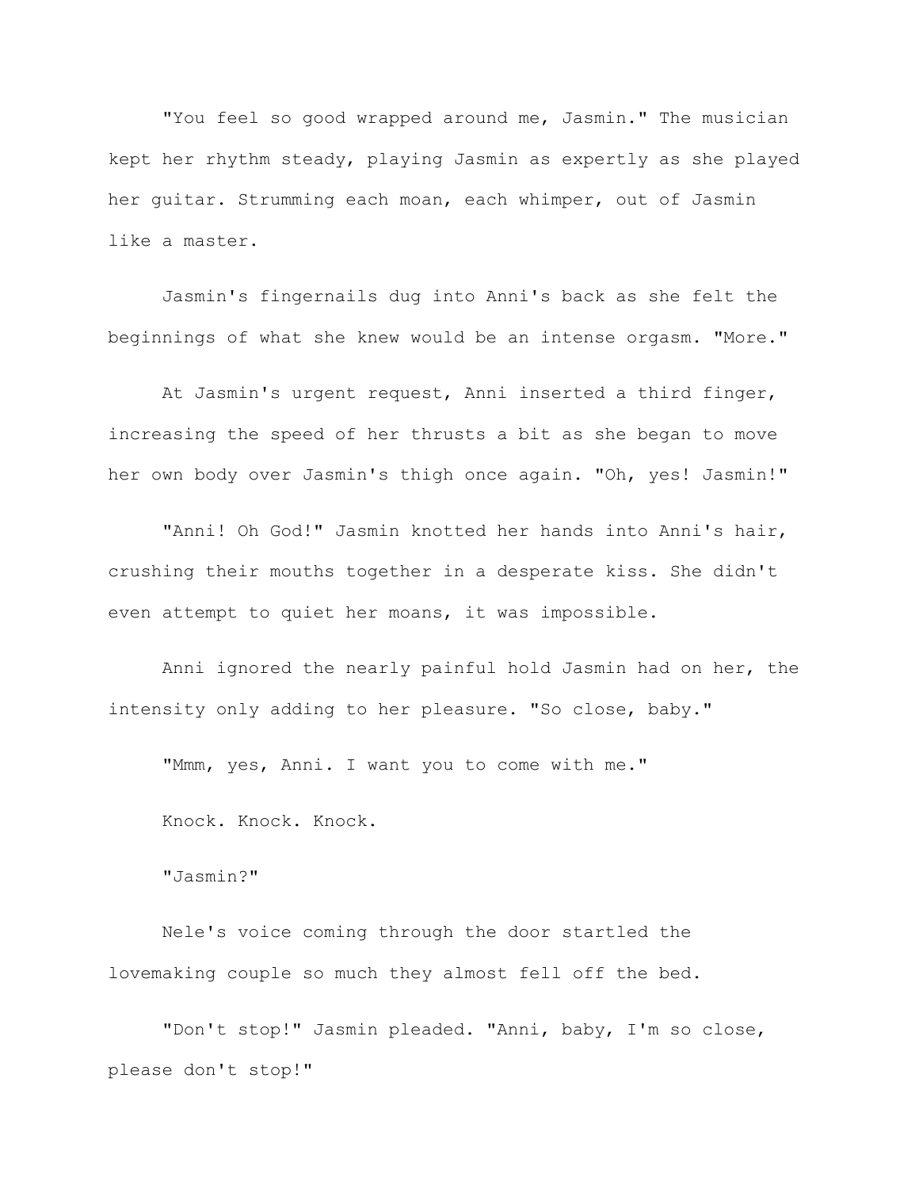"You feel so good wrapped around me, Jasmin." The musician kept her rhythm steady, playing Jasmin as expertly as she played her guitar. Strumming each moan, each whimper, out of Jasmin like a master.

Jasmin's fingernails dug into Anni's back as she felt the beginnings of what she knew would be an intense orgasm. "More."

At Jasmin's urgent request, Anni inserted a third finger, increasing the speed of her thrusts a bit as she began to move her own body over Jasmin's thigh once again. "Oh, yes! Jasmin!"

"Anni! Oh God!" Jasmin knotted her hands into Anni's hair, crushing their mouths together in a desperate kiss. She didn't even attempt to quiet her moans, it was impossible.

Anni ignored the nearly painful hold Jasmin had on her, the intensity only adding to her pleasure. "So close, baby."

"Mmm, yes, Anni. I want you to come with me."

Knock. Knock. Knock.

"Jasmin?"

Nele's voice coming through the door startled the lovemaking couple so much they almost fell off the bed.

"Don't stop!" Jasmin pleaded. "Anni, baby, I'm so close, please don't stop!"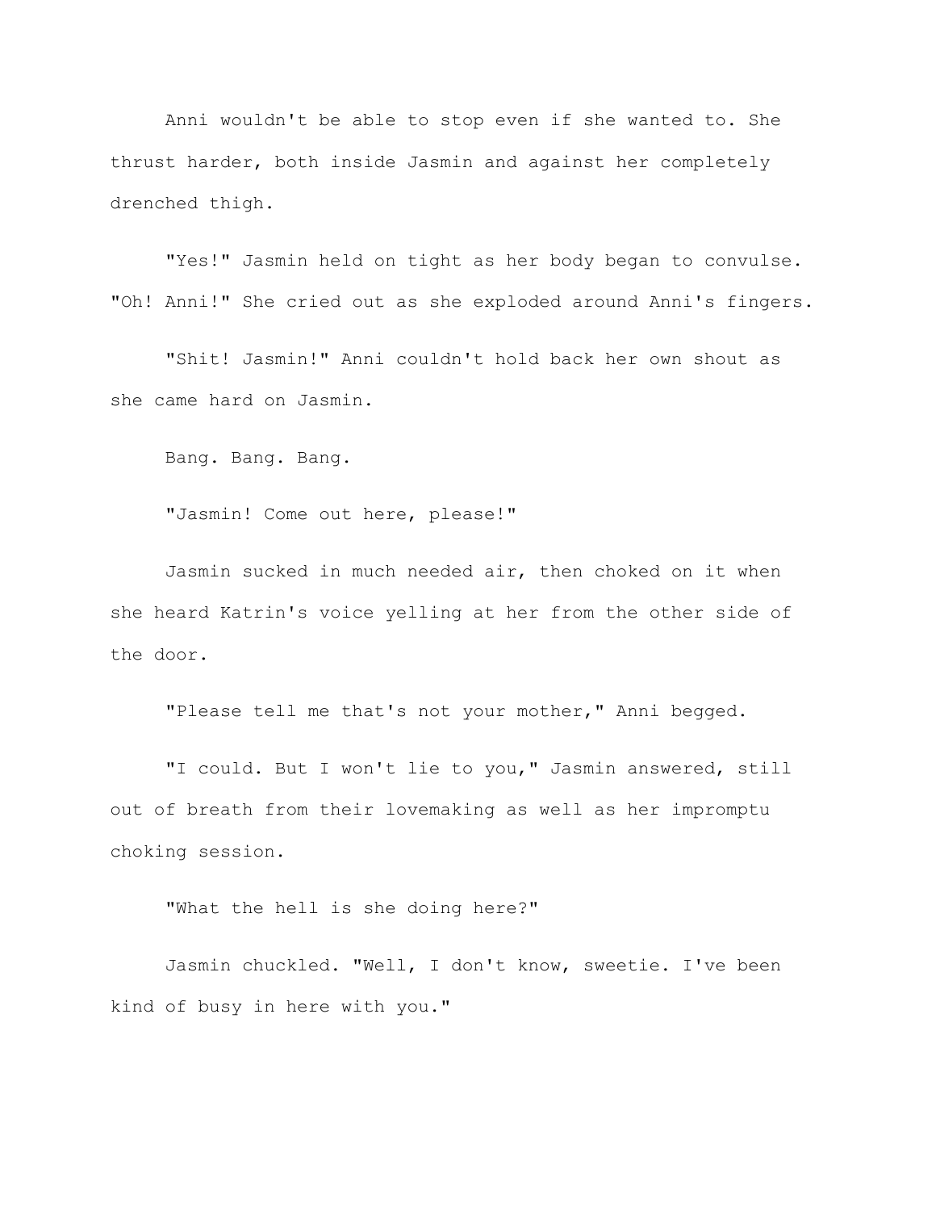Anni wouldn't be able to stop even if she wanted to. She thrust harder, both inside Jasmin and against her completely drenched thigh.

"Yes!" Jasmin held on tight as her body began to convulse. "Oh! Anni!" She cried out as she exploded around Anni's fingers.

"Shit! Jasmin!" Anni couldn't hold back her own shout as she came hard on Jasmin.

Bang. Bang. Bang.

"Jasmin! Come out here, please!"

Jasmin sucked in much needed air, then choked on it when she heard Katrin's voice yelling at her from the other side of the door.

"Please tell me that's not your mother," Anni begged.

"I could. But I won't lie to you," Jasmin answered, still out of breath from their lovemaking as well as her impromptu choking session.

"What the hell is she doing here?"

Jasmin chuckled. "Well, I don't know, sweetie. I've been kind of busy in here with you."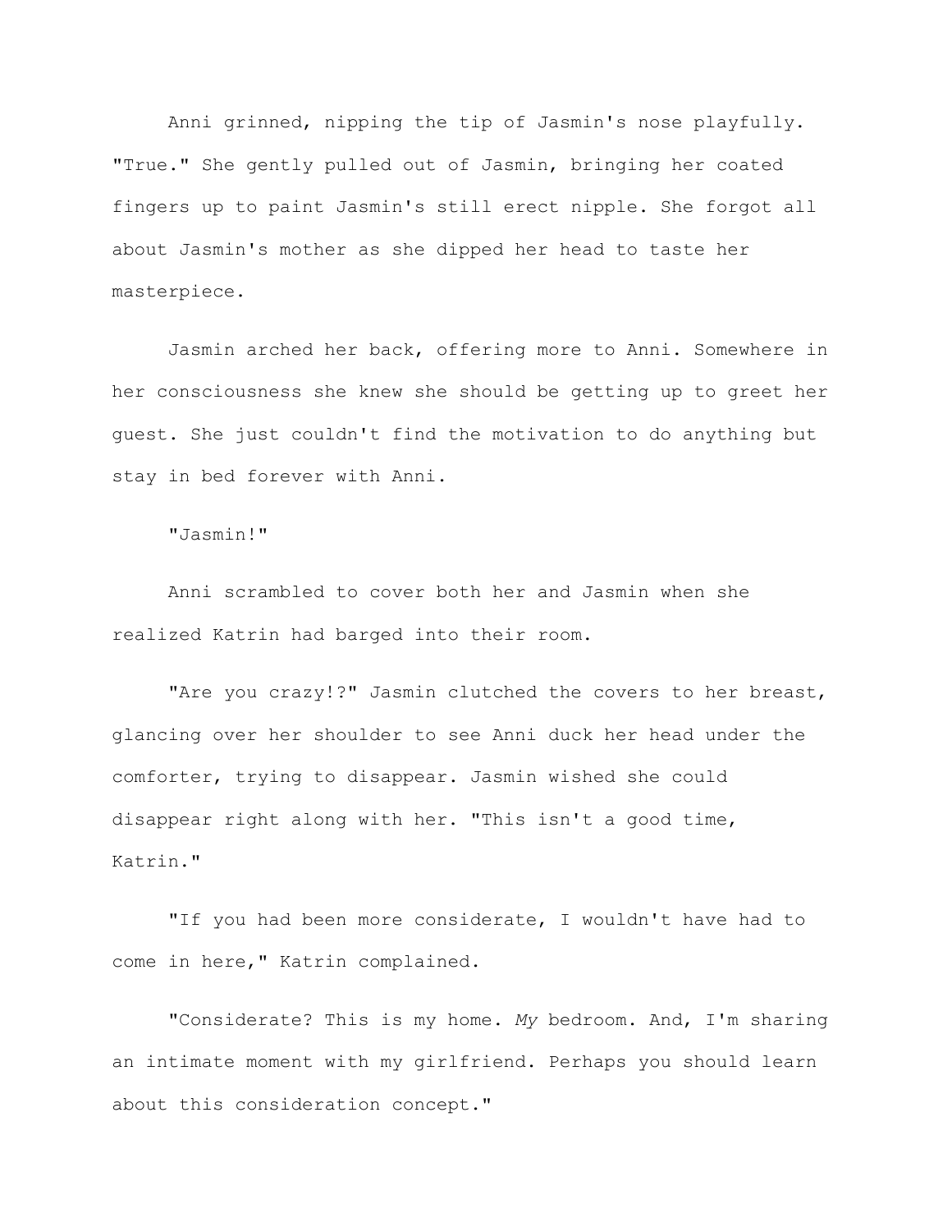Anni grinned, nipping the tip of Jasmin's nose playfully. "True." She gently pulled out of Jasmin, bringing her coated fingers up to paint Jasmin's still erect nipple. She forgot all about Jasmin's mother as she dipped her head to taste her masterpiece.

Jasmin arched her back, offering more to Anni. Somewhere in her consciousness she knew she should be getting up to greet her guest. She just couldn't find the motivation to do anything but stay in bed forever with Anni.

"Jasmin!"

Anni scrambled to cover both her and Jasmin when she realized Katrin had barged into their room.

"Are you crazy!?" Jasmin clutched the covers to her breast, glancing over her shoulder to see Anni duck her head under the comforter, trying to disappear. Jasmin wished she could disappear right along with her. "This isn't a good time, Katrin."

"If you had been more considerate, I wouldn't have had to come in here," Katrin complained.

"Considerate? This is my home. *My* bedroom. And, I'm sharing an intimate moment with my girlfriend. Perhaps you should learn about this consideration concept."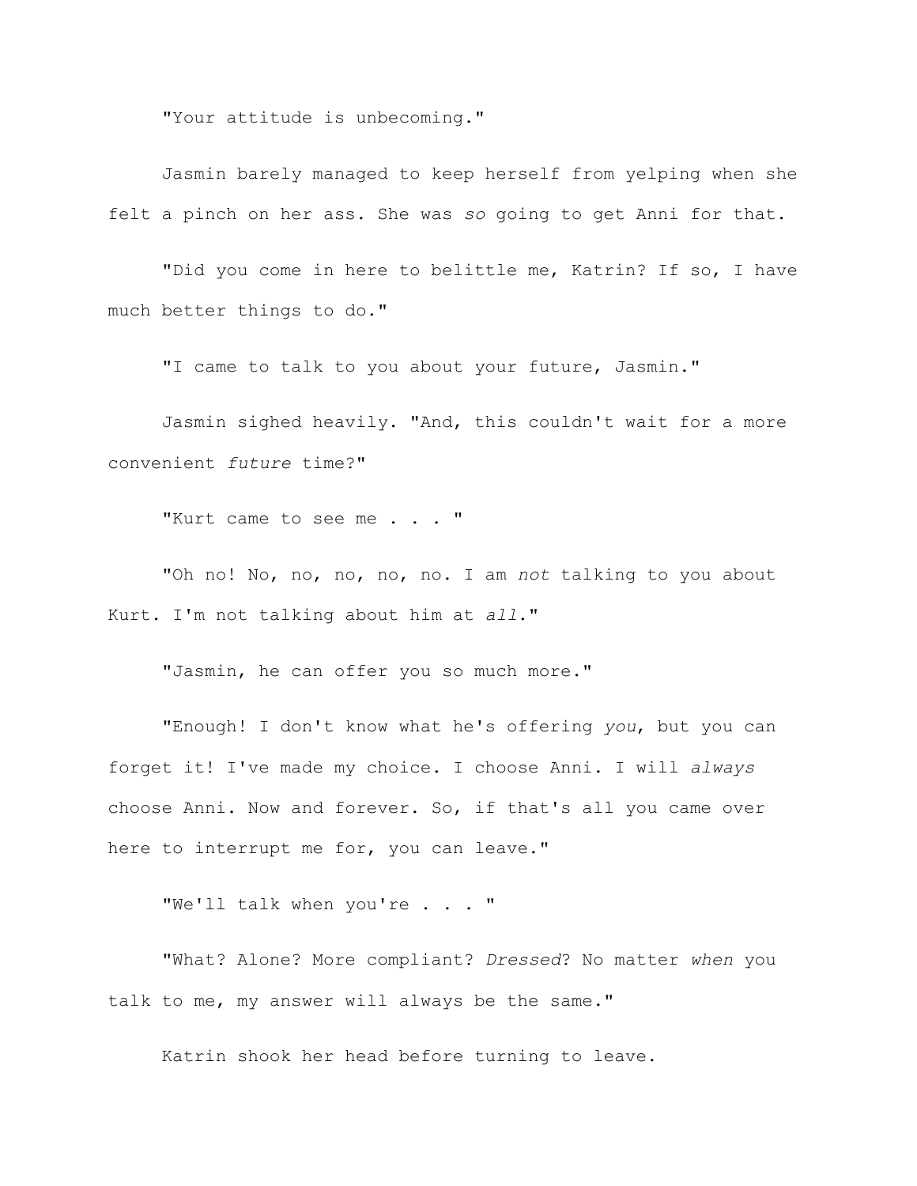"Your attitude is unbecoming."

Jasmin barely managed to keep herself from yelping when she felt a pinch on her ass. She was *so* going to get Anni for that.

"Did you come in here to belittle me, Katrin? If so, I have much better things to do."

"I came to talk to you about your future, Jasmin."

Jasmin sighed heavily. "And, this couldn't wait for a more convenient *future* time?"

"Kurt came to see me . . . "

"Oh no! No, no, no, no, no. I am *not* talking to you about Kurt. I'm not talking about him at *all*."

"Jasmin, he can offer you so much more."

"Enough! I don't know what he's offering *you*, but you can forget it! I've made my choice. I choose Anni. I will *always* choose Anni. Now and forever. So, if that's all you came over here to interrupt me for, you can leave."

"We'll talk when you're . . . "

"What? Alone? More compliant? *Dressed*? No matter *when* you talk to me, my answer will always be the same."

Katrin shook her head before turning to leave.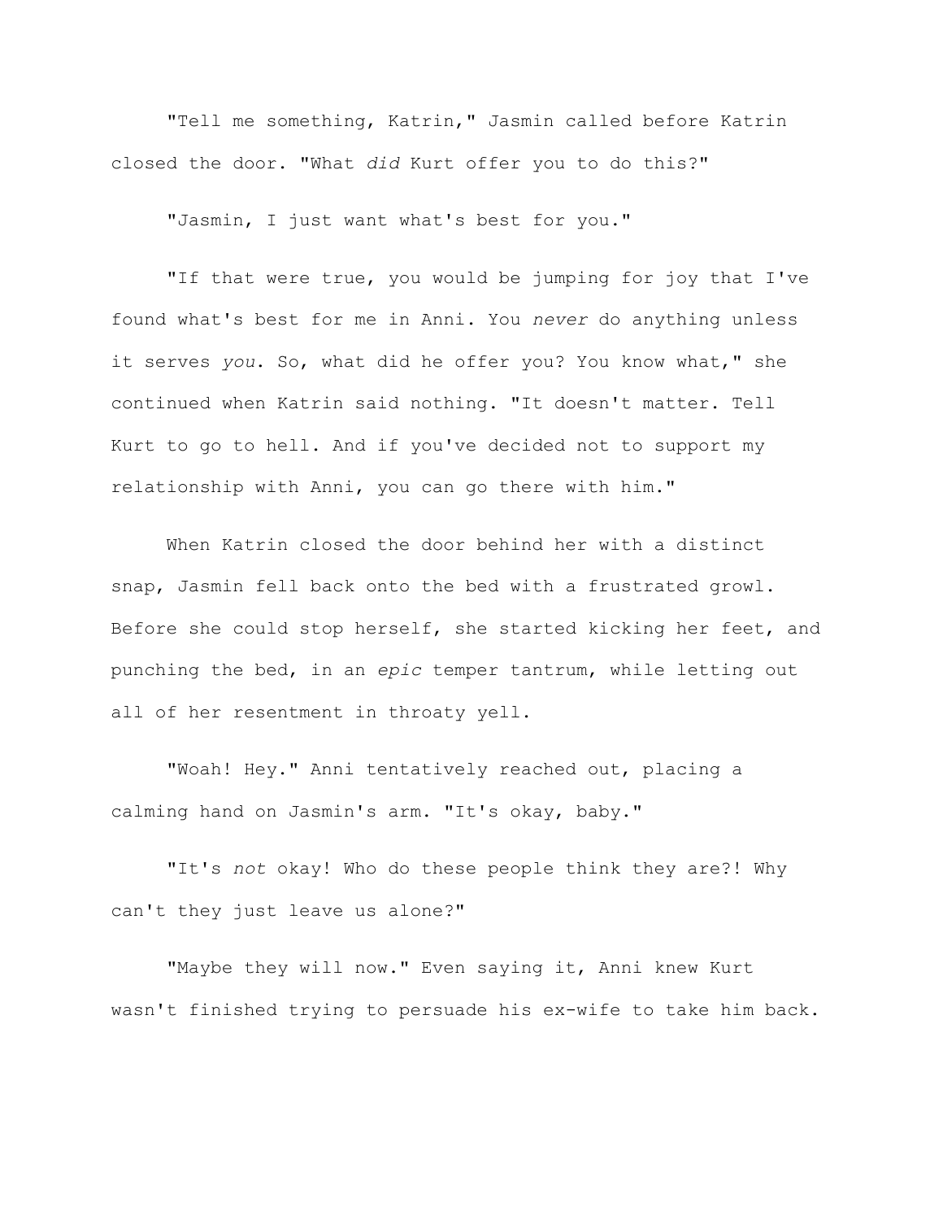"Tell me something, Katrin," Jasmin called before Katrin closed the door. "What *did* Kurt offer you to do this?"

"Jasmin, I just want what's best for you."

"If that were true, you would be jumping for joy that I've found what's best for me in Anni. You *never* do anything unless it serves *you*. So, what did he offer you? You know what," she continued when Katrin said nothing. "It doesn't matter. Tell Kurt to go to hell. And if you've decided not to support my relationship with Anni, you can go there with him."

When Katrin closed the door behind her with a distinct snap, Jasmin fell back onto the bed with a frustrated growl. Before she could stop herself, she started kicking her feet, and punching the bed, in an *epic* temper tantrum, while letting out all of her resentment in throaty yell.

"Woah! Hey." Anni tentatively reached out, placing a calming hand on Jasmin's arm. "It's okay, baby."

"It's *not* okay! Who do these people think they are?! Why can't they just leave us alone?"

"Maybe they will now." Even saying it, Anni knew Kurt wasn't finished trying to persuade his ex-wife to take him back.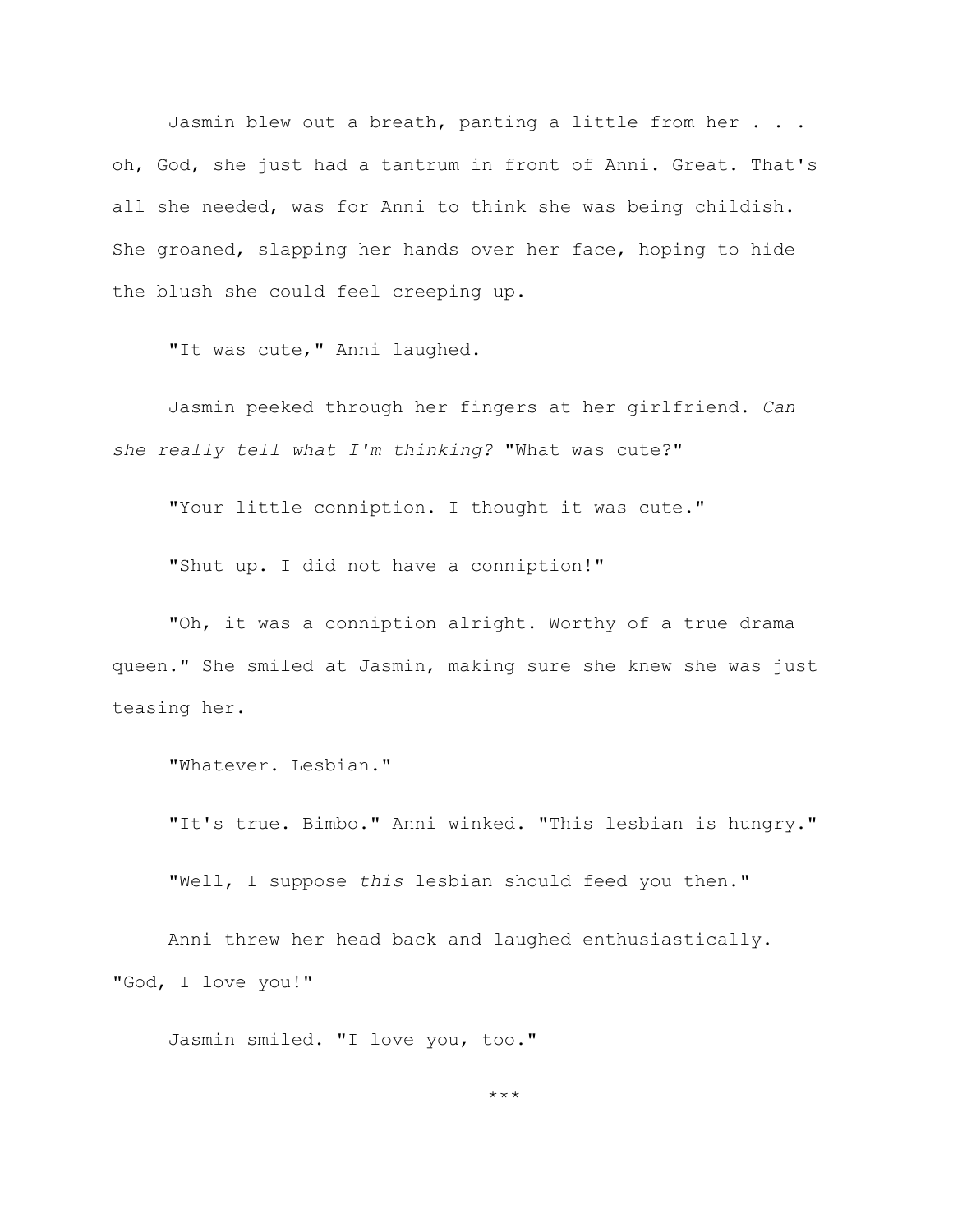Jasmin blew out a breath, panting a little from her . . . oh, God, she just had a tantrum in front of Anni. Great. That's all she needed, was for Anni to think she was being childish. She groaned, slapping her hands over her face, hoping to hide the blush she could feel creeping up.

"It was cute," Anni laughed.

Jasmin peeked through her fingers at her girlfriend. *Can she really tell what I'm thinking?* "What was cute?"

"Your little conniption. I thought it was cute."

"Shut up. I did not have a conniption!"

"Oh, it was a conniption alright. Worthy of a true drama queen." She smiled at Jasmin, making sure she knew she was just teasing her.

"Whatever. Lesbian."

"It's true. Bimbo." Anni winked. "This lesbian is hungry."

"Well, I suppose *this* lesbian should feed you then."

Anni threw her head back and laughed enthusiastically. "God, I love you!"

Jasmin smiled. "I love you, too."

***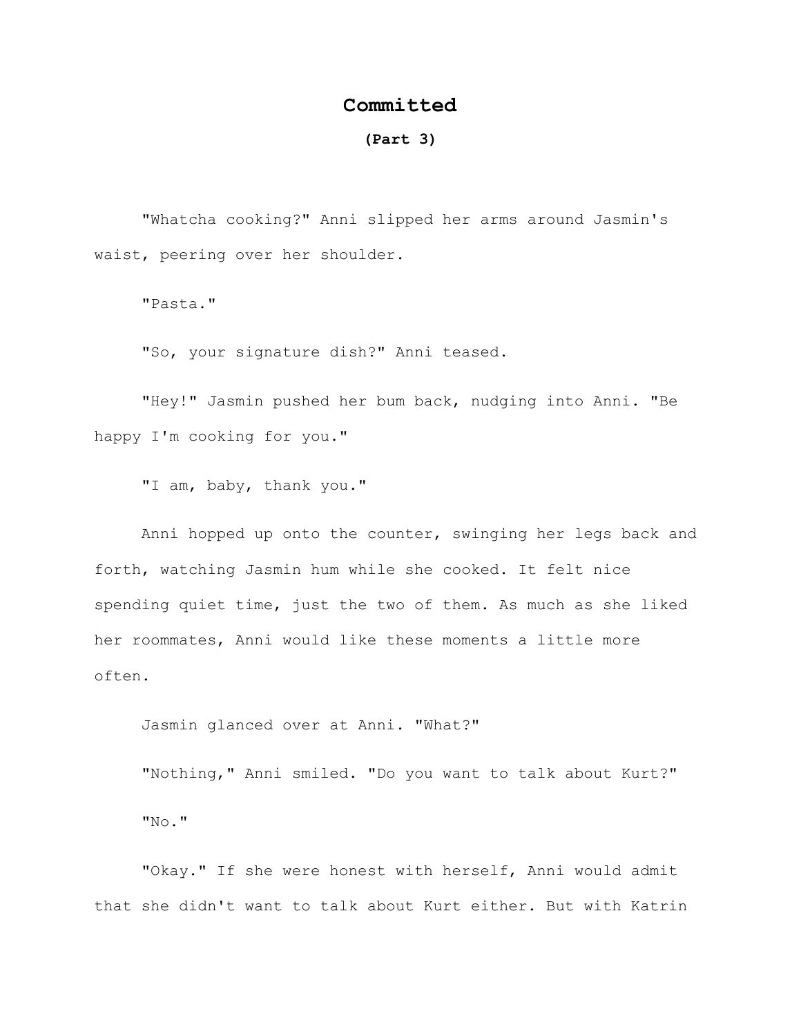# Committed

**(Part 3)**

"Whatcha cooking?" Anni slipped her arms around Jasmin's waist, peering over her shoulder.

"Pasta."

"So, your signature dish?" Anni teased.

"Hey!" Jasmin pushed her bum back, nudging into Anni. "Be happy I'm cooking for you."

"I am, baby, thank you."

Anni hopped up onto the counter, swinging her legs back and forth, watching Jasmin hum while she cooked. It felt nice spending quiet time, just the two of them. As much as she liked her roommates, Anni would like these moments a little more often.

Jasmin glanced over at Anni. "What?"

"Nothing," Anni smiled. "Do you want to talk about Kurt?"

"No."

"Okay." If she were honest with herself, Anni would admit that she didn't want to talk about Kurt either. But with Katrin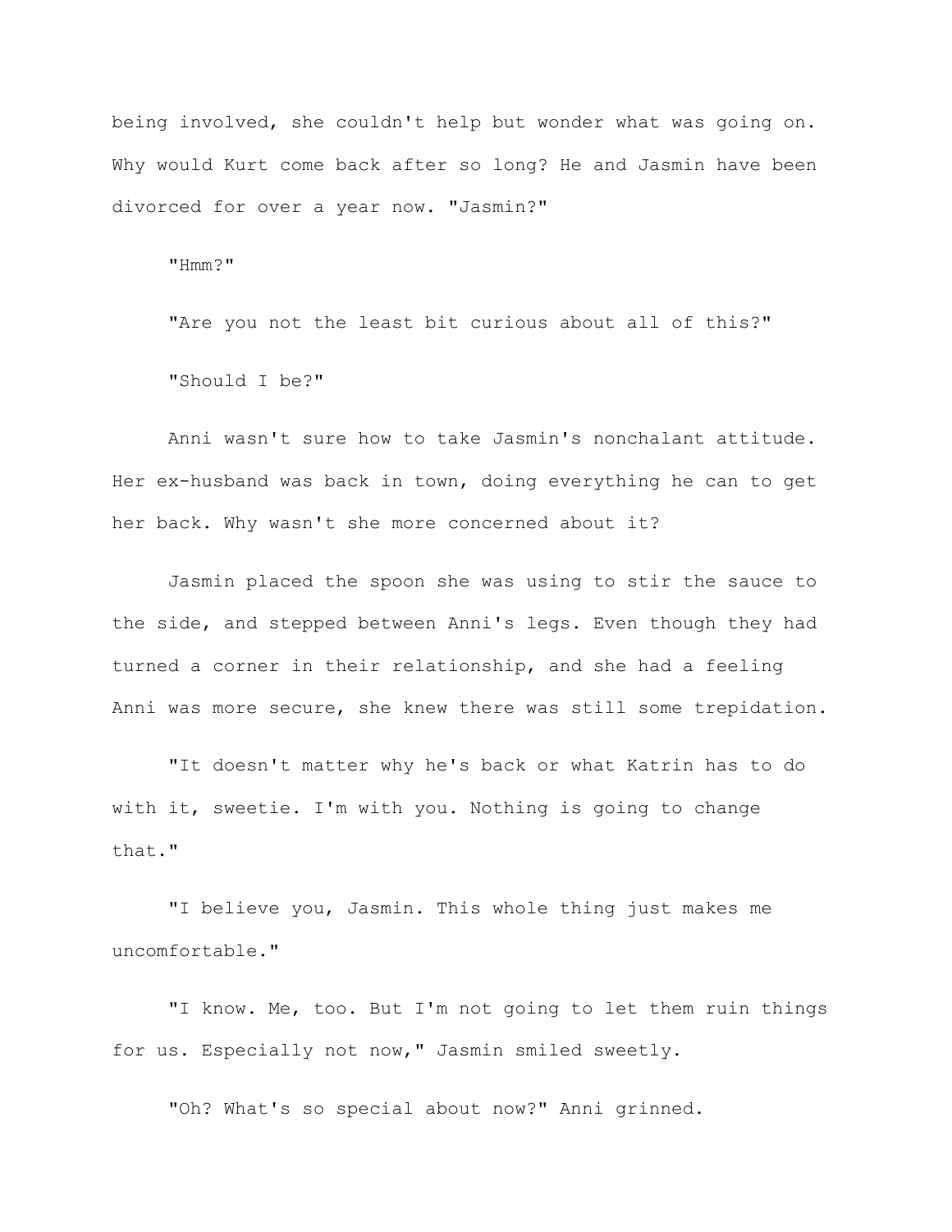being involved, she couldn't help but wonder what was going on. Why would Kurt come back after so long? He and Jasmin have been divorced for over a year now. "Jasmin?"

"Hmm?"

"Are you not the least bit curious about all of this?"

"Should I be?"

Anni wasn't sure how to take Jasmin's nonchalant attitude. Her ex-husband was back in town, doing everything he can to get her back. Why wasn't she more concerned about it?

Jasmin placed the spoon she was using to stir the sauce to the side, and stepped between Anni's legs. Even though they had turned a corner in their relationship, and she had a feeling Anni was more secure, she knew there was still some trepidation.

"It doesn't matter why he's back or what Katrin has to do with it, sweetie. I'm with you. Nothing is going to change that."

"I believe you, Jasmin. This whole thing just makes me uncomfortable."

"I know. Me, too. But I'm not going to let them ruin things for us. Especially not now," Jasmin smiled sweetly.

"Oh? What's so special about now?" Anni grinned.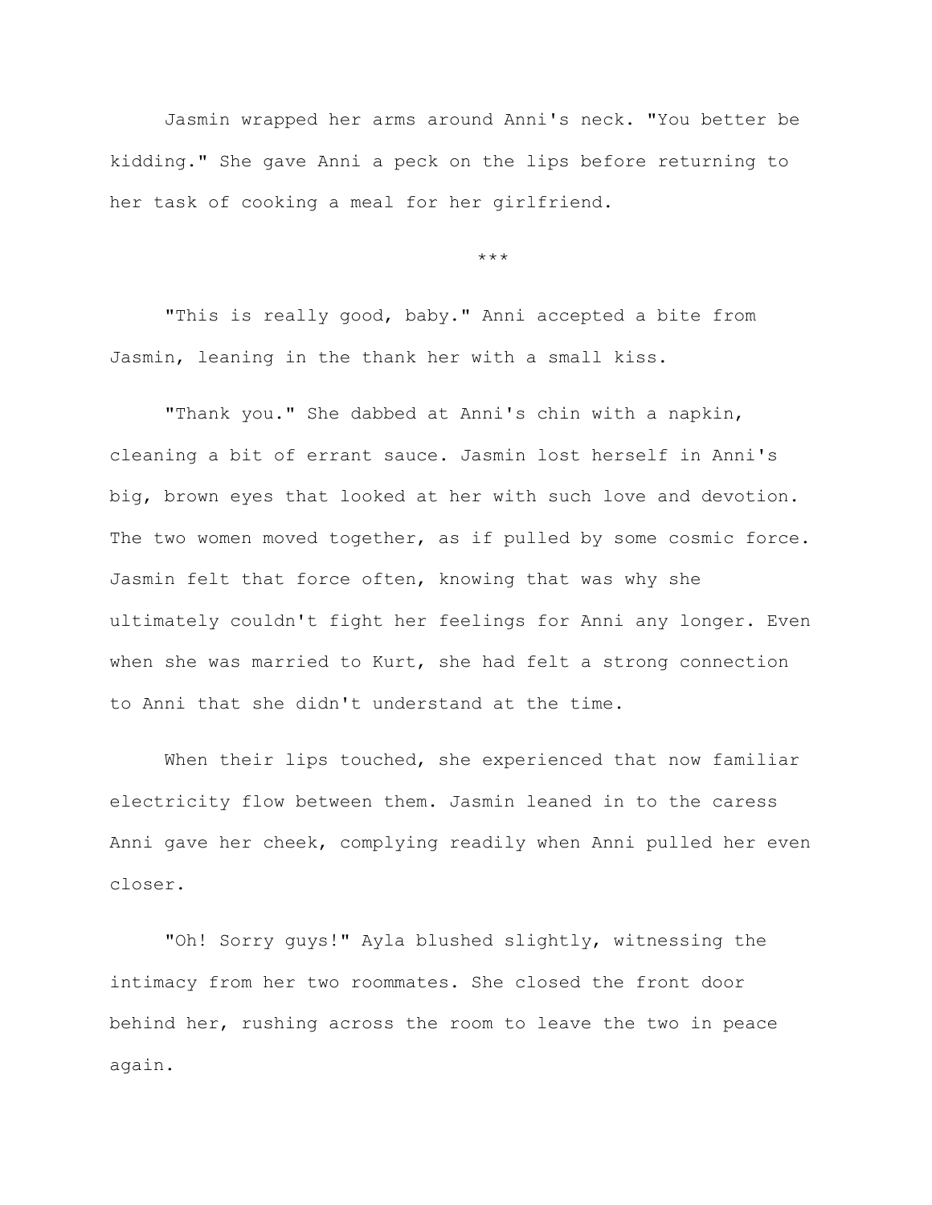Jasmin wrapped her arms around Anni's neck. "You better be kidding." She gave Anni a peck on the lips before returning to her task of cooking a meal for her girlfriend.

***

"This is really good, baby." Anni accepted a bite from Jasmin, leaning in the thank her with a small kiss.

"Thank you." She dabbed at Anni's chin with a napkin, cleaning a bit of errant sauce. Jasmin lost herself in Anni's big, brown eyes that looked at her with such love and devotion. The two women moved together, as if pulled by some cosmic force. Jasmin felt that force often, knowing that was why she ultimately couldn't fight her feelings for Anni any longer. Even when she was married to Kurt, she had felt a strong connection to Anni that she didn't understand at the time.

When their lips touched, she experienced that now familiar electricity flow between them. Jasmin leaned in to the caress Anni gave her cheek, complying readily when Anni pulled her even closer.

"Oh! Sorry guys!" Ayla blushed slightly, witnessing the intimacy from her two roommates. She closed the front door behind her, rushing across the room to leave the two in peace again.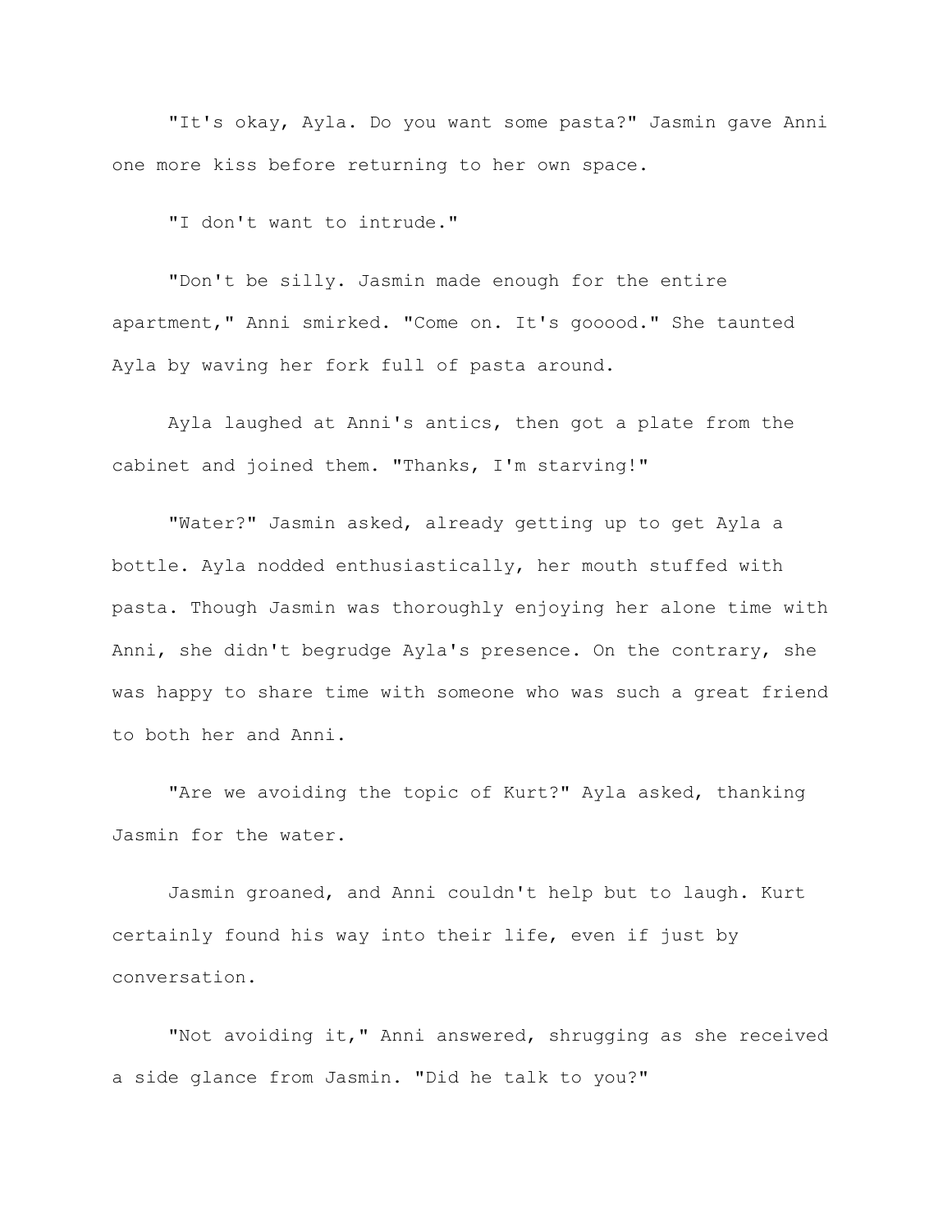"It's okay, Ayla. Do you want some pasta?" Jasmin gave Anni one more kiss before returning to her own space.

"I don't want to intrude."

"Don't be silly. Jasmin made enough for the entire apartment," Anni smirked. "Come on. It's gooood." She taunted Ayla by waving her fork full of pasta around.

Ayla laughed at Anni's antics, then got a plate from the cabinet and joined them. "Thanks, I'm starving!"

"Water?" Jasmin asked, already getting up to get Ayla a bottle. Ayla nodded enthusiastically, her mouth stuffed with pasta. Though Jasmin was thoroughly enjoying her alone time with Anni, she didn't begrudge Ayla's presence. On the contrary, she was happy to share time with someone who was such a great friend to both her and Anni.

"Are we avoiding the topic of Kurt?" Ayla asked, thanking Jasmin for the water.

Jasmin groaned, and Anni couldn't help but to laugh. Kurt certainly found his way into their life, even if just by conversation.

"Not avoiding it," Anni answered, shrugging as she received a side glance from Jasmin. "Did he talk to you?"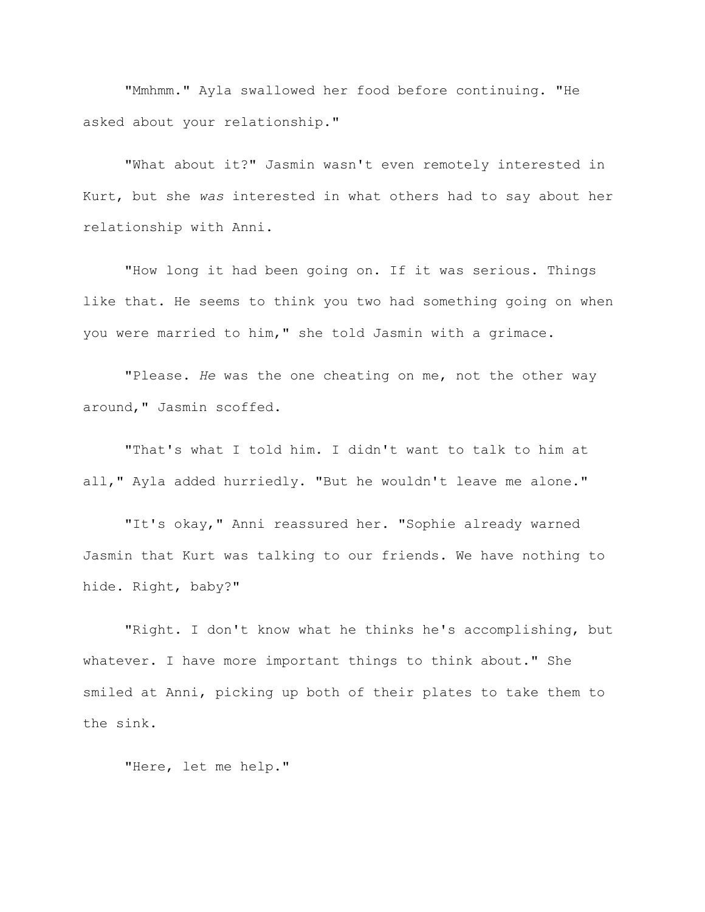"Mmhmm." Ayla swallowed her food before continuing. "He asked about your relationship."

"What about it?" Jasmin wasn't even remotely interested in Kurt, but she *was* interested in what others had to say about her relationship with Anni.

"How long it had been going on. If it was serious. Things like that. He seems to think you two had something going on when you were married to him," she told Jasmin with a grimace.

"Please. *He* was the one cheating on me, not the other way around," Jasmin scoffed.

"That's what I told him. I didn't want to talk to him at all," Ayla added hurriedly. "But he wouldn't leave me alone."

"It's okay," Anni reassured her. "Sophie already warned Jasmin that Kurt was talking to our friends. We have nothing to hide. Right, baby?"

"Right. I don't know what he thinks he's accomplishing, but whatever. I have more important things to think about." She smiled at Anni, picking up both of their plates to take them to the sink.

"Here, let me help."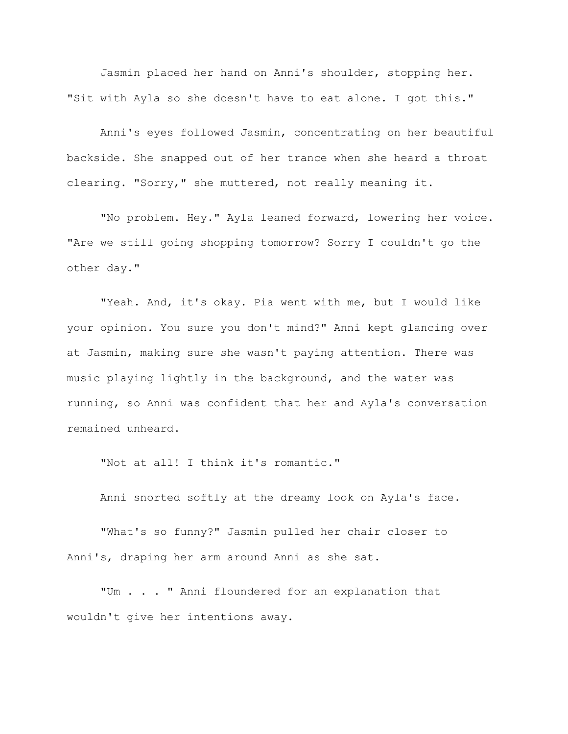Jasmin placed her hand on Anni's shoulder, stopping her. "Sit with Ayla so she doesn't have to eat alone. I got this."

Anni's eyes followed Jasmin, concentrating on her beautiful backside. She snapped out of her trance when she heard a throat clearing. "Sorry," she muttered, not really meaning it.

"No problem. Hey." Ayla leaned forward, lowering her voice. "Are we still going shopping tomorrow? Sorry I couldn't go the other day."

"Yeah. And, it's okay. Pia went with me, but I would like your opinion. You sure you don't mind?" Anni kept glancing over at Jasmin, making sure she wasn't paying attention. There was music playing lightly in the background, and the water was running, so Anni was confident that her and Ayla's conversation remained unheard.

"Not at all! I think it's romantic."

Anni snorted softly at the dreamy look on Ayla's face.

"What's so funny?" Jasmin pulled her chair closer to Anni's, draping her arm around Anni as she sat.

"Um . . . " Anni floundered for an explanation that wouldn't give her intentions away.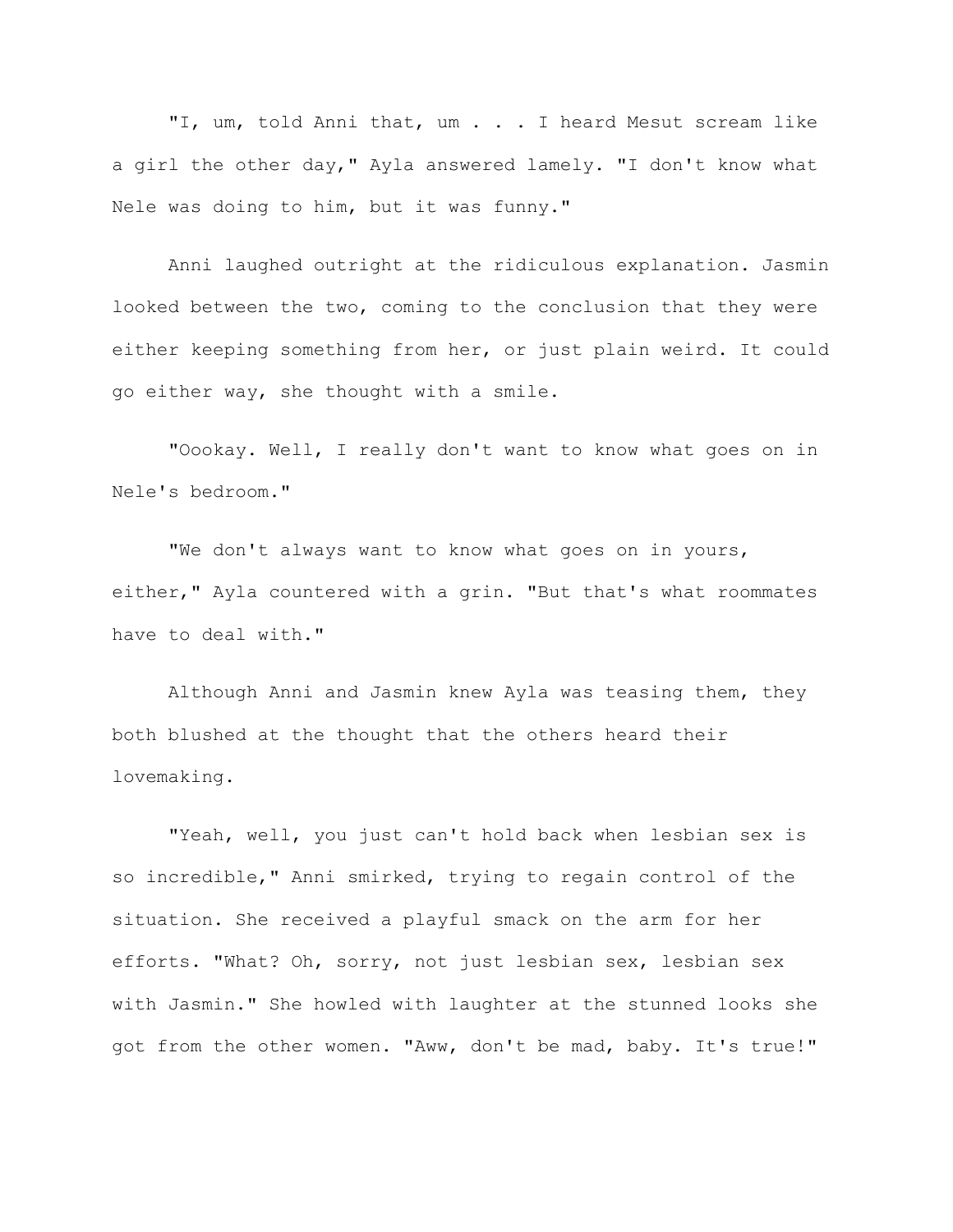"I, um, told Anni that, um . . . I heard Mesut scream like a girl the other day," Ayla answered lamely. "I don't know what Nele was doing to him, but it was funny."

Anni laughed outright at the ridiculous explanation. Jasmin looked between the two, coming to the conclusion that they were either keeping something from her, or just plain weird. It could go either way, she thought with a smile.

"Oookay. Well, I really don't want to know what goes on in Nele's bedroom."

"We don't always want to know what goes on in yours, either," Ayla countered with a grin. "But that's what roommates have to deal with."

Although Anni and Jasmin knew Ayla was teasing them, they both blushed at the thought that the others heard their lovemaking.

"Yeah, well, you just can't hold back when lesbian sex is so incredible," Anni smirked, trying to regain control of the situation. She received a playful smack on the arm for her efforts. "What? Oh, sorry, not just lesbian sex, lesbian sex with Jasmin." She howled with laughter at the stunned looks she got from the other women. "Aww, don't be mad, baby. It's true!"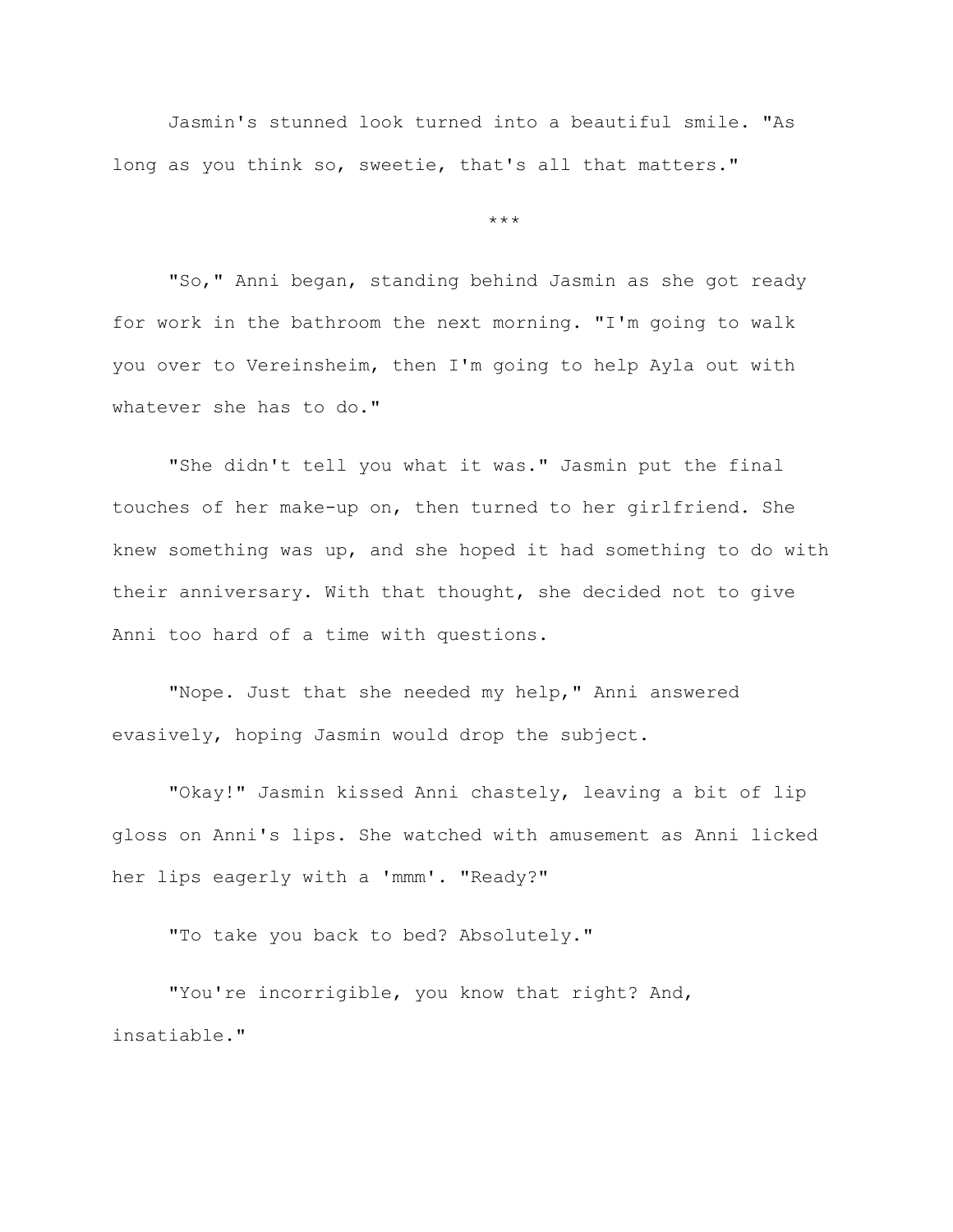Jasmin's stunned look turned into a beautiful smile. "As long as you think so, sweetie, that's all that matters."

***

"So," Anni began, standing behind Jasmin as she got ready for work in the bathroom the next morning. "I'm going to walk you over to Vereinsheim, then I'm going to help Ayla out with whatever she has to do."

"She didn't tell you what it was." Jasmin put the final touches of her make-up on, then turned to her girlfriend. She knew something was up, and she hoped it had something to do with their anniversary. With that thought, she decided not to give Anni too hard of a time with questions.

"Nope. Just that she needed my help," Anni answered evasively, hoping Jasmin would drop the subject.

"Okay!" Jasmin kissed Anni chastely, leaving a bit of lip gloss on Anni's lips. She watched with amusement as Anni licked her lips eagerly with a 'mmm'. "Ready?"

"To take you back to bed? Absolutely."

"You're incorrigible, you know that right? And, insatiable."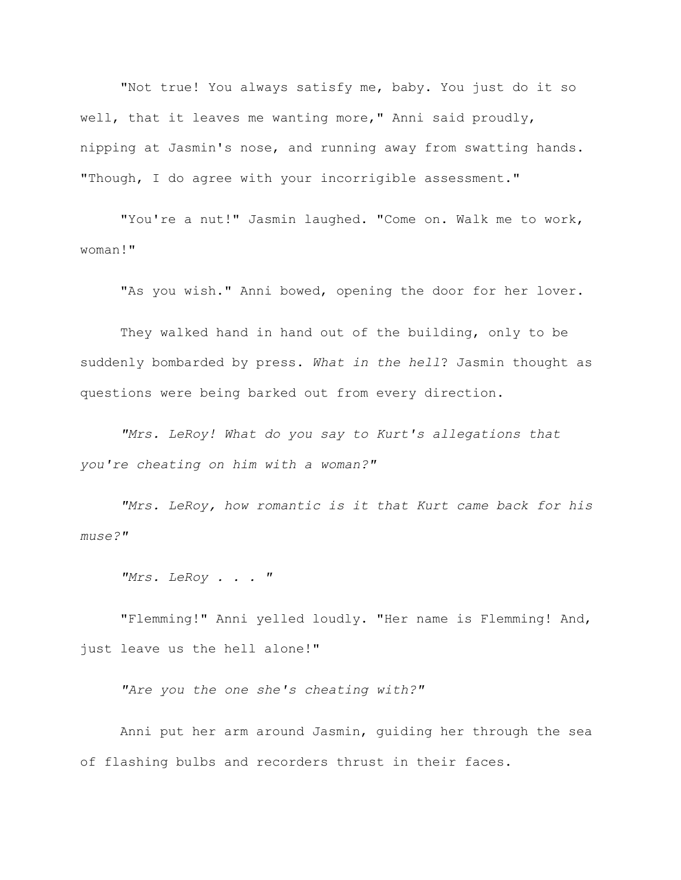"Not true! You always satisfy me, baby. You just do it so well, that it leaves me wanting more," Anni said proudly, nipping at Jasmin's nose, and running away from swatting hands. "Though, I do agree with your incorrigible assessment."

"You're a nut!" Jasmin laughed. "Come on. Walk me to work, woman!"

"As you wish." Anni bowed, opening the door for her lover.

They walked hand in hand out of the building, only to be suddenly bombarded by press. *What in the hell*? Jasmin thought as questions were being barked out from every direction.

*"Mrs. LeRoy! What do you say to Kurt's allegations that you're cheating on him with a woman?"*

*"Mrs. LeRoy, how romantic is it that Kurt came back for his muse?"*

*"Mrs. LeRoy . . . "*

"Flemming!" Anni yelled loudly. "Her name is Flemming! And, just leave us the hell alone!"

*"Are you the one she's cheating with?"*

Anni put her arm around Jasmin, guiding her through the sea of flashing bulbs and recorders thrust in their faces.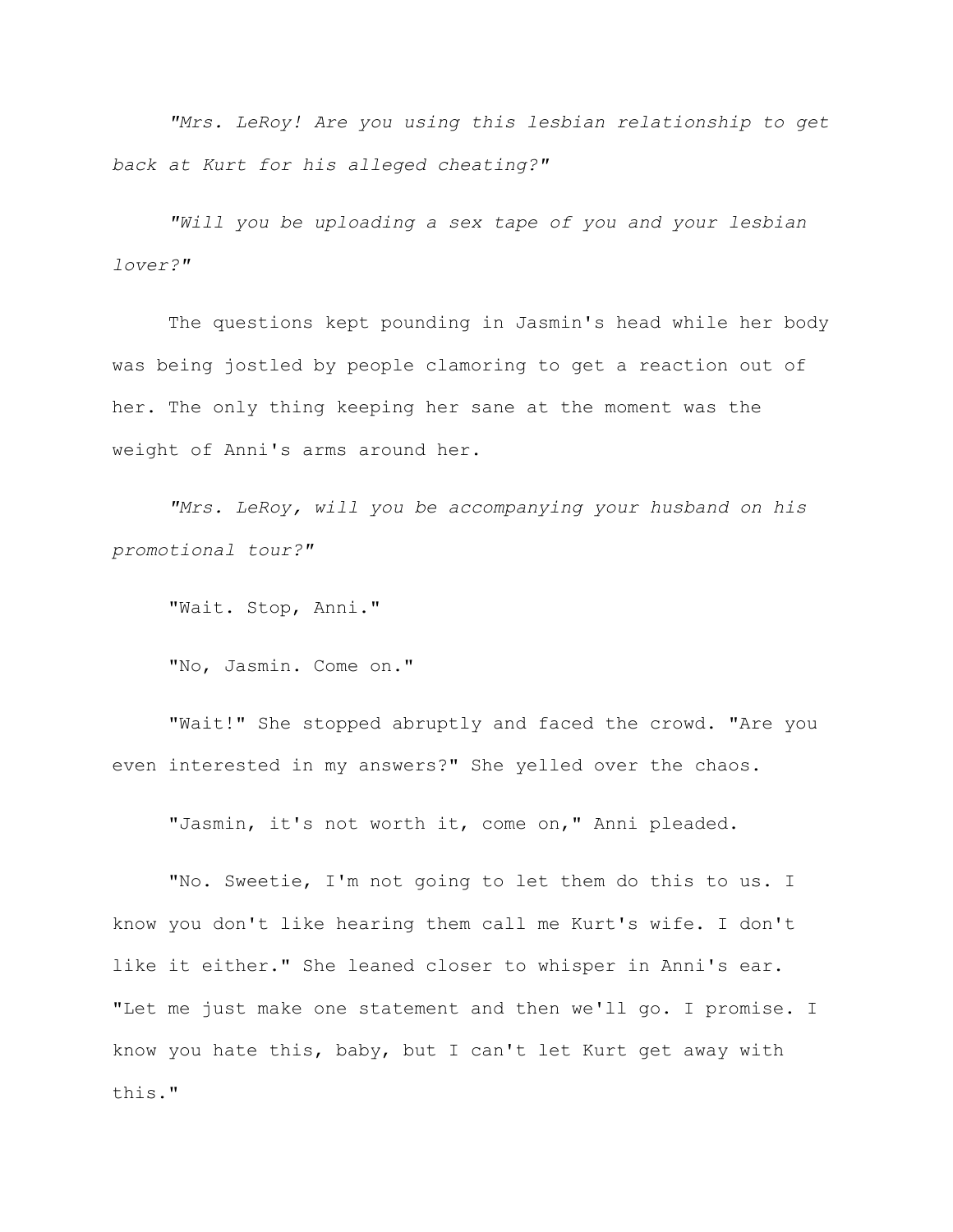*"Mrs. LeRoy! Are you using this lesbian relationship to get back at Kurt for his alleged cheating?"*

*"Will you be uploading a sex tape of you and your lesbian lover?"*

The questions kept pounding in Jasmin's head while her body was being jostled by people clamoring to get a reaction out of her. The only thing keeping her sane at the moment was the weight of Anni's arms around her.

*"Mrs. LeRoy, will you be accompanying your husband on his promotional tour?"*

"Wait. Stop, Anni."

"No, Jasmin. Come on."

"Wait!" She stopped abruptly and faced the crowd. "Are you even interested in my answers?" She yelled over the chaos.

"Jasmin, it's not worth it, come on," Anni pleaded.

"No. Sweetie, I'm not going to let them do this to us. I know you don't like hearing them call me Kurt's wife. I don't like it either." She leaned closer to whisper in Anni's ear. "Let me just make one statement and then we'll go. I promise. I know you hate this, baby, but I can't let Kurt get away with this."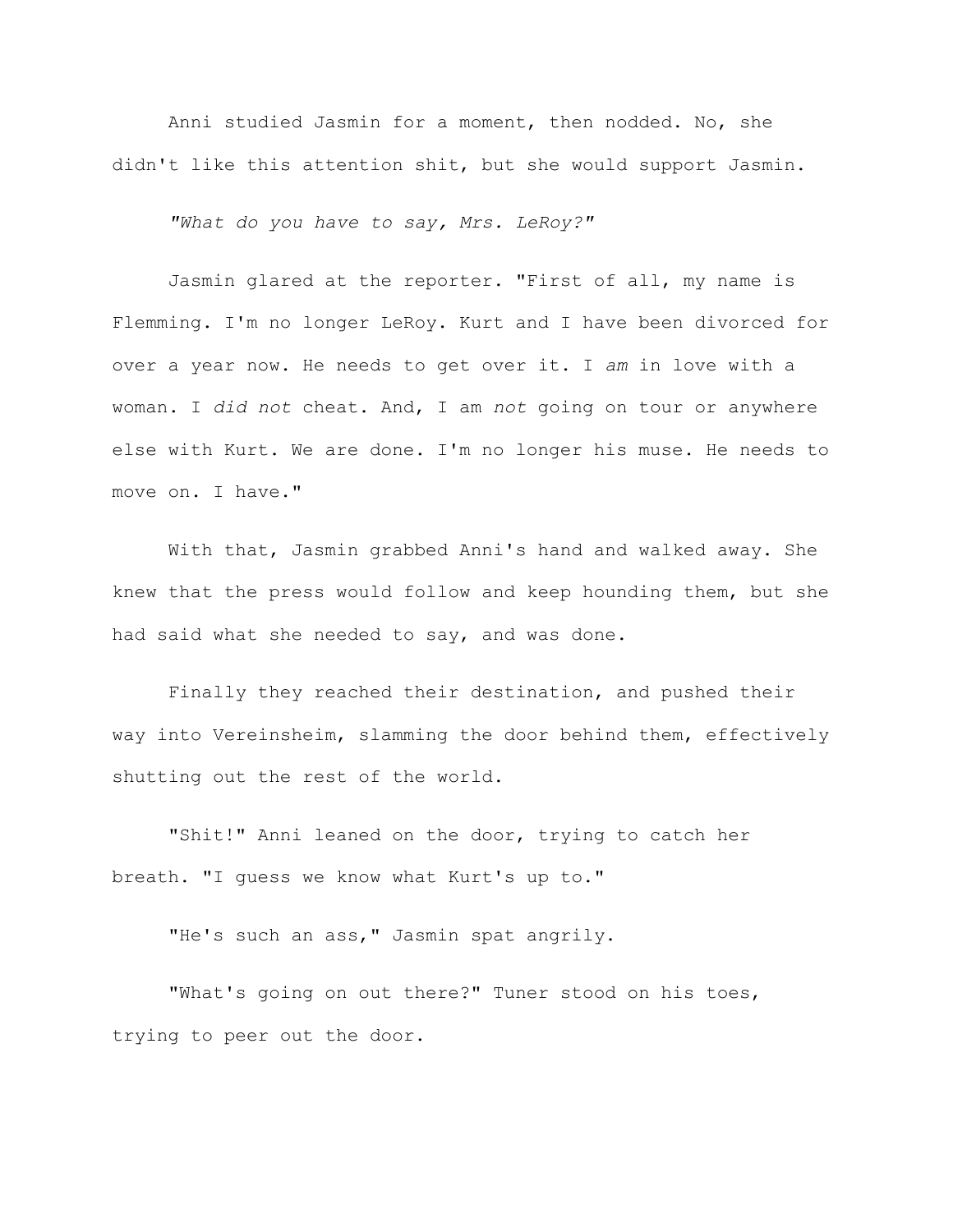Anni studied Jasmin for a moment, then nodded. No, she didn't like this attention shit, but she would support Jasmin.

*"What do you have to say, Mrs. LeRoy?"*

Jasmin glared at the reporter. "First of all, my name is Flemming. I'm no longer LeRoy. Kurt and I have been divorced for over a year now. He needs to get over it. I *am* in love with a woman. I *did not* cheat. And, I am *not* going on tour or anywhere else with Kurt. We are done. I'm no longer his muse. He needs to move on. I have."

With that, Jasmin grabbed Anni's hand and walked away. She knew that the press would follow and keep hounding them, but she had said what she needed to say, and was done.

Finally they reached their destination, and pushed their way into Vereinsheim, slamming the door behind them, effectively shutting out the rest of the world.

"Shit!" Anni leaned on the door, trying to catch her breath. "I guess we know what Kurt's up to."

"He's such an ass," Jasmin spat angrily.

"What's going on out there?" Tuner stood on his toes, trying to peer out the door.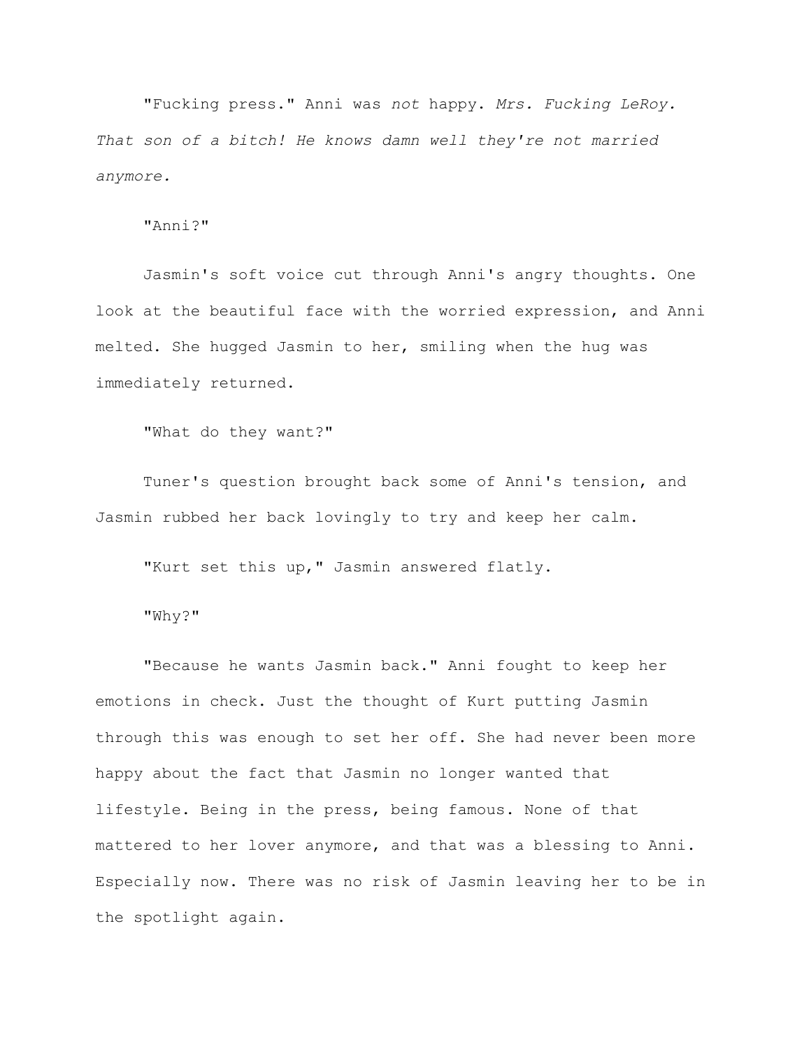"Fucking press." Anni was *not* happy. *Mrs. Fucking LeRoy. That son of a bitch! He knows damn well they're not married anymore.*

"Anni?"

Jasmin's soft voice cut through Anni's angry thoughts. One look at the beautiful face with the worried expression, and Anni melted. She hugged Jasmin to her, smiling when the hug was immediately returned.

"What do they want?"

Tuner's question brought back some of Anni's tension, and Jasmin rubbed her back lovingly to try and keep her calm.

"Kurt set this up," Jasmin answered flatly.

"Why?"

"Because he wants Jasmin back." Anni fought to keep her emotions in check. Just the thought of Kurt putting Jasmin through this was enough to set her off. She had never been more happy about the fact that Jasmin no longer wanted that lifestyle. Being in the press, being famous. None of that mattered to her lover anymore, and that was a blessing to Anni. Especially now. There was no risk of Jasmin leaving her to be in the spotlight again.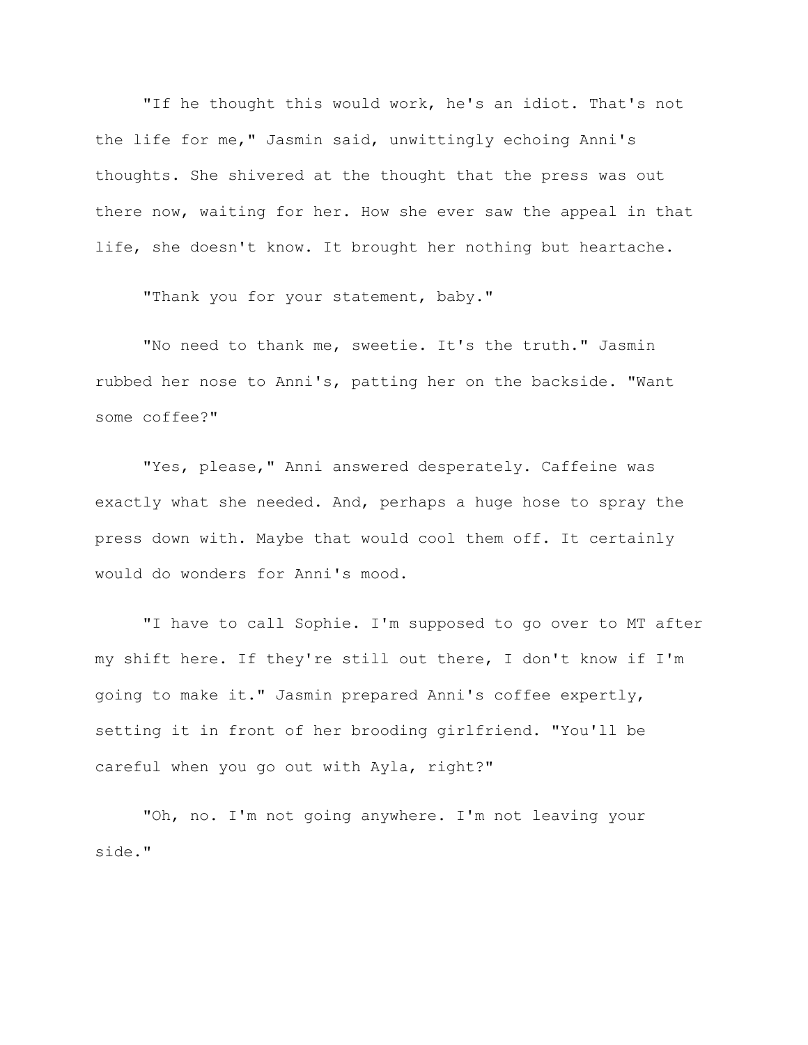"If he thought this would work, he's an idiot. That's not the life for me," Jasmin said, unwittingly echoing Anni's thoughts. She shivered at the thought that the press was out there now, waiting for her. How she ever saw the appeal in that life, she doesn't know. It brought her nothing but heartache.

"Thank you for your statement, baby."

"No need to thank me, sweetie. It's the truth." Jasmin rubbed her nose to Anni's, patting her on the backside. "Want some coffee?"

"Yes, please," Anni answered desperately. Caffeine was exactly what she needed. And, perhaps a huge hose to spray the press down with. Maybe that would cool them off. It certainly would do wonders for Anni's mood.

"I have to call Sophie. I'm supposed to go over to MT after my shift here. If they're still out there, I don't know if I'm going to make it." Jasmin prepared Anni's coffee expertly, setting it in front of her brooding girlfriend. "You'll be careful when you go out with Ayla, right?"

"Oh, no. I'm not going anywhere. I'm not leaving your side."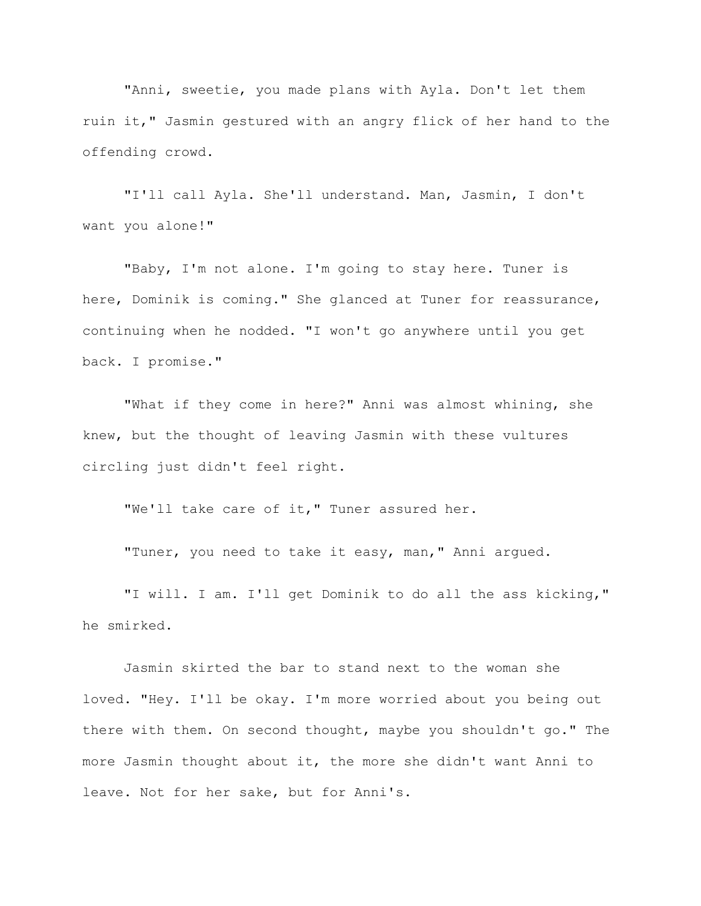"Anni, sweetie, you made plans with Ayla. Don't let them ruin it," Jasmin gestured with an angry flick of her hand to the offending crowd.

"I'll call Ayla. She'll understand. Man, Jasmin, I don't want you alone!"

"Baby, I'm not alone. I'm going to stay here. Tuner is here, Dominik is coming." She glanced at Tuner for reassurance, continuing when he nodded. "I won't go anywhere until you get back. I promise."

"What if they come in here?" Anni was almost whining, she knew, but the thought of leaving Jasmin with these vultures circling just didn't feel right.

"We'll take care of it," Tuner assured her.

"Tuner, you need to take it easy, man," Anni argued.

"I will. I am. I'll get Dominik to do all the ass kicking," he smirked.

Jasmin skirted the bar to stand next to the woman she loved. "Hey. I'll be okay. I'm more worried about you being out there with them. On second thought, maybe you shouldn't go." The more Jasmin thought about it, the more she didn't want Anni to leave. Not for her sake, but for Anni's.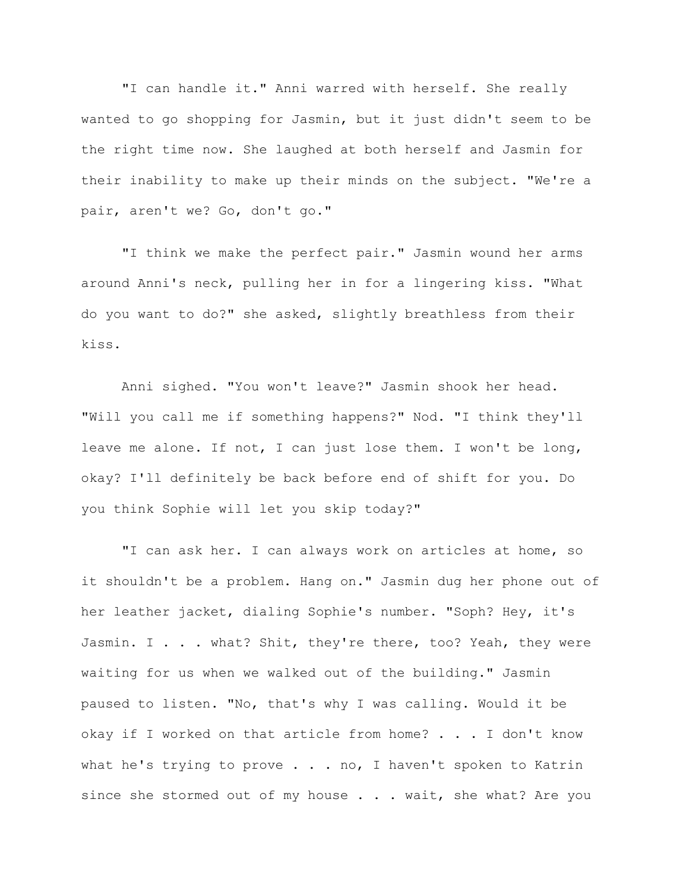"I can handle it." Anni warred with herself. She really wanted to go shopping for Jasmin, but it just didn't seem to be the right time now. She laughed at both herself and Jasmin for their inability to make up their minds on the subject. "We're a pair, aren't we? Go, don't go."

"I think we make the perfect pair." Jasmin wound her arms around Anni's neck, pulling her in for a lingering kiss. "What do you want to do?" she asked, slightly breathless from their kiss.

Anni sighed. "You won't leave?" Jasmin shook her head. "Will you call me if something happens?" Nod. "I think they'll leave me alone. If not, I can just lose them. I won't be long, okay? I'll definitely be back before end of shift for you. Do you think Sophie will let you skip today?"

"I can ask her. I can always work on articles at home, so it shouldn't be a problem. Hang on." Jasmin dug her phone out of her leather jacket, dialing Sophie's number. "Soph? Hey, it's Jasmin. I . . . what? Shit, they're there, too? Yeah, they were waiting for us when we walked out of the building." Jasmin paused to listen. "No, that's why I was calling. Would it be okay if I worked on that article from home? . . . I don't know what he's trying to prove . . . no, I haven't spoken to Katrin since she stormed out of my house . . . wait, she what? Are you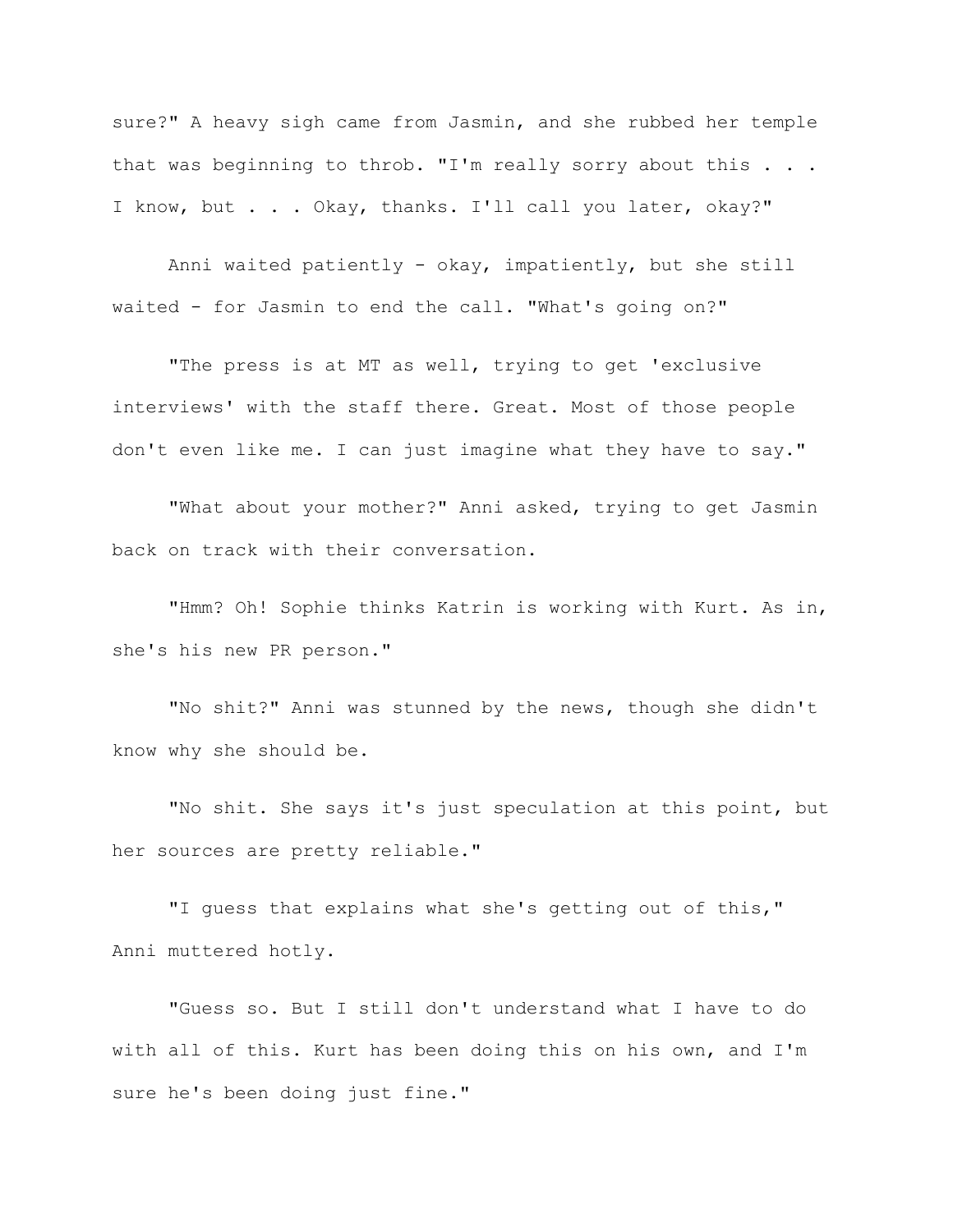sure?" A heavy sigh came from Jasmin, and she rubbed her temple that was beginning to throb. "I'm really sorry about this . . . I know, but . . . Okay, thanks. I'll call you later, okay?"

Anni waited patiently - okay, impatiently, but she still waited - for Jasmin to end the call. "What's going on?"

"The press is at MT as well, trying to get 'exclusive interviews' with the staff there. Great. Most of those people don't even like me. I can just imagine what they have to say."

"What about your mother?" Anni asked, trying to get Jasmin back on track with their conversation.

"Hmm? Oh! Sophie thinks Katrin is working with Kurt. As in, she's his new PR person."

"No shit?" Anni was stunned by the news, though she didn't know why she should be.

"No shit. She says it's just speculation at this point, but her sources are pretty reliable."

"I guess that explains what she's getting out of this," Anni muttered hotly.

"Guess so. But I still don't understand what I have to do with all of this. Kurt has been doing this on his own, and I'm sure he's been doing just fine."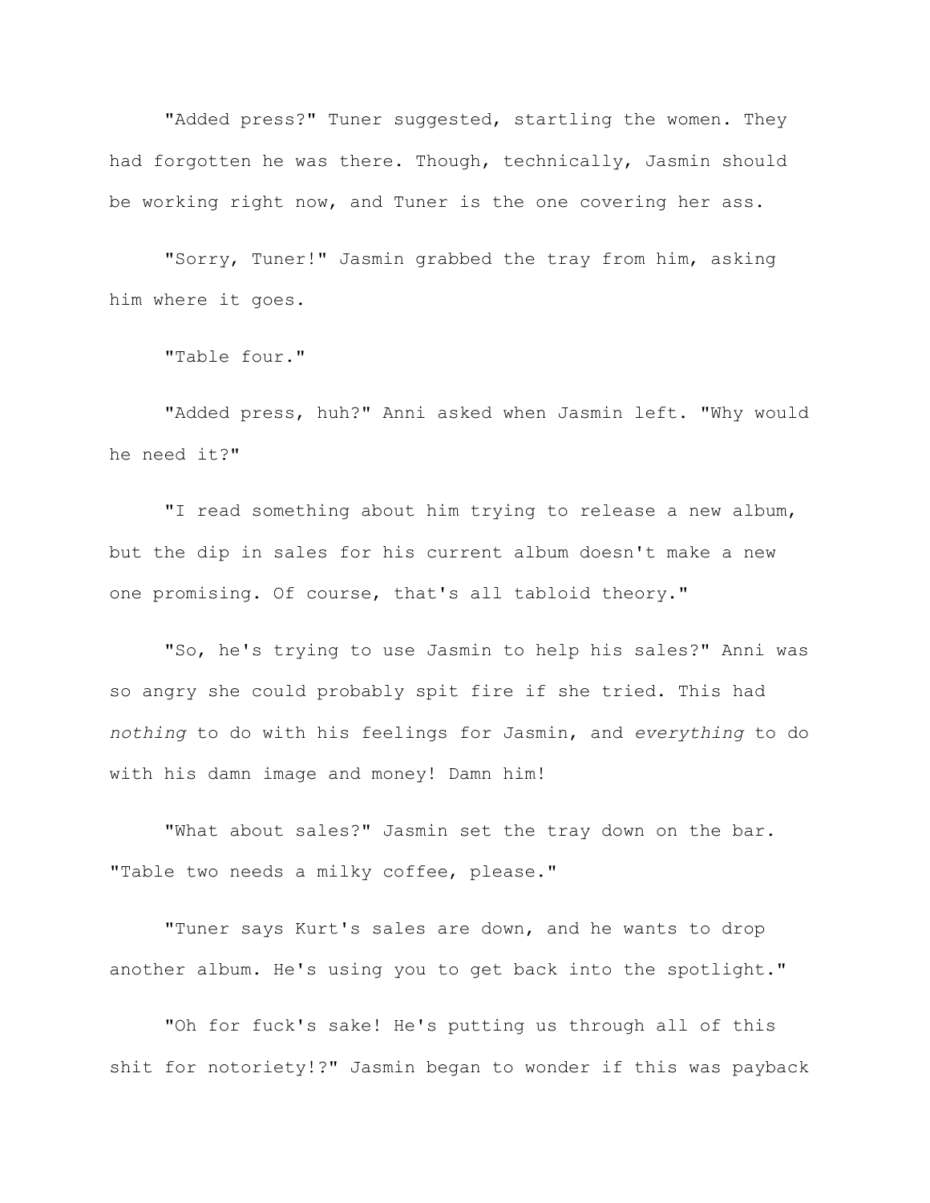"Added press?" Tuner suggested, startling the women. They had forgotten he was there. Though, technically, Jasmin should be working right now, and Tuner is the one covering her ass.

"Sorry, Tuner!" Jasmin grabbed the tray from him, asking him where it goes.

"Table four."

"Added press, huh?" Anni asked when Jasmin left. "Why would he need it?"

"I read something about him trying to release a new album, but the dip in sales for his current album doesn't make a new one promising. Of course, that's all tabloid theory."

"So, he's trying to use Jasmin to help his sales?" Anni was so angry she could probably spit fire if she tried. This had *nothing* to do with his feelings for Jasmin, and *everything* to do with his damn image and money! Damn him!

"What about sales?" Jasmin set the tray down on the bar. "Table two needs a milky coffee, please."

"Tuner says Kurt's sales are down, and he wants to drop another album. He's using you to get back into the spotlight."

"Oh for fuck's sake! He's putting us through all of this shit for notoriety!?" Jasmin began to wonder if this was payback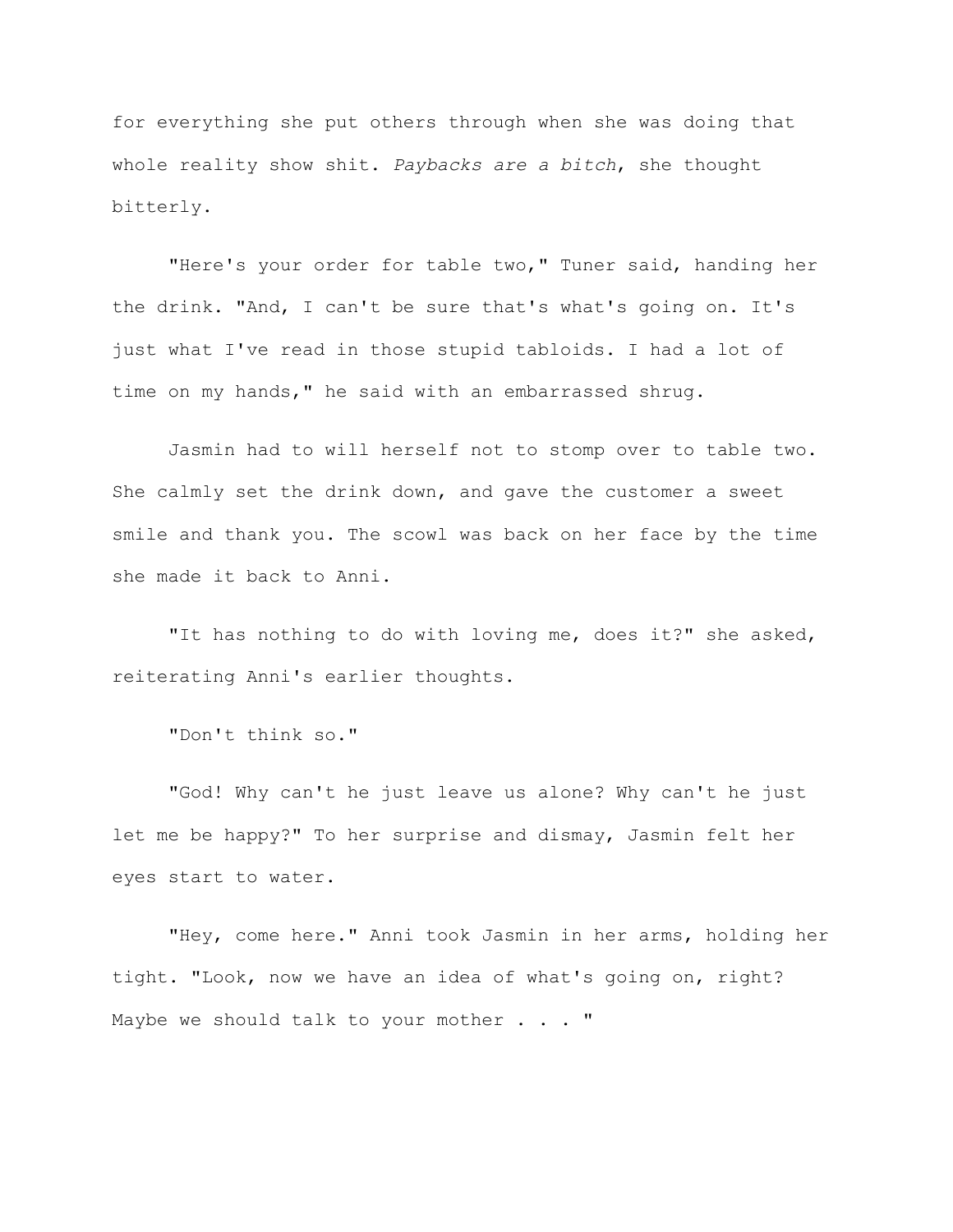for everything she put others through when she was doing that whole reality show shit. *Paybacks are a bitch*, she thought bitterly.

"Here's your order for table two," Tuner said, handing her the drink. "And, I can't be sure that's what's going on. It's just what I've read in those stupid tabloids. I had a lot of time on my hands," he said with an embarrassed shrug.

Jasmin had to will herself not to stomp over to table two. She calmly set the drink down, and gave the customer a sweet smile and thank you. The scowl was back on her face by the time she made it back to Anni.

"It has nothing to do with loving me, does it?" she asked, reiterating Anni's earlier thoughts.

"Don't think so."

"God! Why can't he just leave us alone? Why can't he just let me be happy?" To her surprise and dismay, Jasmin felt her eyes start to water.

"Hey, come here." Anni took Jasmin in her arms, holding her tight. "Look, now we have an idea of what's going on, right? Maybe we should talk to your mother . . . "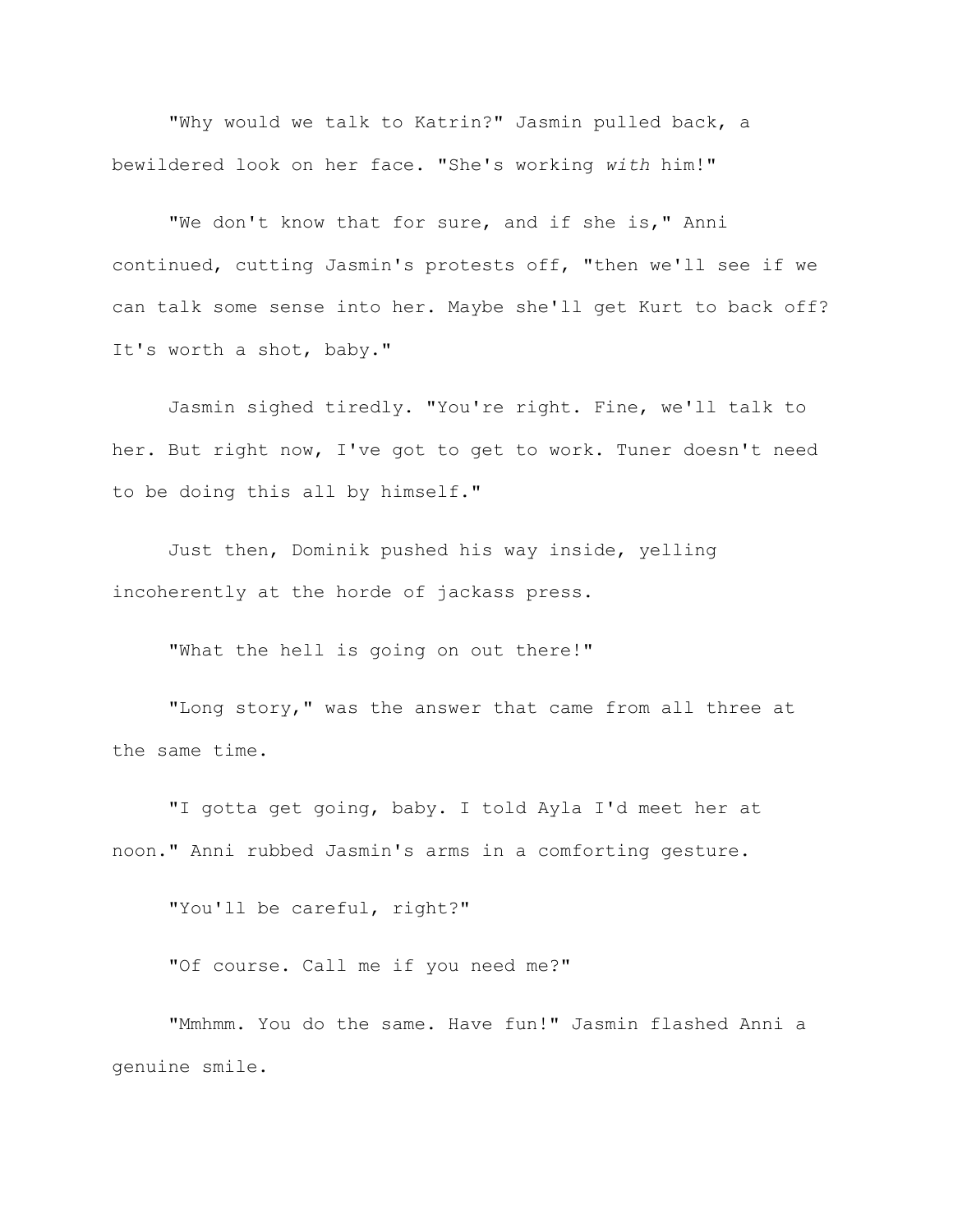"Why would we talk to Katrin?" Jasmin pulled back, a bewildered look on her face. "She's working *with* him!"

"We don't know that for sure, and if she is," Anni continued, cutting Jasmin's protests off, "then we'll see if we can talk some sense into her. Maybe she'll get Kurt to back off? It's worth a shot, baby."

Jasmin sighed tiredly. "You're right. Fine, we'll talk to her. But right now, I've got to get to work. Tuner doesn't need to be doing this all by himself."

Just then, Dominik pushed his way inside, yelling incoherently at the horde of jackass press.

"What the hell is going on out there!"

"Long story," was the answer that came from all three at the same time.

"I gotta get going, baby. I told Ayla I'd meet her at noon." Anni rubbed Jasmin's arms in a comforting gesture.

"You'll be careful, right?"

"Of course. Call me if you need me?"

"Mmhmm. You do the same. Have fun!" Jasmin flashed Anni a genuine smile.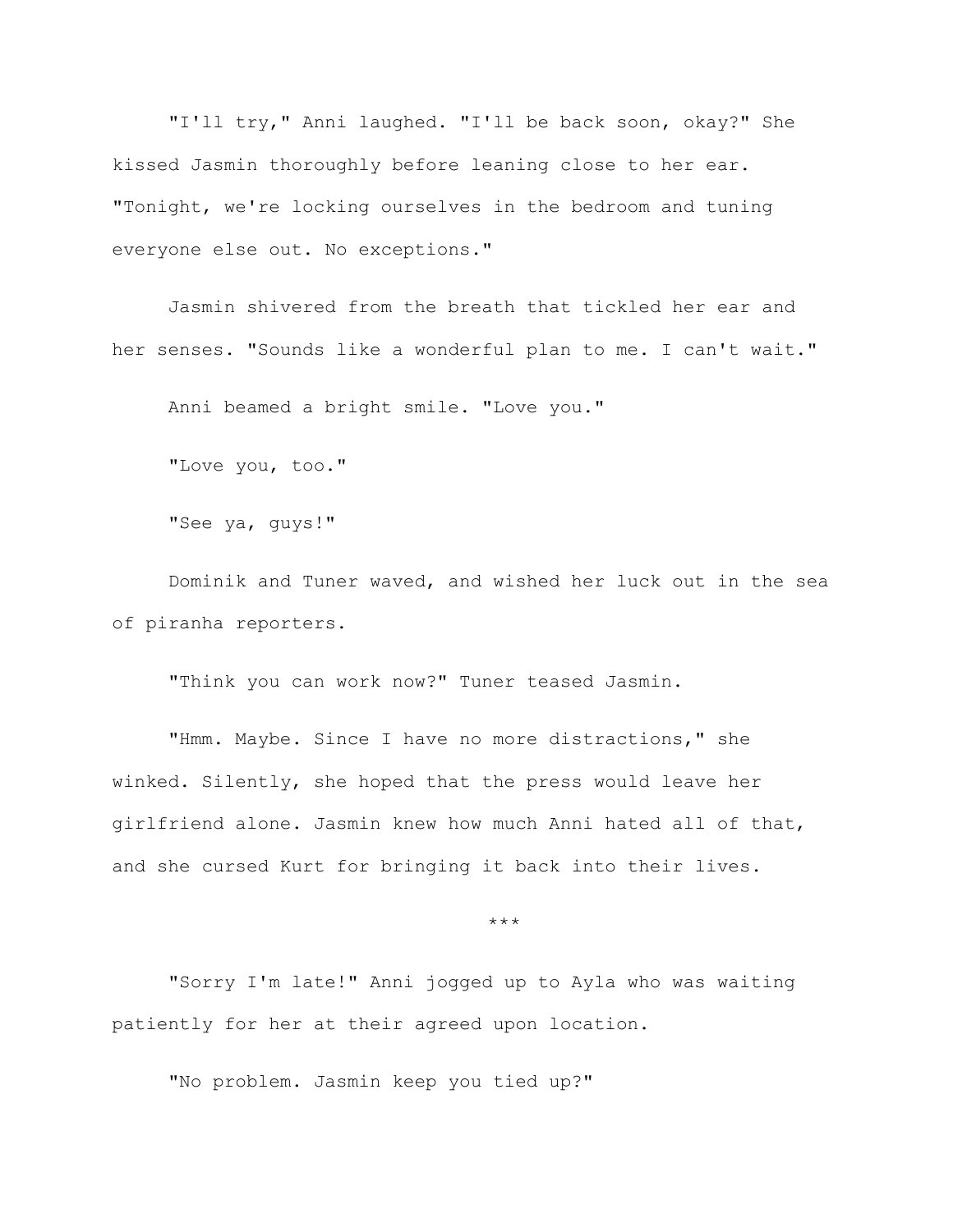"I'll try," Anni laughed. "I'll be back soon, okay?" She kissed Jasmin thoroughly before leaning close to her ear. "Tonight, we're locking ourselves in the bedroom and tuning everyone else out. No exceptions."

Jasmin shivered from the breath that tickled her ear and her senses. "Sounds like a wonderful plan to me. I can't wait."

Anni beamed a bright smile. "Love you."

"Love you, too."

"See ya, guys!"

Dominik and Tuner waved, and wished her luck out in the sea of piranha reporters.

"Think you can work now?" Tuner teased Jasmin.

"Hmm. Maybe. Since I have no more distractions," she winked. Silently, she hoped that the press would leave her girlfriend alone. Jasmin knew how much Anni hated all of that, and she cursed Kurt for bringing it back into their lives.

***

"Sorry I'm late!" Anni jogged up to Ayla who was waiting patiently for her at their agreed upon location.

"No problem. Jasmin keep you tied up?"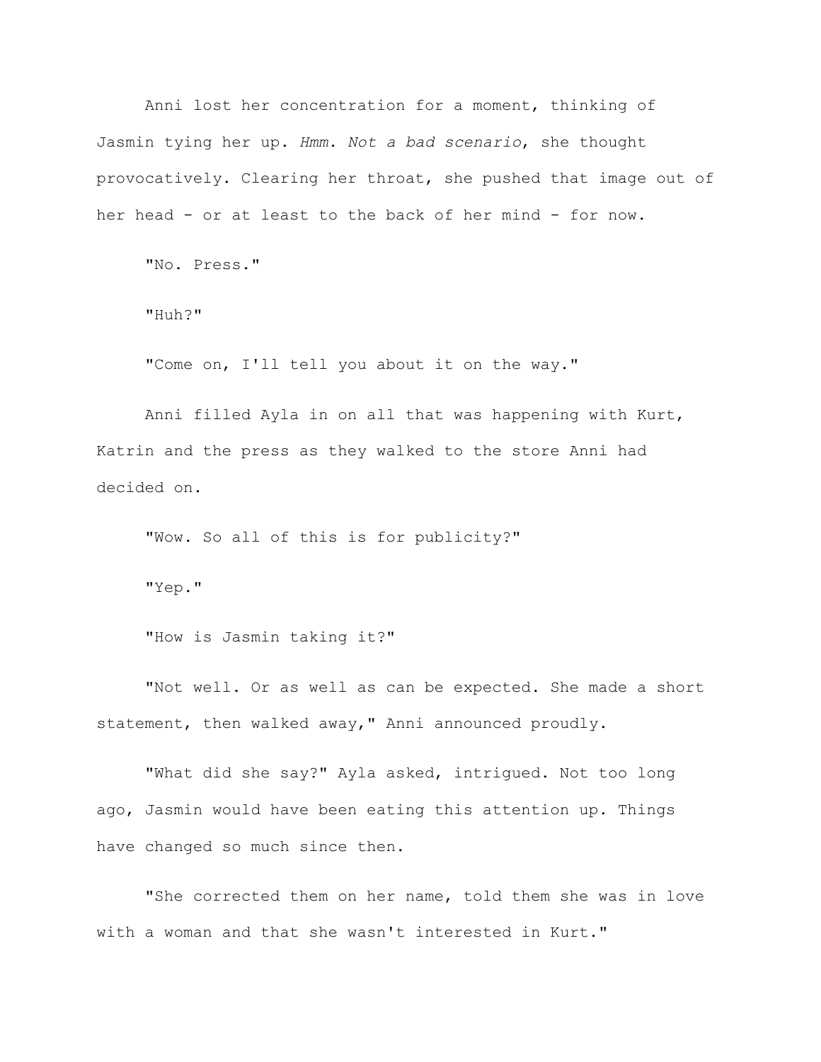Anni lost her concentration for a moment, thinking of Jasmin tying her up. *Hmm. Not a bad scenario*, she thought provocatively. Clearing her throat, she pushed that image out of her head - or at least to the back of her mind - for now.

"No. Press."

"Huh?"

"Come on, I'll tell you about it on the way."

Anni filled Ayla in on all that was happening with Kurt, Katrin and the press as they walked to the store Anni had decided on.

"Wow. So all of this is for publicity?"

"Yep."

"How is Jasmin taking it?"

"Not well. Or as well as can be expected. She made a short statement, then walked away," Anni announced proudly.

"What did she say?" Ayla asked, intrigued. Not too long ago, Jasmin would have been eating this attention up. Things have changed so much since then.

"She corrected them on her name, told them she was in love with a woman and that she wasn't interested in Kurt."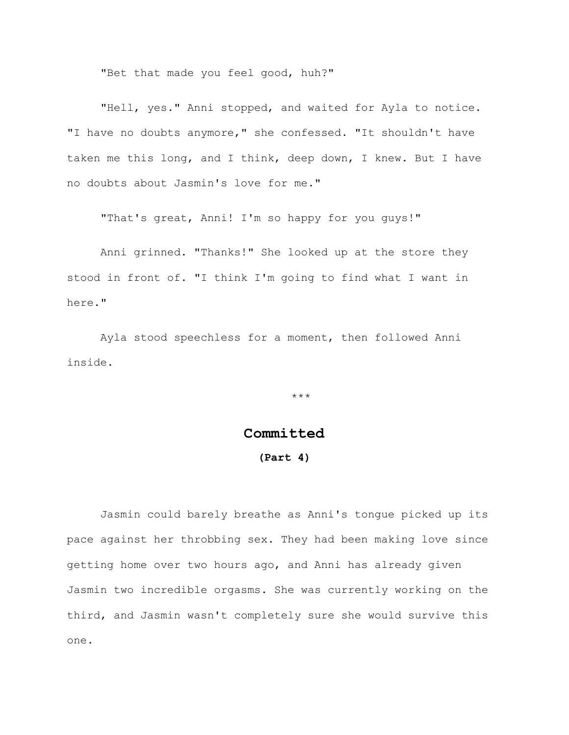"Bet that made you feel good, huh?"

"Hell, yes." Anni stopped, and waited for Ayla to notice. "I have no doubts anymore," she confessed. "It shouldn't have taken me this long, and I think, deep down, I knew. But I have no doubts about Jasmin's love for me."

"That's great, Anni! I'm so happy for you guys!"

Anni grinned. "Thanks!" She looked up at the store they stood in front of. "I think I'm going to find what I want in here."

Ayla stood speechless for a moment, then followed Anni inside.

***

## Committed

**(Part 4)**

Jasmin could barely breathe as Anni's tongue picked up its pace against her throbbing sex. They had been making love since getting home over two hours ago, and Anni has already given Jasmin two incredible orgasms. She was currently working on the third, and Jasmin wasn't completely sure she would survive this one.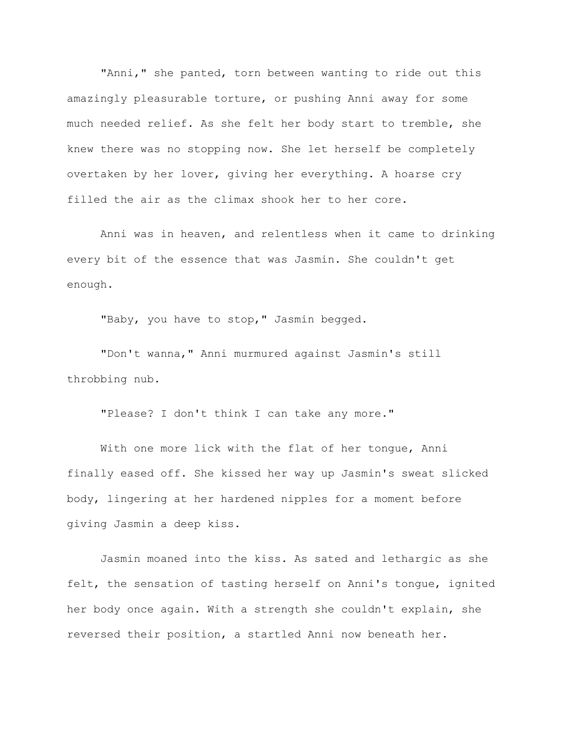"Anni," she panted, torn between wanting to ride out this amazingly pleasurable torture, or pushing Anni away for some much needed relief. As she felt her body start to tremble, she knew there was no stopping now. She let herself be completely overtaken by her lover, giving her everything. A hoarse cry filled the air as the climax shook her to her core.

Anni was in heaven, and relentless when it came to drinking every bit of the essence that was Jasmin. She couldn't get enough.

"Baby, you have to stop," Jasmin begged.

"Don't wanna," Anni murmured against Jasmin's still throbbing nub.

"Please? I don't think I can take any more."

With one more lick with the flat of her tongue, Anni finally eased off. She kissed her way up Jasmin's sweat slicked body, lingering at her hardened nipples for a moment before giving Jasmin a deep kiss.

Jasmin moaned into the kiss. As sated and lethargic as she felt, the sensation of tasting herself on Anni's tongue, ignited her body once again. With a strength she couldn't explain, she reversed their position, a startled Anni now beneath her.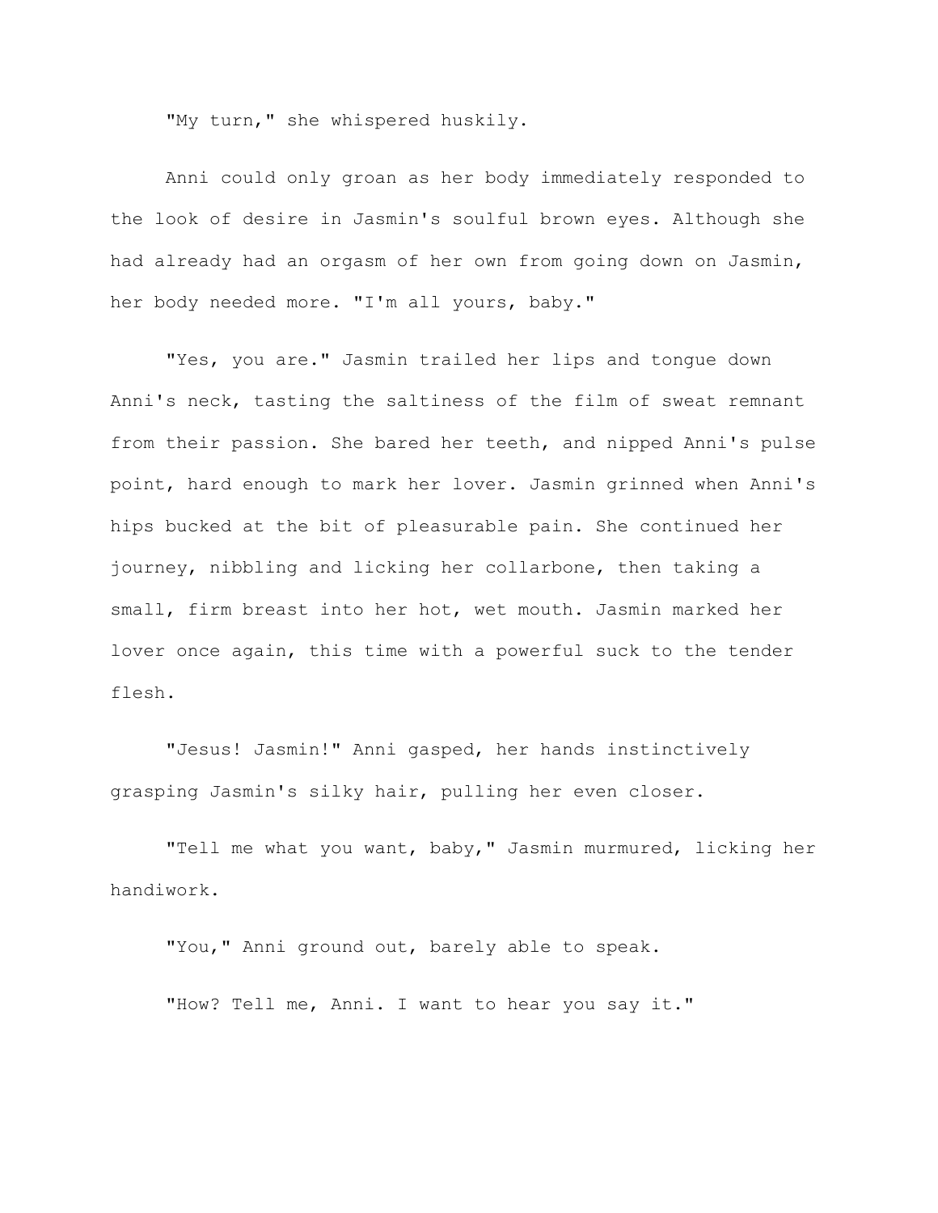"My turn," she whispered huskily.

Anni could only groan as her body immediately responded to the look of desire in Jasmin's soulful brown eyes. Although she had already had an orgasm of her own from going down on Jasmin, her body needed more. "I'm all yours, baby."

"Yes, you are." Jasmin trailed her lips and tongue down Anni's neck, tasting the saltiness of the film of sweat remnant from their passion. She bared her teeth, and nipped Anni's pulse point, hard enough to mark her lover. Jasmin grinned when Anni's hips bucked at the bit of pleasurable pain. She continued her journey, nibbling and licking her collarbone, then taking a small, firm breast into her hot, wet mouth. Jasmin marked her lover once again, this time with a powerful suck to the tender flesh.

"Jesus! Jasmin!" Anni gasped, her hands instinctively grasping Jasmin's silky hair, pulling her even closer.

"Tell me what you want, baby," Jasmin murmured, licking her handiwork.

"You," Anni ground out, barely able to speak.

"How? Tell me, Anni. I want to hear you say it."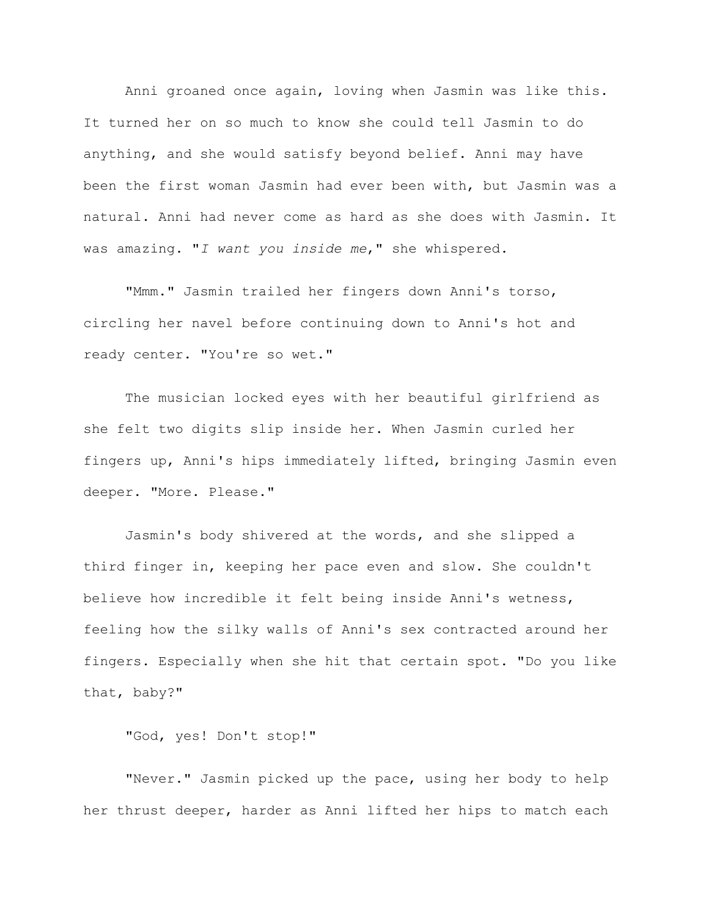Anni groaned once again, loving when Jasmin was like this. It turned her on so much to know she could tell Jasmin to do anything, and she would satisfy beyond belief. Anni may have been the first woman Jasmin had ever been with, but Jasmin was a natural. Anni had never come as hard as she does with Jasmin. It was amazing. "*I want you inside me*," she whispered.

"Mmm." Jasmin trailed her fingers down Anni's torso, circling her navel before continuing down to Anni's hot and ready center. "You're so wet."

The musician locked eyes with her beautiful girlfriend as she felt two digits slip inside her. When Jasmin curled her fingers up, Anni's hips immediately lifted, bringing Jasmin even deeper. "More. Please."

Jasmin's body shivered at the words, and she slipped a third finger in, keeping her pace even and slow. She couldn't believe how incredible it felt being inside Anni's wetness, feeling how the silky walls of Anni's sex contracted around her fingers. Especially when she hit that certain spot. "Do you like that, baby?"

"God, yes! Don't stop!"

"Never." Jasmin picked up the pace, using her body to help her thrust deeper, harder as Anni lifted her hips to match each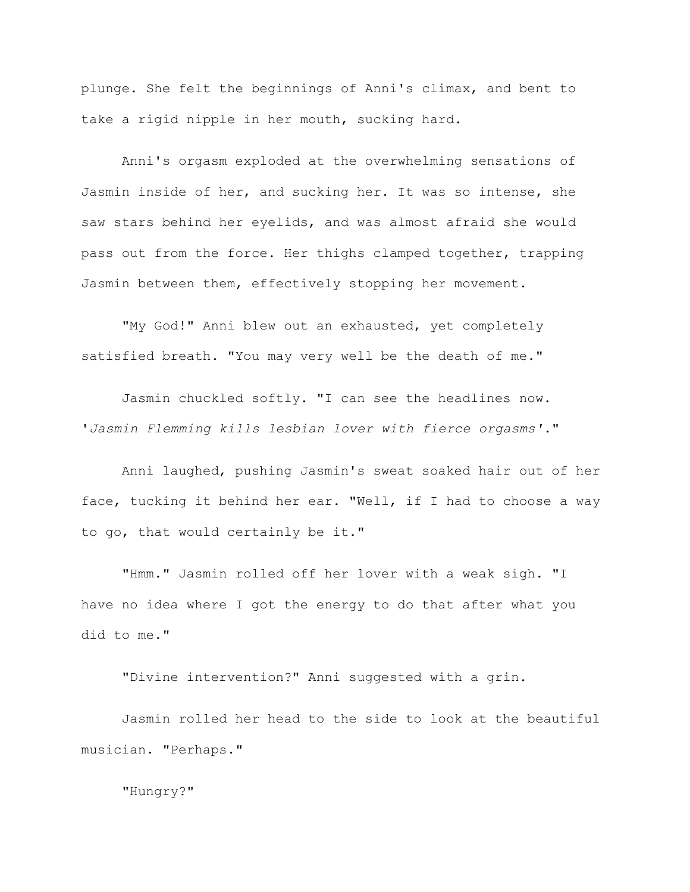plunge. She felt the beginnings of Anni's climax, and bent to take a rigid nipple in her mouth, sucking hard.

Anni's orgasm exploded at the overwhelming sensations of Jasmin inside of her, and sucking her. It was so intense, she saw stars behind her eyelids, and was almost afraid she would pass out from the force. Her thighs clamped together, trapping Jasmin between them, effectively stopping her movement.

"My God!" Anni blew out an exhausted, yet completely satisfied breath. "You may very well be the death of me."

Jasmin chuckled softly. "I can see the headlines now. '*Jasmin Flemming kills lesbian lover with fierce orgasms*'."

Anni laughed, pushing Jasmin's sweat soaked hair out of her face, tucking it behind her ear. "Well, if I had to choose a way to go, that would certainly be it."

"Hmm." Jasmin rolled off her lover with a weak sigh. "I have no idea where I got the energy to do that after what you did to me."

"Divine intervention?" Anni suggested with a grin.

Jasmin rolled her head to the side to look at the beautiful musician. "Perhaps."

"Hungry?"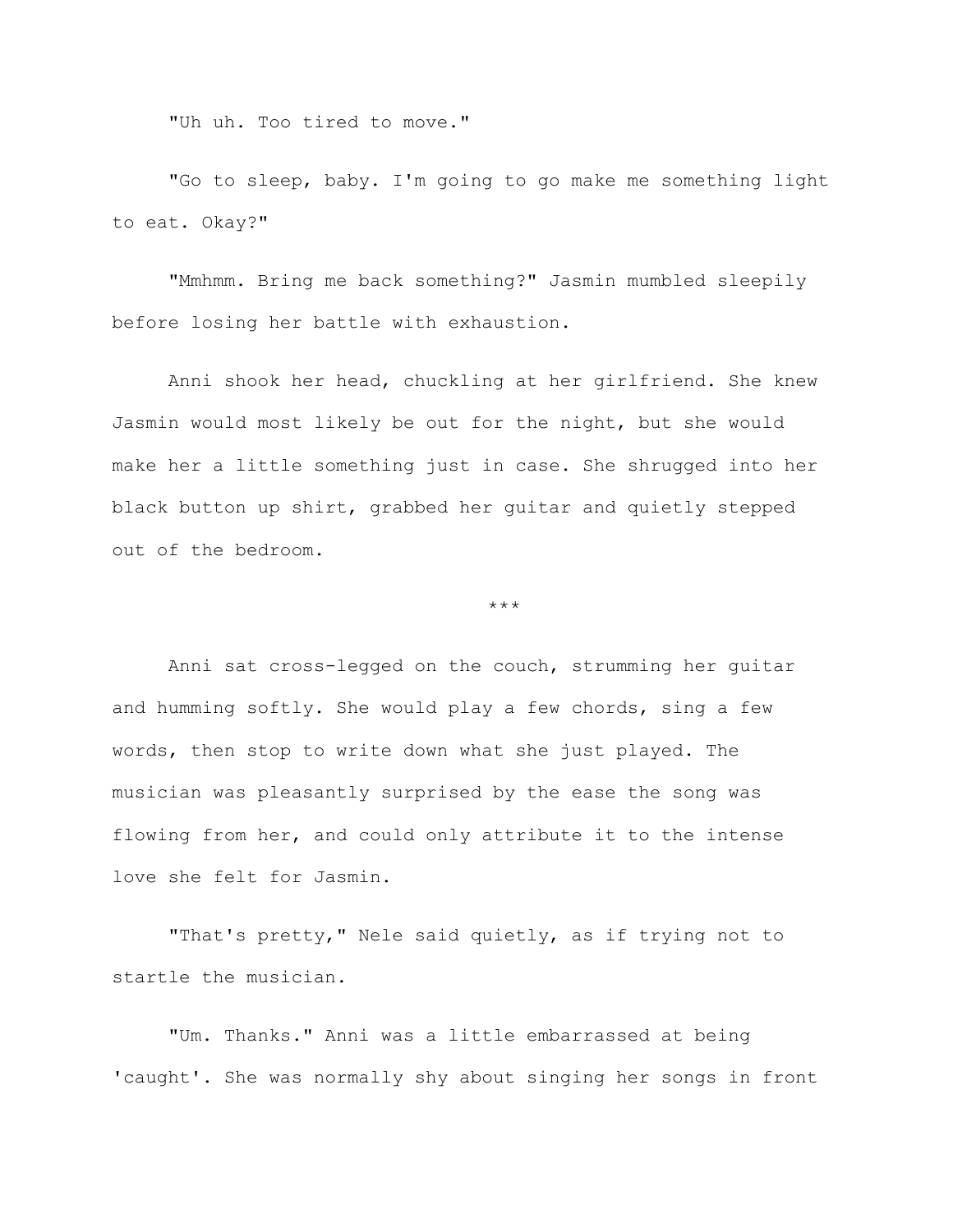"Uh uh. Too tired to move."

"Go to sleep, baby. I'm going to go make me something light to eat. Okay?"

"Mmhmm. Bring me back something?" Jasmin mumbled sleepily before losing her battle with exhaustion.

Anni shook her head, chuckling at her girlfriend. She knew Jasmin would most likely be out for the night, but she would make her a little something just in case. She shrugged into her black button up shirt, grabbed her guitar and quietly stepped out of the bedroom.

***

Anni sat cross-legged on the couch, strumming her guitar and humming softly. She would play a few chords, sing a few words, then stop to write down what she just played. The musician was pleasantly surprised by the ease the song was flowing from her, and could only attribute it to the intense love she felt for Jasmin.

"That's pretty," Nele said quietly, as if trying not to startle the musician.

"Um. Thanks." Anni was a little embarrassed at being 'caught'. She was normally shy about singing her songs in front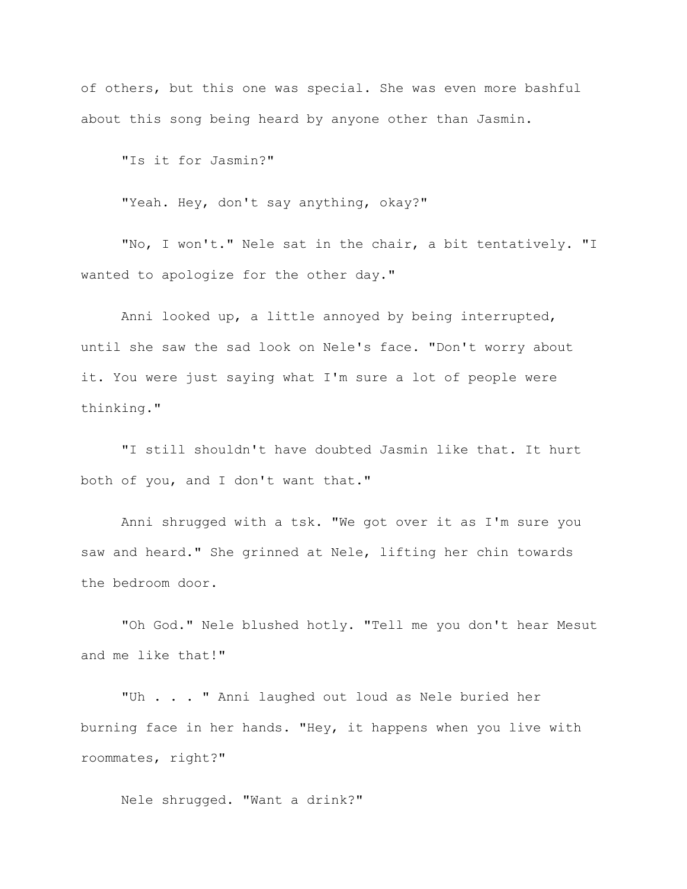of others, but this one was special. She was even more bashful about this song being heard by anyone other than Jasmin.

"Is it for Jasmin?"

"Yeah. Hey, don't say anything, okay?"

"No, I won't." Nele sat in the chair, a bit tentatively. "I wanted to apologize for the other day."

Anni looked up, a little annoyed by being interrupted, until she saw the sad look on Nele's face. "Don't worry about it. You were just saying what I'm sure a lot of people were thinking."

"I still shouldn't have doubted Jasmin like that. It hurt both of you, and I don't want that."

Anni shrugged with a tsk. "We got over it as I'm sure you saw and heard." She grinned at Nele, lifting her chin towards the bedroom door.

"Oh God." Nele blushed hotly. "Tell me you don't hear Mesut and me like that!"

"Uh . . . " Anni laughed out loud as Nele buried her burning face in her hands. "Hey, it happens when you live with roommates, right?"

Nele shrugged. "Want a drink?"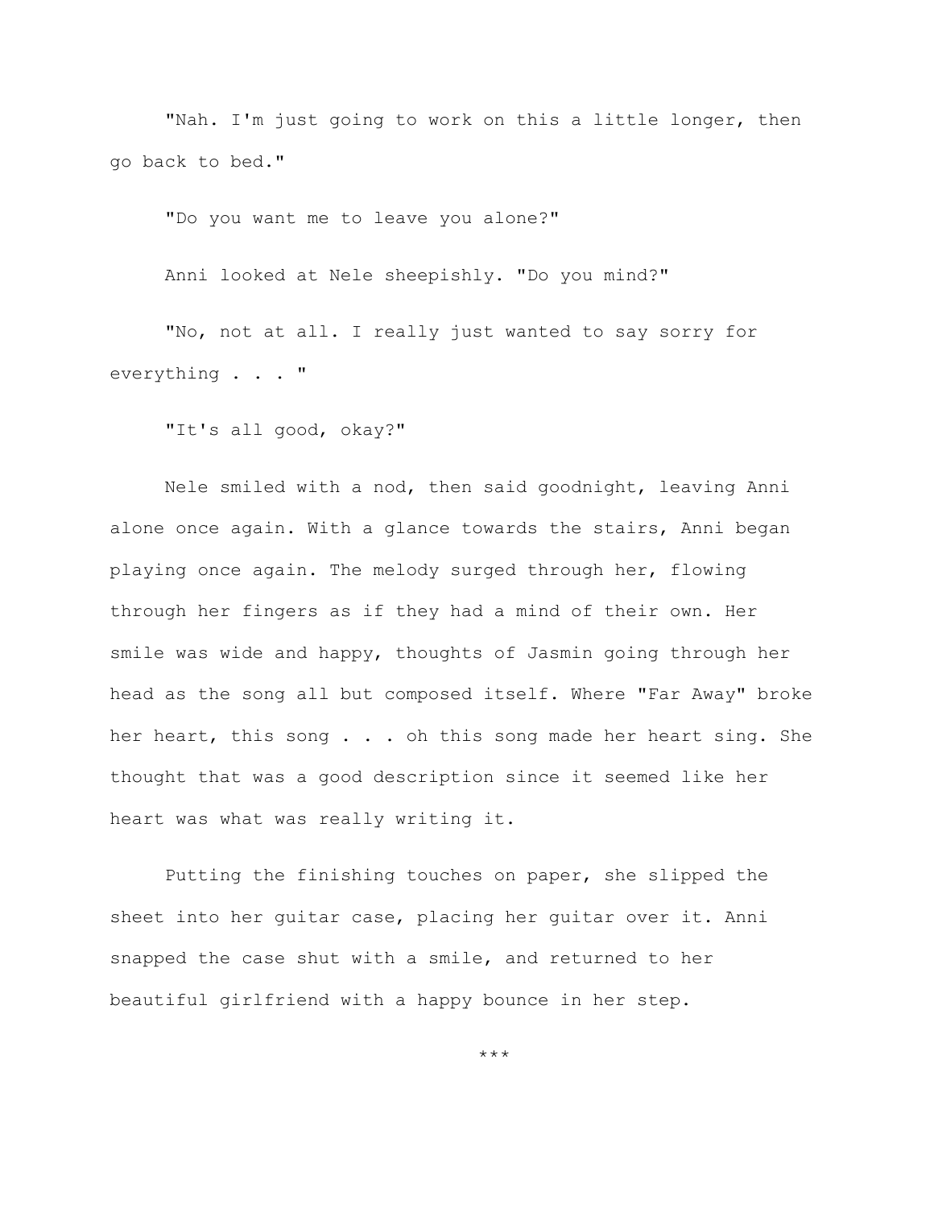"Nah. I'm just going to work on this a little longer, then go back to bed."

"Do you want me to leave you alone?"

Anni looked at Nele sheepishly. "Do you mind?"

"No, not at all. I really just wanted to say sorry for everything . . . "

"It's all good, okay?"

Nele smiled with a nod, then said goodnight, leaving Anni alone once again. With a glance towards the stairs, Anni began playing once again. The melody surged through her, flowing through her fingers as if they had a mind of their own. Her smile was wide and happy, thoughts of Jasmin going through her head as the song all but composed itself. Where "Far Away" broke her heart, this song . . . oh this song made her heart sing. She thought that was a good description since it seemed like her heart was what was really writing it.

Putting the finishing touches on paper, she slipped the sheet into her guitar case, placing her guitar over it. Anni snapped the case shut with a smile, and returned to her beautiful girlfriend with a happy bounce in her step.

***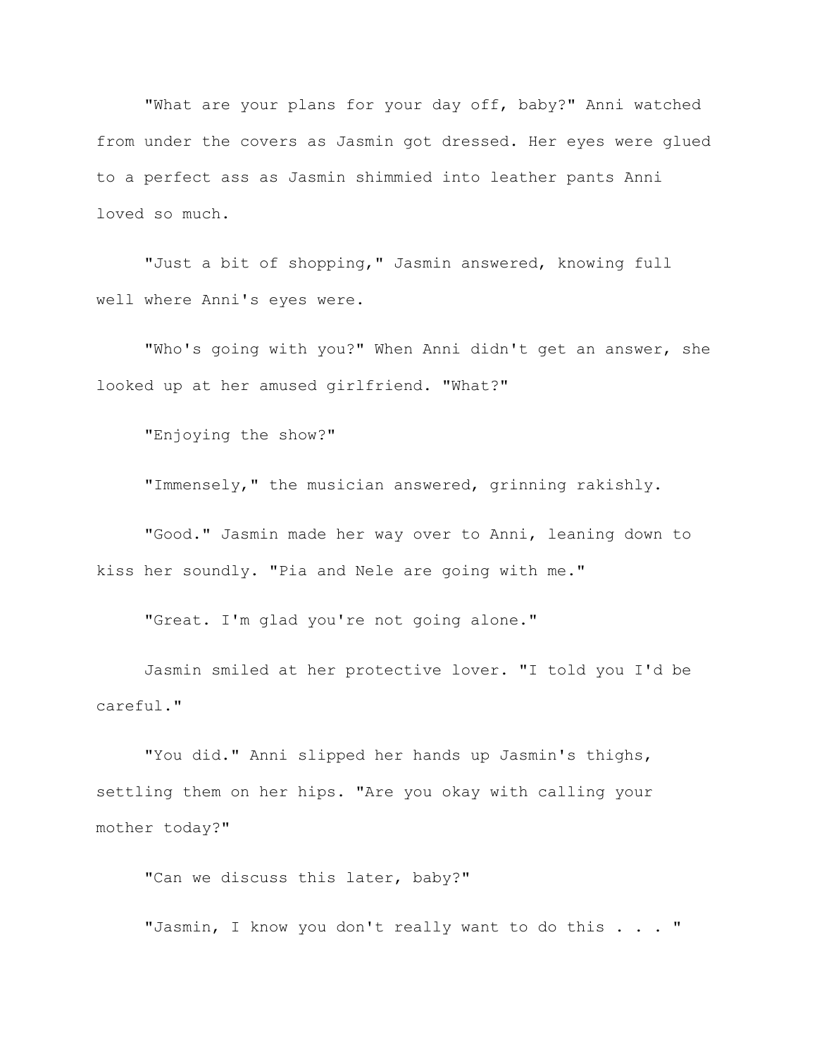"What are your plans for your day off, baby?" Anni watched from under the covers as Jasmin got dressed. Her eyes were glued to a perfect ass as Jasmin shimmied into leather pants Anni loved so much.

"Just a bit of shopping," Jasmin answered, knowing full well where Anni's eyes were.

"Who's going with you?" When Anni didn't get an answer, she looked up at her amused girlfriend. "What?"

"Enjoying the show?"

"Immensely," the musician answered, grinning rakishly.

"Good." Jasmin made her way over to Anni, leaning down to kiss her soundly. "Pia and Nele are going with me."

"Great. I'm glad you're not going alone."

Jasmin smiled at her protective lover. "I told you I'd be careful."

"You did." Anni slipped her hands up Jasmin's thighs, settling them on her hips. "Are you okay with calling your mother today?"

"Can we discuss this later, baby?"

"Jasmin, I know you don't really want to do this . . . "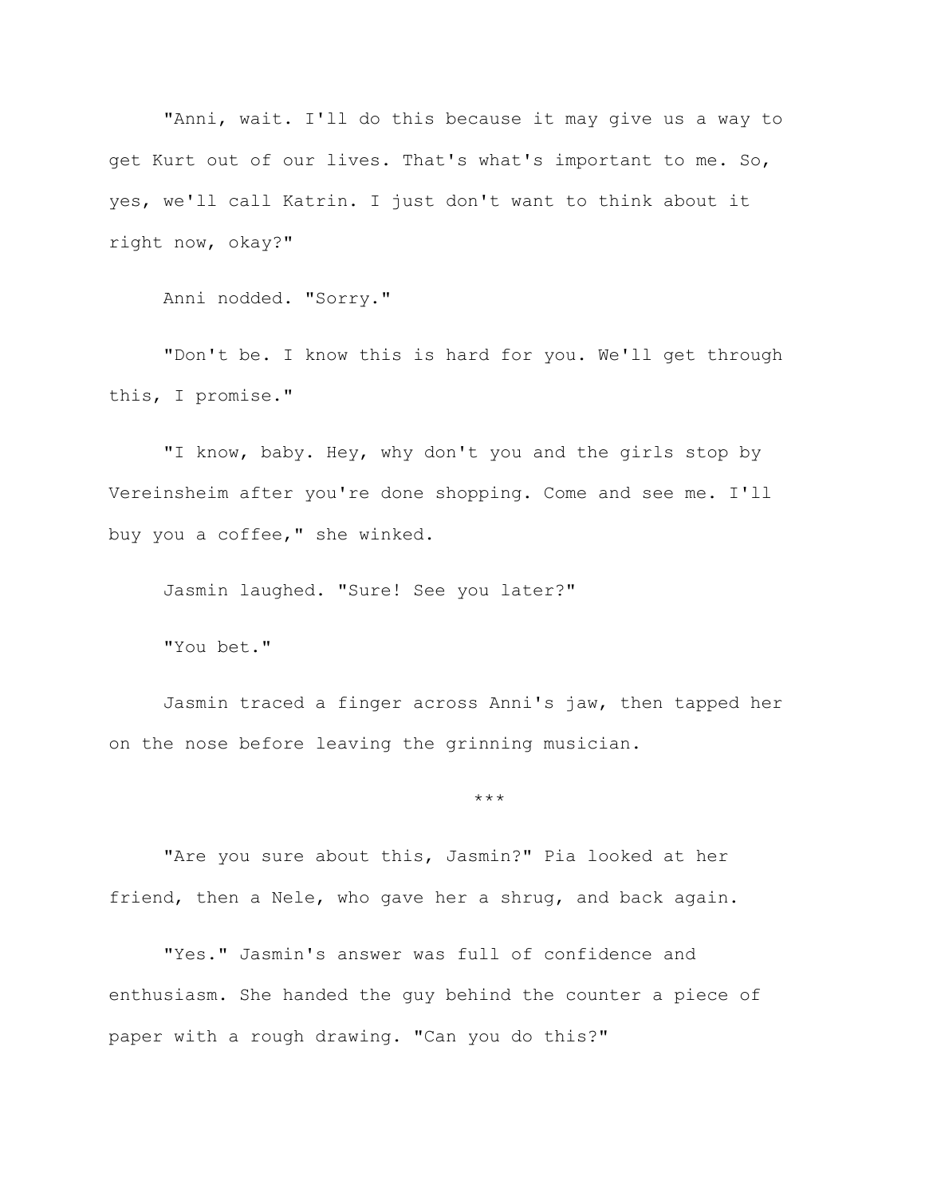"Anni, wait. I'll do this because it may give us a way to get Kurt out of our lives. That's what's important to me. So, yes, we'll call Katrin. I just don't want to think about it right now, okay?"

Anni nodded. "Sorry."

"Don't be. I know this is hard for you. We'll get through this, I promise."

"I know, baby. Hey, why don't you and the girls stop by Vereinsheim after you're done shopping. Come and see me. I'll buy you a coffee," she winked.

Jasmin laughed. "Sure! See you later?"

"You bet."

Jasmin traced a finger across Anni's jaw, then tapped her on the nose before leaving the grinning musician.

***

"Are you sure about this, Jasmin?" Pia looked at her friend, then a Nele, who gave her a shrug, and back again.

"Yes." Jasmin's answer was full of confidence and enthusiasm. She handed the guy behind the counter a piece of paper with a rough drawing. "Can you do this?"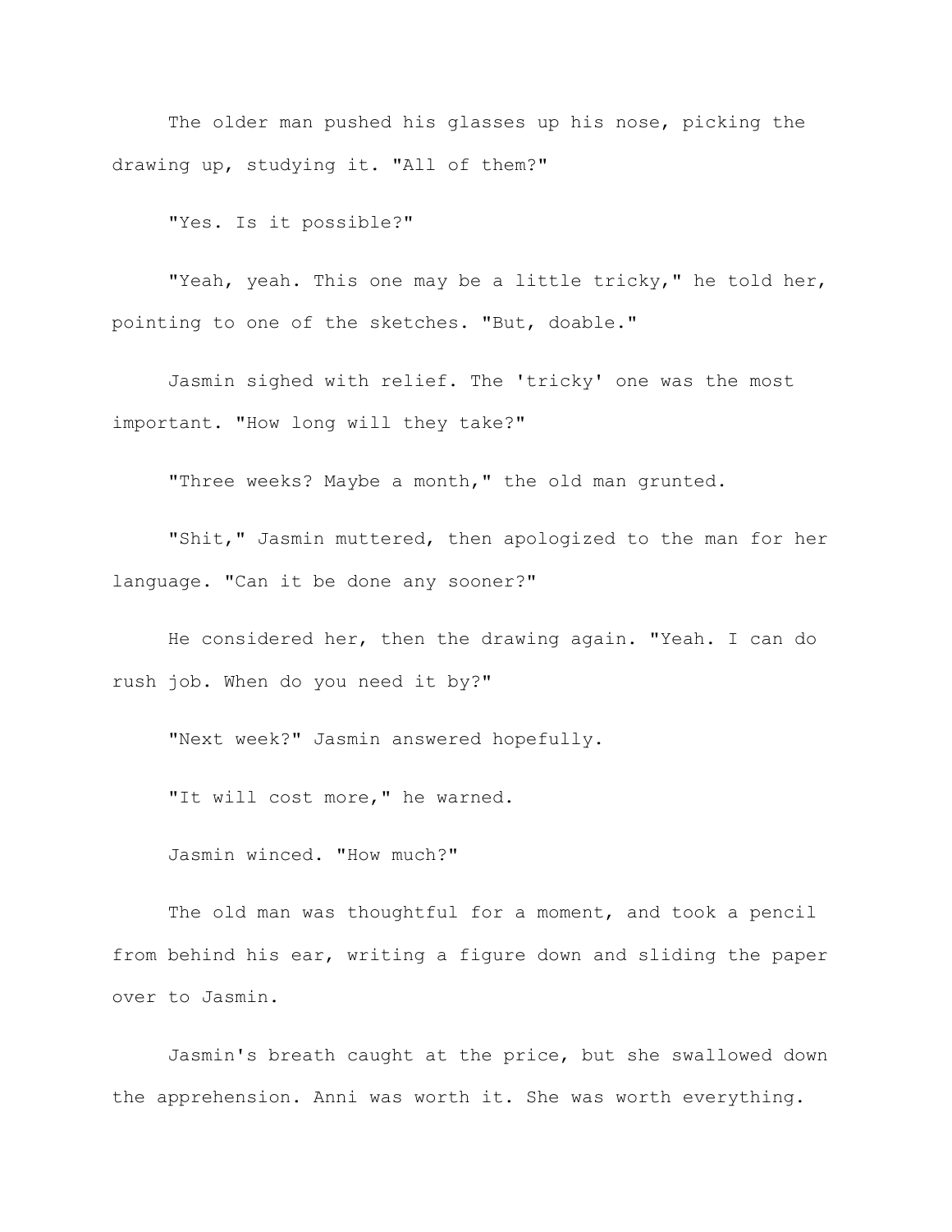The older man pushed his glasses up his nose, picking the drawing up, studying it. "All of them?"

"Yes. Is it possible?"

"Yeah, yeah. This one may be a little tricky," he told her, pointing to one of the sketches. "But, doable."

Jasmin sighed with relief. The 'tricky' one was the most important. "How long will they take?"

"Three weeks? Maybe a month," the old man grunted.

"Shit," Jasmin muttered, then apologized to the man for her language. "Can it be done any sooner?"

He considered her, then the drawing again. "Yeah. I can do rush job. When do you need it by?"

"Next week?" Jasmin answered hopefully.

"It will cost more," he warned.

Jasmin winced. "How much?"

The old man was thoughtful for a moment, and took a pencil from behind his ear, writing a figure down and sliding the paper over to Jasmin.

Jasmin's breath caught at the price, but she swallowed down the apprehension. Anni was worth it. She was worth everything.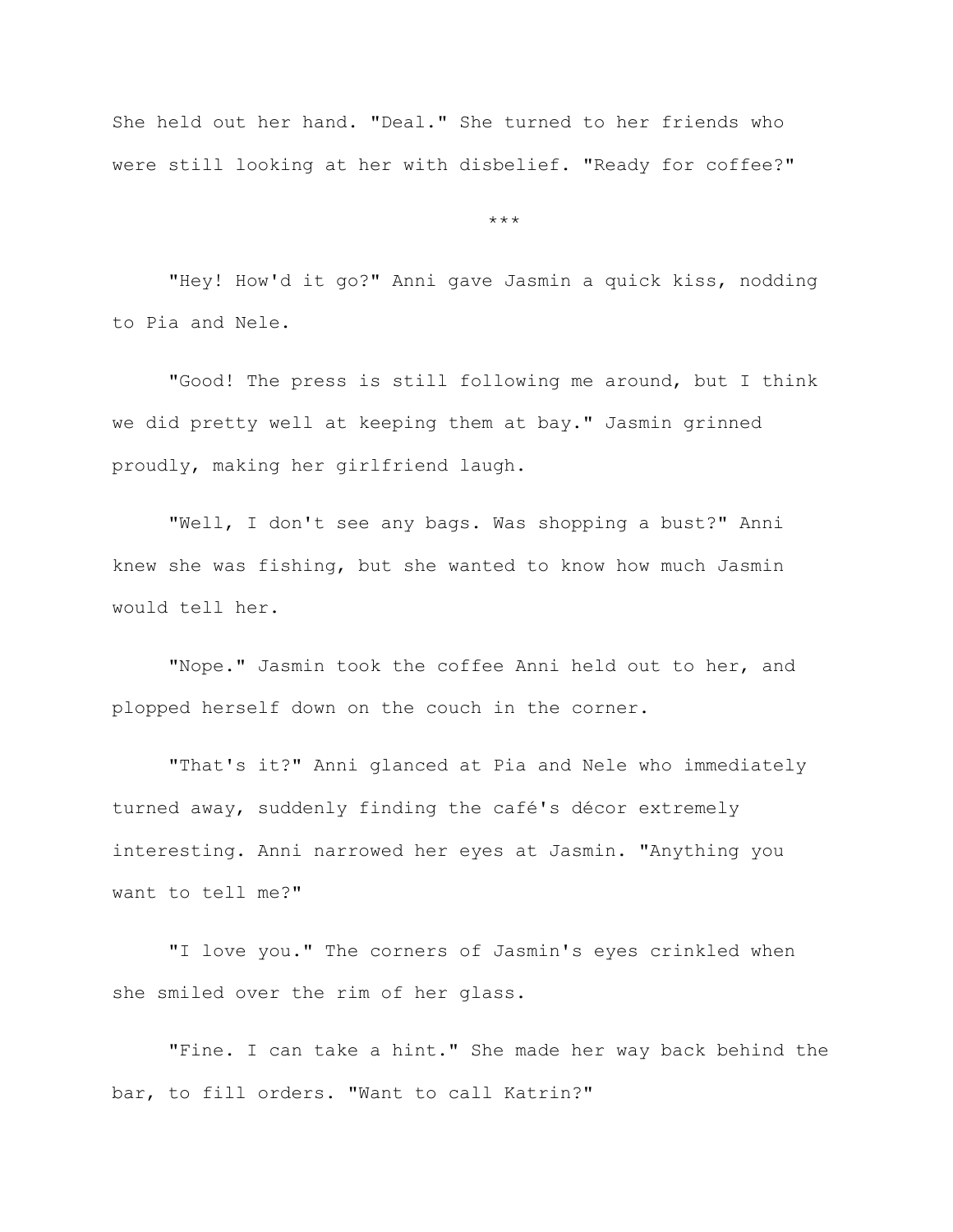She held out her hand. "Deal." She turned to her friends who were still looking at her with disbelief. "Ready for coffee?"

***

"Hey! How'd it go?" Anni gave Jasmin a quick kiss, nodding to Pia and Nele.

"Good! The press is still following me around, but I think we did pretty well at keeping them at bay." Jasmin grinned proudly, making her girlfriend laugh.

"Well, I don't see any bags. Was shopping a bust?" Anni knew she was fishing, but she wanted to know how much Jasmin would tell her.

"Nope." Jasmin took the coffee Anni held out to her, and plopped herself down on the couch in the corner.

"That's it?" Anni glanced at Pia and Nele who immediately turned away, suddenly finding the café's décor extremely interesting. Anni narrowed her eyes at Jasmin. "Anything you want to tell me?"

"I love you." The corners of Jasmin's eyes crinkled when she smiled over the rim of her glass.

"Fine. I can take a hint." She made her way back behind the bar, to fill orders. "Want to call Katrin?"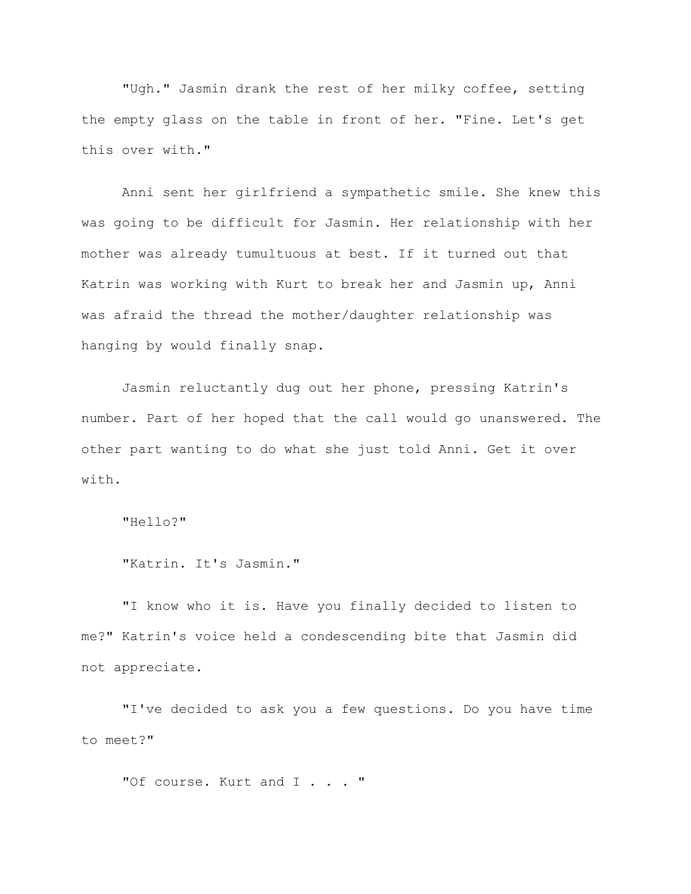"Ugh." Jasmin drank the rest of her milky coffee, setting the empty glass on the table in front of her. "Fine. Let's get this over with."

Anni sent her girlfriend a sympathetic smile. She knew this was going to be difficult for Jasmin. Her relationship with her mother was already tumultuous at best. If it turned out that Katrin was working with Kurt to break her and Jasmin up, Anni was afraid the thread the mother/daughter relationship was hanging by would finally snap.

Jasmin reluctantly dug out her phone, pressing Katrin's number. Part of her hoped that the call would go unanswered. The other part wanting to do what she just told Anni. Get it over with.

"Hello?"

"Katrin. It's Jasmin."

"I know who it is. Have you finally decided to listen to me?" Katrin's voice held a condescending bite that Jasmin did not appreciate.

"I've decided to ask you a few questions. Do you have time to meet?"

"Of course. Kurt and I . . . "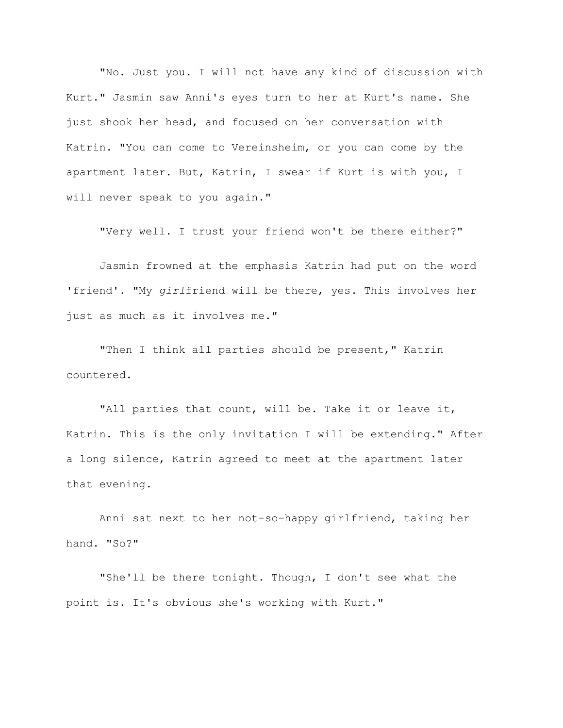"No. Just you. I will not have any kind of discussion with Kurt." Jasmin saw Anni's eyes turn to her at Kurt's name. She just shook her head, and focused on her conversation with Katrin. "You can come to Vereinsheim, or you can come by the apartment later. But, Katrin, I swear if Kurt is with you, I will never speak to you again."

"Very well. I trust your friend won't be there either?"

Jasmin frowned at the emphasis Katrin had put on the word 'friend'. "My *girl*friend will be there, yes. This involves her just as much as it involves me."

"Then I think all parties should be present," Katrin countered.

"All parties that count, will be. Take it or leave it, Katrin. This is the only invitation I will be extending." After a long silence, Katrin agreed to meet at the apartment later that evening.

Anni sat next to her not-so-happy girlfriend, taking her hand. "So?"

"She'll be there tonight. Though, I don't see what the point is. It's obvious she's working with Kurt."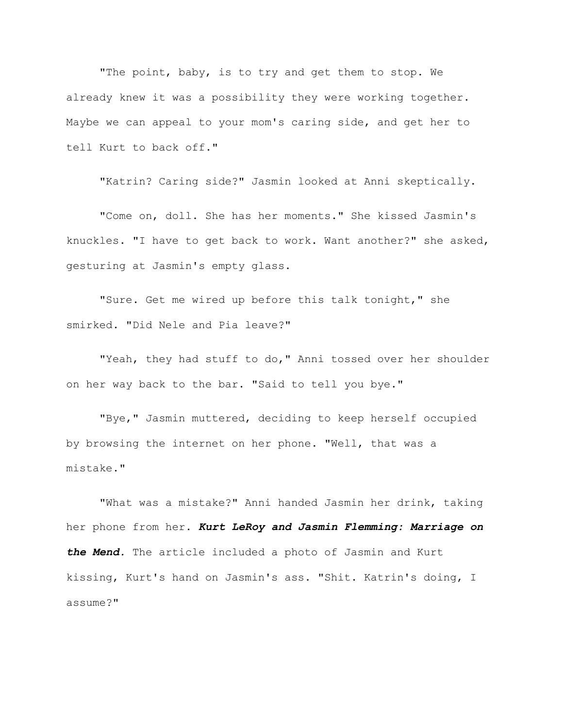"The point, baby, is to try and get them to stop. We already knew it was a possibility they were working together. Maybe we can appeal to your mom's caring side, and get her to tell Kurt to back off."

"Katrin? Caring side?" Jasmin looked at Anni skeptically.

"Come on, doll. She has her moments." She kissed Jasmin's knuckles. "I have to get back to work. Want another?" she asked, gesturing at Jasmin's empty glass.

"Sure. Get me wired up before this talk tonight," she smirked. "Did Nele and Pia leave?"

"Yeah, they had stuff to do," Anni tossed over her shoulder on her way back to the bar. "Said to tell you bye."

"Bye," Jasmin muttered, deciding to keep herself occupied by browsing the internet on her phone. "Well, that was a mistake."

"What was a mistake?" Anni handed Jasmin her drink, taking her phone from her. ***Kurt LeRoy and Jasmin Flemming: Marriage on the Mend.*** The article included a photo of Jasmin and Kurt kissing, Kurt's hand on Jasmin's ass. "Shit. Katrin's doing, I assume?"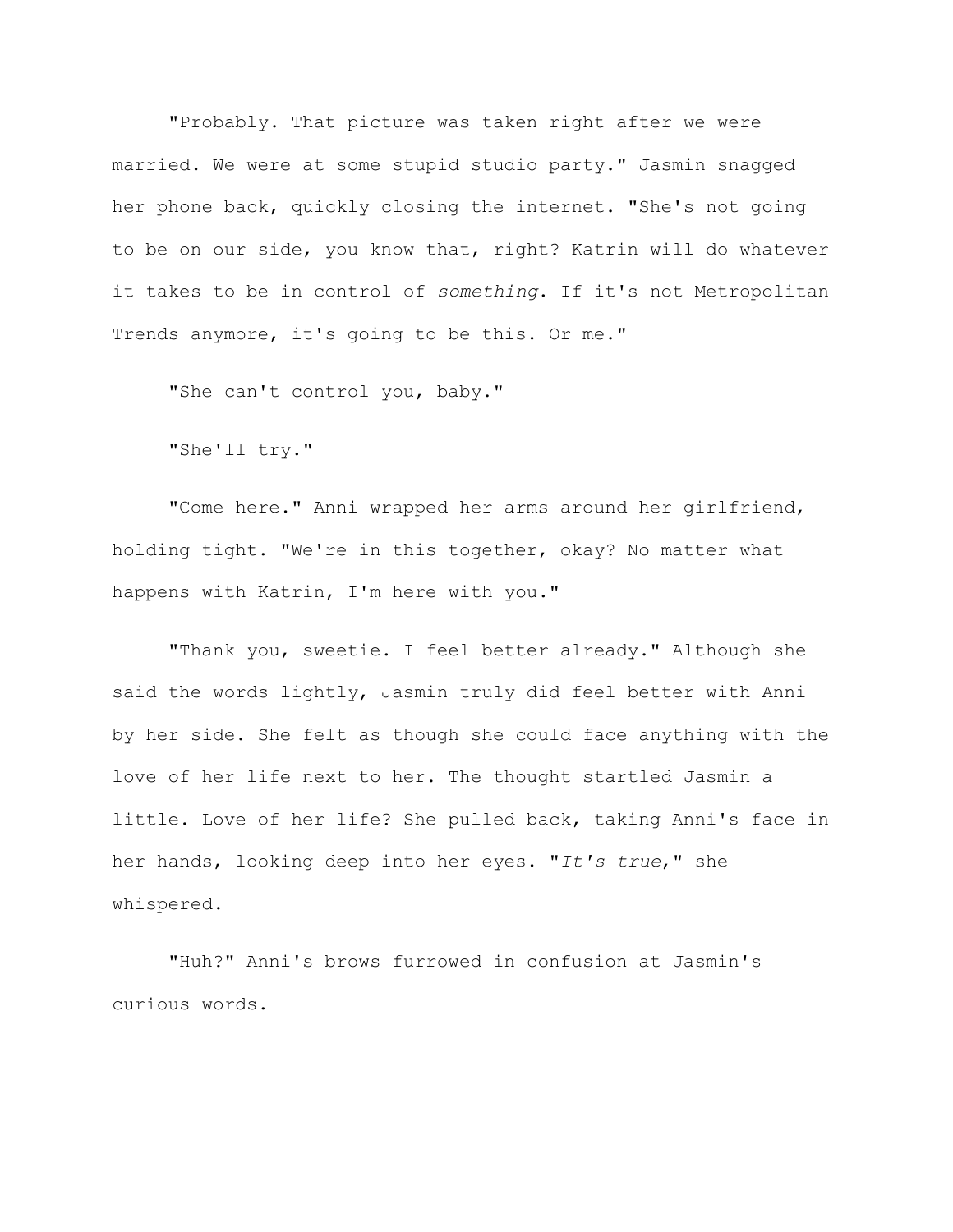"Probably. That picture was taken right after we were married. We were at some stupid studio party." Jasmin snagged her phone back, quickly closing the internet. "She's not going to be on our side, you know that, right? Katrin will do whatever it takes to be in control of *something*. If it's not Metropolitan Trends anymore, it's going to be this. Or me."

"She can't control you, baby."

"She'll try."

"Come here." Anni wrapped her arms around her girlfriend, holding tight. "We're in this together, okay? No matter what happens with Katrin, I'm here with you."

"Thank you, sweetie. I feel better already." Although she said the words lightly, Jasmin truly did feel better with Anni by her side. She felt as though she could face anything with the love of her life next to her. The thought startled Jasmin a little. Love of her life? She pulled back, taking Anni's face in her hands, looking deep into her eyes. "*It's true*," she whispered.

"Huh?" Anni's brows furrowed in confusion at Jasmin's curious words.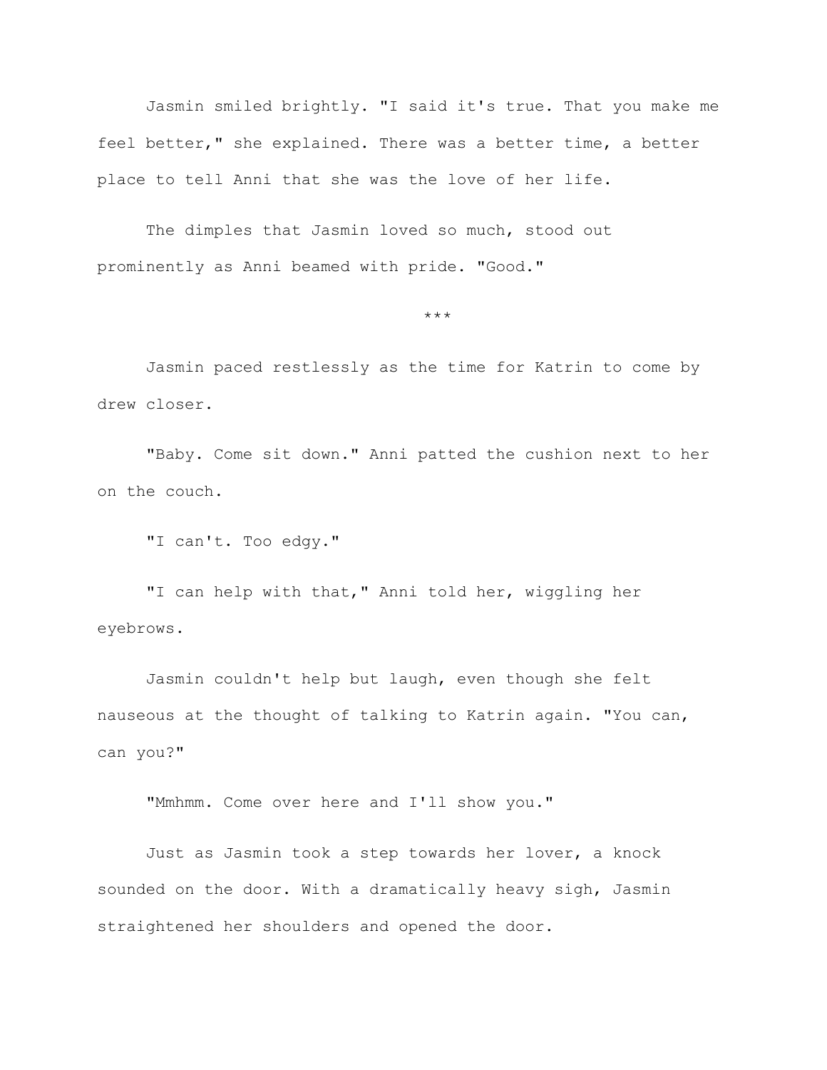Jasmin smiled brightly. "I said it's true. That you make me feel better," she explained. There was a better time, a better place to tell Anni that she was the love of her life.

The dimples that Jasmin loved so much, stood out prominently as Anni beamed with pride. "Good."

\*\*\*

Jasmin paced restlessly as the time for Katrin to come by drew closer.

"Baby. Come sit down." Anni patted the cushion next to her on the couch.

"I can't. Too edgy."

"I can help with that," Anni told her, wiggling her eyebrows.

Jasmin couldn't help but laugh, even though she felt nauseous at the thought of talking to Katrin again. "You can, can you?"

"Mmhmm. Come over here and I'll show you."

Just as Jasmin took a step towards her lover, a knock sounded on the door. With a dramatically heavy sigh, Jasmin straightened her shoulders and opened the door.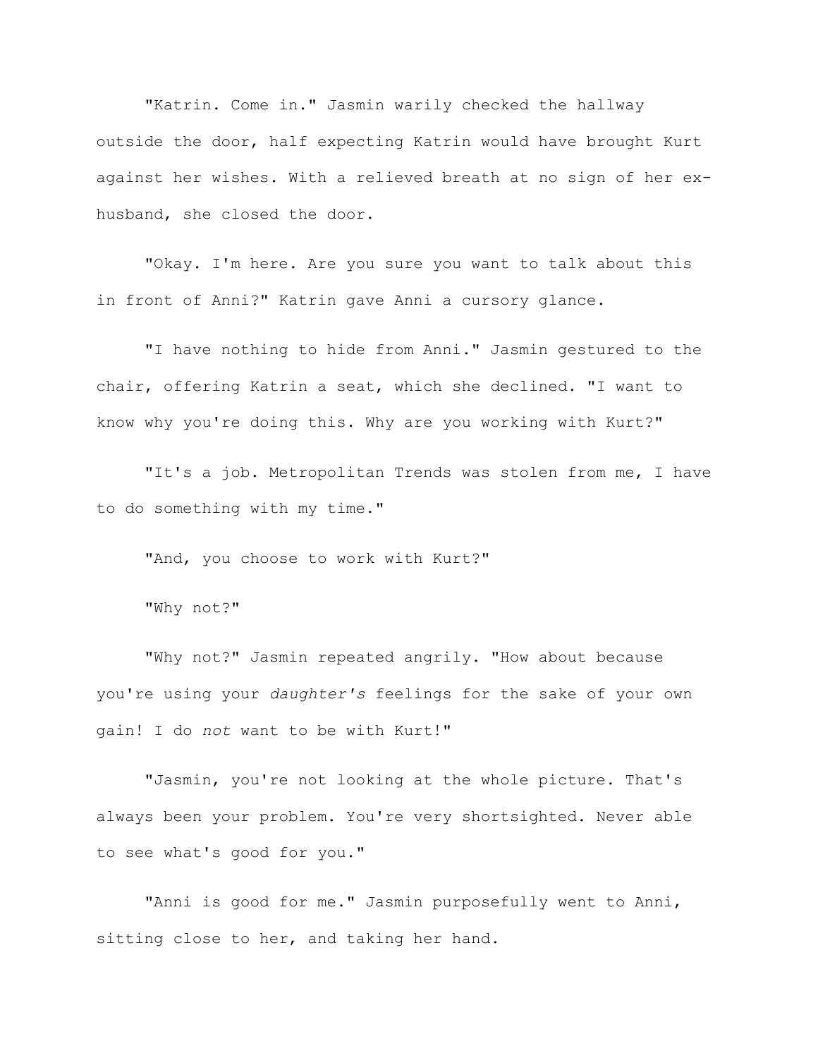"Katrin. Come in." Jasmin warily checked the hallway outside the door, half expecting Katrin would have brought Kurt against her wishes. With a relieved breath at no sign of her ex-husband, she closed the door.

"Okay. I'm here. Are you sure you want to talk about this in front of Anni?" Katrin gave Anni a cursory glance.

"I have nothing to hide from Anni." Jasmin gestured to the chair, offering Katrin a seat, which she declined. "I want to know why you're doing this. Why are you working with Kurt?"

"It's a job. Metropolitan Trends was stolen from me, I have to do something with my time."

"And, you choose to work with Kurt?"

"Why not?"

"Why not?" Jasmin repeated angrily. "How about because you're using your *daughter's* feelings for the sake of your own gain! I do *not* want to be with Kurt!"

"Jasmin, you're not looking at the whole picture. That's always been your problem. You're very shortsighted. Never able to see what's good for you."

"Anni is good for me." Jasmin purposefully went to Anni, sitting close to her, and taking her hand.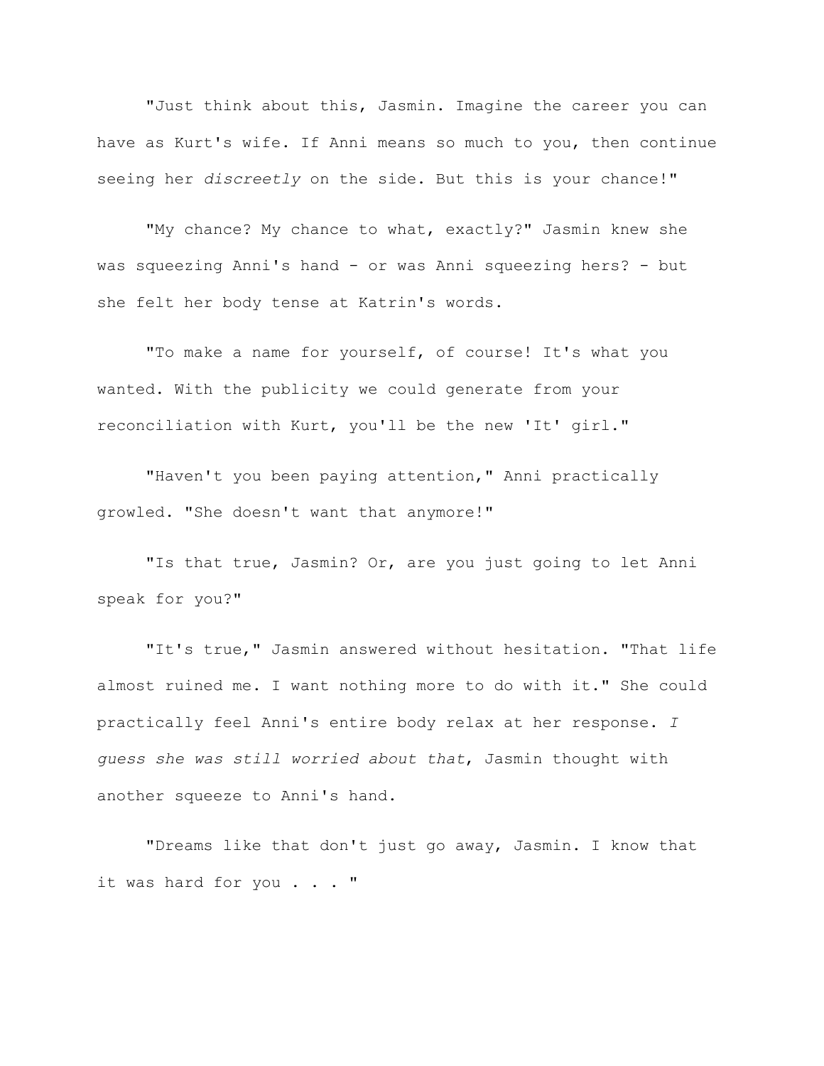"Just think about this, Jasmin. Imagine the career you can have as Kurt's wife. If Anni means so much to you, then continue seeing her *discreetly* on the side. But this is your chance!"

"My chance? My chance to what, exactly?" Jasmin knew she was squeezing Anni's hand - or was Anni squeezing hers? - but she felt her body tense at Katrin's words.

"To make a name for yourself, of course! It's what you wanted. With the publicity we could generate from your reconciliation with Kurt, you'll be the new 'It' girl."

"Haven't you been paying attention," Anni practically growled. "She doesn't want that anymore!"

"Is that true, Jasmin? Or, are you just going to let Anni speak for you?"

"It's true," Jasmin answered without hesitation. "That life almost ruined me. I want nothing more to do with it." She could practically feel Anni's entire body relax at her response. *I guess she was still worried about that*, Jasmin thought with another squeeze to Anni's hand.

"Dreams like that don't just go away, Jasmin. I know that it was hard for you . . . "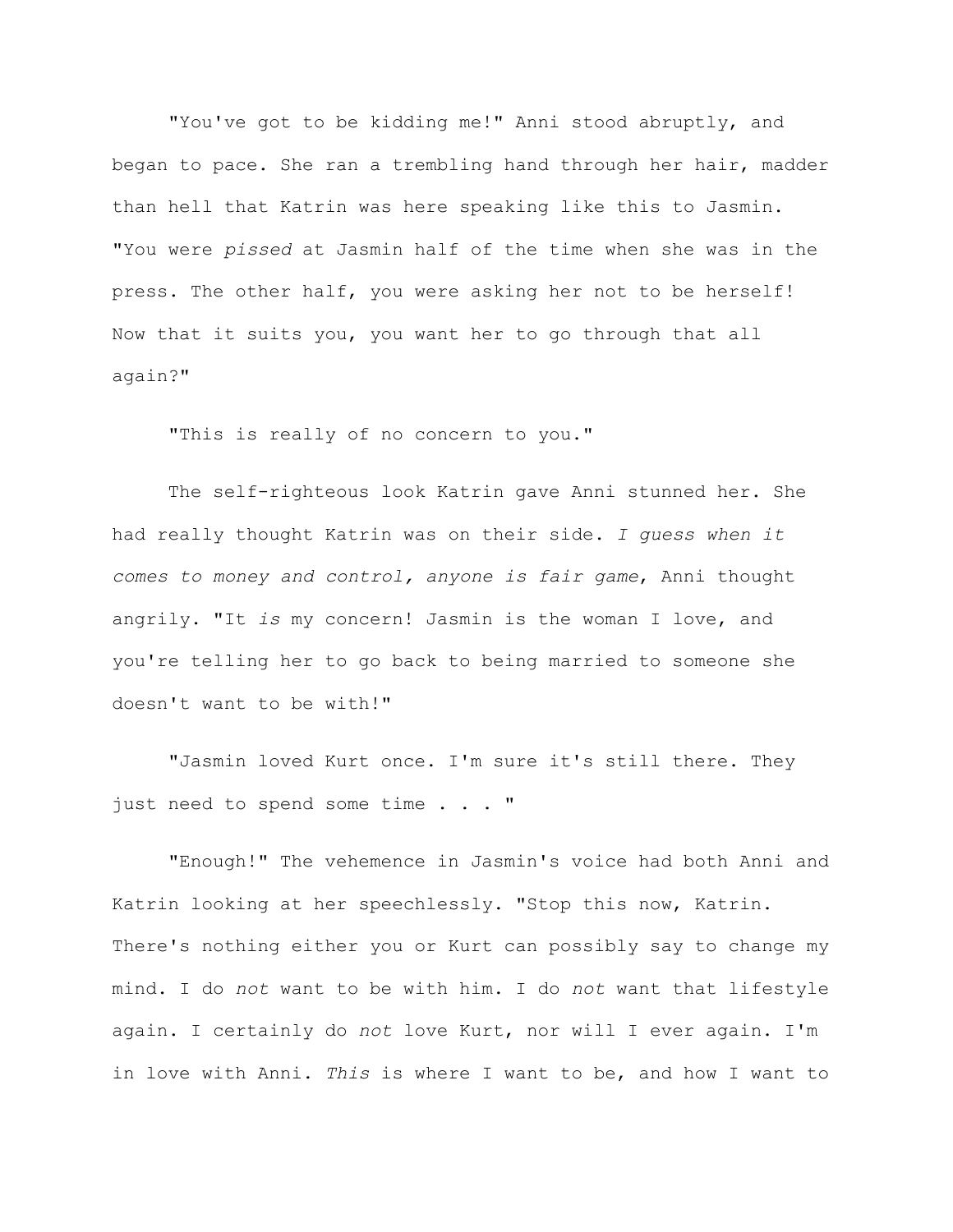"You've got to be kidding me!" Anni stood abruptly, and began to pace. She ran a trembling hand through her hair, madder than hell that Katrin was here speaking like this to Jasmin. "You were *pissed* at Jasmin half of the time when she was in the press. The other half, you were asking her not to be herself! Now that it suits you, you want her to go through that all again?"

"This is really of no concern to you."

The self-righteous look Katrin gave Anni stunned her. She had really thought Katrin was on their side. *I guess when it comes to money and control, anyone is fair game*, Anni thought angrily. "It *is* my concern! Jasmin is the woman I love, and you're telling her to go back to being married to someone she doesn't want to be with!"

"Jasmin loved Kurt once. I'm sure it's still there. They just need to spend some time . . . "

"Enough!" The vehemence in Jasmin's voice had both Anni and Katrin looking at her speechlessly. "Stop this now, Katrin. There's nothing either you or Kurt can possibly say to change my mind. I do *not* want to be with him. I do *not* want that lifestyle again. I certainly do *not* love Kurt, nor will I ever again. I'm in love with Anni. *This* is where I want to be, and how I want to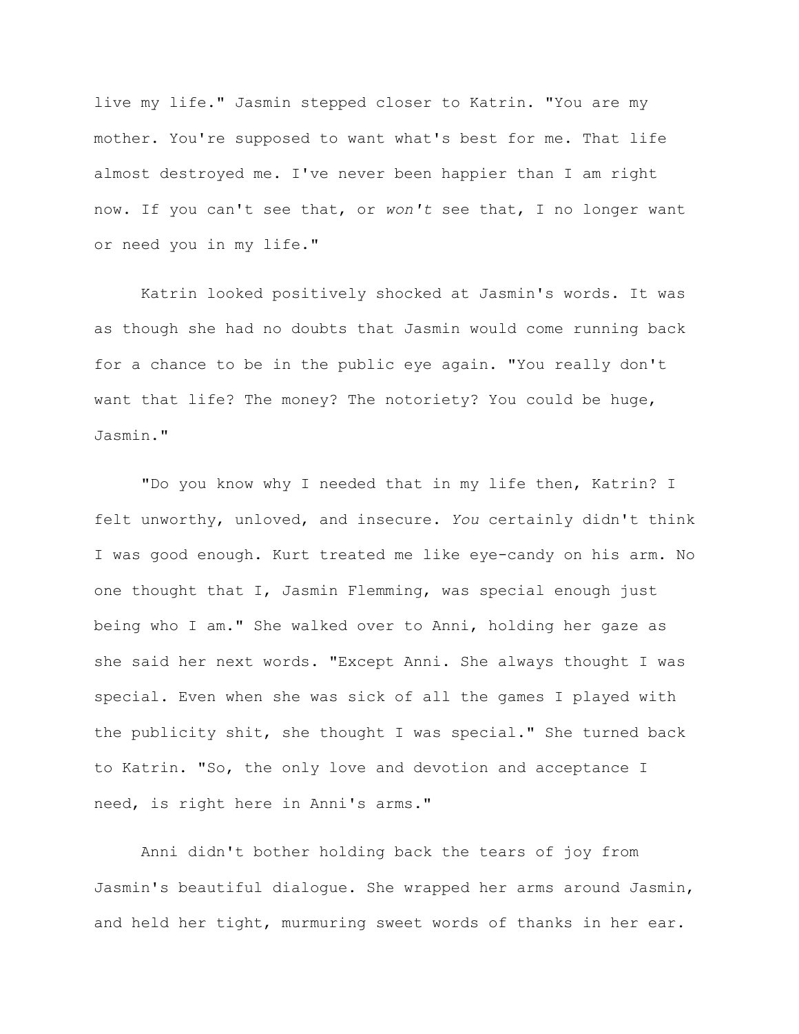live my life." Jasmin stepped closer to Katrin. "You are my mother. You're supposed to want what's best for me. That life almost destroyed me. I've never been happier than I am right now. If you can't see that, or *won't* see that, I no longer want or need you in my life."

Katrin looked positively shocked at Jasmin's words. It was as though she had no doubts that Jasmin would come running back for a chance to be in the public eye again. "You really don't want that life? The money? The notoriety? You could be huge, Jasmin."

"Do you know why I needed that in my life then, Katrin? I felt unworthy, unloved, and insecure. *You* certainly didn't think I was good enough. Kurt treated me like eye-candy on his arm. No one thought that I, Jasmin Flemming, was special enough just being who I am." She walked over to Anni, holding her gaze as she said her next words. "Except Anni. She always thought I was special. Even when she was sick of all the games I played with the publicity shit, she thought I was special." She turned back to Katrin. "So, the only love and devotion and acceptance I need, is right here in Anni's arms."

Anni didn't bother holding back the tears of joy from Jasmin's beautiful dialogue. She wrapped her arms around Jasmin, and held her tight, murmuring sweet words of thanks in her ear.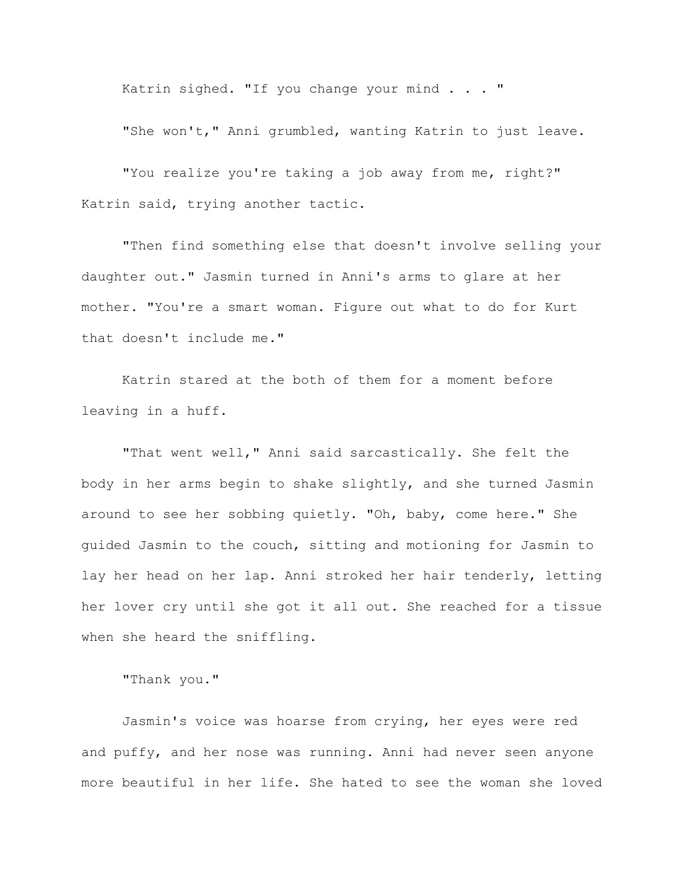Katrin sighed. "If you change your mind . . . "

"She won't," Anni grumbled, wanting Katrin to just leave.

"You realize you're taking a job away from me, right?" Katrin said, trying another tactic.

"Then find something else that doesn't involve selling your daughter out." Jasmin turned in Anni's arms to glare at her mother. "You're a smart woman. Figure out what to do for Kurt that doesn't include me."

Katrin stared at the both of them for a moment before leaving in a huff.

"That went well," Anni said sarcastically. She felt the body in her arms begin to shake slightly, and she turned Jasmin around to see her sobbing quietly. "Oh, baby, come here." She guided Jasmin to the couch, sitting and motioning for Jasmin to lay her head on her lap. Anni stroked her hair tenderly, letting her lover cry until she got it all out. She reached for a tissue when she heard the sniffling.

"Thank you."

Jasmin's voice was hoarse from crying, her eyes were red and puffy, and her nose was running. Anni had never seen anyone more beautiful in her life. She hated to see the woman she loved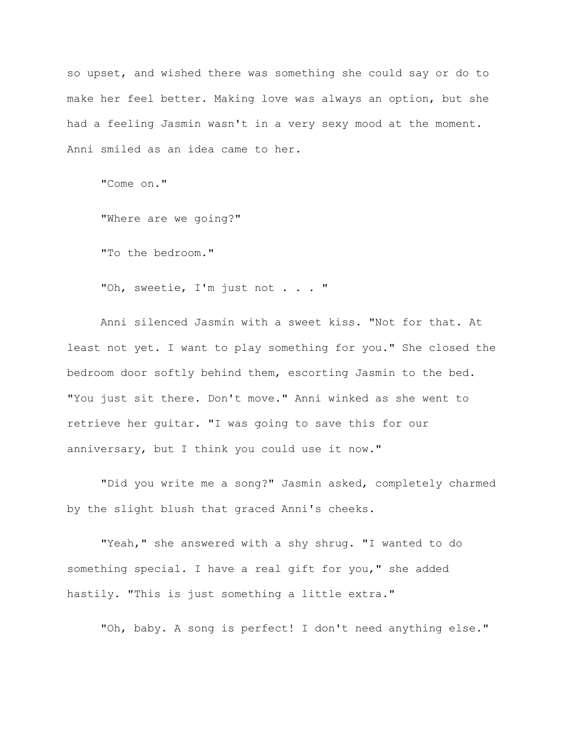so upset, and wished there was something she could say or do to make her feel better. Making love was always an option, but she had a feeling Jasmin wasn't in a very sexy mood at the moment. Anni smiled as an idea came to her.

"Come on."

"Where are we going?"

"To the bedroom."

"Oh, sweetie, I'm just not . . . "

Anni silenced Jasmin with a sweet kiss. "Not for that. At least not yet. I want to play something for you." She closed the bedroom door softly behind them, escorting Jasmin to the bed. "You just sit there. Don't move." Anni winked as she went to retrieve her guitar. "I was going to save this for our anniversary, but I think you could use it now."

"Did you write me a song?" Jasmin asked, completely charmed by the slight blush that graced Anni's cheeks.

"Yeah," she answered with a shy shrug. "I wanted to do something special. I have a real gift for you," she added hastily. "This is just something a little extra."

"Oh, baby. A song is perfect! I don't need anything else."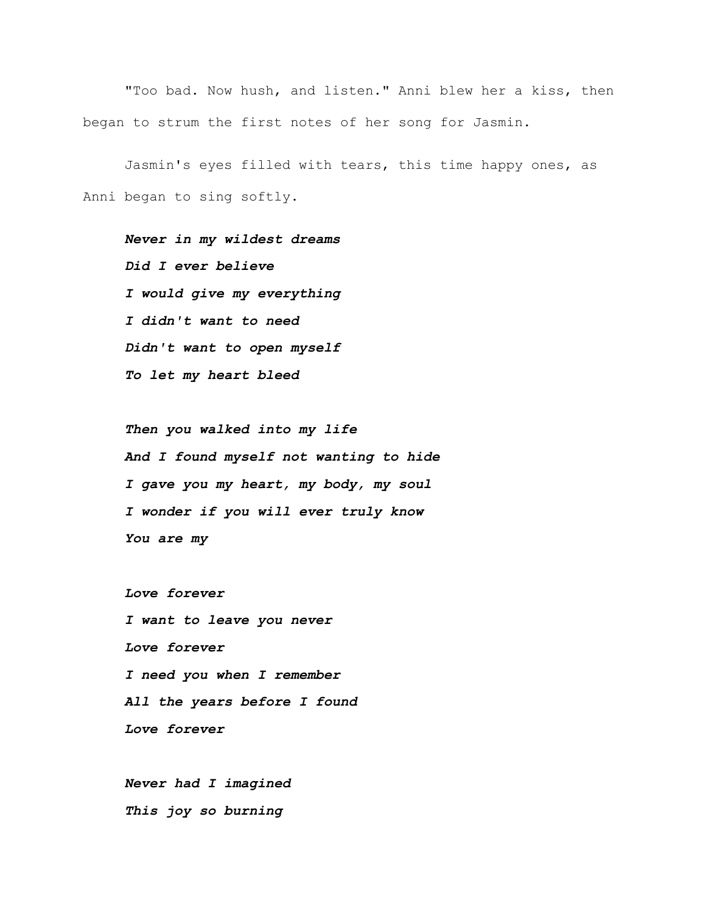"Too bad. Now hush, and listen." Anni blew her a kiss, then began to strum the first notes of her song for Jasmin.

Jasmin's eyes filled with tears, this time happy ones, as Anni began to sing softly.

***Never in my wildest dreams***
***Did I ever believe***
***I would give my everything***
***I didn't want to need***
***Didn't want to open myself***
***To let my heart bleed***

***Then you walked into my life***
***And I found myself not wanting to hide***
***I gave you my heart, my body, my soul***
***I wonder if you will ever truly know***
***You are my***

***Love forever***
***I want to leave you never***
***Love forever***
***I need you when I remember***
***All the years before I found***
***Love forever***

***Never had I imagined***
***This joy so burning***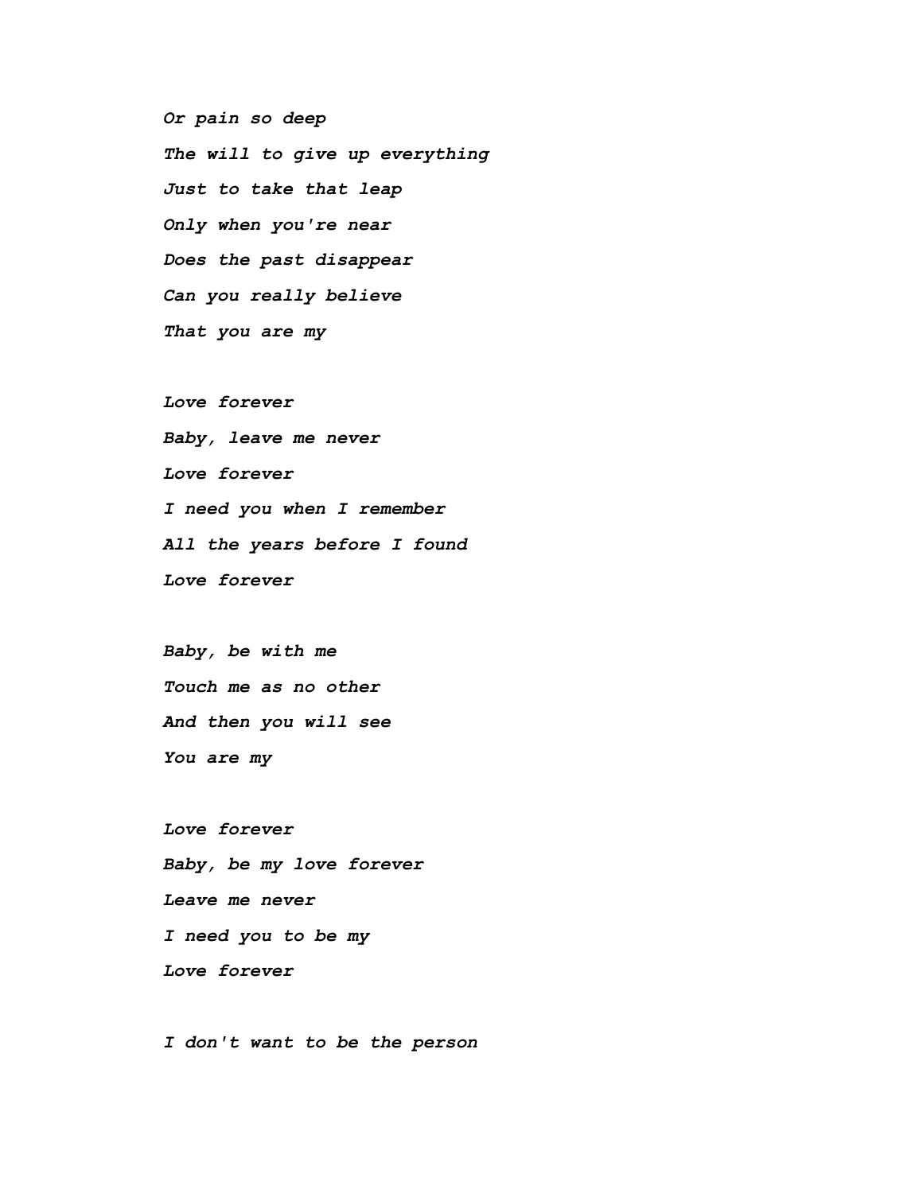*Or pain so deep*

*The will to give up everything*

*Just to take that leap*

*Only when you're near*

*Does the past disappear*

*Can you really believe*

*That you are my*

*Love forever*

*Baby, leave me never*

*Love forever*

*I need you when I remember*

*All the years before I found*

*Love forever*

*Baby, be with me*

*Touch me as no other*

*And then you will see*

*You are my*

*Love forever*

*Baby, be my love forever*

*Leave me never*

*I need you to be my*

*Love forever*

*I don't want to be the person*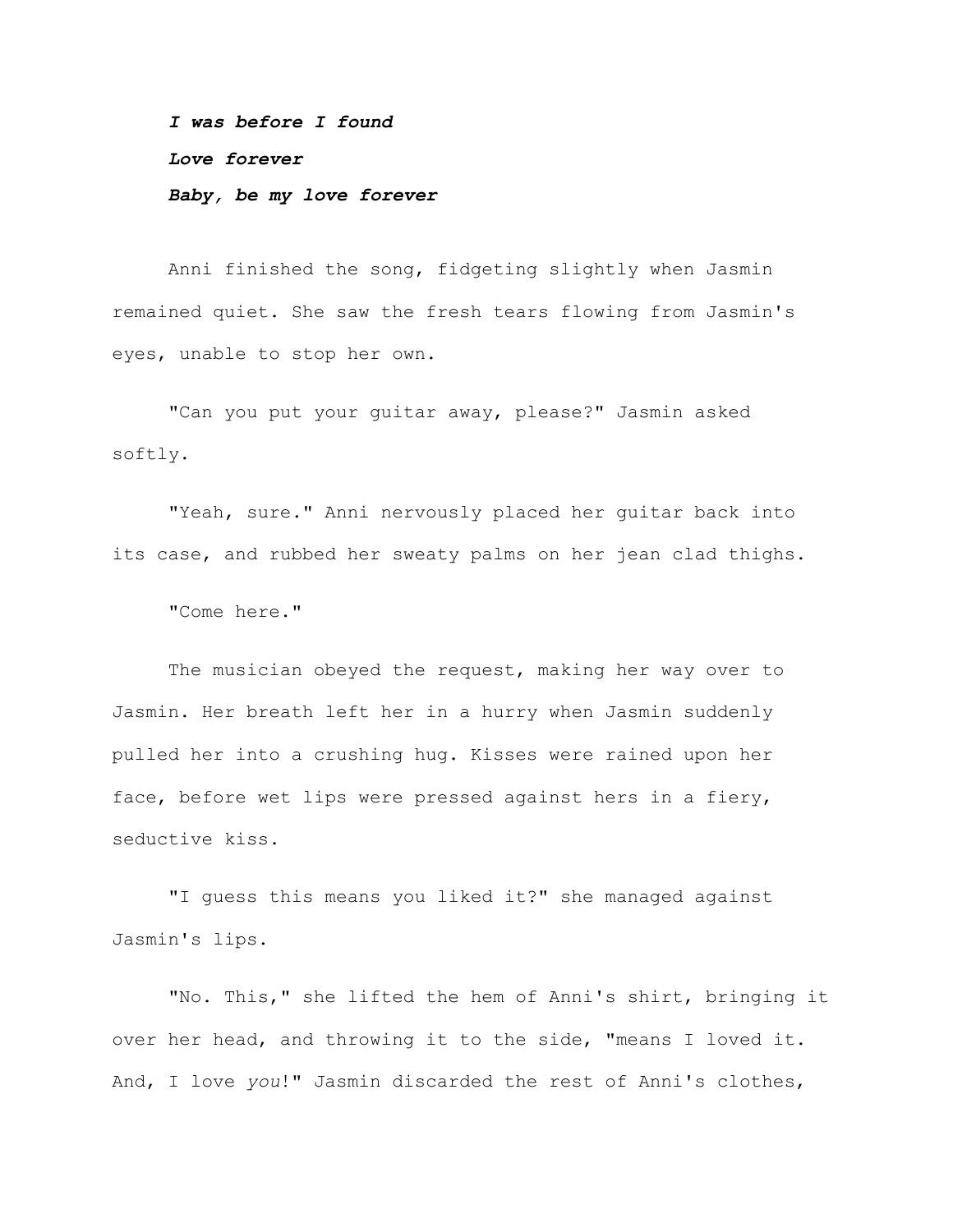***I was before I found***

***Love forever***

***Baby, be my love forever***

Anni finished the song, fidgeting slightly when Jasmin remained quiet. She saw the fresh tears flowing from Jasmin's eyes, unable to stop her own.

"Can you put your guitar away, please?" Jasmin asked softly.

"Yeah, sure." Anni nervously placed her guitar back into its case, and rubbed her sweaty palms on her jean clad thighs.

"Come here."

The musician obeyed the request, making her way over to Jasmin. Her breath left her in a hurry when Jasmin suddenly pulled her into a crushing hug. Kisses were rained upon her face, before wet lips were pressed against hers in a fiery, seductive kiss.

"I guess this means you liked it?" she managed against Jasmin's lips.

"No. This," she lifted the hem of Anni's shirt, bringing it over her head, and throwing it to the side, "means I loved it. And, I love *you*!" Jasmin discarded the rest of Anni's clothes,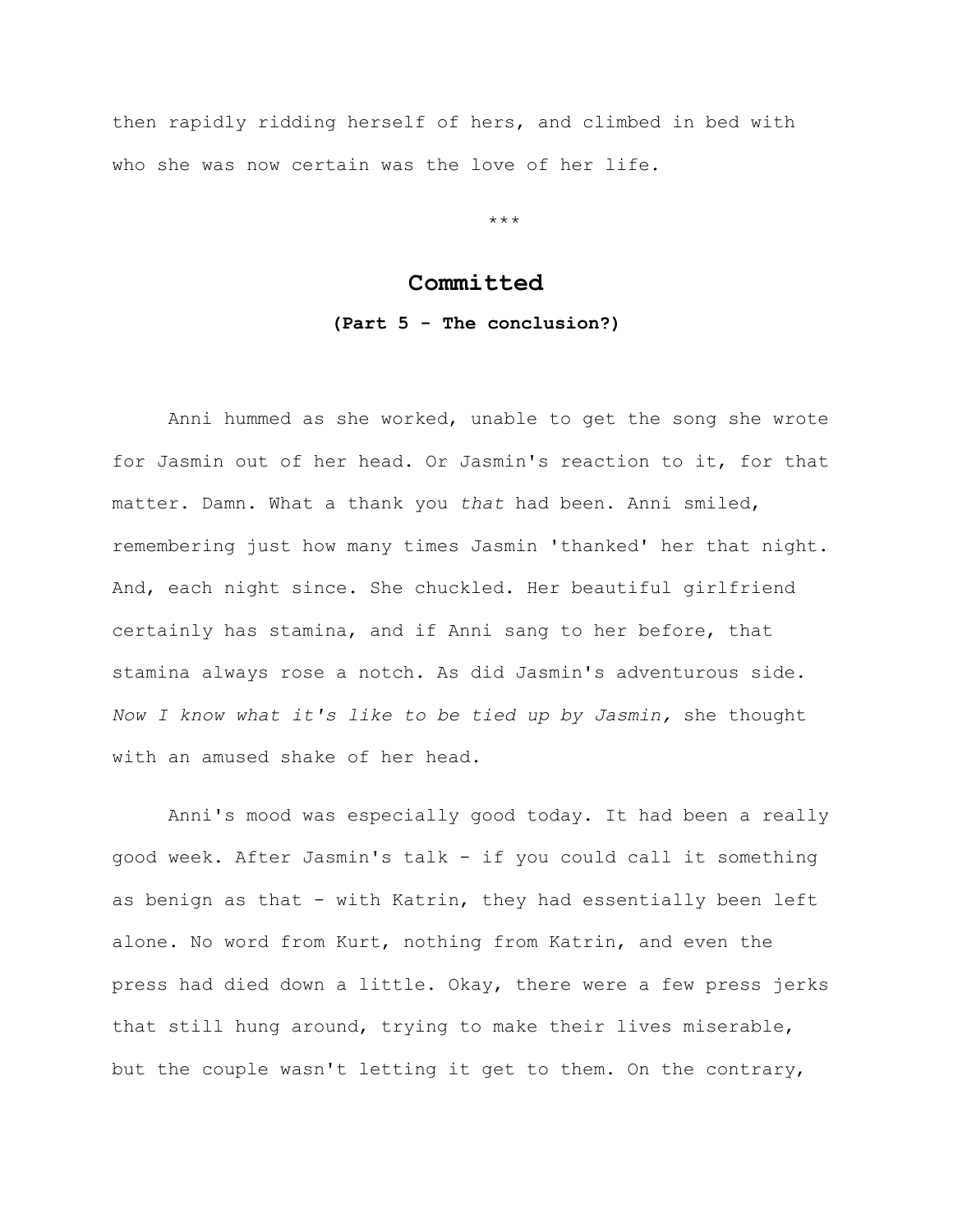then rapidly ridding herself of hers, and climbed in bed with who she was now certain was the love of her life.

\*\*\*

## Committed

**(Part 5 - The conclusion?)**

Anni hummed as she worked, unable to get the song she wrote for Jasmin out of her head. Or Jasmin's reaction to it, for that matter. Damn. What a thank you *that* had been. Anni smiled, remembering just how many times Jasmin 'thanked' her that night. And, each night since. She chuckled. Her beautiful girlfriend certainly has stamina, and if Anni sang to her before, that stamina always rose a notch. As did Jasmin's adventurous side. *Now I know what it's like to be tied up by Jasmin,* she thought with an amused shake of her head.

Anni's mood was especially good today. It had been a really good week. After Jasmin's talk - if you could call it something as benign as that - with Katrin, they had essentially been left alone. No word from Kurt, nothing from Katrin, and even the press had died down a little. Okay, there were a few press jerks that still hung around, trying to make their lives miserable, but the couple wasn't letting it get to them. On the contrary,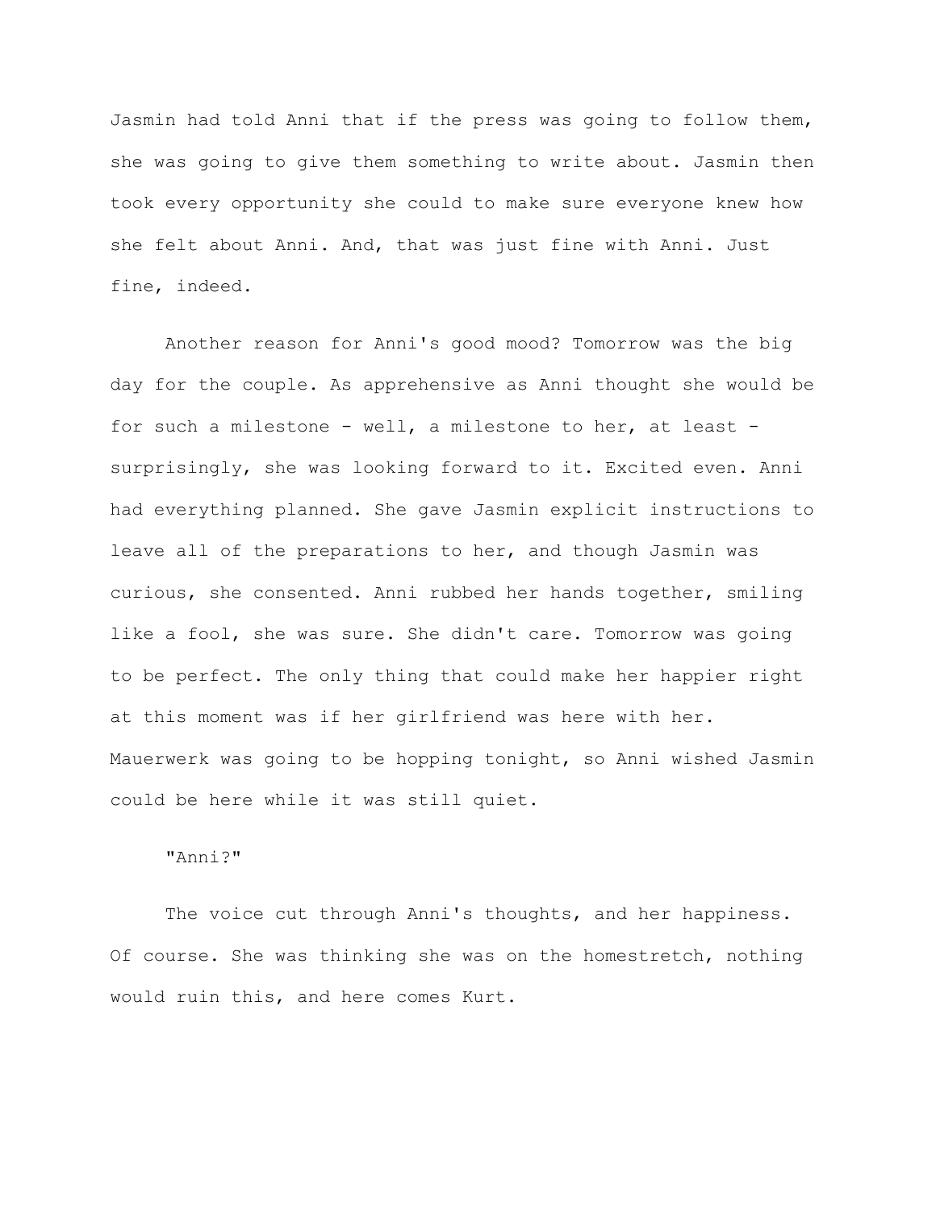Jasmin had told Anni that if the press was going to follow them, she was going to give them something to write about. Jasmin then took every opportunity she could to make sure everyone knew how she felt about Anni. And, that was just fine with Anni. Just fine, indeed.

Another reason for Anni's good mood? Tomorrow was the big day for the couple. As apprehensive as Anni thought she would be for such a milestone - well, a milestone to her, at least - surprisingly, she was looking forward to it. Excited even. Anni had everything planned. She gave Jasmin explicit instructions to leave all of the preparations to her, and though Jasmin was curious, she consented. Anni rubbed her hands together, smiling like a fool, she was sure. She didn't care. Tomorrow was going to be perfect. The only thing that could make her happier right at this moment was if her girlfriend was here with her. Mauerwerk was going to be hopping tonight, so Anni wished Jasmin could be here while it was still quiet.

"Anni?"

The voice cut through Anni's thoughts, and her happiness. Of course. She was thinking she was on the homestretch, nothing would ruin this, and here comes Kurt.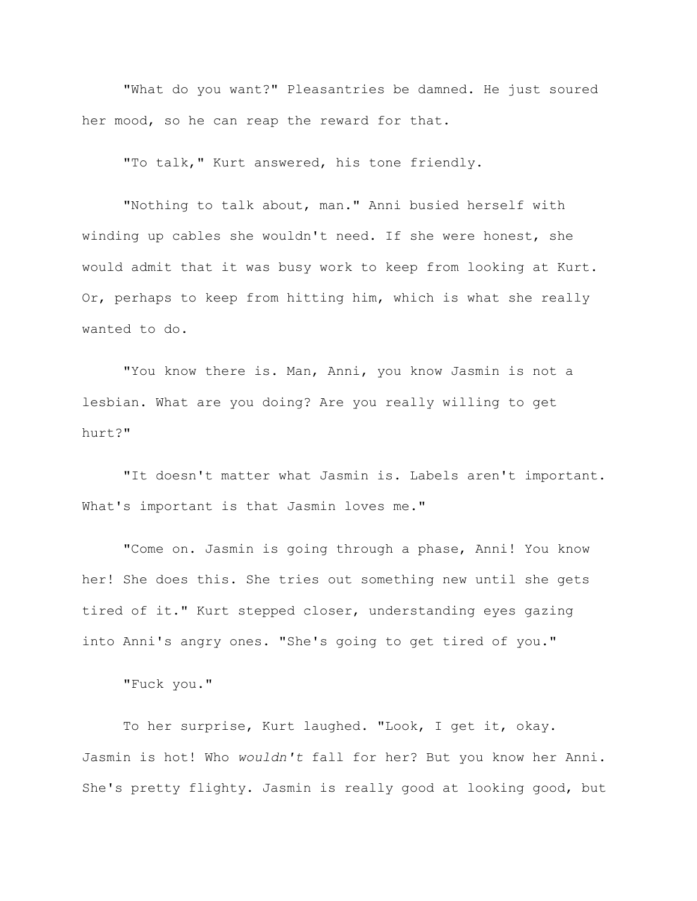"What do you want?" Pleasantries be damned. He just soured her mood, so he can reap the reward for that.

"To talk," Kurt answered, his tone friendly.

"Nothing to talk about, man." Anni busied herself with winding up cables she wouldn't need. If she were honest, she would admit that it was busy work to keep from looking at Kurt. Or, perhaps to keep from hitting him, which is what she really wanted to do.

"You know there is. Man, Anni, you know Jasmin is not a lesbian. What are you doing? Are you really willing to get hurt?"

"It doesn't matter what Jasmin is. Labels aren't important. What's important is that Jasmin loves me."

"Come on. Jasmin is going through a phase, Anni! You know her! She does this. She tries out something new until she gets tired of it." Kurt stepped closer, understanding eyes gazing into Anni's angry ones. "She's going to get tired of you."

"Fuck you."

To her surprise, Kurt laughed. "Look, I get it, okay. Jasmin is hot! Who *wouldn't* fall for her? But you know her Anni. She's pretty flighty. Jasmin is really good at looking good, but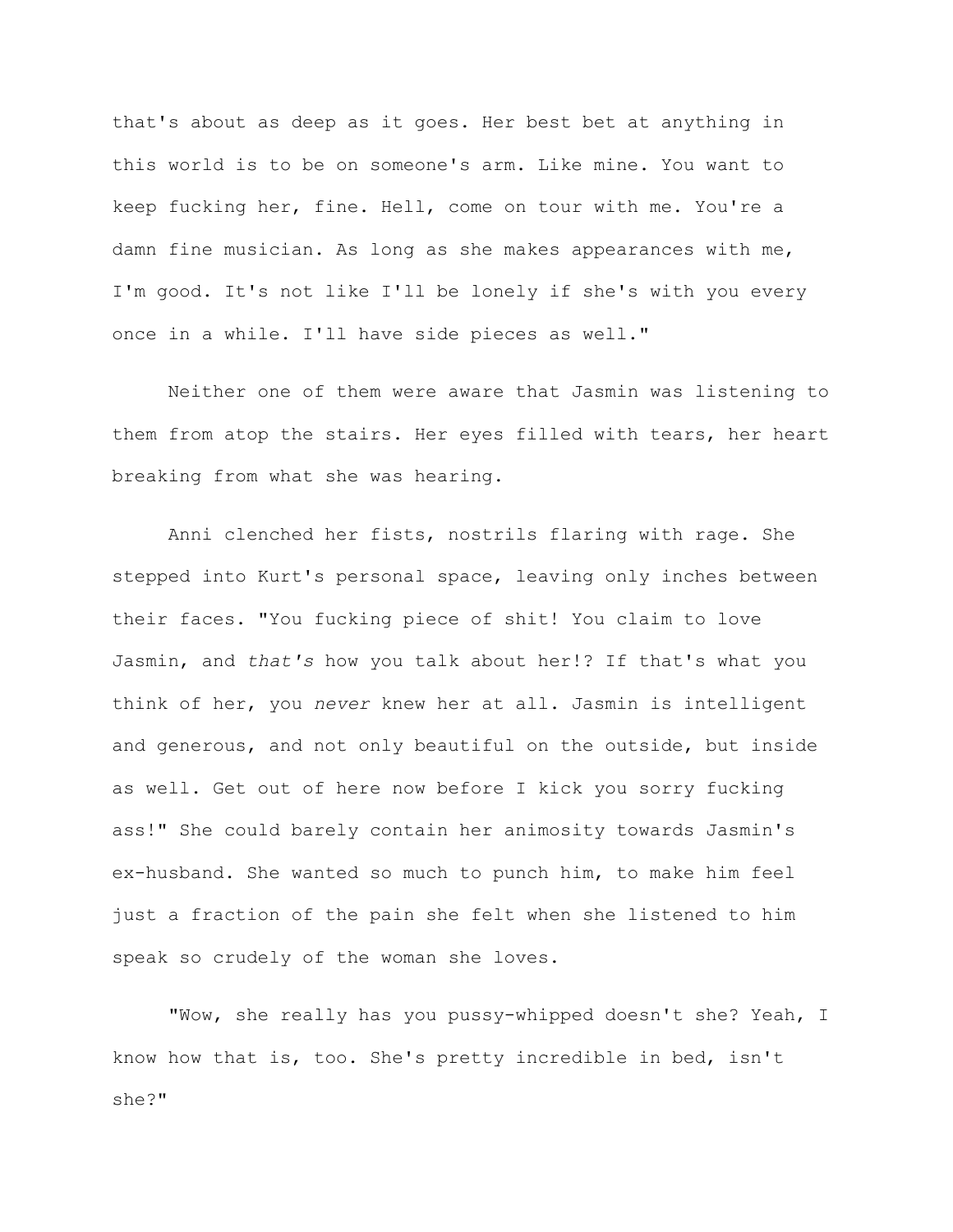that's about as deep as it goes. Her best bet at anything in this world is to be on someone's arm. Like mine. You want to keep fucking her, fine. Hell, come on tour with me. You're a damn fine musician. As long as she makes appearances with me, I'm good. It's not like I'll be lonely if she's with you every once in a while. I'll have side pieces as well."

Neither one of them were aware that Jasmin was listening to them from atop the stairs. Her eyes filled with tears, her heart breaking from what she was hearing.

Anni clenched her fists, nostrils flaring with rage. She stepped into Kurt's personal space, leaving only inches between their faces. "You fucking piece of shit! You claim to love Jasmin, and *that's* how you talk about her!? If that's what you think of her, you *never* knew her at all. Jasmin is intelligent and generous, and not only beautiful on the outside, but inside as well. Get out of here now before I kick you sorry fucking ass!" She could barely contain her animosity towards Jasmin's ex-husband. She wanted so much to punch him, to make him feel just a fraction of the pain she felt when she listened to him speak so crudely of the woman she loves.

"Wow, she really has you pussy-whipped doesn't she? Yeah, I know how that is, too. She's pretty incredible in bed, isn't she?"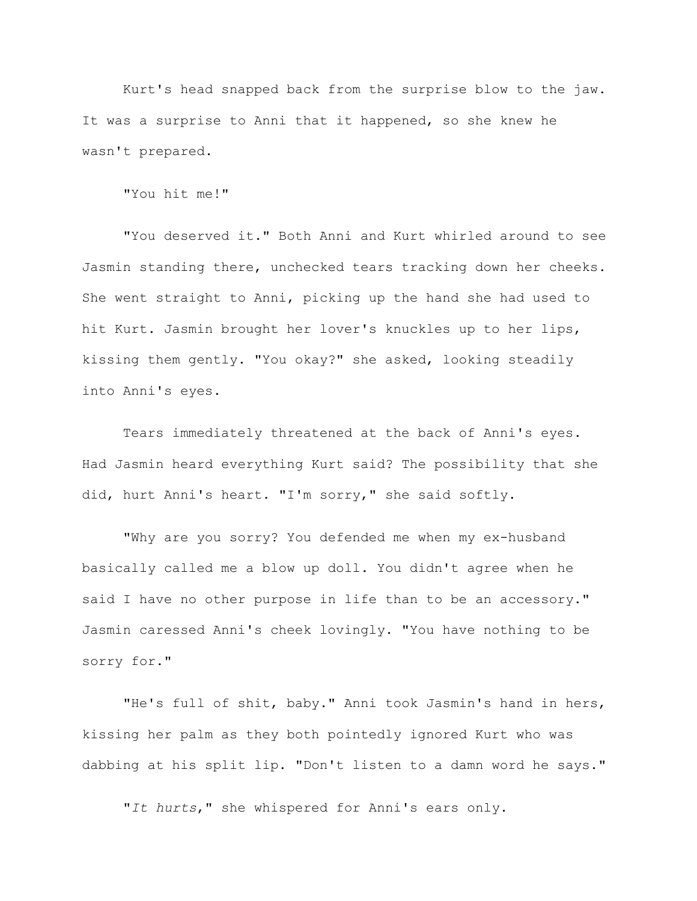Kurt's head snapped back from the surprise blow to the jaw. It was a surprise to Anni that it happened, so she knew he wasn't prepared.

"You hit me!"

"You deserved it." Both Anni and Kurt whirled around to see Jasmin standing there, unchecked tears tracking down her cheeks. She went straight to Anni, picking up the hand she had used to hit Kurt. Jasmin brought her lover's knuckles up to her lips, kissing them gently. "You okay?" she asked, looking steadily into Anni's eyes.

Tears immediately threatened at the back of Anni's eyes. Had Jasmin heard everything Kurt said? The possibility that she did, hurt Anni's heart. "I'm sorry," she said softly.

"Why are you sorry? You defended me when my ex-husband basically called me a blow up doll. You didn't agree when he said I have no other purpose in life than to be an accessory." Jasmin caressed Anni's cheek lovingly. "You have nothing to be sorry for."

"He's full of shit, baby." Anni took Jasmin's hand in hers, kissing her palm as they both pointedly ignored Kurt who was dabbing at his split lip. "Don't listen to a damn word he says."

"*It hurts*," she whispered for Anni's ears only.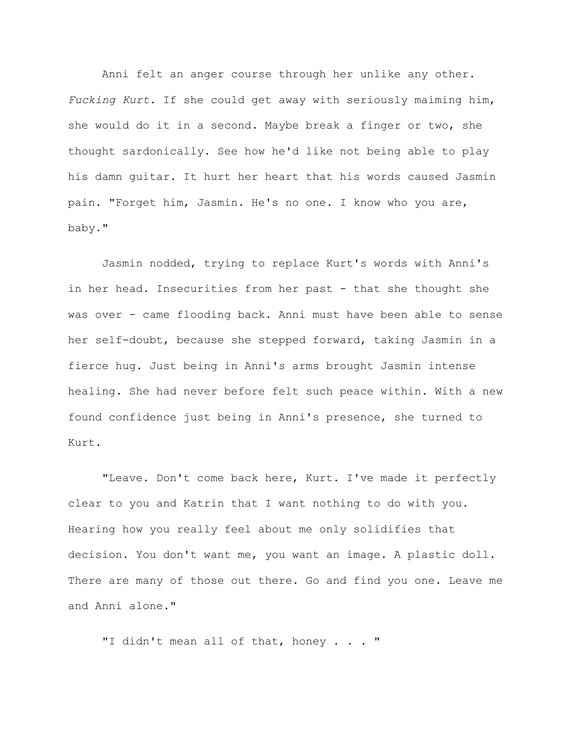Anni felt an anger course through her unlike any other. *Fucking Kurt*. If she could get away with seriously maiming him, she would do it in a second. Maybe break a finger or two, she thought sardonically. See how he'd like not being able to play his damn guitar. It hurt her heart that his words caused Jasmin pain. "Forget him, Jasmin. He's no one. I know who you are, baby."

Jasmin nodded, trying to replace Kurt's words with Anni's in her head. Insecurities from her past - that she thought she was over - came flooding back. Anni must have been able to sense her self-doubt, because she stepped forward, taking Jasmin in a fierce hug. Just being in Anni's arms brought Jasmin intense healing. She had never before felt such peace within. With a new found confidence just being in Anni's presence, she turned to Kurt.

"Leave. Don't come back here, Kurt. I've made it perfectly clear to you and Katrin that I want nothing to do with you. Hearing how you really feel about me only solidifies that decision. You don't want me, you want an image. A plastic doll. There are many of those out there. Go and find you one. Leave me and Anni alone."

"I didn't mean all of that, honey . . . "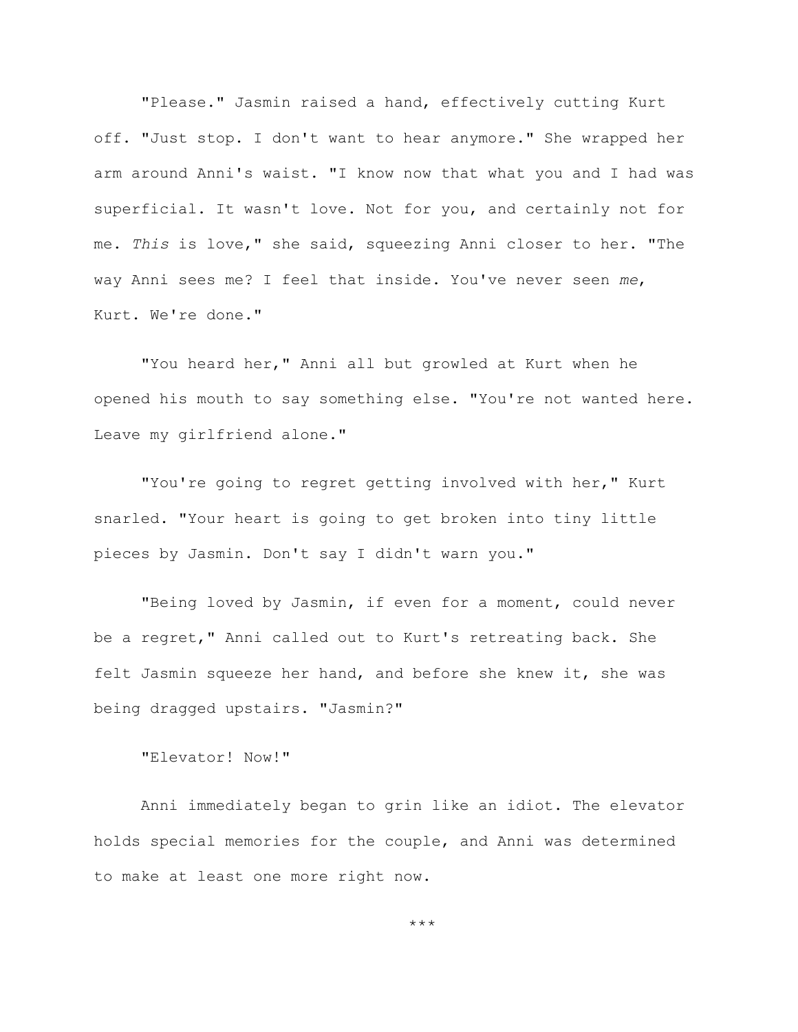"Please." Jasmin raised a hand, effectively cutting Kurt off. "Just stop. I don't want to hear anymore." She wrapped her arm around Anni's waist. "I know now that what you and I had was superficial. It wasn't love. Not for you, and certainly not for me. *This* is love," she said, squeezing Anni closer to her. "The way Anni sees me? I feel that inside. You've never seen *me*, Kurt. We're done."

"You heard her," Anni all but growled at Kurt when he opened his mouth to say something else. "You're not wanted here. Leave my girlfriend alone."

"You're going to regret getting involved with her," Kurt snarled. "Your heart is going to get broken into tiny little pieces by Jasmin. Don't say I didn't warn you."

"Being loved by Jasmin, if even for a moment, could never be a regret," Anni called out to Kurt's retreating back. She felt Jasmin squeeze her hand, and before she knew it, she was being dragged upstairs. "Jasmin?"

"Elevator! Now!"

Anni immediately began to grin like an idiot. The elevator holds special memories for the couple, and Anni was determined to make at least one more right now.

***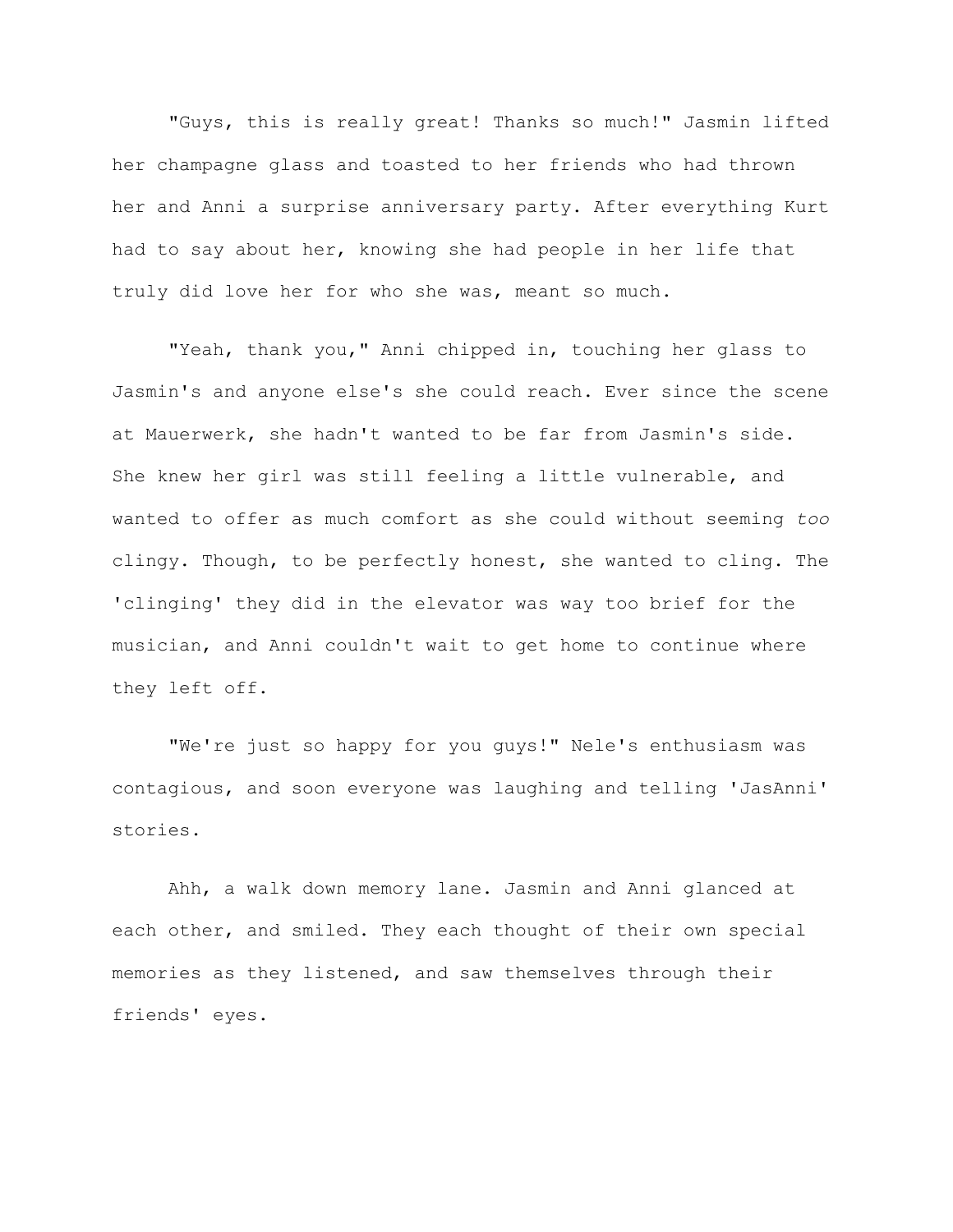"Guys, this is really great! Thanks so much!" Jasmin lifted her champagne glass and toasted to her friends who had thrown her and Anni a surprise anniversary party. After everything Kurt had to say about her, knowing she had people in her life that truly did love her for who she was, meant so much.

"Yeah, thank you," Anni chipped in, touching her glass to Jasmin's and anyone else's she could reach. Ever since the scene at Mauerwerk, she hadn't wanted to be far from Jasmin's side. She knew her girl was still feeling a little vulnerable, and wanted to offer as much comfort as she could without seeming *too* clingy. Though, to be perfectly honest, she wanted to cling. The 'clinging' they did in the elevator was way too brief for the musician, and Anni couldn't wait to get home to continue where they left off.

"We're just so happy for you guys!" Nele's enthusiasm was contagious, and soon everyone was laughing and telling 'JasAnni' stories.

Ahh, a walk down memory lane. Jasmin and Anni glanced at each other, and smiled. They each thought of their own special memories as they listened, and saw themselves through their friends' eyes.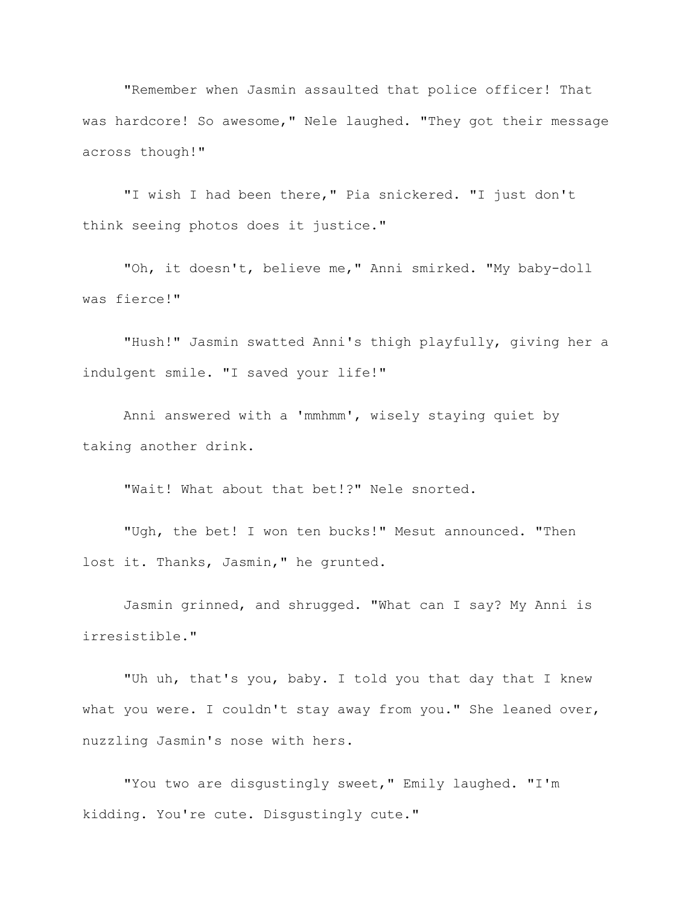"Remember when Jasmin assaulted that police officer! That was hardcore! So awesome," Nele laughed. "They got their message across though!"

"I wish I had been there," Pia snickered. "I just don't think seeing photos does it justice."

"Oh, it doesn't, believe me," Anni smirked. "My baby-doll was fierce!"

"Hush!" Jasmin swatted Anni's thigh playfully, giving her a indulgent smile. "I saved your life!"

Anni answered with a 'mmhmm', wisely staying quiet by taking another drink.

"Wait! What about that bet!?" Nele snorted.

"Ugh, the bet! I won ten bucks!" Mesut announced. "Then lost it. Thanks, Jasmin," he grunted.

Jasmin grinned, and shrugged. "What can I say? My Anni is irresistible."

"Uh uh, that's you, baby. I told you that day that I knew what you were. I couldn't stay away from you." She leaned over, nuzzling Jasmin's nose with hers.

"You two are disgustingly sweet," Emily laughed. "I'm kidding. You're cute. Disgustingly cute."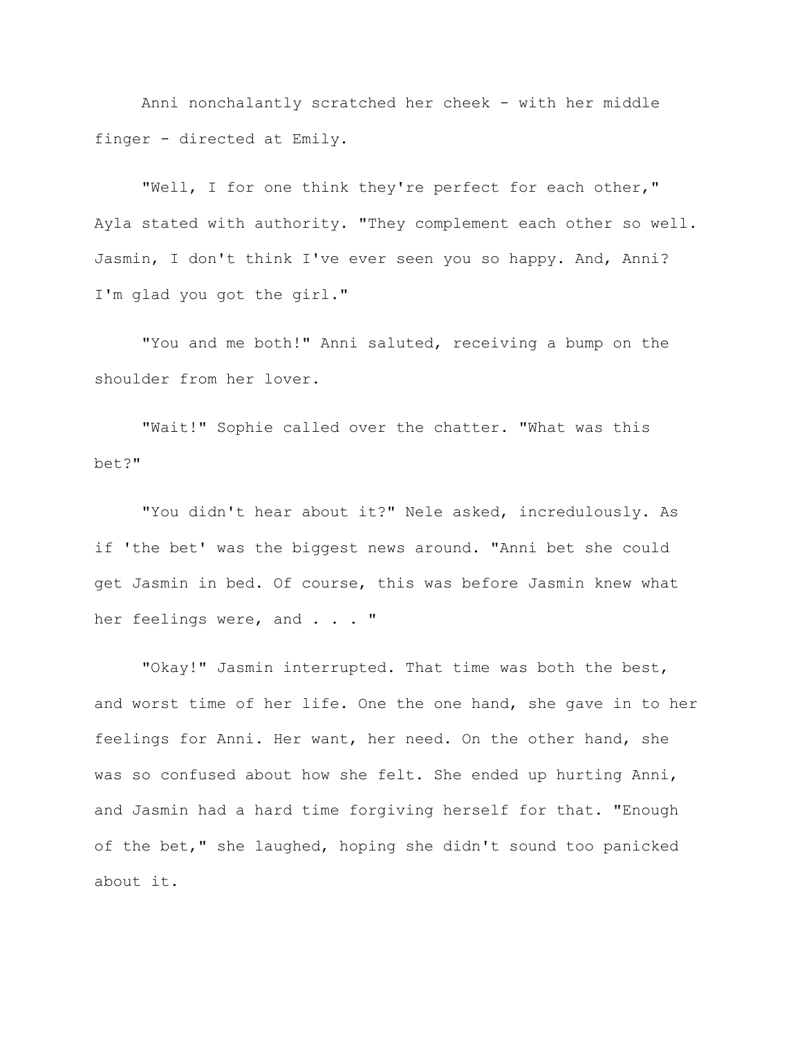Anni nonchalantly scratched her cheek - with her middle finger - directed at Emily.

"Well, I for one think they're perfect for each other," Ayla stated with authority. "They complement each other so well. Jasmin, I don't think I've ever seen you so happy. And, Anni? I'm glad you got the girl."

"You and me both!" Anni saluted, receiving a bump on the shoulder from her lover.

"Wait!" Sophie called over the chatter. "What was this bet?"

"You didn't hear about it?" Nele asked, incredulously. As if 'the bet' was the biggest news around. "Anni bet she could get Jasmin in bed. Of course, this was before Jasmin knew what her feelings were, and . . . "

"Okay!" Jasmin interrupted. That time was both the best, and worst time of her life. One the one hand, she gave in to her feelings for Anni. Her want, her need. On the other hand, she was so confused about how she felt. She ended up hurting Anni, and Jasmin had a hard time forgiving herself for that. "Enough of the bet," she laughed, hoping she didn't sound too panicked about it.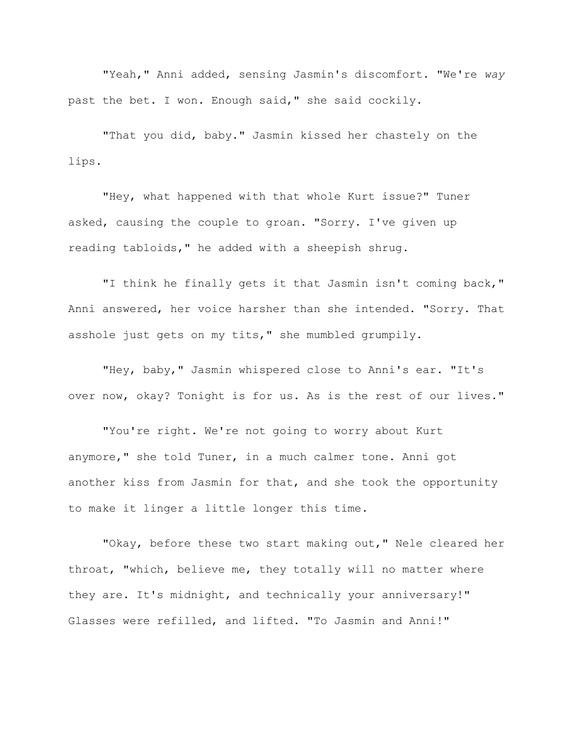"Yeah," Anni added, sensing Jasmin's discomfort. "We're *way* past the bet. I won. Enough said," she said cockily.

"That you did, baby." Jasmin kissed her chastely on the lips.

"Hey, what happened with that whole Kurt issue?" Tuner asked, causing the couple to groan. "Sorry. I've given up reading tabloids," he added with a sheepish shrug.

"I think he finally gets it that Jasmin isn't coming back," Anni answered, her voice harsher than she intended. "Sorry. That asshole just gets on my tits," she mumbled grumpily.

"Hey, baby," Jasmin whispered close to Anni's ear. "It's over now, okay? Tonight is for us. As is the rest of our lives."

"You're right. We're not going to worry about Kurt anymore," she told Tuner, in a much calmer tone. Anni got another kiss from Jasmin for that, and she took the opportunity to make it linger a little longer this time.

"Okay, before these two start making out," Nele cleared her throat, "which, believe me, they totally will no matter where they are. It's midnight, and technically your anniversary!" Glasses were refilled, and lifted. "To Jasmin and Anni!"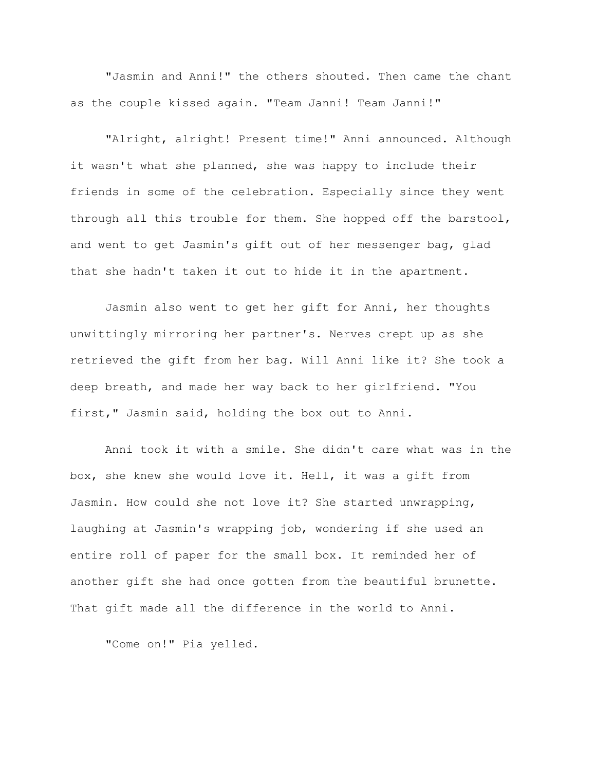"Jasmin and Anni!" the others shouted. Then came the chant as the couple kissed again. "Team Janni! Team Janni!"

"Alright, alright! Present time!" Anni announced. Although it wasn't what she planned, she was happy to include their friends in some of the celebration. Especially since they went through all this trouble for them. She hopped off the barstool, and went to get Jasmin's gift out of her messenger bag, glad that she hadn't taken it out to hide it in the apartment.

Jasmin also went to get her gift for Anni, her thoughts unwittingly mirroring her partner's. Nerves crept up as she retrieved the gift from her bag. Will Anni like it? She took a deep breath, and made her way back to her girlfriend. "You first," Jasmin said, holding the box out to Anni.

Anni took it with a smile. She didn't care what was in the box, she knew she would love it. Hell, it was a gift from Jasmin. How could she not love it? She started unwrapping, laughing at Jasmin's wrapping job, wondering if she used an entire roll of paper for the small box. It reminded her of another gift she had once gotten from the beautiful brunette. That gift made all the difference in the world to Anni.

"Come on!" Pia yelled.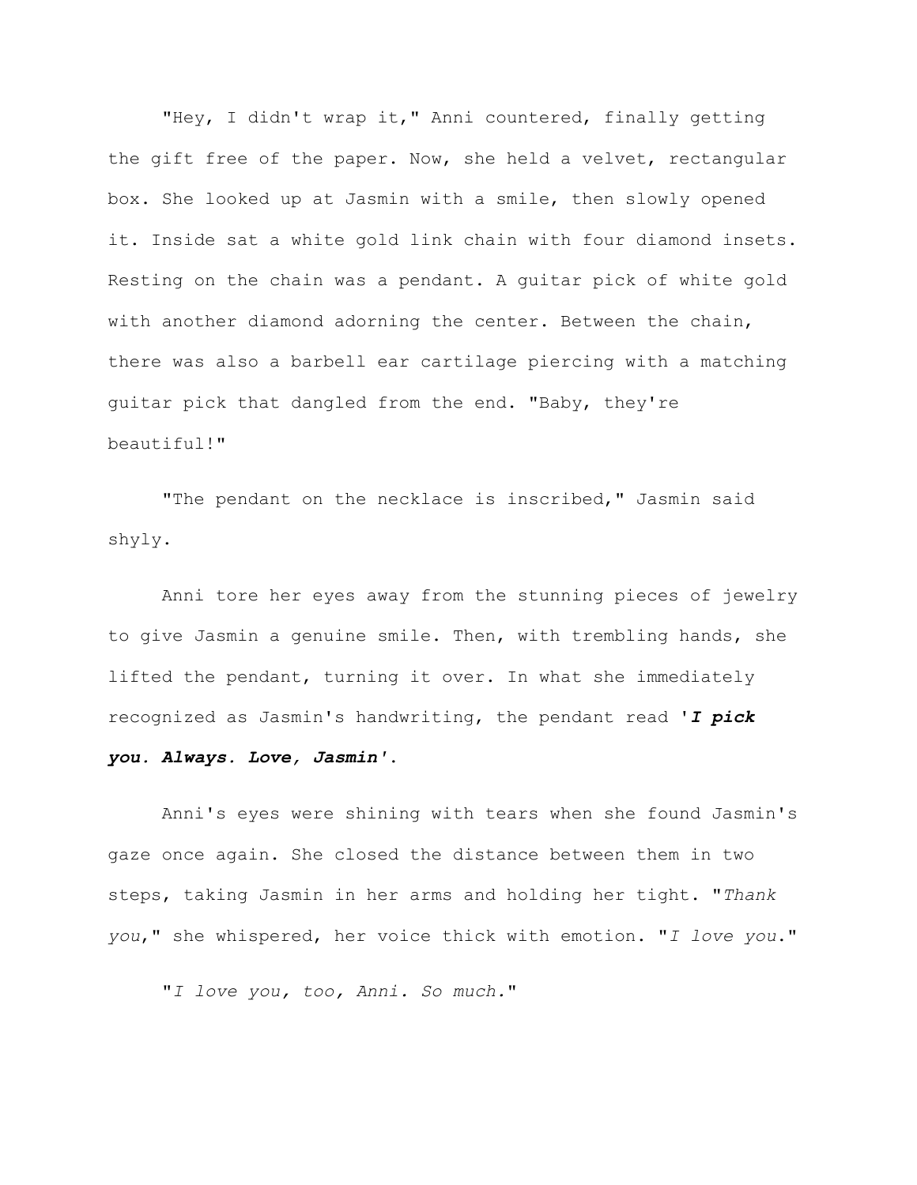"Hey, I didn't wrap it," Anni countered, finally getting the gift free of the paper. Now, she held a velvet, rectangular box. She looked up at Jasmin with a smile, then slowly opened it. Inside sat a white gold link chain with four diamond insets. Resting on the chain was a pendant. A guitar pick of white gold with another diamond adorning the center. Between the chain, there was also a barbell ear cartilage piercing with a matching guitar pick that dangled from the end. "Baby, they're beautiful!"

"The pendant on the necklace is inscribed," Jasmin said shyly.

Anni tore her eyes away from the stunning pieces of jewelry to give Jasmin a genuine smile. Then, with trembling hands, she lifted the pendant, turning it over. In what she immediately recognized as Jasmin's handwriting, the pendant read '***I pick you. Always. Love, Jasmin***'.

Anni's eyes were shining with tears when she found Jasmin's gaze once again. She closed the distance between them in two steps, taking Jasmin in her arms and holding her tight. "*Thank you*," she whispered, her voice thick with emotion. "*I love you*."

"*I love you, too, Anni. So much.*"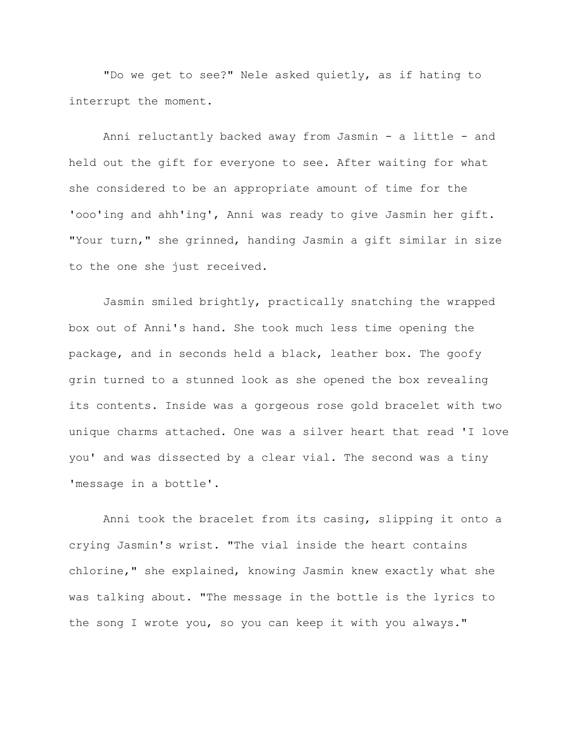"Do we get to see?" Nele asked quietly, as if hating to interrupt the moment.

Anni reluctantly backed away from Jasmin - a little - and held out the gift for everyone to see. After waiting for what she considered to be an appropriate amount of time for the 'ooo'ing and ahh'ing', Anni was ready to give Jasmin her gift. "Your turn," she grinned, handing Jasmin a gift similar in size to the one she just received.

Jasmin smiled brightly, practically snatching the wrapped box out of Anni's hand. She took much less time opening the package, and in seconds held a black, leather box. The goofy grin turned to a stunned look as she opened the box revealing its contents. Inside was a gorgeous rose gold bracelet with two unique charms attached. One was a silver heart that read 'I love you' and was dissected by a clear vial. The second was a tiny 'message in a bottle'.

Anni took the bracelet from its casing, slipping it onto a crying Jasmin's wrist. "The vial inside the heart contains chlorine," she explained, knowing Jasmin knew exactly what she was talking about. "The message in the bottle is the lyrics to the song I wrote you, so you can keep it with you always."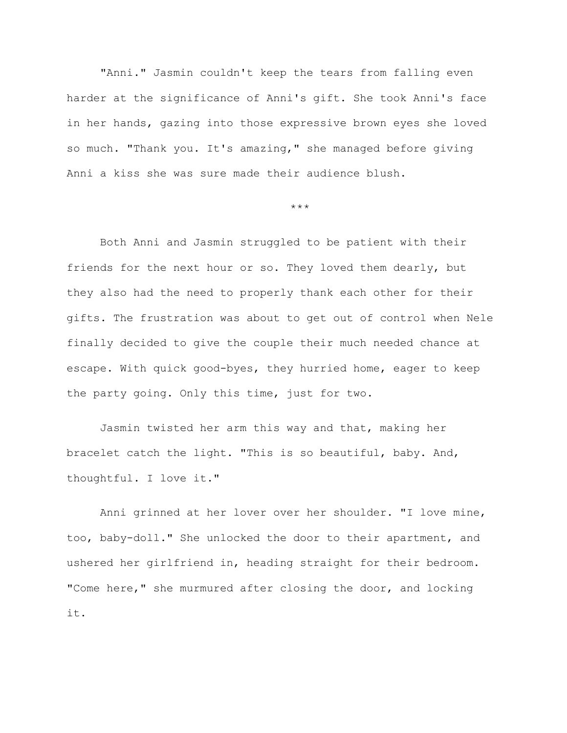"Anni." Jasmin couldn't keep the tears from falling even harder at the significance of Anni's gift. She took Anni's face in her hands, gazing into those expressive brown eyes she loved so much. "Thank you. It's amazing," she managed before giving Anni a kiss she was sure made their audience blush.

***

Both Anni and Jasmin struggled to be patient with their friends for the next hour or so. They loved them dearly, but they also had the need to properly thank each other for their gifts. The frustration was about to get out of control when Nele finally decided to give the couple their much needed chance at escape. With quick good-byes, they hurried home, eager to keep the party going. Only this time, just for two.

Jasmin twisted her arm this way and that, making her bracelet catch the light. "This is so beautiful, baby. And, thoughtful. I love it."

Anni grinned at her lover over her shoulder. "I love mine, too, baby-doll." She unlocked the door to their apartment, and ushered her girlfriend in, heading straight for their bedroom. "Come here," she murmured after closing the door, and locking it.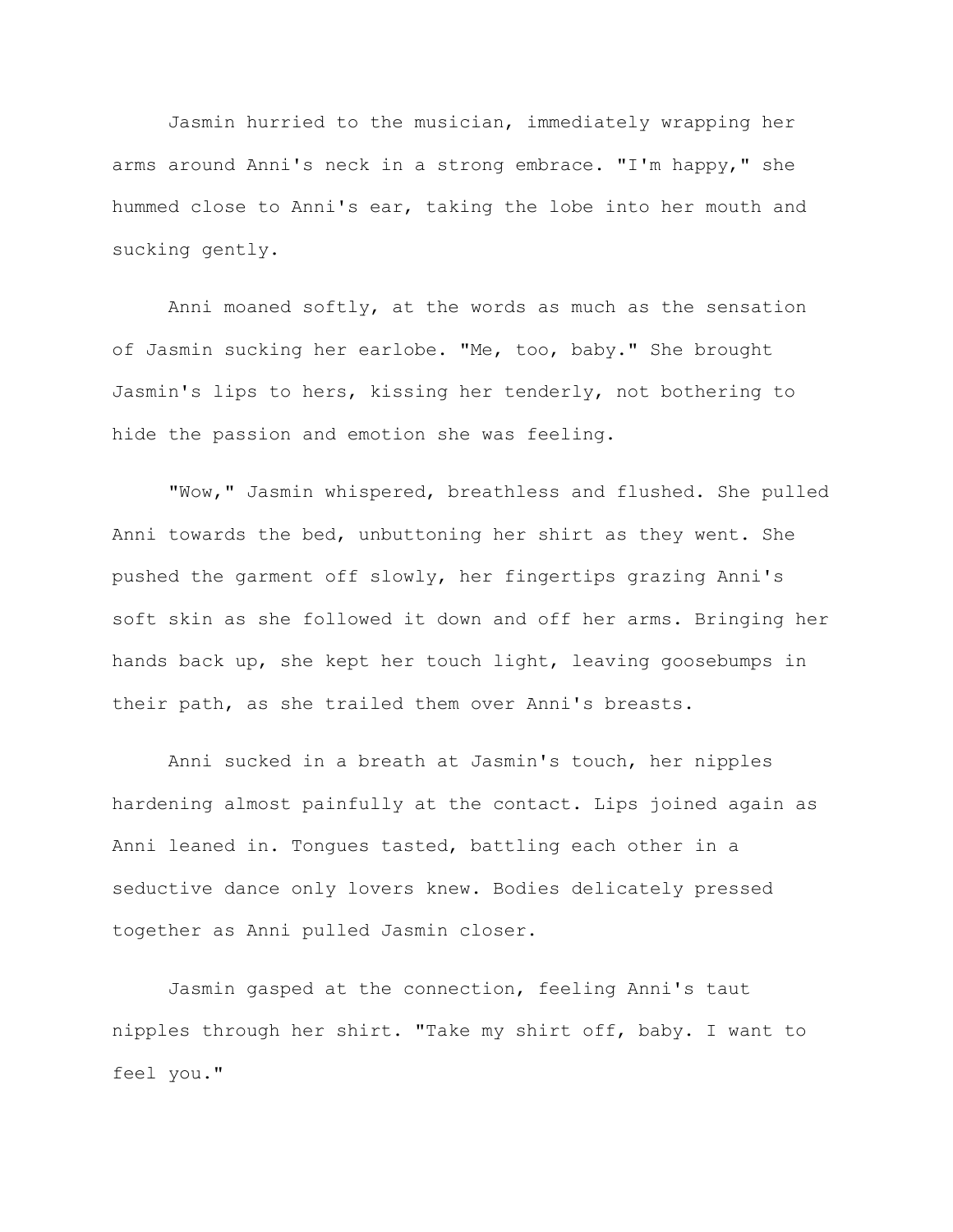Jasmin hurried to the musician, immediately wrapping her arms around Anni's neck in a strong embrace. "I'm happy," she hummed close to Anni's ear, taking the lobe into her mouth and sucking gently.

Anni moaned softly, at the words as much as the sensation of Jasmin sucking her earlobe. "Me, too, baby." She brought Jasmin's lips to hers, kissing her tenderly, not bothering to hide the passion and emotion she was feeling.

"Wow," Jasmin whispered, breathless and flushed. She pulled Anni towards the bed, unbuttoning her shirt as they went. She pushed the garment off slowly, her fingertips grazing Anni's soft skin as she followed it down and off her arms. Bringing her hands back up, she kept her touch light, leaving goosebumps in their path, as she trailed them over Anni's breasts.

Anni sucked in a breath at Jasmin's touch, her nipples hardening almost painfully at the contact. Lips joined again as Anni leaned in. Tongues tasted, battling each other in a seductive dance only lovers knew. Bodies delicately pressed together as Anni pulled Jasmin closer.

Jasmin gasped at the connection, feeling Anni's taut nipples through her shirt. "Take my shirt off, baby. I want to feel you."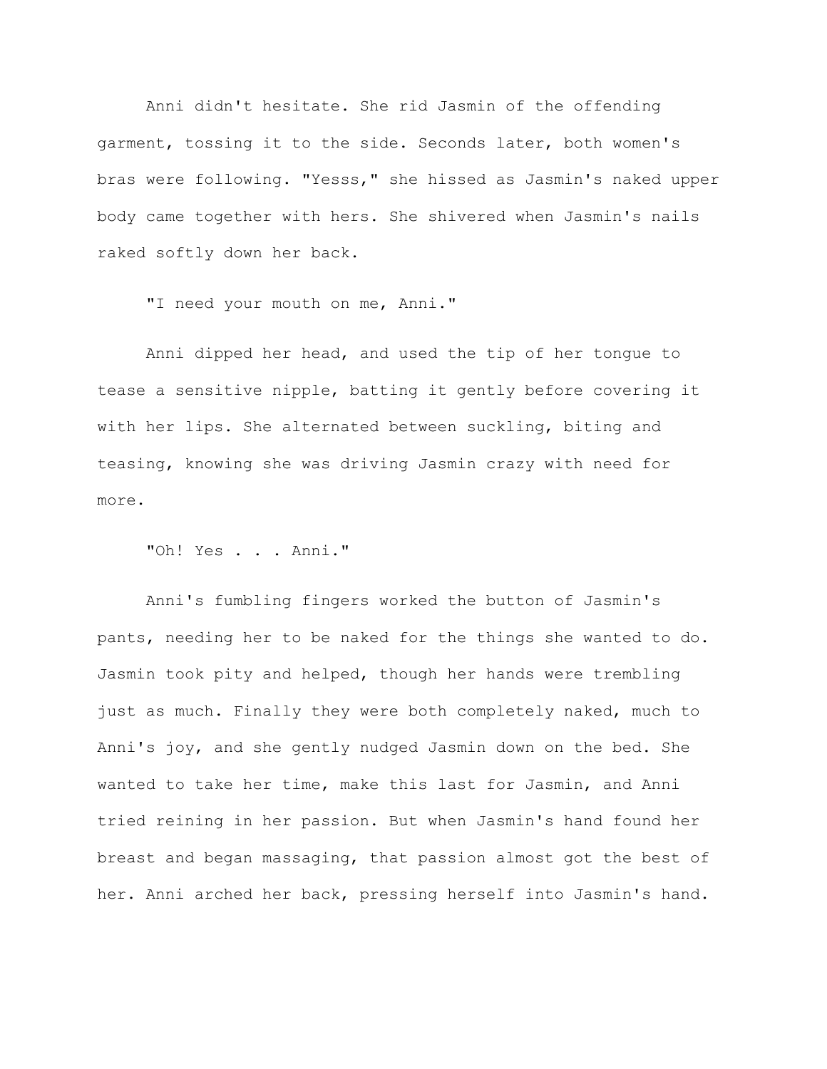Anni didn't hesitate. She rid Jasmin of the offending garment, tossing it to the side. Seconds later, both women's bras were following. "Yesss," she hissed as Jasmin's naked upper body came together with hers. She shivered when Jasmin's nails raked softly down her back.

"I need your mouth on me, Anni."

Anni dipped her head, and used the tip of her tongue to tease a sensitive nipple, batting it gently before covering it with her lips. She alternated between suckling, biting and teasing, knowing she was driving Jasmin crazy with need for more.

"Oh! Yes . . . Anni."

Anni's fumbling fingers worked the button of Jasmin's pants, needing her to be naked for the things she wanted to do. Jasmin took pity and helped, though her hands were trembling just as much. Finally they were both completely naked, much to Anni's joy, and she gently nudged Jasmin down on the bed. She wanted to take her time, make this last for Jasmin, and Anni tried reining in her passion. But when Jasmin's hand found her breast and began massaging, that passion almost got the best of her. Anni arched her back, pressing herself into Jasmin's hand.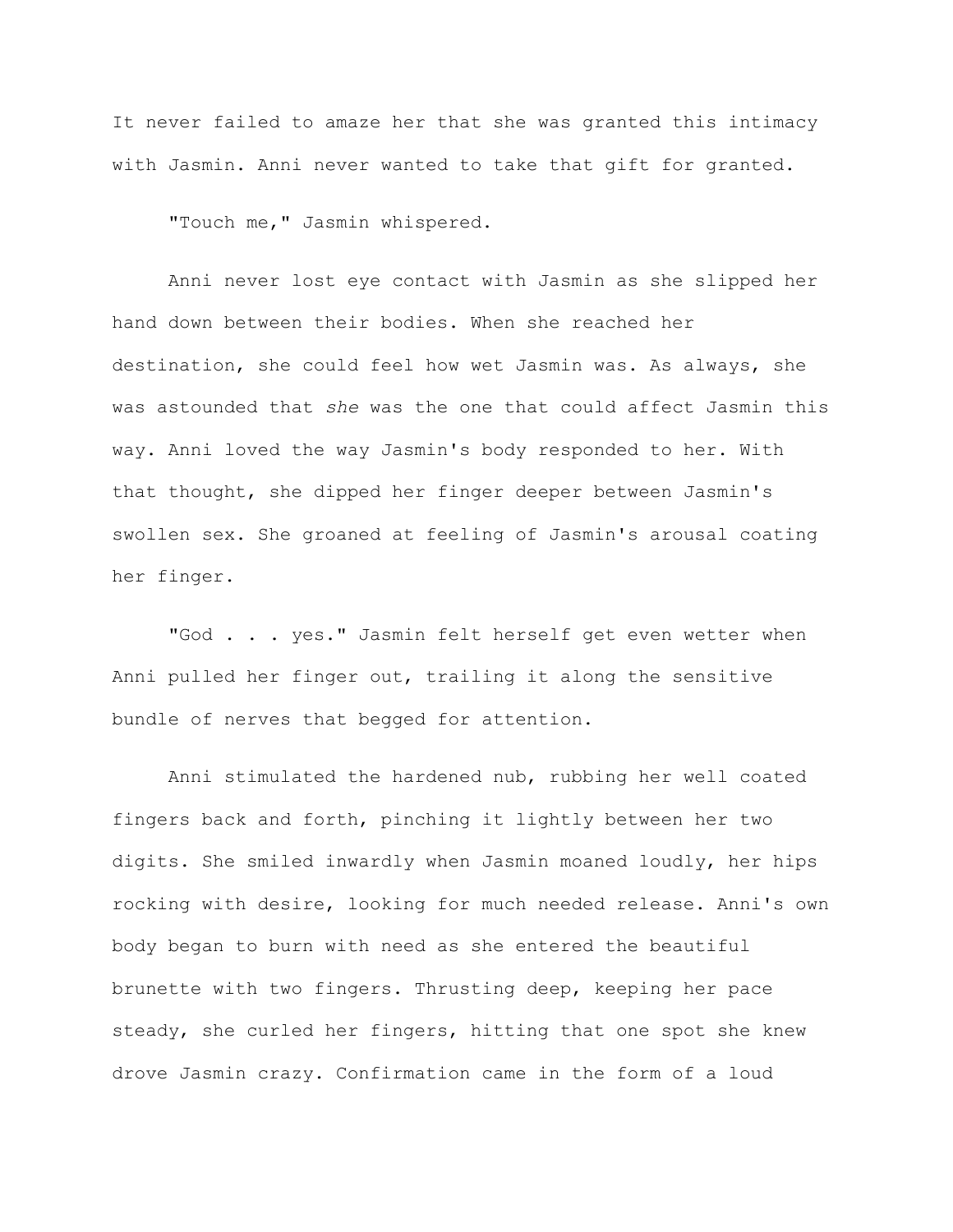It never failed to amaze her that she was granted this intimacy with Jasmin. Anni never wanted to take that gift for granted.

"Touch me," Jasmin whispered.

Anni never lost eye contact with Jasmin as she slipped her hand down between their bodies. When she reached her destination, she could feel how wet Jasmin was. As always, she was astounded that *she* was the one that could affect Jasmin this way. Anni loved the way Jasmin's body responded to her. With that thought, she dipped her finger deeper between Jasmin's swollen sex. She groaned at feeling of Jasmin's arousal coating her finger.

"God . . . yes." Jasmin felt herself get even wetter when Anni pulled her finger out, trailing it along the sensitive bundle of nerves that begged for attention.

Anni stimulated the hardened nub, rubbing her well coated fingers back and forth, pinching it lightly between her two digits. She smiled inwardly when Jasmin moaned loudly, her hips rocking with desire, looking for much needed release. Anni's own body began to burn with need as she entered the beautiful brunette with two fingers. Thrusting deep, keeping her pace steady, she curled her fingers, hitting that one spot she knew drove Jasmin crazy. Confirmation came in the form of a loud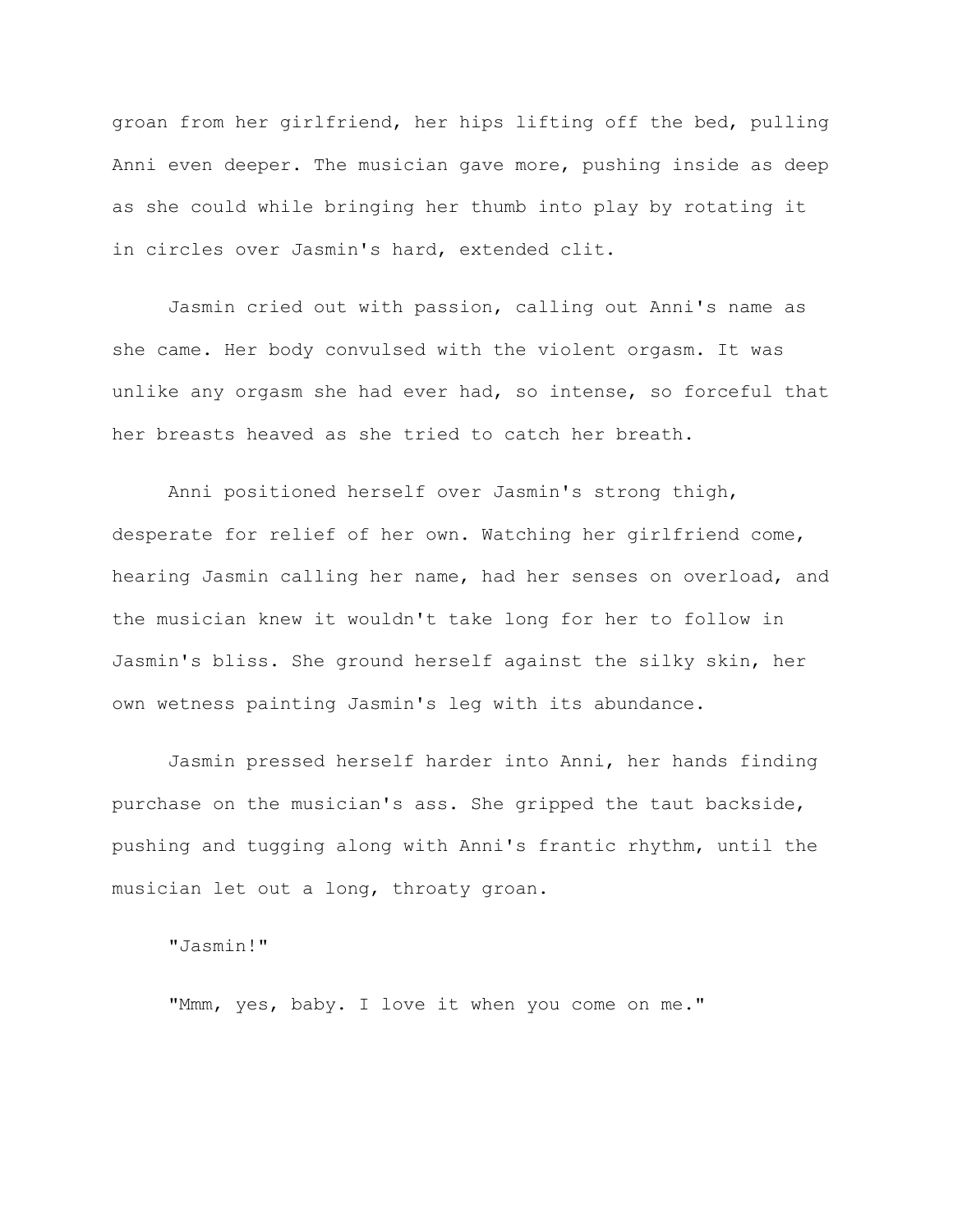groan from her girlfriend, her hips lifting off the bed, pulling Anni even deeper. The musician gave more, pushing inside as deep as she could while bringing her thumb into play by rotating it in circles over Jasmin's hard, extended clit.

Jasmin cried out with passion, calling out Anni's name as she came. Her body convulsed with the violent orgasm. It was unlike any orgasm she had ever had, so intense, so forceful that her breasts heaved as she tried to catch her breath.

Anni positioned herself over Jasmin's strong thigh, desperate for relief of her own. Watching her girlfriend come, hearing Jasmin calling her name, had her senses on overload, and the musician knew it wouldn't take long for her to follow in Jasmin's bliss. She ground herself against the silky skin, her own wetness painting Jasmin's leg with its abundance.

Jasmin pressed herself harder into Anni, her hands finding purchase on the musician's ass. She gripped the taut backside, pushing and tugging along with Anni's frantic rhythm, until the musician let out a long, throaty groan.

"Jasmin!"

"Mmm, yes, baby. I love it when you come on me."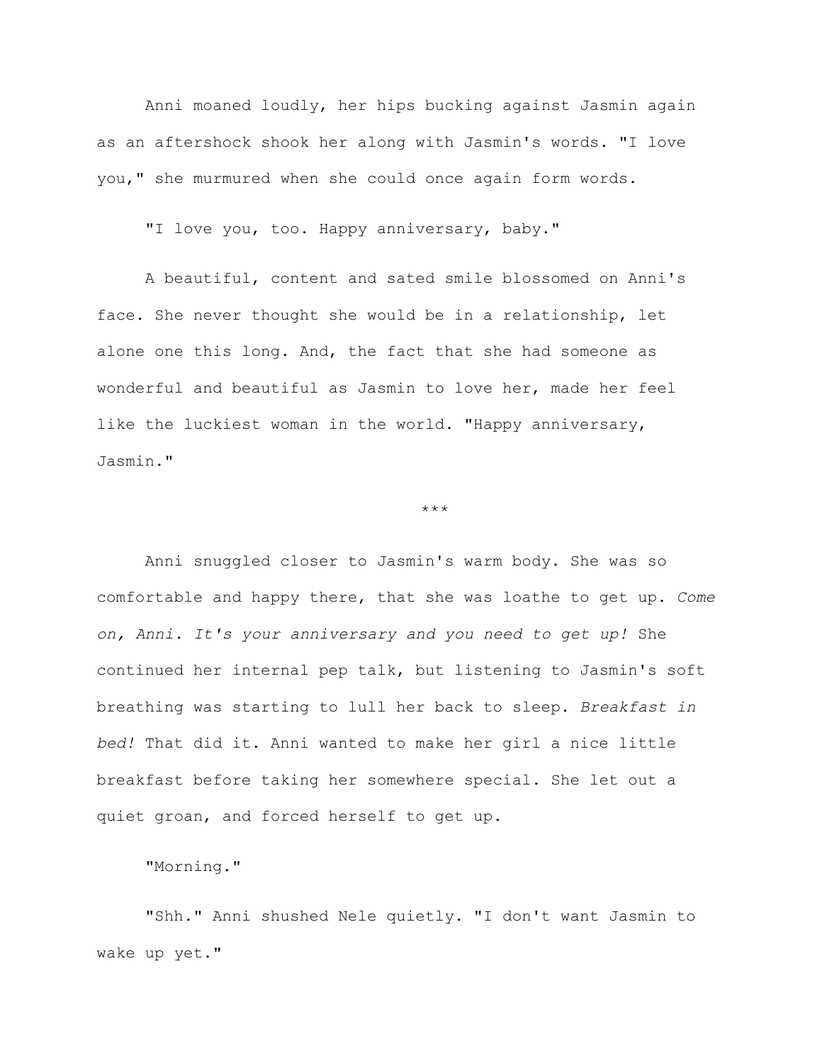Anni moaned loudly, her hips bucking against Jasmin again as an aftershock shook her along with Jasmin's words. "I love you," she murmured when she could once again form words.

"I love you, too. Happy anniversary, baby."

A beautiful, content and sated smile blossomed on Anni's face. She never thought she would be in a relationship, let alone one this long. And, the fact that she had someone as wonderful and beautiful as Jasmin to love her, made her feel like the luckiest woman in the world. "Happy anniversary, Jasmin."

***

Anni snuggled closer to Jasmin's warm body. She was so comfortable and happy there, that she was loathe to get up. *Come on, Anni. It's your anniversary and you need to get up!* She continued her internal pep talk, but listening to Jasmin's soft breathing was starting to lull her back to sleep. *Breakfast in bed!* That did it. Anni wanted to make her girl a nice little breakfast before taking her somewhere special. She let out a quiet groan, and forced herself to get up.

"Morning."

"Shh." Anni shushed Nele quietly. "I don't want Jasmin to wake up yet."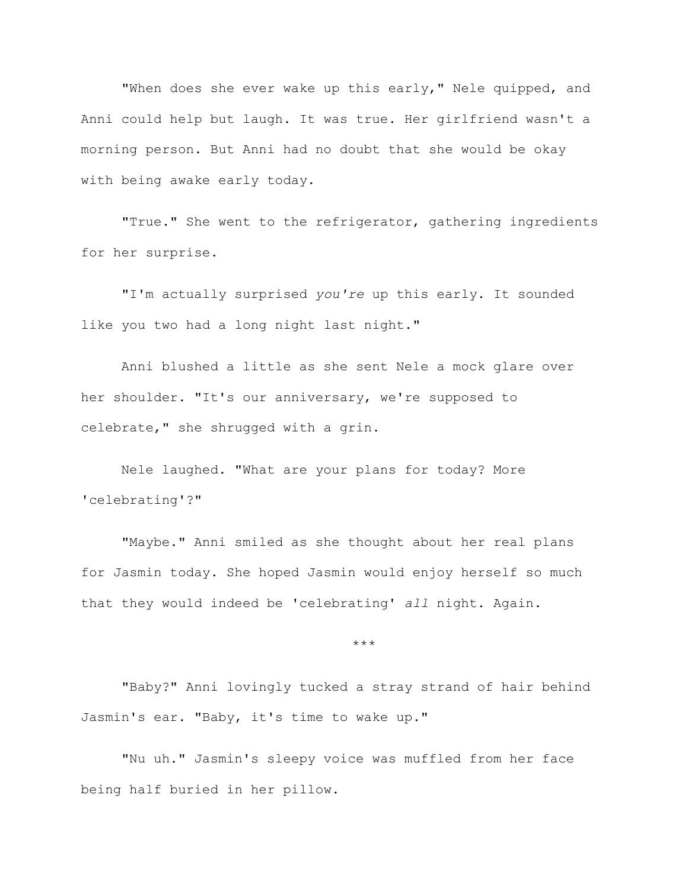"When does she ever wake up this early," Nele quipped, and Anni could help but laugh. It was true. Her girlfriend wasn't a morning person. But Anni had no doubt that she would be okay with being awake early today.

"True." She went to the refrigerator, gathering ingredients for her surprise.

"I'm actually surprised *you're* up this early. It sounded like you two had a long night last night."

Anni blushed a little as she sent Nele a mock glare over her shoulder. "It's our anniversary, we're supposed to celebrate," she shrugged with a grin.

Nele laughed. "What are your plans for today? More 'celebrating'?"

"Maybe." Anni smiled as she thought about her real plans for Jasmin today. She hoped Jasmin would enjoy herself so much that they would indeed be 'celebrating' *all* night. Again.

\*\*\*

"Baby?" Anni lovingly tucked a stray strand of hair behind Jasmin's ear. "Baby, it's time to wake up."

"Nu uh." Jasmin's sleepy voice was muffled from her face being half buried in her pillow.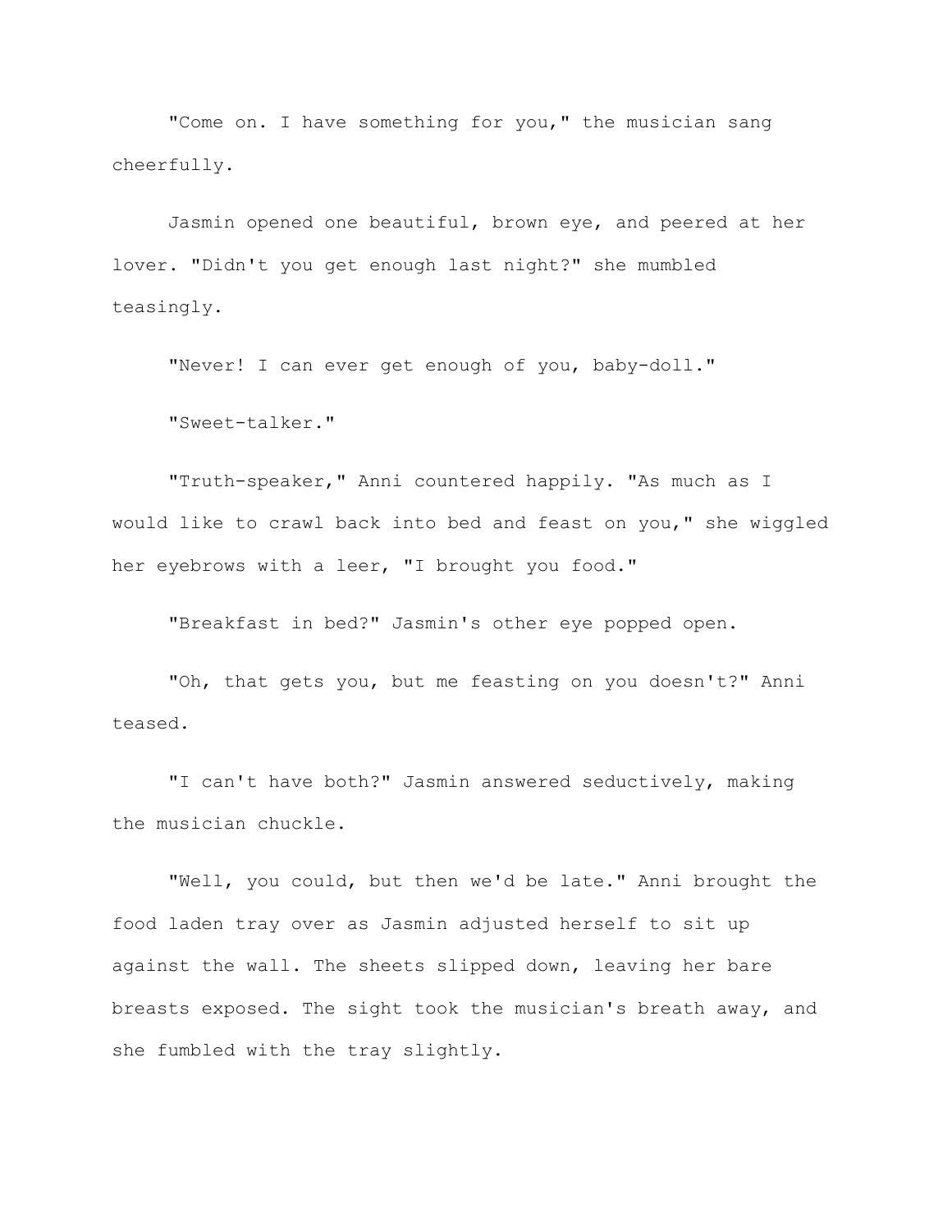"Come on. I have something for you," the musician sang cheerfully.

Jasmin opened one beautiful, brown eye, and peered at her lover. "Didn't you get enough last night?" she mumbled teasingly.

"Never! I can ever get enough of you, baby-doll."

"Sweet-talker."

"Truth-speaker," Anni countered happily. "As much as I would like to crawl back into bed and feast on you," she wiggled her eyebrows with a leer, "I brought you food."

"Breakfast in bed?" Jasmin's other eye popped open.

"Oh, that gets you, but me feasting on you doesn't?" Anni teased.

"I can't have both?" Jasmin answered seductively, making the musician chuckle.

"Well, you could, but then we'd be late." Anni brought the food laden tray over as Jasmin adjusted herself to sit up against the wall. The sheets slipped down, leaving her bare breasts exposed. The sight took the musician's breath away, and she fumbled with the tray slightly.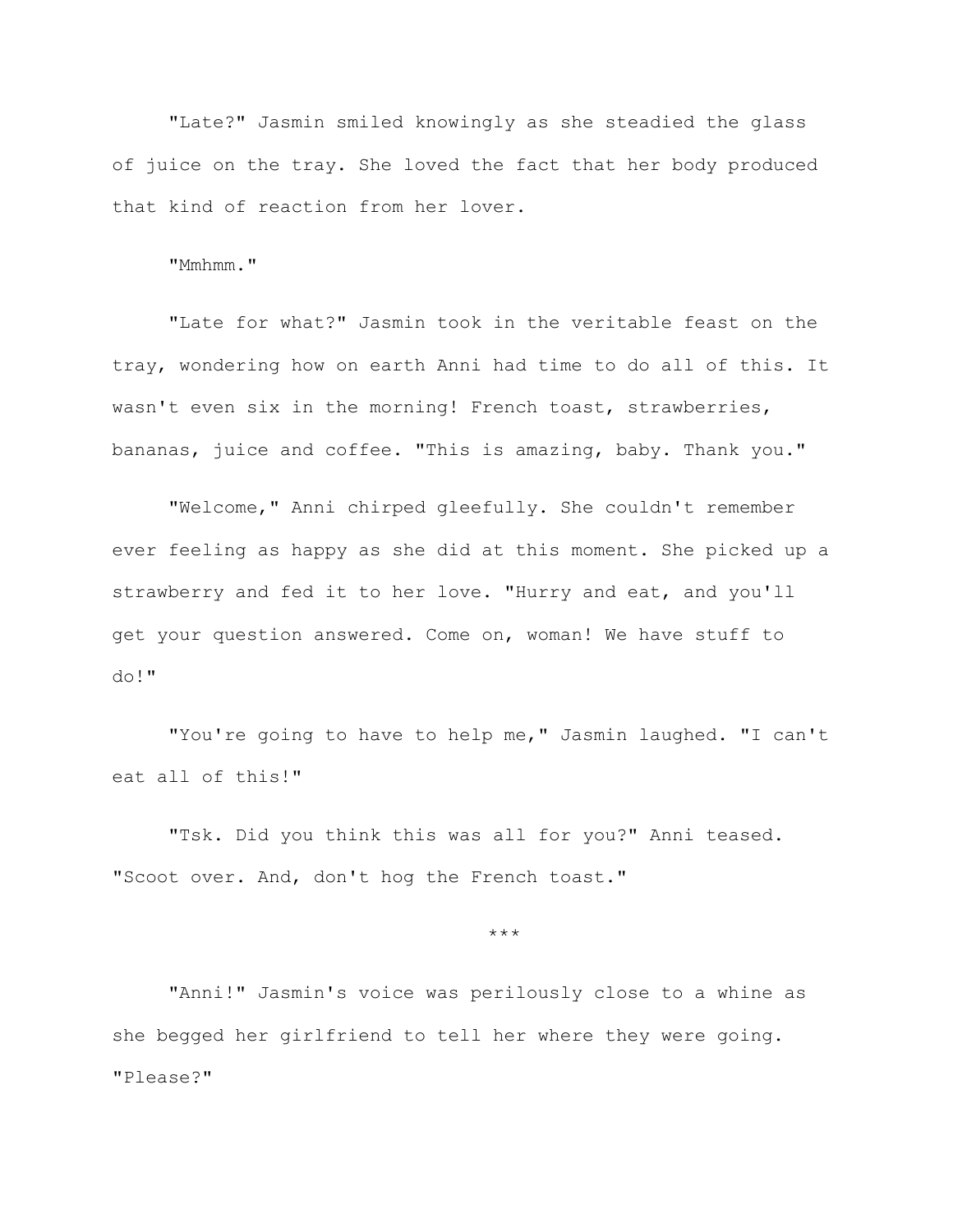"Late?" Jasmin smiled knowingly as she steadied the glass of juice on the tray. She loved the fact that her body produced that kind of reaction from her lover.

"Mmhmm."

"Late for what?" Jasmin took in the veritable feast on the tray, wondering how on earth Anni had time to do all of this. It wasn't even six in the morning! French toast, strawberries, bananas, juice and coffee. "This is amazing, baby. Thank you."

"Welcome," Anni chirped gleefully. She couldn't remember ever feeling as happy as she did at this moment. She picked up a strawberry and fed it to her love. "Hurry and eat, and you'll get your question answered. Come on, woman! We have stuff to do!"

"You're going to have to help me," Jasmin laughed. "I can't eat all of this!"

"Tsk. Did you think this was all for you?" Anni teased. "Scoot over. And, don't hog the French toast."

***

"Anni!" Jasmin's voice was perilously close to a whine as she begged her girlfriend to tell her where they were going. "Please?"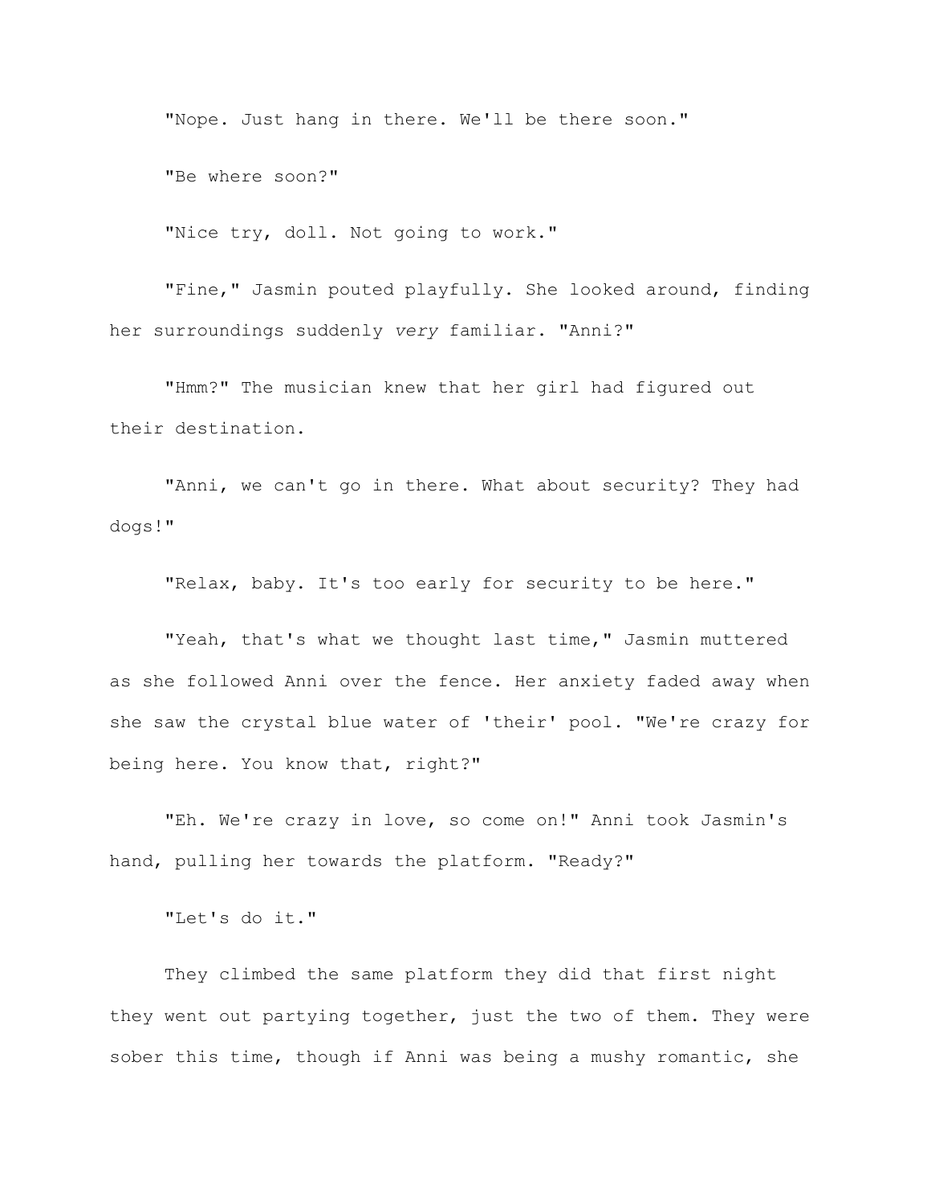"Nope. Just hang in there. We'll be there soon."

"Be where soon?"

"Nice try, doll. Not going to work."

"Fine," Jasmin pouted playfully. She looked around, finding her surroundings suddenly *very* familiar. "Anni?"

"Hmm?" The musician knew that her girl had figured out their destination.

"Anni, we can't go in there. What about security? They had dogs!"

"Relax, baby. It's too early for security to be here."

"Yeah, that's what we thought last time," Jasmin muttered as she followed Anni over the fence. Her anxiety faded away when she saw the crystal blue water of 'their' pool. "We're crazy for being here. You know that, right?"

"Eh. We're crazy in love, so come on!" Anni took Jasmin's hand, pulling her towards the platform. "Ready?"

"Let's do it."

They climbed the same platform they did that first night they went out partying together, just the two of them. They were sober this time, though if Anni was being a mushy romantic, she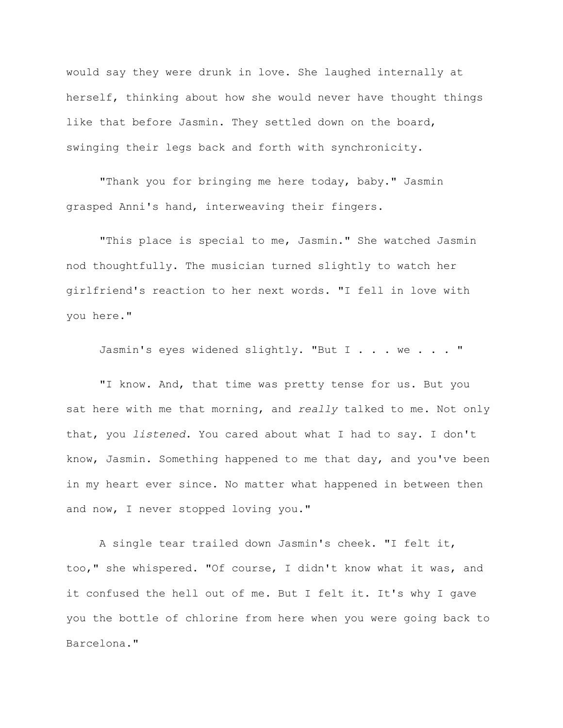would say they were drunk in love. She laughed internally at herself, thinking about how she would never have thought things like that before Jasmin. They settled down on the board, swinging their legs back and forth with synchronicity.

"Thank you for bringing me here today, baby." Jasmin grasped Anni's hand, interweaving their fingers.

"This place is special to me, Jasmin." She watched Jasmin nod thoughtfully. The musician turned slightly to watch her girlfriend's reaction to her next words. "I fell in love with you here."

Jasmin's eyes widened slightly. "But I . . . we . . . "

"I know. And, that time was pretty tense for us. But you sat here with me that morning, and *really* talked to me. Not only that, you *listened*. You cared about what I had to say. I don't know, Jasmin. Something happened to me that day, and you've been in my heart ever since. No matter what happened in between then and now, I never stopped loving you."

A single tear trailed down Jasmin's cheek. "I felt it, too," she whispered. "Of course, I didn't know what it was, and it confused the hell out of me. But I felt it. It's why I gave you the bottle of chlorine from here when you were going back to Barcelona."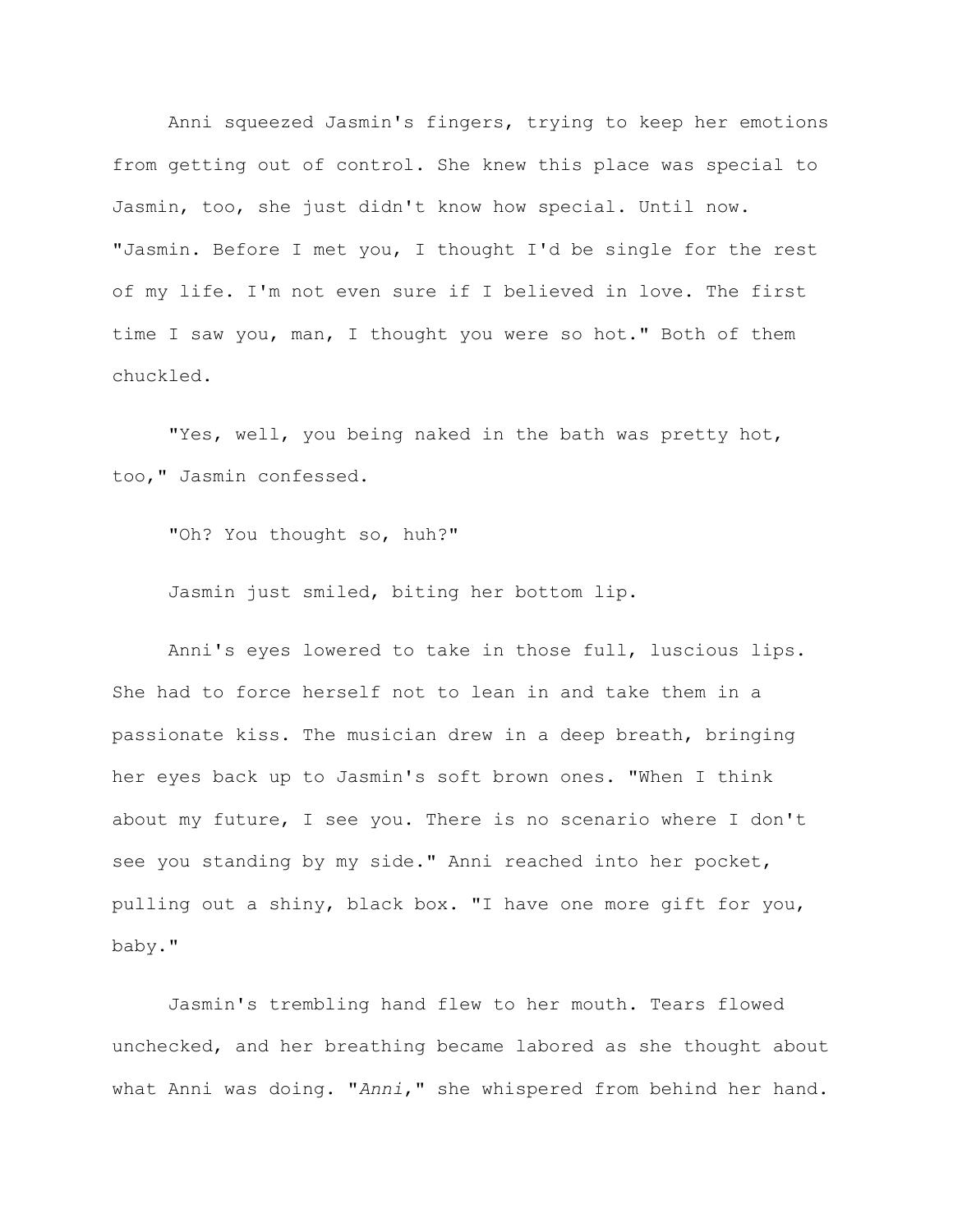Anni squeezed Jasmin's fingers, trying to keep her emotions from getting out of control. She knew this place was special to Jasmin, too, she just didn't know how special. Until now. "Jasmin. Before I met you, I thought I'd be single for the rest of my life. I'm not even sure if I believed in love. The first time I saw you, man, I thought you were so hot." Both of them chuckled.

"Yes, well, you being naked in the bath was pretty hot, too," Jasmin confessed.

"Oh? You thought so, huh?"

Jasmin just smiled, biting her bottom lip.

Anni's eyes lowered to take in those full, luscious lips. She had to force herself not to lean in and take them in a passionate kiss. The musician drew in a deep breath, bringing her eyes back up to Jasmin's soft brown ones. "When I think about my future, I see you. There is no scenario where I don't see you standing by my side." Anni reached into her pocket, pulling out a shiny, black box. "I have one more gift for you, baby."

Jasmin's trembling hand flew to her mouth. Tears flowed unchecked, and her breathing became labored as she thought about what Anni was doing. "*Anni*," she whispered from behind her hand.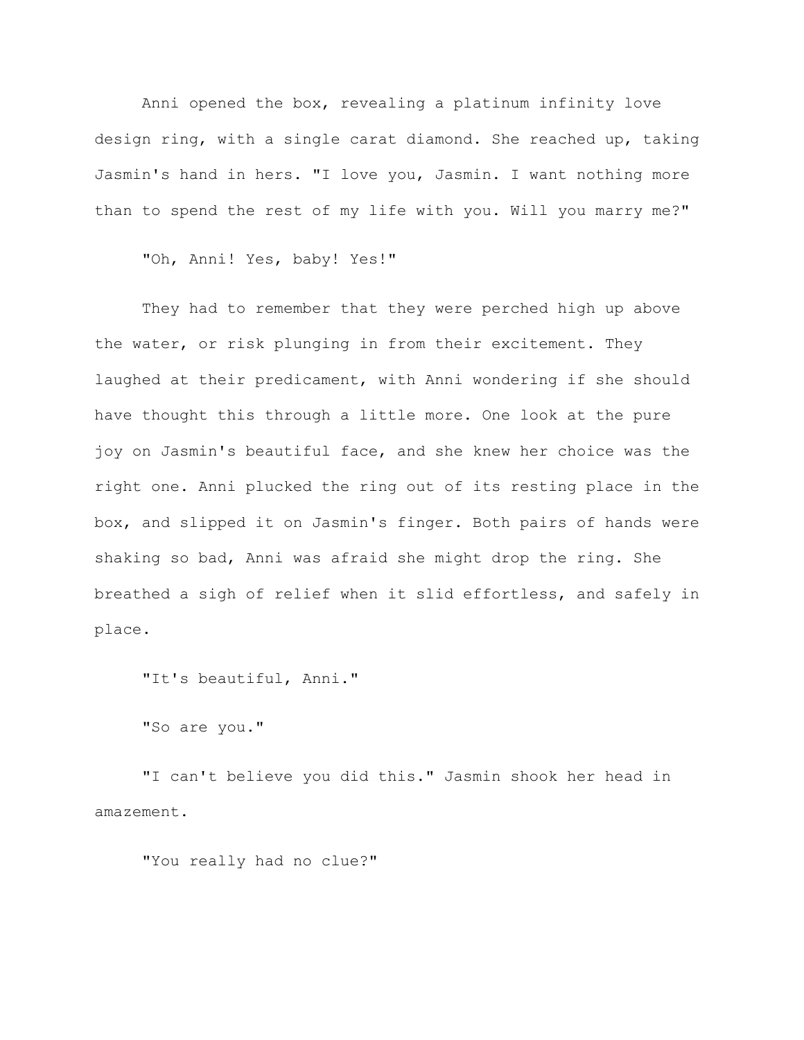Anni opened the box, revealing a platinum infinity love design ring, with a single carat diamond. She reached up, taking Jasmin's hand in hers. "I love you, Jasmin. I want nothing more than to spend the rest of my life with you. Will you marry me?"

"Oh, Anni! Yes, baby! Yes!"

They had to remember that they were perched high up above the water, or risk plunging in from their excitement. They laughed at their predicament, with Anni wondering if she should have thought this through a little more. One look at the pure joy on Jasmin's beautiful face, and she knew her choice was the right one. Anni plucked the ring out of its resting place in the box, and slipped it on Jasmin's finger. Both pairs of hands were shaking so bad, Anni was afraid she might drop the ring. She breathed a sigh of relief when it slid effortless, and safely in place.

"It's beautiful, Anni."

"So are you."

"I can't believe you did this." Jasmin shook her head in amazement.

"You really had no clue?"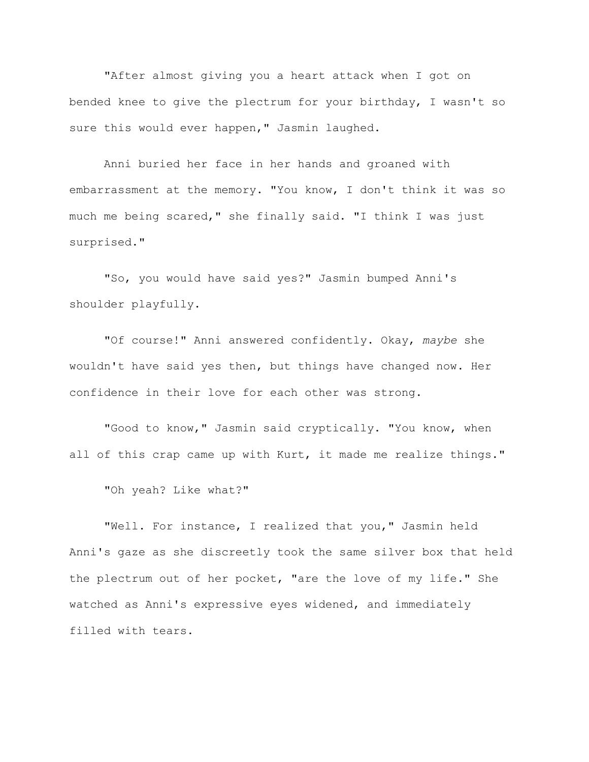"After almost giving you a heart attack when I got on bended knee to give the plectrum for your birthday, I wasn't so sure this would ever happen," Jasmin laughed.

Anni buried her face in her hands and groaned with embarrassment at the memory. "You know, I don't think it was so much me being scared," she finally said. "I think I was just surprised."

"So, you would have said yes?" Jasmin bumped Anni's shoulder playfully.

"Of course!" Anni answered confidently. Okay, *maybe* she wouldn't have said yes then, but things have changed now. Her confidence in their love for each other was strong.

"Good to know," Jasmin said cryptically. "You know, when all of this crap came up with Kurt, it made me realize things."

"Oh yeah? Like what?"

"Well. For instance, I realized that you," Jasmin held Anni's gaze as she discreetly took the same silver box that held the plectrum out of her pocket, "are the love of my life." She watched as Anni's expressive eyes widened, and immediately filled with tears.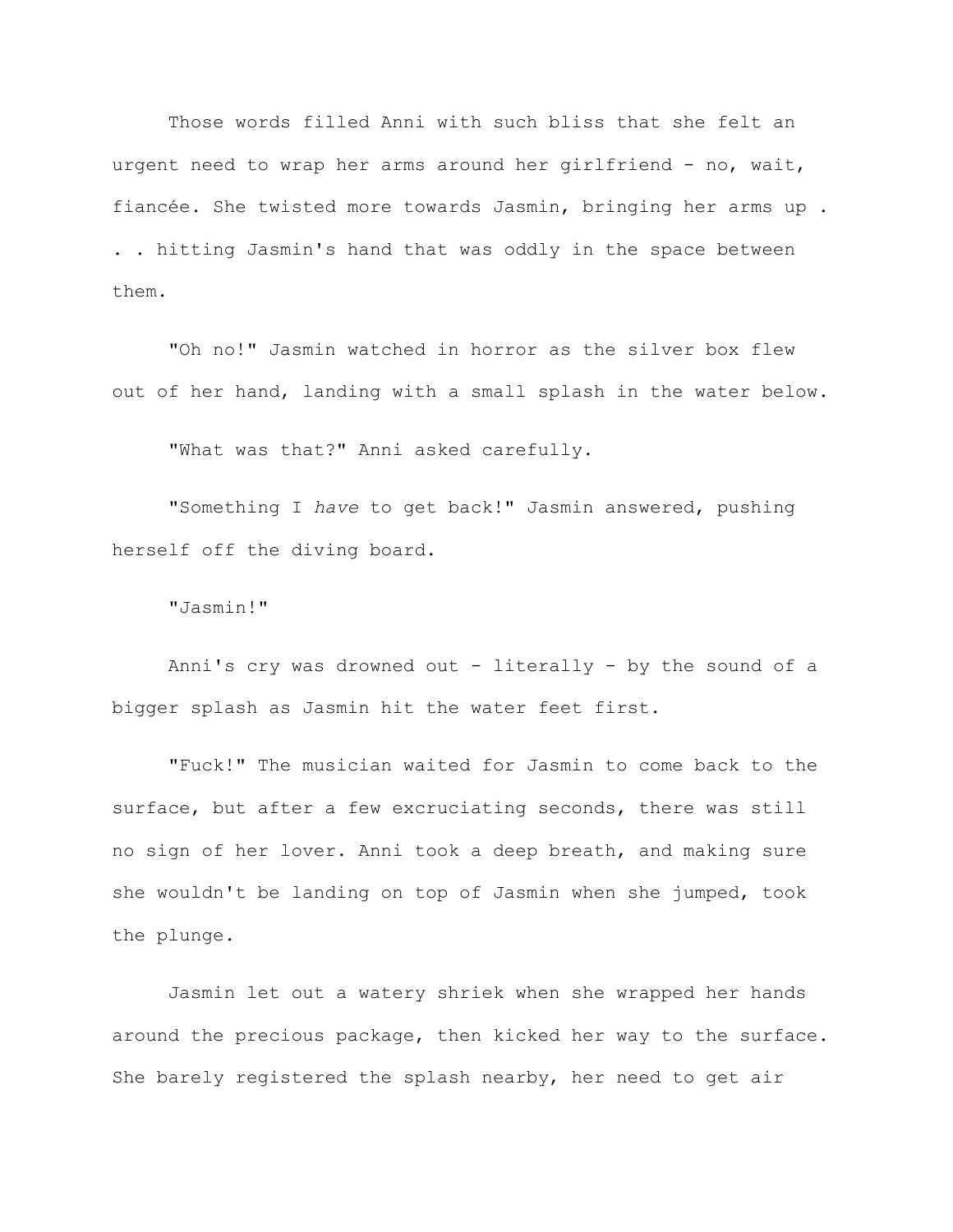Those words filled Anni with such bliss that she felt an urgent need to wrap her arms around her girlfriend - no, wait, fiancée. She twisted more towards Jasmin, bringing her arms up . . . hitting Jasmin's hand that was oddly in the space between them.

"Oh no!" Jasmin watched in horror as the silver box flew out of her hand, landing with a small splash in the water below.

"What was that?" Anni asked carefully.

"Something I *have* to get back!" Jasmin answered, pushing herself off the diving board.

"Jasmin!"

Anni's cry was drowned out - literally - by the sound of a bigger splash as Jasmin hit the water feet first.

"Fuck!" The musician waited for Jasmin to come back to the surface, but after a few excruciating seconds, there was still no sign of her lover. Anni took a deep breath, and making sure she wouldn't be landing on top of Jasmin when she jumped, took the plunge.

Jasmin let out a watery shriek when she wrapped her hands around the precious package, then kicked her way to the surface. She barely registered the splash nearby, her need to get air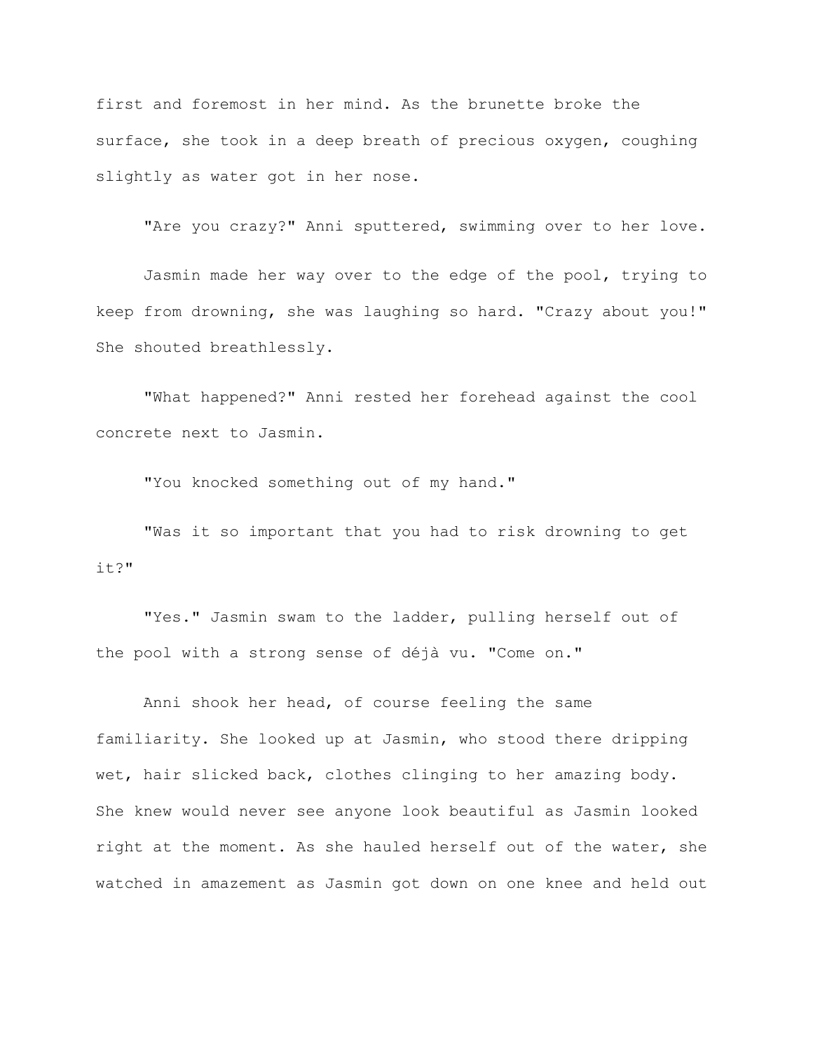first and foremost in her mind. As the brunette broke the surface, she took in a deep breath of precious oxygen, coughing slightly as water got in her nose.

"Are you crazy?" Anni sputtered, swimming over to her love.

Jasmin made her way over to the edge of the pool, trying to keep from drowning, she was laughing so hard. "Crazy about you!" She shouted breathlessly.

"What happened?" Anni rested her forehead against the cool concrete next to Jasmin.

"You knocked something out of my hand."

"Was it so important that you had to risk drowning to get it?"

"Yes." Jasmin swam to the ladder, pulling herself out of the pool with a strong sense of déjà vu. "Come on."

Anni shook her head, of course feeling the same familiarity. She looked up at Jasmin, who stood there dripping wet, hair slicked back, clothes clinging to her amazing body. She knew would never see anyone look beautiful as Jasmin looked right at the moment. As she hauled herself out of the water, she watched in amazement as Jasmin got down on one knee and held out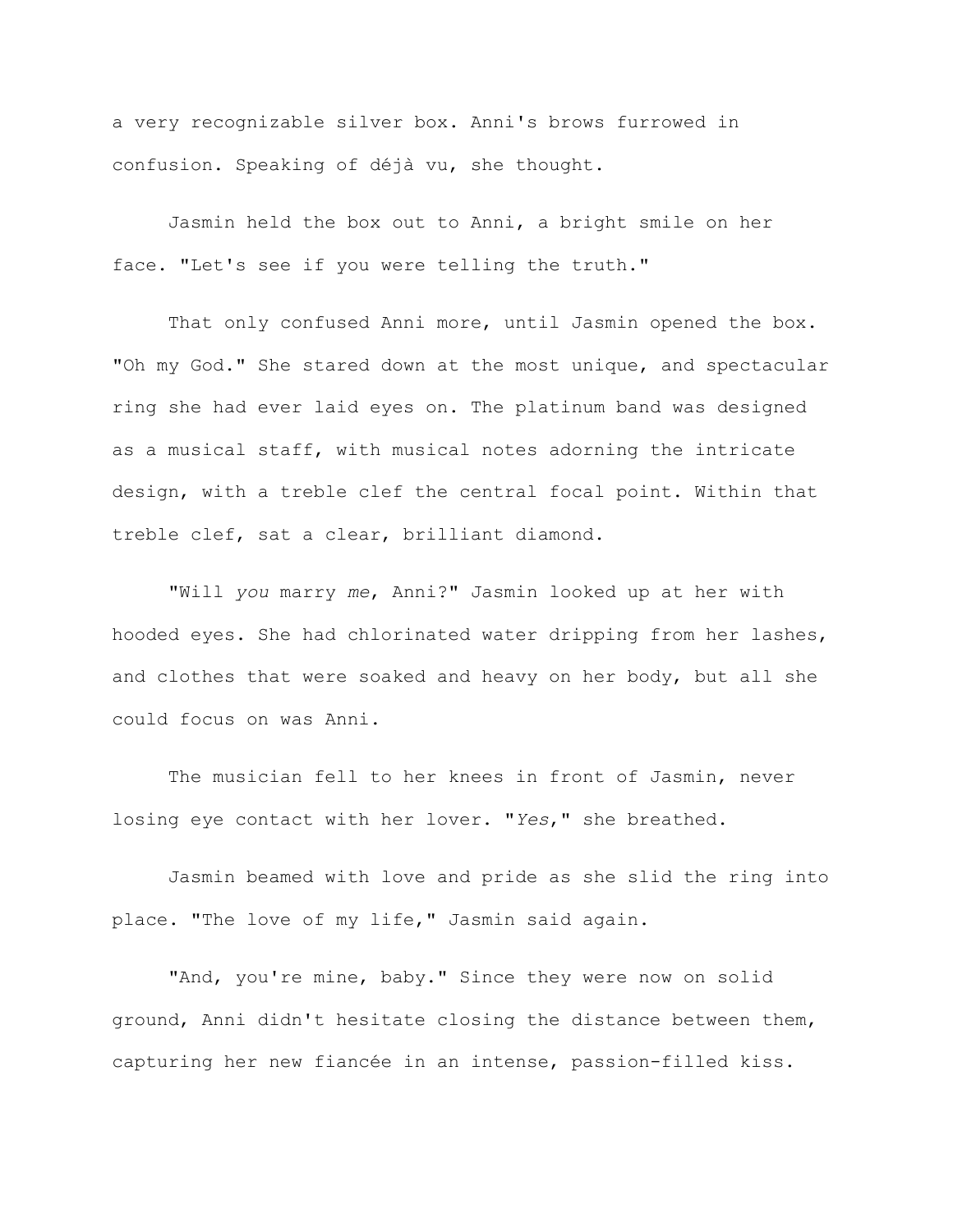a very recognizable silver box. Anni's brows furrowed in confusion. Speaking of déjà vu, she thought.

Jasmin held the box out to Anni, a bright smile on her face. "Let's see if you were telling the truth."

That only confused Anni more, until Jasmin opened the box. "Oh my God." She stared down at the most unique, and spectacular ring she had ever laid eyes on. The platinum band was designed as a musical staff, with musical notes adorning the intricate design, with a treble clef the central focal point. Within that treble clef, sat a clear, brilliant diamond.

"Will *you* marry *me*, Anni?" Jasmin looked up at her with hooded eyes. She had chlorinated water dripping from her lashes, and clothes that were soaked and heavy on her body, but all she could focus on was Anni.

The musician fell to her knees in front of Jasmin, never losing eye contact with her lover. "*Yes*," she breathed.

Jasmin beamed with love and pride as she slid the ring into place. "The love of my life," Jasmin said again.

"And, you're mine, baby." Since they were now on solid ground, Anni didn't hesitate closing the distance between them, capturing her new fiancée in an intense, passion-filled kiss.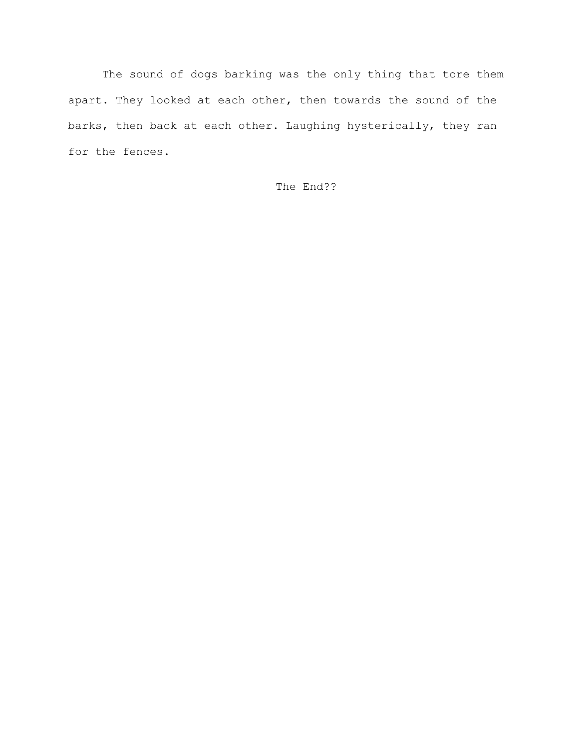The sound of dogs barking was the only thing that tore them apart. They looked at each other, then towards the sound of the barks, then back at each other. Laughing hysterically, they ran for the fences.

The End??